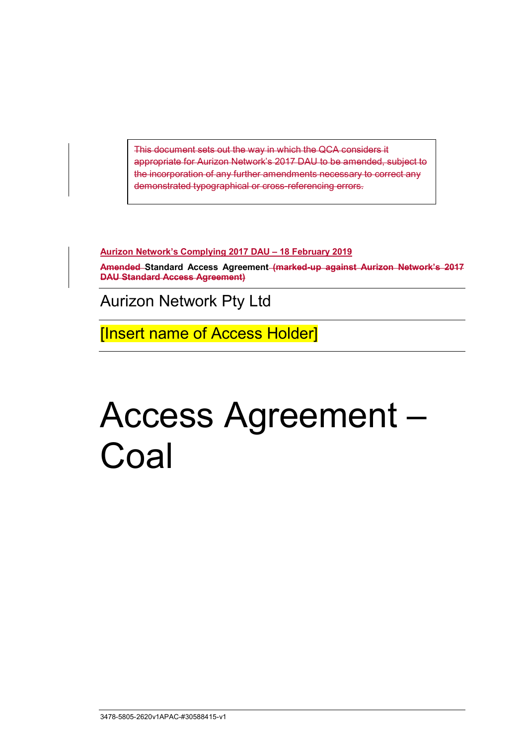~~This document sets out the way in which the QCA considers it appropriate for Aurizon Network's 2017 DAU to be amended, subject to the incorporation of any further amendments necessary to correct any demonstrated typographical or cross-referencing errors.~~

**Aurizon Network's Complying 2017 DAU – 18 February 2019**

**~~Amended~~ Standard Access Agreement ~~(marked-up against Aurizon Network's 2017 DAU Standard Access Agreement)~~**

Aurizon Network Pty Ltd

[Insert name of Access Holder]

# Access Agreement – Coal

3478-5805-2620v1APAC-#30588415-v1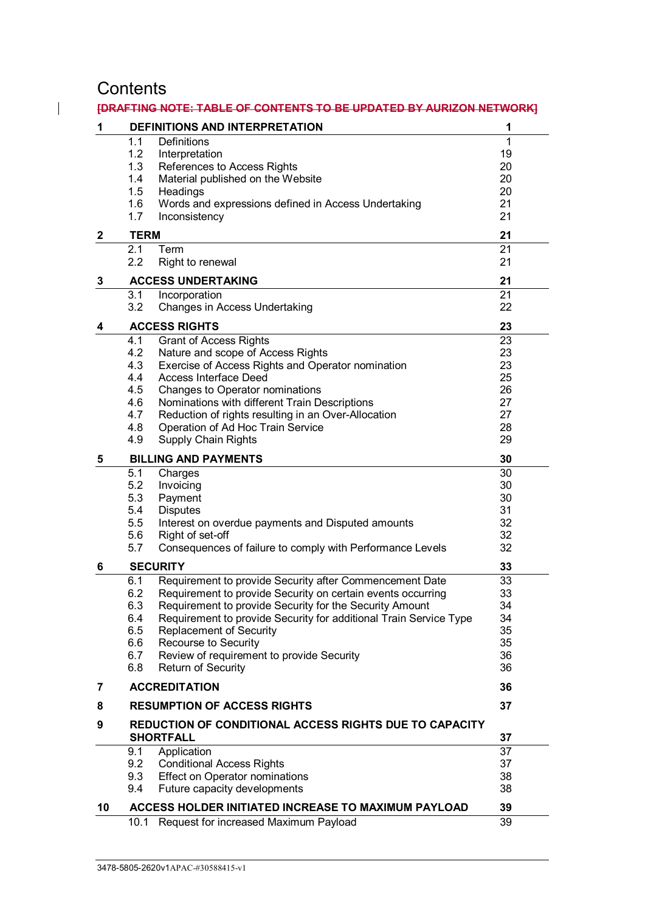# Contents

~~[DRAFTING NOTE: TABLE OF CONTENTS TO BE UPDATED BY AURIZON NETWORK]~~

| | | |
|---|---|---|
| **1** | **DEFINITIONS AND INTERPRETATION** | **1** |
| 1.1 | Definitions | 1 |
| 1.2 | Interpretation | 19 |
| 1.3 | References to Access Rights | 20 |
| 1.4 | Material published on the Website | 20 |
| 1.5 | Headings | 20 |
| 1.6 | Words and expressions defined in Access Undertaking | 21 |
| 1.7 | Inconsistency | 21 |
| **2** | **TERM** | **21** |
| 2.1 | Term | 21 |
| 2.2 | Right to renewal | 21 |
| **3** | **ACCESS UNDERTAKING** | **21** |
| 3.1 | Incorporation | 21 |
| 3.2 | Changes in Access Undertaking | 22 |
| **4** | **ACCESS RIGHTS** | **23** |
| 4.1 | Grant of Access Rights | 23 |
| 4.2 | Nature and scope of Access Rights | 23 |
| 4.3 | Exercise of Access Rights and Operator nomination | 23 |
| 4.4 | Access Interface Deed | 25 |
| 4.5 | Changes to Operator nominations | 26 |
| 4.6 | Nominations with different Train Descriptions | 27 |
| 4.7 | Reduction of rights resulting in an Over-Allocation | 27 |
| 4.8 | Operation of Ad Hoc Train Service | 28 |
| 4.9 | Supply Chain Rights | 29 |
| **5** | **BILLING AND PAYMENTS** | **30** |
| 5.1 | Charges | 30 |
| 5.2 | Invoicing | 30 |
| 5.3 | Payment | 30 |
| 5.4 | Disputes | 31 |
| 5.5 | Interest on overdue payments and Disputed amounts | 32 |
| 5.6 | Right of set-off | 32 |
| 5.7 | Consequences of failure to comply with Performance Levels | 32 |
| **6** | **SECURITY** | **33** |
| 6.1 | Requirement to provide Security after Commencement Date | 33 |
| 6.2 | Requirement to provide Security on certain events occurring | 33 |
| 6.3 | Requirement to provide Security for the Security Amount | 34 |
| 6.4 | Requirement to provide Security for additional Train Service Type | 34 |
| 6.5 | Replacement of Security | 35 |
| 6.6 | Recourse to Security | 35 |
| 6.7 | Review of requirement to provide Security | 36 |
| 6.8 | Return of Security | 36 |
| **7** | **ACCREDITATION** | **36** |
| **8** | **RESUMPTION OF ACCESS RIGHTS** | **37** |
| **9** | **REDUCTION OF CONDITIONAL ACCESS RIGHTS DUE TO CAPACITY SHORTFALL** | **37** |
| 9.1 | Application | 37 |
| 9.2 | Conditional Access Rights | 37 |
| 9.3 | Effect on Operator nominations | 38 |
| 9.4 | Future capacity developments | 38 |
| **10** | **ACCESS HOLDER INITIATED INCREASE TO MAXIMUM PAYLOAD** | **39** |
| 10.1 | Request for increased Maximum Payload | 39 |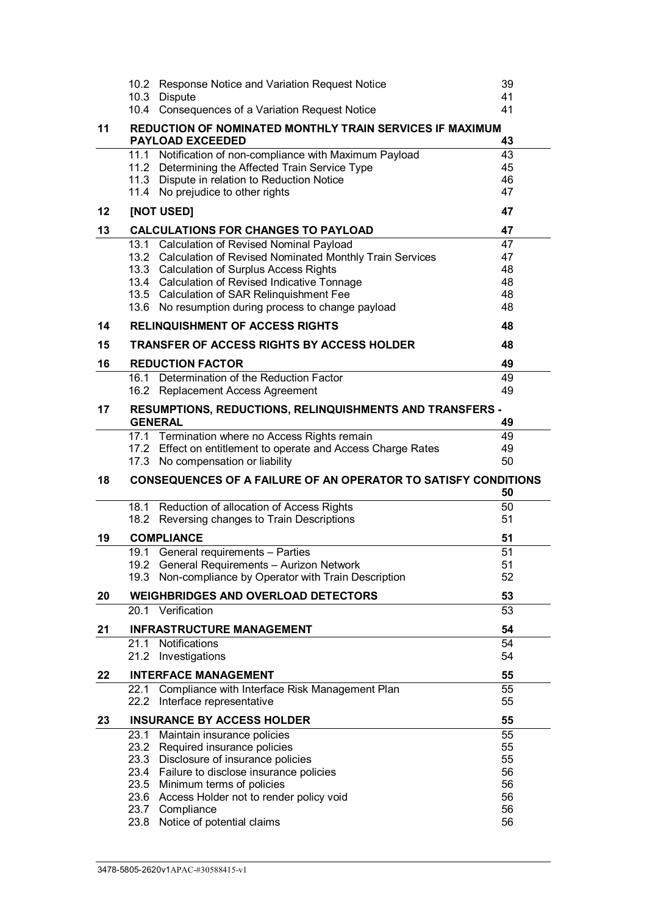| | | |
|---|---|---|
| | 10.2 Response Notice and Variation Request Notice | 39 |
| | 10.3 Dispute | 41 |
| | 10.4 Consequences of a Variation Request Notice | 41 |
| **11** | **REDUCTION OF NOMINATED MONTHLY TRAIN SERVICES IF MAXIMUM PAYLOAD EXCEEDED** | **43** |
| | 11.1 Notification of non-compliance with Maximum Payload | 43 |
| | 11.2 Determining the Affected Train Service Type | 45 |
| | 11.3 Dispute in relation to Reduction Notice | 46 |
| | 11.4 No prejudice to other rights | 47 |
| **12** | **[NOT USED]** | **47** |
| **13** | **CALCULATIONS FOR CHANGES TO PAYLOAD** | **47** |
| | 13.1 Calculation of Revised Nominal Payload | 47 |
| | 13.2 Calculation of Revised Nominated Monthly Train Services | 47 |
| | 13.3 Calculation of Surplus Access Rights | 48 |
| | 13.4 Calculation of Revised Indicative Tonnage | 48 |
| | 13.5 Calculation of SAR Relinquishment Fee | 48 |
| | 13.6 No resumption during process to change payload | 48 |
| **14** | **RELINQUISHMENT OF ACCESS RIGHTS** | **48** |
| **15** | **TRANSFER OF ACCESS RIGHTS BY ACCESS HOLDER** | **48** |
| **16** | **REDUCTION FACTOR** | **49** |
| | 16.1 Determination of the Reduction Factor | 49 |
| | 16.2 Replacement Access Agreement | 49 |
| **17** | **RESUMPTIONS, REDUCTIONS, RELINQUISHMENTS AND TRANSFERS - GENERAL** | **49** |
| | 17.1 Termination where no Access Rights remain | 49 |
| | 17.2 Effect on entitlement to operate and Access Charge Rates | 49 |
| | 17.3 No compensation or liability | 50 |
| **18** | **CONSEQUENCES OF A FAILURE OF AN OPERATOR TO SATISFY CONDITIONS** | **50** |
| | 18.1 Reduction of allocation of Access Rights | 50 |
| | 18.2 Reversing changes to Train Descriptions | 51 |
| **19** | **COMPLIANCE** | **51** |
| | 19.1 General requirements – Parties | 51 |
| | 19.2 General Requirements – Aurizon Network | 51 |
| | 19.3 Non-compliance by Operator with Train Description | 52 |
| **20** | **WEIGHBRIDGES AND OVERLOAD DETECTORS** | **53** |
| | 20.1 Verification | 53 |
| **21** | **INFRASTRUCTURE MANAGEMENT** | **54** |
| | 21.1 Notifications | 54 |
| | 21.2 Investigations | 54 |
| **22** | **INTERFACE MANAGEMENT** | **55** |
| | 22.1 Compliance with Interface Risk Management Plan | 55 |
| | 22.2 Interface representative | 55 |
| **23** | **INSURANCE BY ACCESS HOLDER** | **55** |
| | 23.1 Maintain insurance policies | 55 |
| | 23.2 Required insurance policies | 55 |
| | 23.3 Disclosure of insurance policies | 55 |
| | 23.4 Failure to disclose insurance policies | 56 |
| | 23.5 Minimum terms of policies | 56 |
| | 23.6 Access Holder not to render policy void | 56 |
| | 23.7 Compliance | 56 |
| | 23.8 Notice of potential claims | 56 |

3478-5805-2620v1APAC-#30588415-v1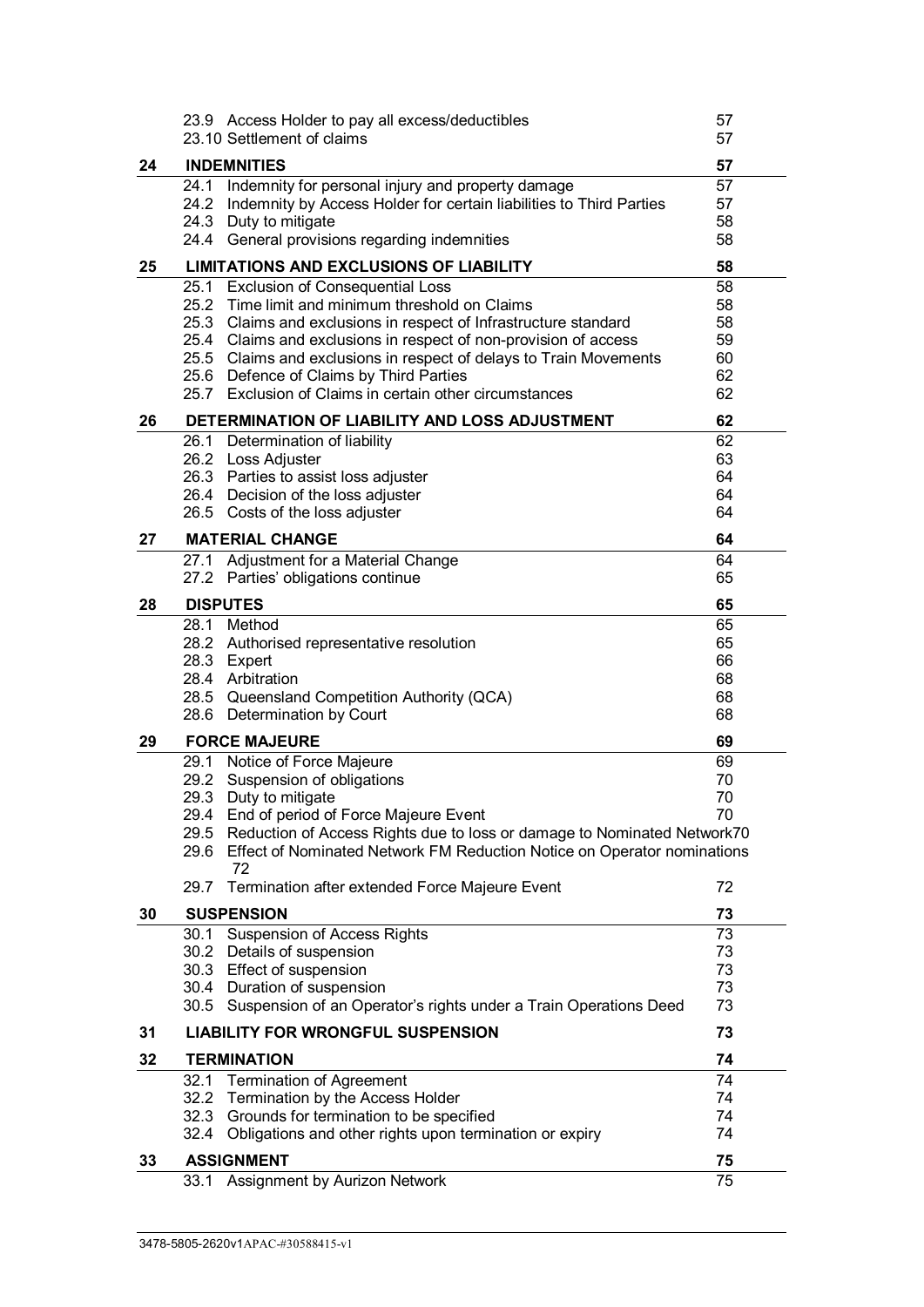| | | |
|---|---|---|
| | 23.9 Access Holder to pay all excess/deductibles | 57 |
| | 23.10 Settlement of claims | 57 |
| **24** | **INDEMNITIES** | **57** |
| | 24.1 Indemnity for personal injury and property damage | 57 |
| | 24.2 Indemnity by Access Holder for certain liabilities to Third Parties | 57 |
| | 24.3 Duty to mitigate | 58 |
| | 24.4 General provisions regarding indemnities | 58 |
| **25** | **LIMITATIONS AND EXCLUSIONS OF LIABILITY** | **58** |
| | 25.1 Exclusion of Consequential Loss | 58 |
| | 25.2 Time limit and minimum threshold on Claims | 58 |
| | 25.3 Claims and exclusions in respect of Infrastructure standard | 58 |
| | 25.4 Claims and exclusions in respect of non-provision of access | 59 |
| | 25.5 Claims and exclusions in respect of delays to Train Movements | 60 |
| | 25.6 Defence of Claims by Third Parties | 62 |
| | 25.7 Exclusion of Claims in certain other circumstances | 62 |
| **26** | **DETERMINATION OF LIABILITY AND LOSS ADJUSTMENT** | **62** |
| | 26.1 Determination of liability | 62 |
| | 26.2 Loss Adjuster | 63 |
| | 26.3 Parties to assist loss adjuster | 64 |
| | 26.4 Decision of the loss adjuster | 64 |
| | 26.5 Costs of the loss adjuster | 64 |
| **27** | **MATERIAL CHANGE** | **64** |
| | 27.1 Adjustment for a Material Change | 64 |
| | 27.2 Parties' obligations continue | 65 |
| **28** | **DISPUTES** | **65** |
| | 28.1 Method | 65 |
| | 28.2 Authorised representative resolution | 65 |
| | 28.3 Expert | 66 |
| | 28.4 Arbitration | 68 |
| | 28.5 Queensland Competition Authority (QCA) | 68 |
| | 28.6 Determination by Court | 68 |
| **29** | **FORCE MAJEURE** | **69** |
| | 29.1 Notice of Force Majeure | 69 |
| | 29.2 Suspension of obligations | 70 |
| | 29.3 Duty to mitigate | 70 |
| | 29.4 End of period of Force Majeure Event | 70 |
| | 29.5 Reduction of Access Rights due to loss or damage to Nominated Network | 70 |
| | 29.6 Effect of Nominated Network FM Reduction Notice on Operator nominations | 72 |
| | 29.7 Termination after extended Force Majeure Event | 72 |
| **30** | **SUSPENSION** | **73** |
| | 30.1 Suspension of Access Rights | 73 |
| | 30.2 Details of suspension | 73 |
| | 30.3 Effect of suspension | 73 |
| | 30.4 Duration of suspension | 73 |
| | 30.5 Suspension of an Operator's rights under a Train Operations Deed | 73 |
| **31** | **LIABILITY FOR WRONGFUL SUSPENSION** | **73** |
| **32** | **TERMINATION** | **74** |
| | 32.1 Termination of Agreement | 74 |
| | 32.2 Termination by the Access Holder | 74 |
| | 32.3 Grounds for termination to be specified | 74 |
| | 32.4 Obligations and other rights upon termination or expiry | 74 |
| **33** | **ASSIGNMENT** | **75** |
| | 33.1 Assignment by Aurizon Network | 75 |

3478-5805-2620v1APAC-#30588415-v1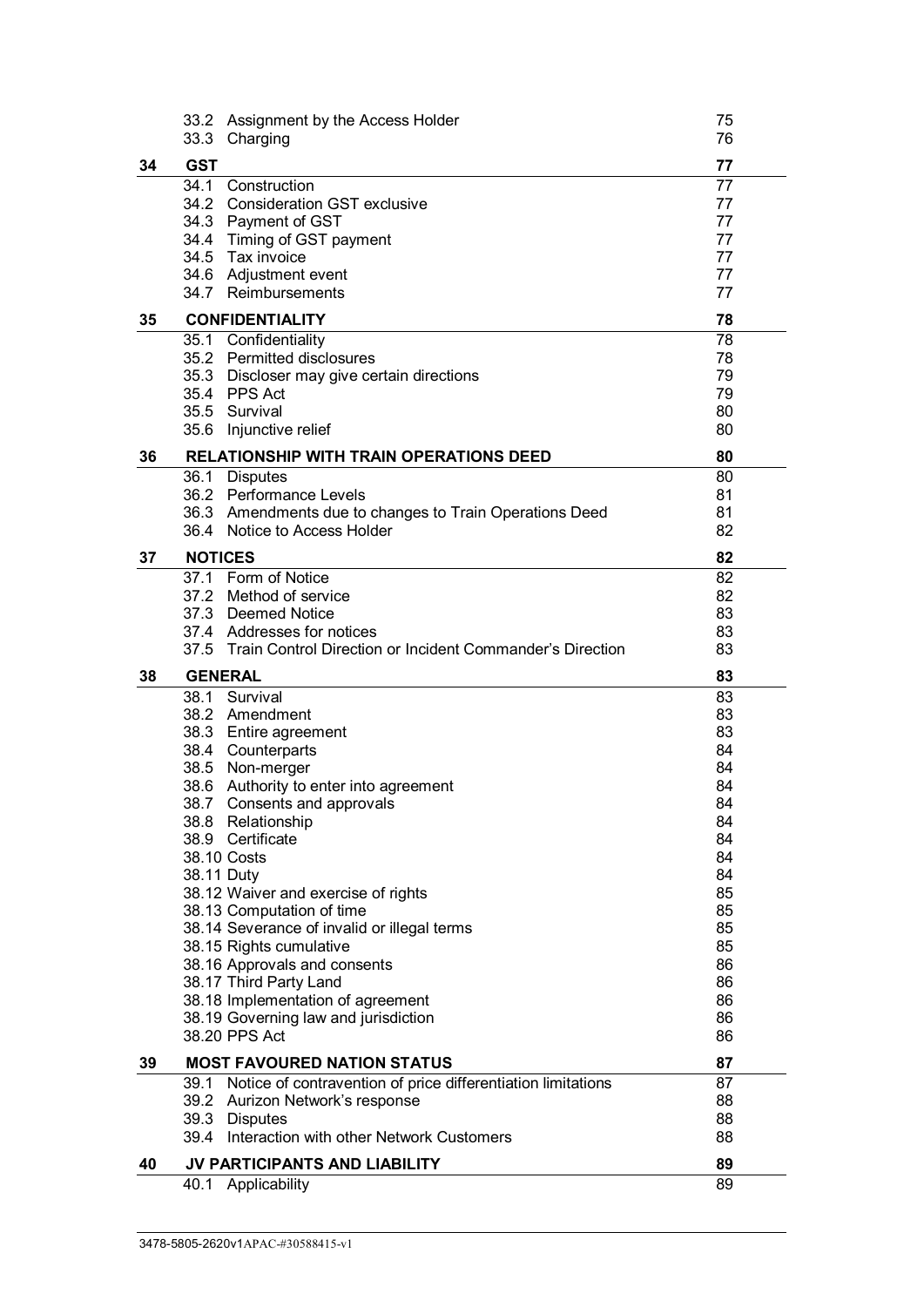| | | |
|---|---|---|
| | 33.2 Assignment by the Access Holder | 75 |
| | 33.3 Charging | 76 |
| **34** | **GST** | **77** |
| | 34.1 Construction | 77 |
| | 34.2 Consideration GST exclusive | 77 |
| | 34.3 Payment of GST | 77 |
| | 34.4 Timing of GST payment | 77 |
| | 34.5 Tax invoice | 77 |
| | 34.6 Adjustment event | 77 |
| | 34.7 Reimbursements | 77 |
| **35** | **CONFIDENTIALITY** | **78** |
| | 35.1 Confidentiality | 78 |
| | 35.2 Permitted disclosures | 78 |
| | 35.3 Discloser may give certain directions | 79 |
| | 35.4 PPS Act | 79 |
| | 35.5 Survival | 80 |
| | 35.6 Injunctive relief | 80 |
| **36** | **RELATIONSHIP WITH TRAIN OPERATIONS DEED** | **80** |
| | 36.1 Disputes | 80 |
| | 36.2 Performance Levels | 81 |
| | 36.3 Amendments due to changes to Train Operations Deed | 81 |
| | 36.4 Notice to Access Holder | 82 |
| **37** | **NOTICES** | **82** |
| | 37.1 Form of Notice | 82 |
| | 37.2 Method of service | 82 |
| | 37.3 Deemed Notice | 83 |
| | 37.4 Addresses for notices | 83 |
| | 37.5 Train Control Direction or Incident Commander's Direction | 83 |
| **38** | **GENERAL** | **83** |
| | 38.1 Survival | 83 |
| | 38.2 Amendment | 83 |
| | 38.3 Entire agreement | 83 |
| | 38.4 Counterparts | 84 |
| | 38.5 Non-merger | 84 |
| | 38.6 Authority to enter into agreement | 84 |
| | 38.7 Consents and approvals | 84 |
| | 38.8 Relationship | 84 |
| | 38.9 Certificate | 84 |
| | 38.10 Costs | 84 |
| | 38.11 Duty | 84 |
| | 38.12 Waiver and exercise of rights | 85 |
| | 38.13 Computation of time | 85 |
| | 38.14 Severance of invalid or illegal terms | 85 |
| | 38.15 Rights cumulative | 85 |
| | 38.16 Approvals and consents | 86 |
| | 38.17 Third Party Land | 86 |
| | 38.18 Implementation of agreement | 86 |
| | 38.19 Governing law and jurisdiction | 86 |
| | 38.20 PPS Act | 86 |
| **39** | **MOST FAVOURED NATION STATUS** | **87** |
| | 39.1 Notice of contravention of price differentiation limitations | 87 |
| | 39.2 Aurizon Network's response | 88 |
| | 39.3 Disputes | 88 |
| | 39.4 Interaction with other Network Customers | 88 |
| **40** | **JV PARTICIPANTS AND LIABILITY** | **89** |
| | 40.1 Applicability | 89 |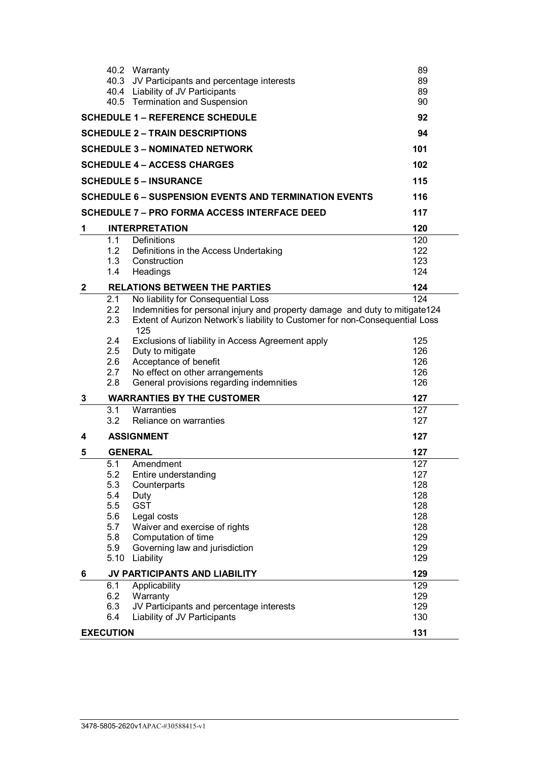| | | |
|---|---|---|
| 40.2 | Warranty | 89 |
| 40.3 | JV Participants and percentage interests | 89 |
| 40.4 | Liability of JV Participants | 89 |
| 40.5 | Termination and Suspension | 90 |

**SCHEDULE 1 – REFERENCE SCHEDULE** 92

**SCHEDULE 2 – TRAIN DESCRIPTIONS** 94

**SCHEDULE 3 – NOMINATED NETWORK** 101

**SCHEDULE 4 – ACCESS CHARGES** 102

**SCHEDULE 5 – INSURANCE** 115

**SCHEDULE 6 – SUSPENSION EVENTS AND TERMINATION EVENTS** 116

**SCHEDULE 7 – PRO FORMA ACCESS INTERFACE DEED** 117

**1 INTERPRETATION** 120

| | | |
|---|---|---|
| 1.1 | Definitions | 120 |
| 1.2 | Definitions in the Access Undertaking | 122 |
| 1.3 | Construction | 123 |
| 1.4 | Headings | 124 |

**2 RELATIONS BETWEEN THE PARTIES** 124

| | | |
|---|---|---|
| 2.1 | No liability for Consequential Loss | 124 |
| 2.2 | Indemnities for personal injury and property damage and duty to mitigate | 124 |
| 2.3 | Extent of Aurizon Network's liability to Customer for non-Consequential Loss | 125 |
| 2.4 | Exclusions of liability in Access Agreement apply | 125 |
| 2.5 | Duty to mitigate | 126 |
| 2.6 | Acceptance of benefit | 126 |
| 2.7 | No effect on other arrangements | 126 |
| 2.8 | General provisions regarding indemnities | 126 |

**3 WARRANTIES BY THE CUSTOMER** 127

| | | |
|---|---|---|
| 3.1 | Warranties | 127 |
| 3.2 | Reliance on warranties | 127 |

**4 ASSIGNMENT** 127

**5 GENERAL** 127

| | | |
|---|---|---|
| 5.1 | Amendment | 127 |
| 5.2 | Entire understanding | 127 |
| 5.3 | Counterparts | 128 |
| 5.4 | Duty | 128 |
| 5.5 | GST | 128 |
| 5.6 | Legal costs | 128 |
| 5.7 | Waiver and exercise of rights | 128 |
| 5.8 | Computation of time | 129 |
| 5.9 | Governing law and jurisdiction | 129 |
| 5.10 | Liability | 129 |

**6 JV PARTICIPANTS AND LIABILITY** 129

| | | |
|---|---|---|
| 6.1 | Applicability | 129 |
| 6.2 | Warranty | 129 |
| 6.3 | JV Participants and percentage interests | 129 |
| 6.4 | Liability of JV Participants | 130 |

**EXECUTION** 131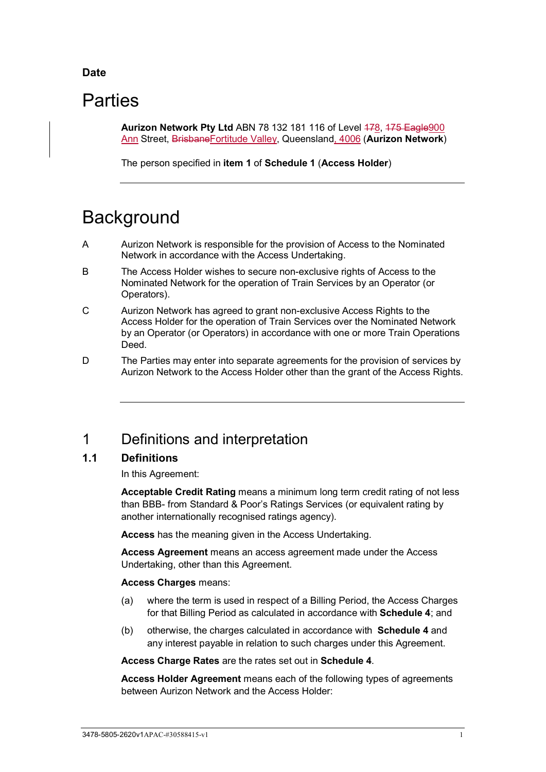**Date**

# Parties

**Aurizon Network Pty Ltd** ABN 78 132 181 116 of Level ~~17~~8, ~~175 Eagle~~900 Ann Street, ~~Brisbane~~Fortitude Valley, Queensland, 4006 (**Aurizon Network**)

The person specified in **item 1** of **Schedule 1** (**Access Holder**)

---

# Background

A Aurizon Network is responsible for the provision of Access to the Nominated Network in accordance with the Access Undertaking.

B The Access Holder wishes to secure non-exclusive rights of Access to the Nominated Network for the operation of Train Services by an Operator (or Operators).

C Aurizon Network has agreed to grant non-exclusive Access Rights to the Access Holder for the operation of Train Services over the Nominated Network by an Operator (or Operators) in accordance with one or more Train Operations Deed.

D The Parties may enter into separate agreements for the provision of services by Aurizon Network to the Access Holder other than the grant of the Access Rights.

---

# 1 Definitions and interpretation

## 1.1 Definitions

In this Agreement:

**Acceptable Credit Rating** means a minimum long term credit rating of not less than BBB- from Standard & Poor's Ratings Services (or equivalent rating by another internationally recognised ratings agency).

**Access** has the meaning given in the Access Undertaking.

**Access Agreement** means an access agreement made under the Access Undertaking, other than this Agreement.

**Access Charges** means:

(a) where the term is used in respect of a Billing Period, the Access Charges for that Billing Period as calculated in accordance with **Schedule 4**; and

(b) otherwise, the charges calculated in accordance with **Schedule 4** and any interest payable in relation to such charges under this Agreement.

**Access Charge Rates** are the rates set out in **Schedule 4**.

**Access Holder Agreement** means each of the following types of agreements between Aurizon Network and the Access Holder: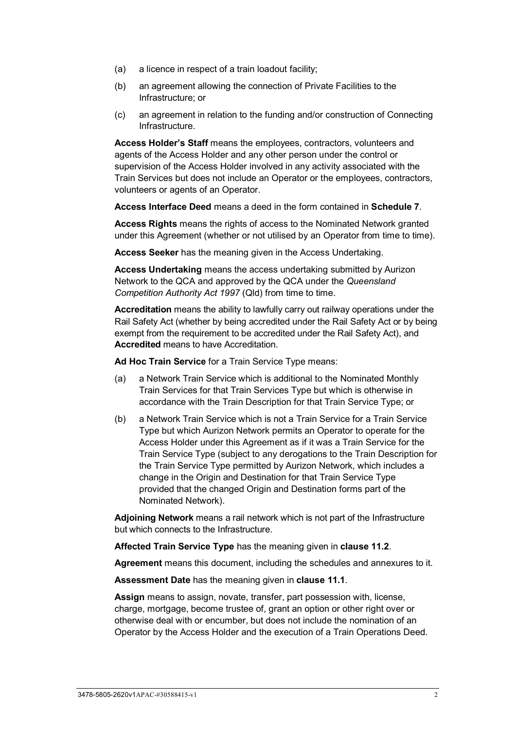(a) a licence in respect of a train loadout facility;

(b) an agreement allowing the connection of Private Facilities to the Infrastructure; or

(c) an agreement in relation to the funding and/or construction of Connecting Infrastructure.

**Access Holder's Staff** means the employees, contractors, volunteers and agents of the Access Holder and any other person under the control or supervision of the Access Holder involved in any activity associated with the Train Services but does not include an Operator or the employees, contractors, volunteers or agents of an Operator.

**Access Interface Deed** means a deed in the form contained in **Schedule 7**.

**Access Rights** means the rights of access to the Nominated Network granted under this Agreement (whether or not utilised by an Operator from time to time).

**Access Seeker** has the meaning given in the Access Undertaking.

**Access Undertaking** means the access undertaking submitted by Aurizon Network to the QCA and approved by the QCA under the *Queensland Competition Authority Act 1997* (Qld) from time to time.

**Accreditation** means the ability to lawfully carry out railway operations under the Rail Safety Act (whether by being accredited under the Rail Safety Act or by being exempt from the requirement to be accredited under the Rail Safety Act), and **Accredited** means to have Accreditation.

**Ad Hoc Train Service** for a Train Service Type means:

(a) a Network Train Service which is additional to the Nominated Monthly Train Services for that Train Services Type but which is otherwise in accordance with the Train Description for that Train Service Type; or

(b) a Network Train Service which is not a Train Service for a Train Service Type but which Aurizon Network permits an Operator to operate for the Access Holder under this Agreement as if it was a Train Service for the Train Service Type (subject to any derogations to the Train Description for the Train Service Type permitted by Aurizon Network, which includes a change in the Origin and Destination for that Train Service Type provided that the changed Origin and Destination forms part of the Nominated Network).

**Adjoining Network** means a rail network which is not part of the Infrastructure but which connects to the Infrastructure.

**Affected Train Service Type** has the meaning given in **clause 11.2**.

**Agreement** means this document, including the schedules and annexures to it.

**Assessment Date** has the meaning given in **clause 11.1**.

**Assign** means to assign, novate, transfer, part possession with, license, charge, mortgage, become trustee of, grant an option or other right over or otherwise deal with or encumber, but does not include the nomination of an Operator by the Access Holder and the execution of a Train Operations Deed.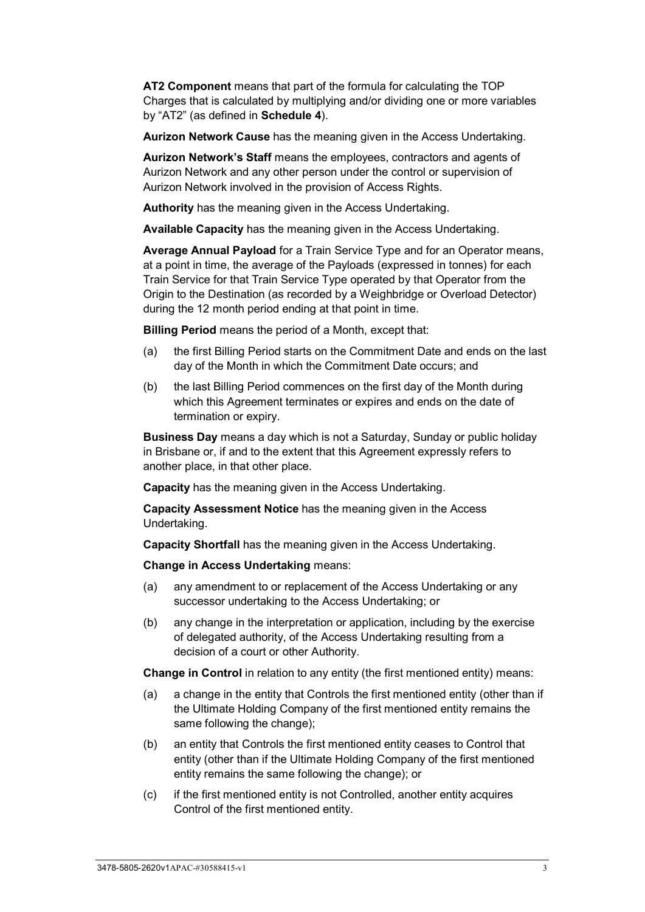**AT2 Component** means that part of the formula for calculating the TOP Charges that is calculated by multiplying and/or dividing one or more variables by "AT2" (as defined in **Schedule 4**).

**Aurizon Network Cause** has the meaning given in the Access Undertaking.

**Aurizon Network's Staff** means the employees, contractors and agents of Aurizon Network and any other person under the control or supervision of Aurizon Network involved in the provision of Access Rights.

**Authority** has the meaning given in the Access Undertaking.

**Available Capacity** has the meaning given in the Access Undertaking.

**Average Annual Payload** for a Train Service Type and for an Operator means, at a point in time, the average of the Payloads (expressed in tonnes) for each Train Service for that Train Service Type operated by that Operator from the Origin to the Destination (as recorded by a Weighbridge or Overload Detector) during the 12 month period ending at that point in time.

**Billing Period** means the period of a Month, except that:

(a) the first Billing Period starts on the Commitment Date and ends on the last day of the Month in which the Commitment Date occurs; and

(b) the last Billing Period commences on the first day of the Month during which this Agreement terminates or expires and ends on the date of termination or expiry.

**Business Day** means a day which is not a Saturday, Sunday or public holiday in Brisbane or, if and to the extent that this Agreement expressly refers to another place, in that other place.

**Capacity** has the meaning given in the Access Undertaking.

**Capacity Assessment Notice** has the meaning given in the Access Undertaking.

**Capacity Shortfall** has the meaning given in the Access Undertaking.

**Change in Access Undertaking** means:

(a) any amendment to or replacement of the Access Undertaking or any successor undertaking to the Access Undertaking; or

(b) any change in the interpretation or application, including by the exercise of delegated authority, of the Access Undertaking resulting from a decision of a court or other Authority.

**Change in Control** in relation to any entity (the first mentioned entity) means:

(a) a change in the entity that Controls the first mentioned entity (other than if the Ultimate Holding Company of the first mentioned entity remains the same following the change);

(b) an entity that Controls the first mentioned entity ceases to Control that entity (other than if the Ultimate Holding Company of the first mentioned entity remains the same following the change); or

(c) if the first mentioned entity is not Controlled, another entity acquires Control of the first mentioned entity.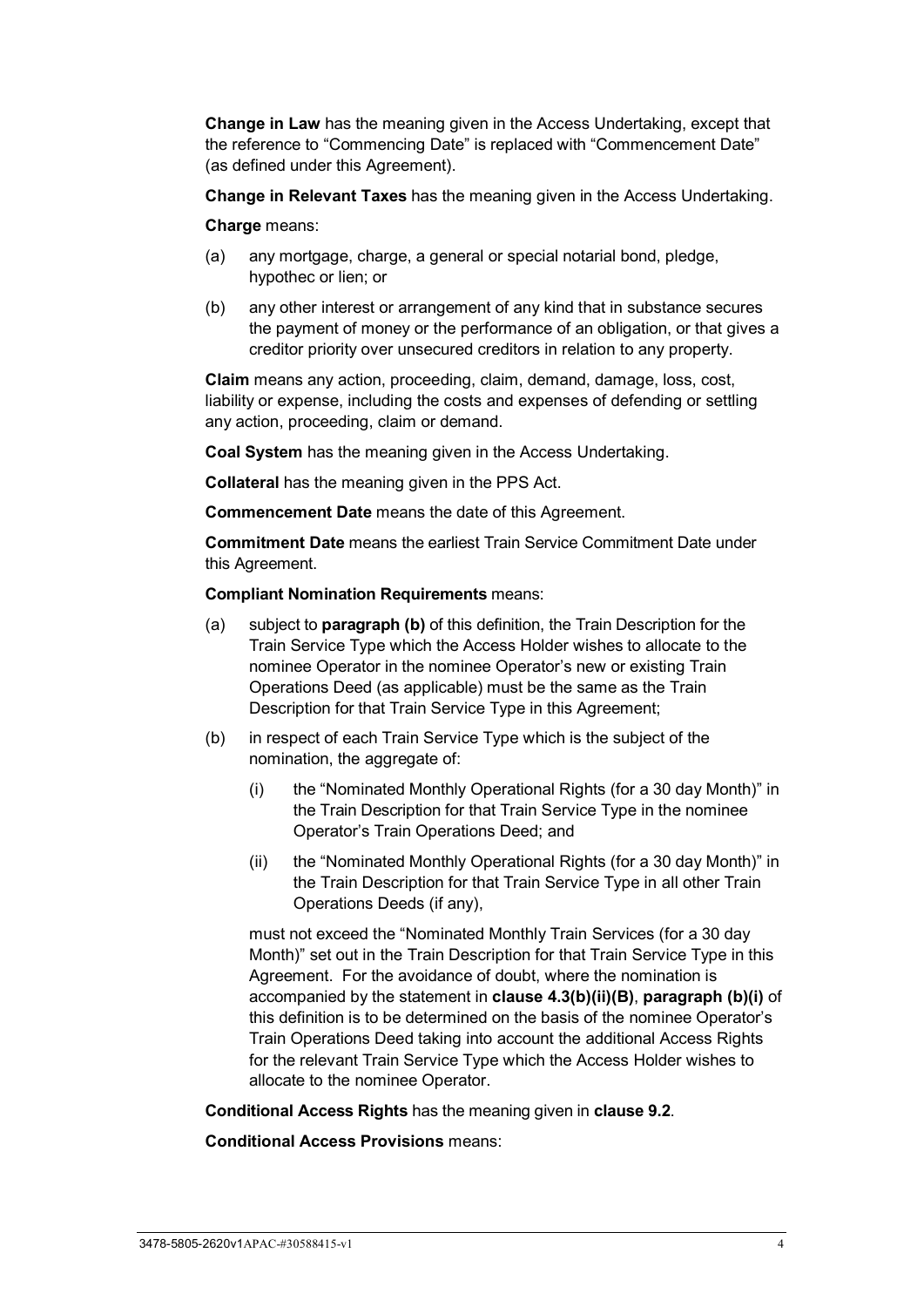**Change in Law** has the meaning given in the Access Undertaking, except that the reference to “Commencing Date” is replaced with “Commencement Date” (as defined under this Agreement).

**Change in Relevant Taxes** has the meaning given in the Access Undertaking.

**Charge** means:

(a) any mortgage, charge, a general or special notarial bond, pledge, hypothec or lien; or

(b) any other interest or arrangement of any kind that in substance secures the payment of money or the performance of an obligation, or that gives a creditor priority over unsecured creditors in relation to any property.

**Claim** means any action, proceeding, claim, demand, damage, loss, cost, liability or expense, including the costs and expenses of defending or settling any action, proceeding, claim or demand.

**Coal System** has the meaning given in the Access Undertaking.

**Collateral** has the meaning given in the PPS Act.

**Commencement Date** means the date of this Agreement.

**Commitment Date** means the earliest Train Service Commitment Date under this Agreement.

**Compliant Nomination Requirements** means:

(a) subject to **paragraph (b)** of this definition, the Train Description for the Train Service Type which the Access Holder wishes to allocate to the nominee Operator in the nominee Operator’s new or existing Train Operations Deed (as applicable) must be the same as the Train Description for that Train Service Type in this Agreement;

(b) in respect of each Train Service Type which is the subject of the nomination, the aggregate of:

   (i) the “Nominated Monthly Operational Rights (for a 30 day Month)” in the Train Description for that Train Service Type in the nominee Operator’s Train Operations Deed; and

   (ii) the “Nominated Monthly Operational Rights (for a 30 day Month)” in the Train Description for that Train Service Type in all other Train Operations Deeds (if any),

   must not exceed the “Nominated Monthly Train Services (for a 30 day Month)” set out in the Train Description for that Train Service Type in this Agreement. For the avoidance of doubt, where the nomination is accompanied by the statement in **clause 4.3(b)(ii)(B)**, **paragraph (b)(i)** of this definition is to be determined on the basis of the nominee Operator’s Train Operations Deed taking into account the additional Access Rights for the relevant Train Service Type which the Access Holder wishes to allocate to the nominee Operator.

**Conditional Access Rights** has the meaning given in **clause 9.2**.

**Conditional Access Provisions** means: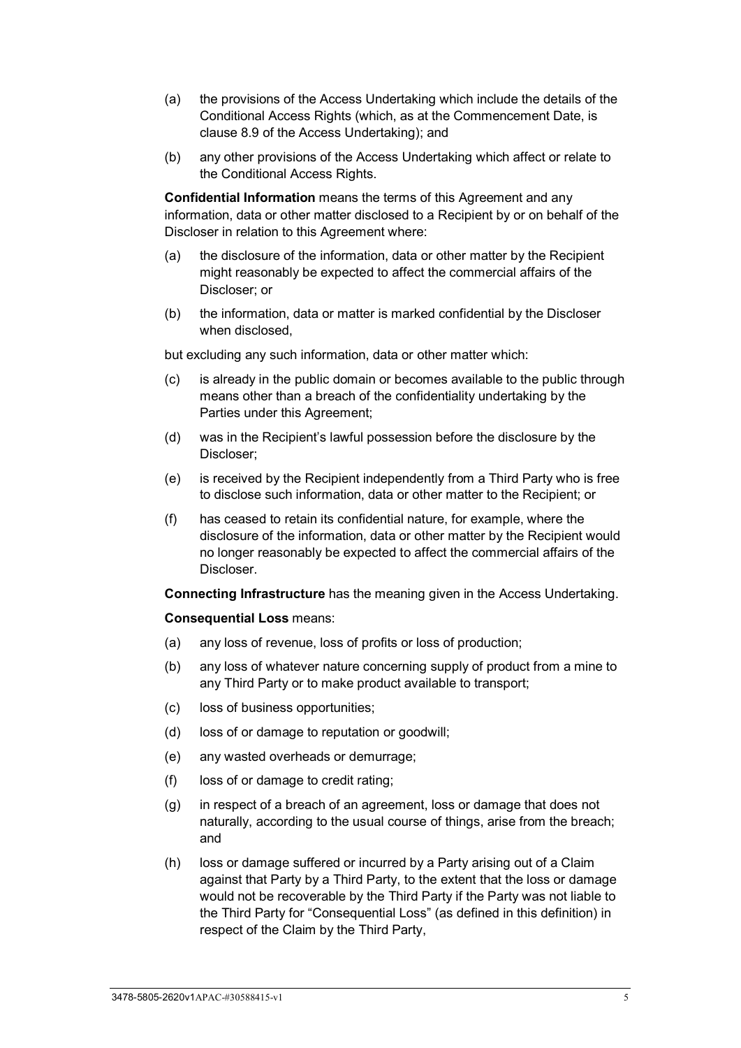(a) the provisions of the Access Undertaking which include the details of the Conditional Access Rights (which, as at the Commencement Date, is clause 8.9 of the Access Undertaking); and

(b) any other provisions of the Access Undertaking which affect or relate to the Conditional Access Rights.

**Confidential Information** means the terms of this Agreement and any information, data or other matter disclosed to a Recipient by or on behalf of the Discloser in relation to this Agreement where:

(a) the disclosure of the information, data or other matter by the Recipient might reasonably be expected to affect the commercial affairs of the Discloser; or

(b) the information, data or matter is marked confidential by the Discloser when disclosed,

but excluding any such information, data or other matter which:

(c) is already in the public domain or becomes available to the public through means other than a breach of the confidentiality undertaking by the Parties under this Agreement;

(d) was in the Recipient's lawful possession before the disclosure by the Discloser;

(e) is received by the Recipient independently from a Third Party who is free to disclose such information, data or other matter to the Recipient; or

(f) has ceased to retain its confidential nature, for example, where the disclosure of the information, data or other matter by the Recipient would no longer reasonably be expected to affect the commercial affairs of the Discloser.

**Connecting Infrastructure** has the meaning given in the Access Undertaking.

**Consequential Loss** means:

(a) any loss of revenue, loss of profits or loss of production;

(b) any loss of whatever nature concerning supply of product from a mine to any Third Party or to make product available to transport;

(c) loss of business opportunities;

(d) loss of or damage to reputation or goodwill;

(e) any wasted overheads or demurrage;

(f) loss of or damage to credit rating;

(g) in respect of a breach of an agreement, loss or damage that does not naturally, according to the usual course of things, arise from the breach; and

(h) loss or damage suffered or incurred by a Party arising out of a Claim against that Party by a Third Party, to the extent that the loss or damage would not be recoverable by the Third Party if the Party was not liable to the Third Party for "Consequential Loss" (as defined in this definition) in respect of the Claim by the Third Party,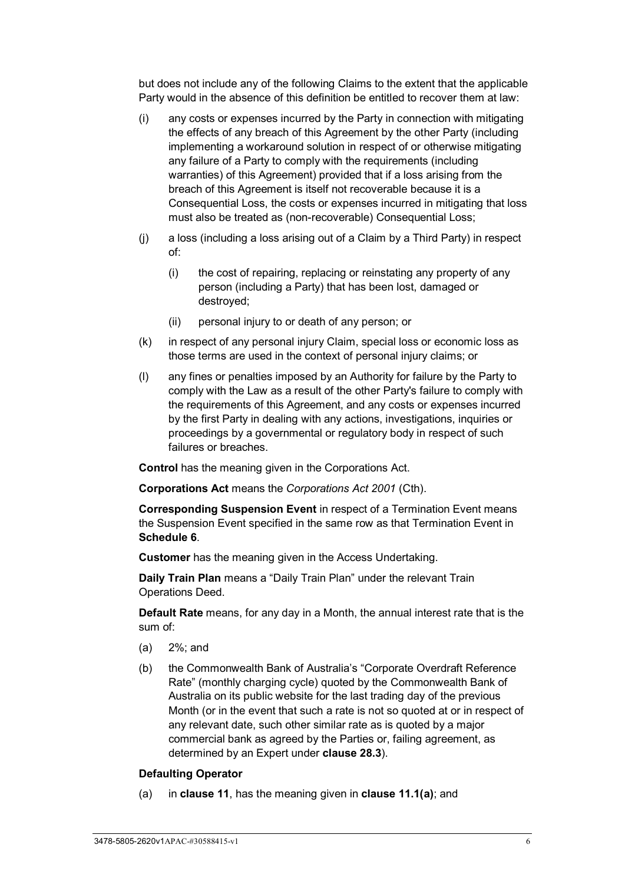but does not include any of the following Claims to the extent that the applicable Party would in the absence of this definition be entitled to recover them at law:

(i) any costs or expenses incurred by the Party in connection with mitigating the effects of any breach of this Agreement by the other Party (including implementing a workaround solution in respect of or otherwise mitigating any failure of a Party to comply with the requirements (including warranties) of this Agreement) provided that if a loss arising from the breach of this Agreement is itself not recoverable because it is a Consequential Loss, the costs or expenses incurred in mitigating that loss must also be treated as (non-recoverable) Consequential Loss;

(j) a loss (including a loss arising out of a Claim by a Third Party) in respect of:

  (i) the cost of repairing, replacing or reinstating any property of any person (including a Party) that has been lost, damaged or destroyed;

  (ii) personal injury to or death of any person; or

(k) in respect of any personal injury Claim, special loss or economic loss as those terms are used in the context of personal injury claims; or

(l) any fines or penalties imposed by an Authority for failure by the Party to comply with the Law as a result of the other Party's failure to comply with the requirements of this Agreement, and any costs or expenses incurred by the first Party in dealing with any actions, investigations, inquiries or proceedings by a governmental or regulatory body in respect of such failures or breaches.

**Control** has the meaning given in the Corporations Act.

**Corporations Act** means the *Corporations Act 2001* (Cth).

**Corresponding Suspension Event** in respect of a Termination Event means the Suspension Event specified in the same row as that Termination Event in **Schedule 6**.

**Customer** has the meaning given in the Access Undertaking.

**Daily Train Plan** means a "Daily Train Plan" under the relevant Train Operations Deed.

**Default Rate** means, for any day in a Month, the annual interest rate that is the sum of:

(a) 2%; and

(b) the Commonwealth Bank of Australia's "Corporate Overdraft Reference Rate" (monthly charging cycle) quoted by the Commonwealth Bank of Australia on its public website for the last trading day of the previous Month (or in the event that such a rate is not so quoted at or in respect of any relevant date, such other similar rate as is quoted by a major commercial bank as agreed by the Parties or, failing agreement, as determined by an Expert under **clause 28.3**).

**Defaulting Operator**

(a) in **clause 11**, has the meaning given in **clause 11.1(a)**; and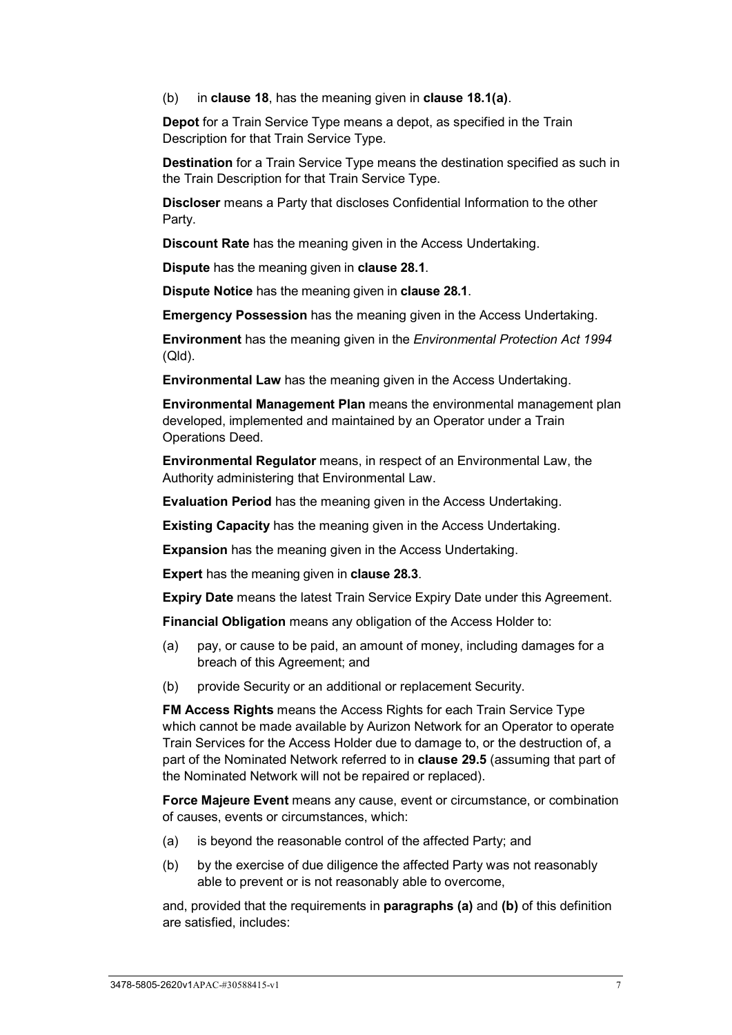(b) in **clause 18**, has the meaning given in **clause 18.1(a)**.

**Depot** for a Train Service Type means a depot, as specified in the Train Description for that Train Service Type.

**Destination** for a Train Service Type means the destination specified as such in the Train Description for that Train Service Type.

**Discloser** means a Party that discloses Confidential Information to the other Party.

**Discount Rate** has the meaning given in the Access Undertaking.

**Dispute** has the meaning given in **clause 28.1**.

**Dispute Notice** has the meaning given in **clause 28.1**.

**Emergency Possession** has the meaning given in the Access Undertaking.

**Environment** has the meaning given in the *Environmental Protection Act 1994* (Qld).

**Environmental Law** has the meaning given in the Access Undertaking.

**Environmental Management Plan** means the environmental management plan developed, implemented and maintained by an Operator under a Train Operations Deed.

**Environmental Regulator** means, in respect of an Environmental Law, the Authority administering that Environmental Law.

**Evaluation Period** has the meaning given in the Access Undertaking.

**Existing Capacity** has the meaning given in the Access Undertaking.

**Expansion** has the meaning given in the Access Undertaking.

**Expert** has the meaning given in **clause 28.3**.

**Expiry Date** means the latest Train Service Expiry Date under this Agreement.

**Financial Obligation** means any obligation of the Access Holder to:

(a) pay, or cause to be paid, an amount of money, including damages for a breach of this Agreement; and

(b) provide Security or an additional or replacement Security.

**FM Access Rights** means the Access Rights for each Train Service Type which cannot be made available by Aurizon Network for an Operator to operate Train Services for the Access Holder due to damage to, or the destruction of, a part of the Nominated Network referred to in **clause 29.5** (assuming that part of the Nominated Network will not be repaired or replaced).

**Force Majeure Event** means any cause, event or circumstance, or combination of causes, events or circumstances, which:

(a) is beyond the reasonable control of the affected Party; and

(b) by the exercise of due diligence the affected Party was not reasonably able to prevent or is not reasonably able to overcome,

and, provided that the requirements in **paragraphs (a)** and **(b)** of this definition are satisfied, includes: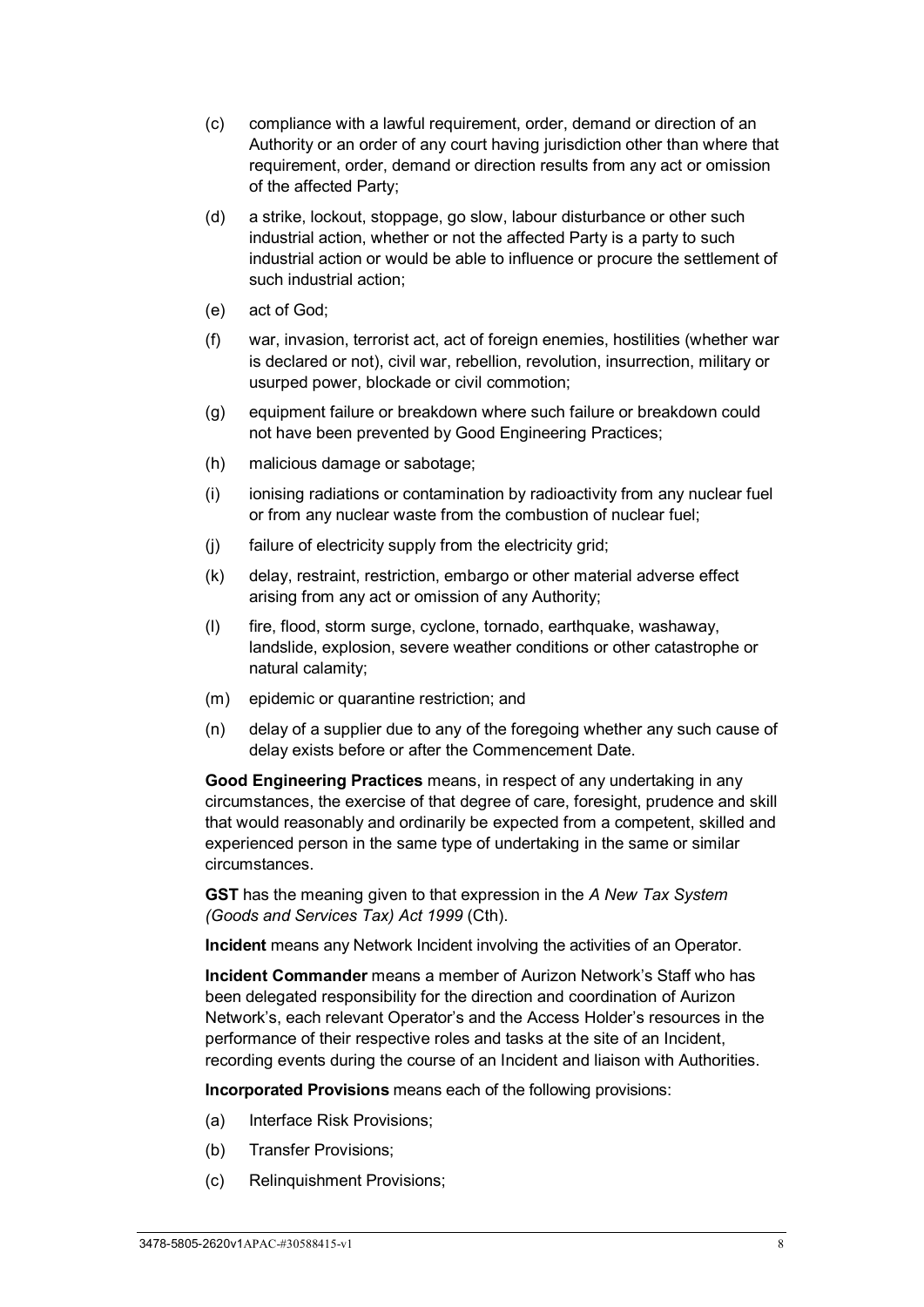(c) compliance with a lawful requirement, order, demand or direction of an Authority or an order of any court having jurisdiction other than where that requirement, order, demand or direction results from any act or omission of the affected Party;

(d) a strike, lockout, stoppage, go slow, labour disturbance or other such industrial action, whether or not the affected Party is a party to such industrial action or would be able to influence or procure the settlement of such industrial action;

(e) act of God;

(f) war, invasion, terrorist act, act of foreign enemies, hostilities (whether war is declared or not), civil war, rebellion, revolution, insurrection, military or usurped power, blockade or civil commotion;

(g) equipment failure or breakdown where such failure or breakdown could not have been prevented by Good Engineering Practices;

(h) malicious damage or sabotage;

(i) ionising radiations or contamination by radioactivity from any nuclear fuel or from any nuclear waste from the combustion of nuclear fuel;

(j) failure of electricity supply from the electricity grid;

(k) delay, restraint, restriction, embargo or other material adverse effect arising from any act or omission of any Authority;

(l) fire, flood, storm surge, cyclone, tornado, earthquake, washaway, landslide, explosion, severe weather conditions or other catastrophe or natural calamity;

(m) epidemic or quarantine restriction; and

(n) delay of a supplier due to any of the foregoing whether any such cause of delay exists before or after the Commencement Date.

**Good Engineering Practices** means, in respect of any undertaking in any circumstances, the exercise of that degree of care, foresight, prudence and skill that would reasonably and ordinarily be expected from a competent, skilled and experienced person in the same type of undertaking in the same or similar circumstances.

**GST** has the meaning given to that expression in the *A New Tax System (Goods and Services Tax) Act 1999* (Cth).

**Incident** means any Network Incident involving the activities of an Operator.

**Incident Commander** means a member of Aurizon Network's Staff who has been delegated responsibility for the direction and coordination of Aurizon Network's, each relevant Operator's and the Access Holder's resources in the performance of their respective roles and tasks at the site of an Incident, recording events during the course of an Incident and liaison with Authorities.

**Incorporated Provisions** means each of the following provisions:

(a) Interface Risk Provisions;

(b) Transfer Provisions;

(c) Relinquishment Provisions;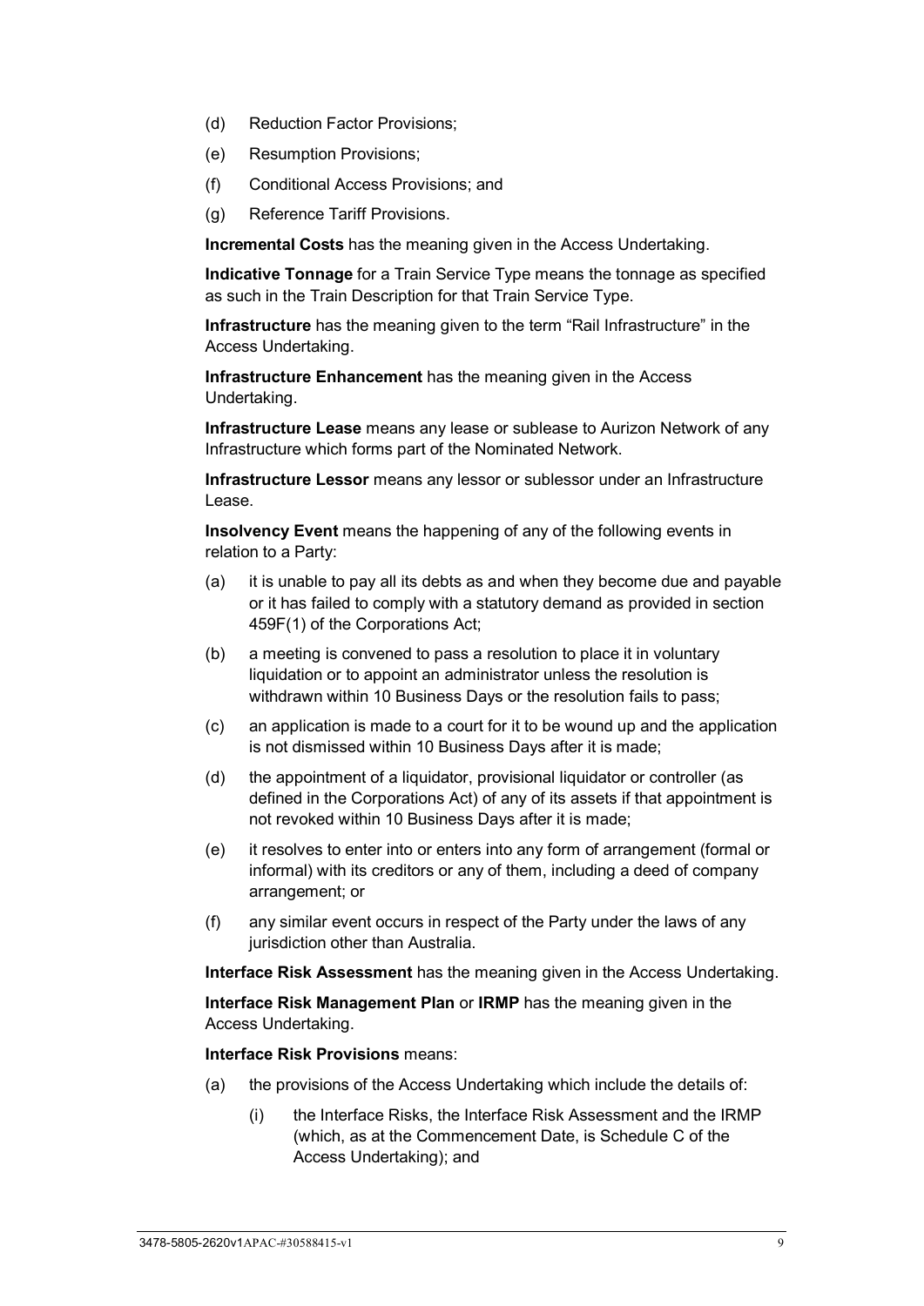(d) Reduction Factor Provisions;

(e) Resumption Provisions;

(f) Conditional Access Provisions; and

(g) Reference Tariff Provisions.

**Incremental Costs** has the meaning given in the Access Undertaking.

**Indicative Tonnage** for a Train Service Type means the tonnage as specified as such in the Train Description for that Train Service Type.

**Infrastructure** has the meaning given to the term "Rail Infrastructure" in the Access Undertaking.

**Infrastructure Enhancement** has the meaning given in the Access Undertaking.

**Infrastructure Lease** means any lease or sublease to Aurizon Network of any Infrastructure which forms part of the Nominated Network.

**Infrastructure Lessor** means any lessor or sublessor under an Infrastructure Lease.

**Insolvency Event** means the happening of any of the following events in relation to a Party:

(a) it is unable to pay all its debts as and when they become due and payable or it has failed to comply with a statutory demand as provided in section 459F(1) of the Corporations Act;

(b) a meeting is convened to pass a resolution to place it in voluntary liquidation or to appoint an administrator unless the resolution is withdrawn within 10 Business Days or the resolution fails to pass;

(c) an application is made to a court for it to be wound up and the application is not dismissed within 10 Business Days after it is made;

(d) the appointment of a liquidator, provisional liquidator or controller (as defined in the Corporations Act) of any of its assets if that appointment is not revoked within 10 Business Days after it is made;

(e) it resolves to enter into or enters into any form of arrangement (formal or informal) with its creditors or any of them, including a deed of company arrangement; or

(f) any similar event occurs in respect of the Party under the laws of any jurisdiction other than Australia.

**Interface Risk Assessment** has the meaning given in the Access Undertaking.

**Interface Risk Management Plan** or **IRMP** has the meaning given in the Access Undertaking.

**Interface Risk Provisions** means:

(a) the provisions of the Access Undertaking which include the details of:

   (i) the Interface Risks, the Interface Risk Assessment and the IRMP (which, as at the Commencement Date, is Schedule C of the Access Undertaking); and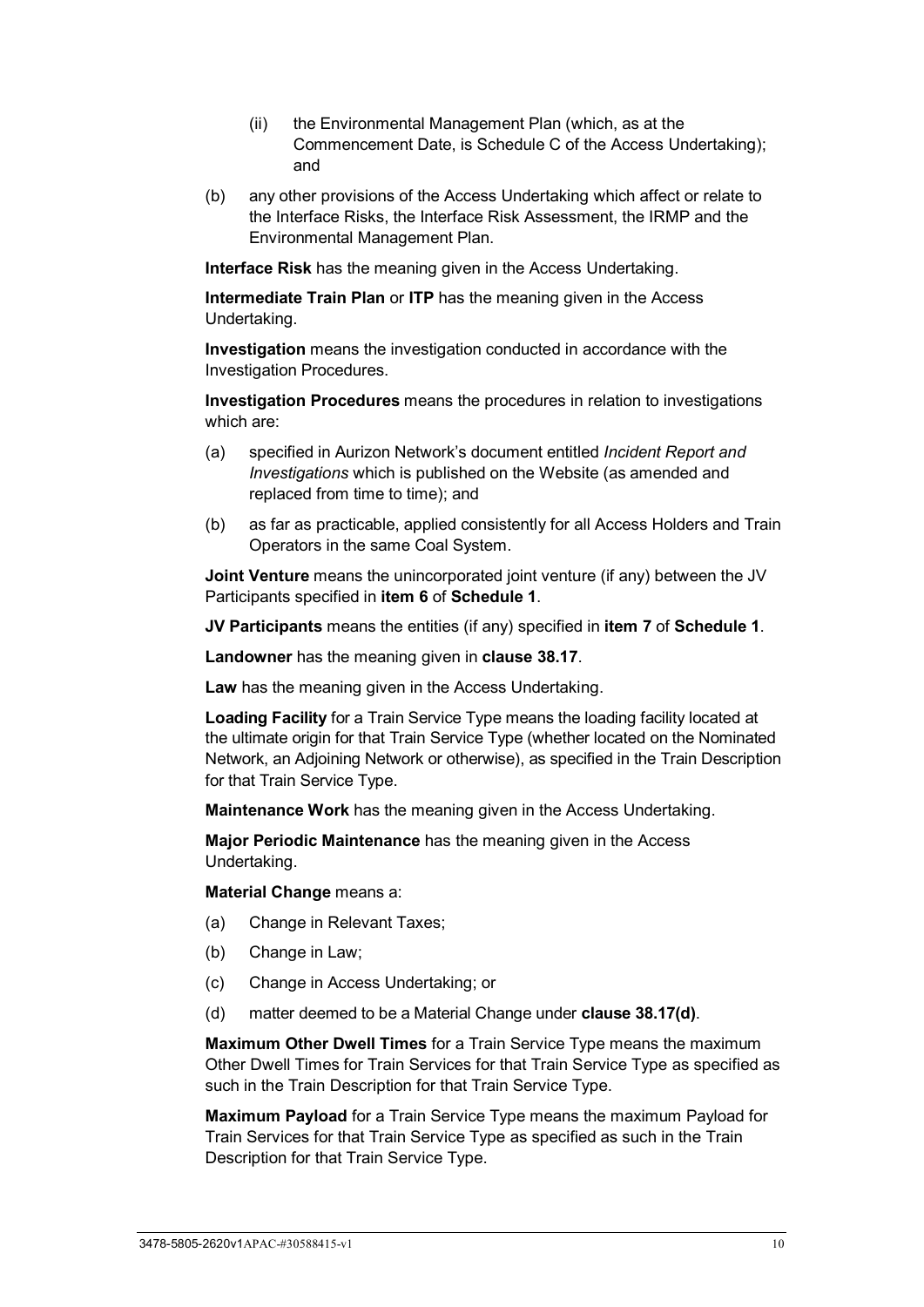(ii) the Environmental Management Plan (which, as at the Commencement Date, is Schedule C of the Access Undertaking); and

(b) any other provisions of the Access Undertaking which affect or relate to the Interface Risks, the Interface Risk Assessment, the IRMP and the Environmental Management Plan.

**Interface Risk** has the meaning given in the Access Undertaking.

**Intermediate Train Plan** or **ITP** has the meaning given in the Access Undertaking.

**Investigation** means the investigation conducted in accordance with the Investigation Procedures.

**Investigation Procedures** means the procedures in relation to investigations which are:

(a) specified in Aurizon Network's document entitled *Incident Report and Investigations* which is published on the Website (as amended and replaced from time to time); and

(b) as far as practicable, applied consistently for all Access Holders and Train Operators in the same Coal System.

**Joint Venture** means the unincorporated joint venture (if any) between the JV Participants specified in **item 6** of **Schedule 1**.

**JV Participants** means the entities (if any) specified in **item 7** of **Schedule 1**.

**Landowner** has the meaning given in **clause 38.17**.

**Law** has the meaning given in the Access Undertaking.

**Loading Facility** for a Train Service Type means the loading facility located at the ultimate origin for that Train Service Type (whether located on the Nominated Network, an Adjoining Network or otherwise), as specified in the Train Description for that Train Service Type.

**Maintenance Work** has the meaning given in the Access Undertaking.

**Major Periodic Maintenance** has the meaning given in the Access Undertaking.

**Material Change** means a:

(a) Change in Relevant Taxes;

(b) Change in Law;

(c) Change in Access Undertaking; or

(d) matter deemed to be a Material Change under **clause 38.17(d)**.

**Maximum Other Dwell Times** for a Train Service Type means the maximum Other Dwell Times for Train Services for that Train Service Type as specified as such in the Train Description for that Train Service Type.

**Maximum Payload** for a Train Service Type means the maximum Payload for Train Services for that Train Service Type as specified as such in the Train Description for that Train Service Type.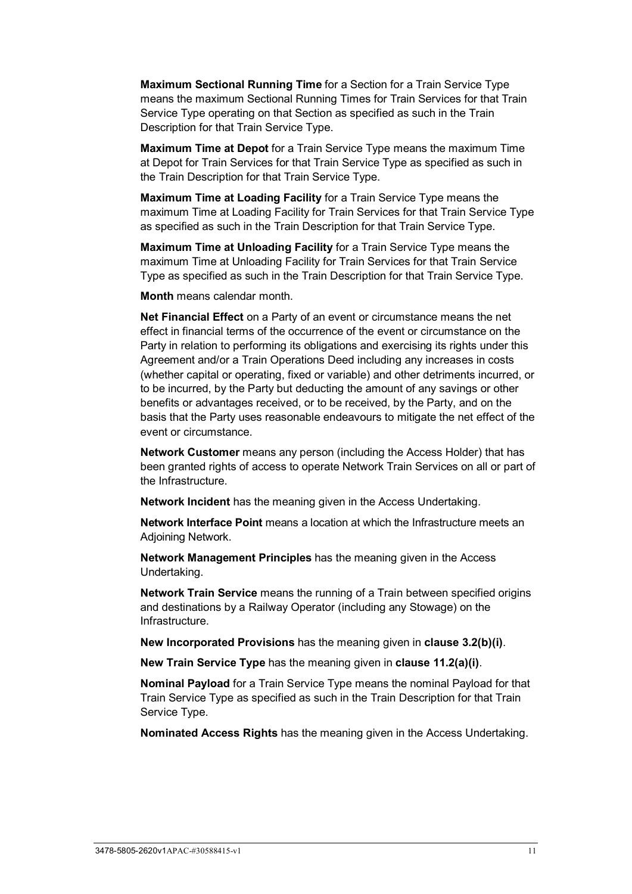**Maximum Sectional Running Time** for a Section for a Train Service Type means the maximum Sectional Running Times for Train Services for that Train Service Type operating on that Section as specified as such in the Train Description for that Train Service Type.

**Maximum Time at Depot** for a Train Service Type means the maximum Time at Depot for Train Services for that Train Service Type as specified as such in the Train Description for that Train Service Type.

**Maximum Time at Loading Facility** for a Train Service Type means the maximum Time at Loading Facility for Train Services for that Train Service Type as specified as such in the Train Description for that Train Service Type.

**Maximum Time at Unloading Facility** for a Train Service Type means the maximum Time at Unloading Facility for Train Services for that Train Service Type as specified as such in the Train Description for that Train Service Type.

**Month** means calendar month.

**Net Financial Effect** on a Party of an event or circumstance means the net effect in financial terms of the occurrence of the event or circumstance on the Party in relation to performing its obligations and exercising its rights under this Agreement and/or a Train Operations Deed including any increases in costs (whether capital or operating, fixed or variable) and other detriments incurred, or to be incurred, by the Party but deducting the amount of any savings or other benefits or advantages received, or to be received, by the Party, and on the basis that the Party uses reasonable endeavours to mitigate the net effect of the event or circumstance.

**Network Customer** means any person (including the Access Holder) that has been granted rights of access to operate Network Train Services on all or part of the Infrastructure.

**Network Incident** has the meaning given in the Access Undertaking.

**Network Interface Point** means a location at which the Infrastructure meets an Adjoining Network.

**Network Management Principles** has the meaning given in the Access Undertaking.

**Network Train Service** means the running of a Train between specified origins and destinations by a Railway Operator (including any Stowage) on the Infrastructure.

**New Incorporated Provisions** has the meaning given in **clause 3.2(b)(i)**.

**New Train Service Type** has the meaning given in **clause 11.2(a)(i)**.

**Nominal Payload** for a Train Service Type means the nominal Payload for that Train Service Type as specified as such in the Train Description for that Train Service Type.

**Nominated Access Rights** has the meaning given in the Access Undertaking.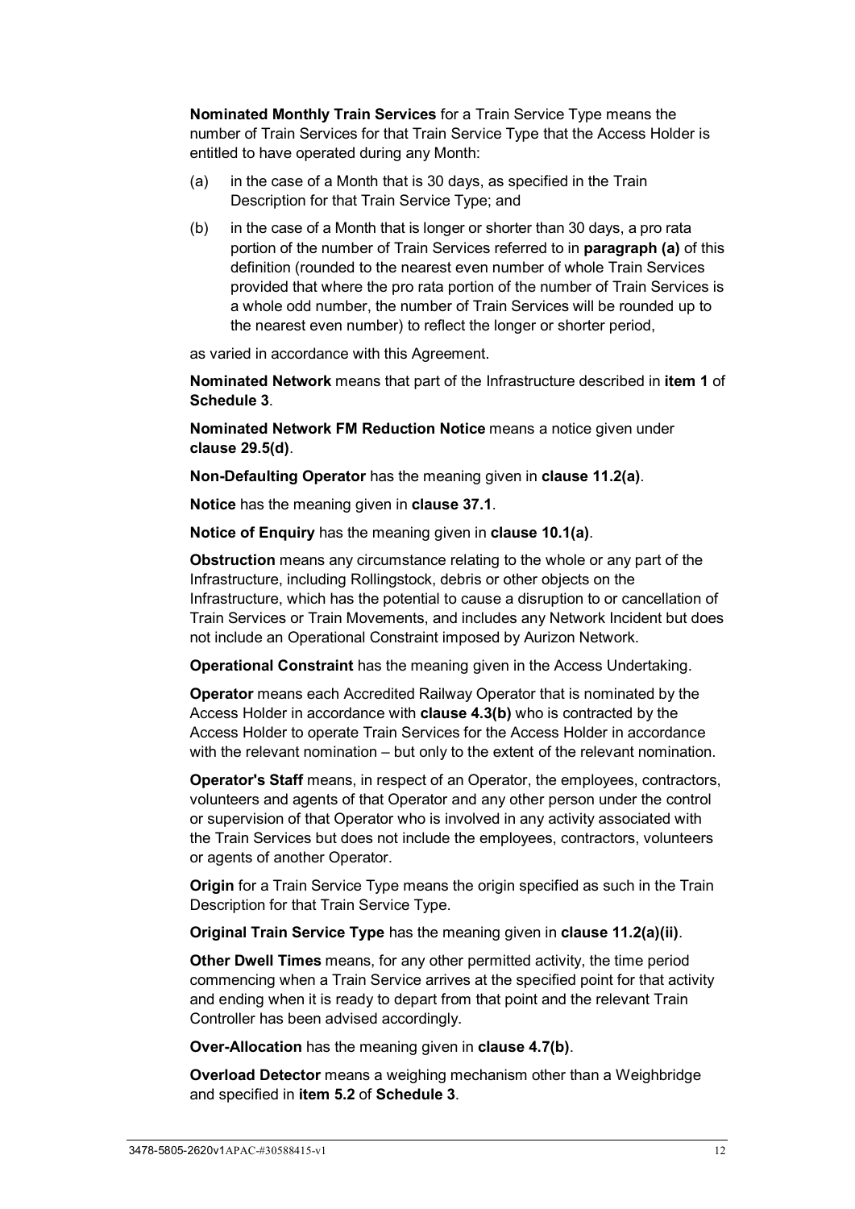**Nominated Monthly Train Services** for a Train Service Type means the number of Train Services for that Train Service Type that the Access Holder is entitled to have operated during any Month:

(a) in the case of a Month that is 30 days, as specified in the Train Description for that Train Service Type; and

(b) in the case of a Month that is longer or shorter than 30 days, a pro rata portion of the number of Train Services referred to in **paragraph (a)** of this definition (rounded to the nearest even number of whole Train Services provided that where the pro rata portion of the number of Train Services is a whole odd number, the number of Train Services will be rounded up to the nearest even number) to reflect the longer or shorter period,

as varied in accordance with this Agreement.

**Nominated Network** means that part of the Infrastructure described in **item 1** of **Schedule 3**.

**Nominated Network FM Reduction Notice** means a notice given under **clause 29.5(d)**.

**Non-Defaulting Operator** has the meaning given in **clause 11.2(a)**.

**Notice** has the meaning given in **clause 37.1**.

**Notice of Enquiry** has the meaning given in **clause 10.1(a)**.

**Obstruction** means any circumstance relating to the whole or any part of the Infrastructure, including Rollingstock, debris or other objects on the Infrastructure, which has the potential to cause a disruption to or cancellation of Train Services or Train Movements, and includes any Network Incident but does not include an Operational Constraint imposed by Aurizon Network.

**Operational Constraint** has the meaning given in the Access Undertaking.

**Operator** means each Accredited Railway Operator that is nominated by the Access Holder in accordance with **clause 4.3(b)** who is contracted by the Access Holder to operate Train Services for the Access Holder in accordance with the relevant nomination – but only to the extent of the relevant nomination.

**Operator's Staff** means, in respect of an Operator, the employees, contractors, volunteers and agents of that Operator and any other person under the control or supervision of that Operator who is involved in any activity associated with the Train Services but does not include the employees, contractors, volunteers or agents of another Operator.

**Origin** for a Train Service Type means the origin specified as such in the Train Description for that Train Service Type.

**Original Train Service Type** has the meaning given in **clause 11.2(a)(ii)**.

**Other Dwell Times** means, for any other permitted activity, the time period commencing when a Train Service arrives at the specified point for that activity and ending when it is ready to depart from that point and the relevant Train Controller has been advised accordingly.

**Over-Allocation** has the meaning given in **clause 4.7(b)**.

**Overload Detector** means a weighing mechanism other than a Weighbridge and specified in **item 5.2** of **Schedule 3**.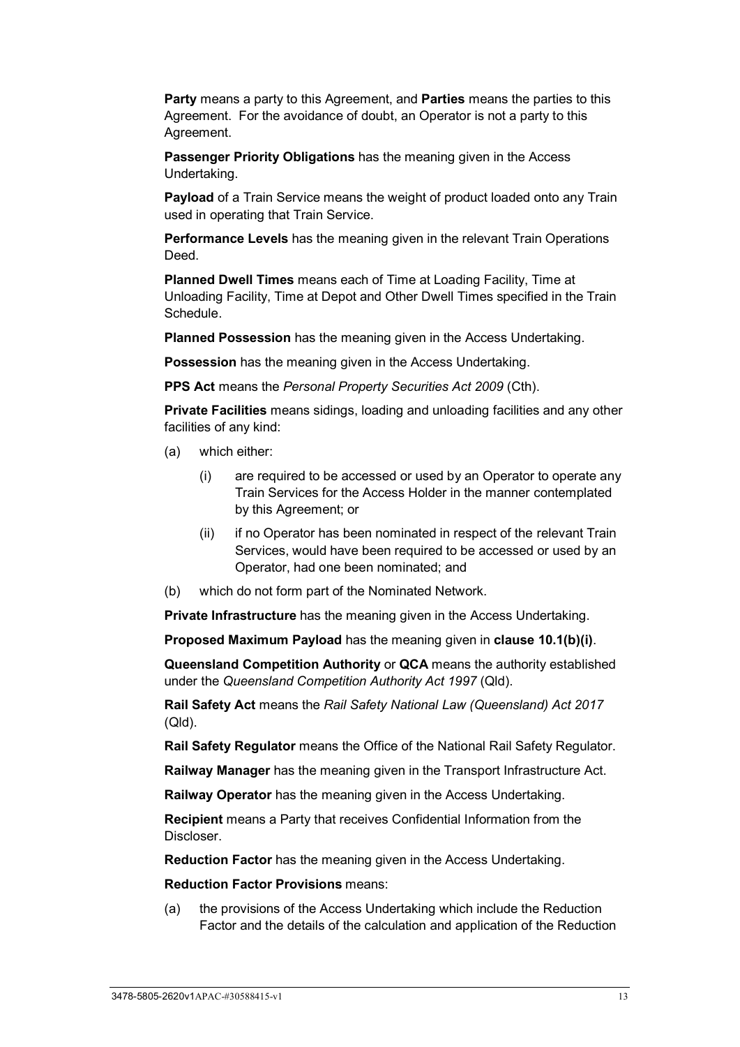**Party** means a party to this Agreement, and **Parties** means the parties to this Agreement. For the avoidance of doubt, an Operator is not a party to this Agreement.

**Passenger Priority Obligations** has the meaning given in the Access Undertaking.

**Payload** of a Train Service means the weight of product loaded onto any Train used in operating that Train Service.

**Performance Levels** has the meaning given in the relevant Train Operations Deed.

**Planned Dwell Times** means each of Time at Loading Facility, Time at Unloading Facility, Time at Depot and Other Dwell Times specified in the Train Schedule.

**Planned Possession** has the meaning given in the Access Undertaking.

**Possession** has the meaning given in the Access Undertaking.

**PPS Act** means the *Personal Property Securities Act 2009* (Cth).

**Private Facilities** means sidings, loading and unloading facilities and any other facilities of any kind:

(a) which either:

  (i) are required to be accessed or used by an Operator to operate any Train Services for the Access Holder in the manner contemplated by this Agreement; or

  (ii) if no Operator has been nominated in respect of the relevant Train Services, would have been required to be accessed or used by an Operator, had one been nominated; and

(b) which do not form part of the Nominated Network.

**Private Infrastructure** has the meaning given in the Access Undertaking.

**Proposed Maximum Payload** has the meaning given in **clause 10.1(b)(i)**.

**Queensland Competition Authority** or **QCA** means the authority established under the *Queensland Competition Authority Act 1997* (Qld).

**Rail Safety Act** means the *Rail Safety National Law (Queensland) Act 2017* (Qld).

**Rail Safety Regulator** means the Office of the National Rail Safety Regulator.

**Railway Manager** has the meaning given in the Transport Infrastructure Act.

**Railway Operator** has the meaning given in the Access Undertaking.

**Recipient** means a Party that receives Confidential Information from the Discloser.

**Reduction Factor** has the meaning given in the Access Undertaking.

**Reduction Factor Provisions** means:

(a) the provisions of the Access Undertaking which include the Reduction Factor and the details of the calculation and application of the Reduction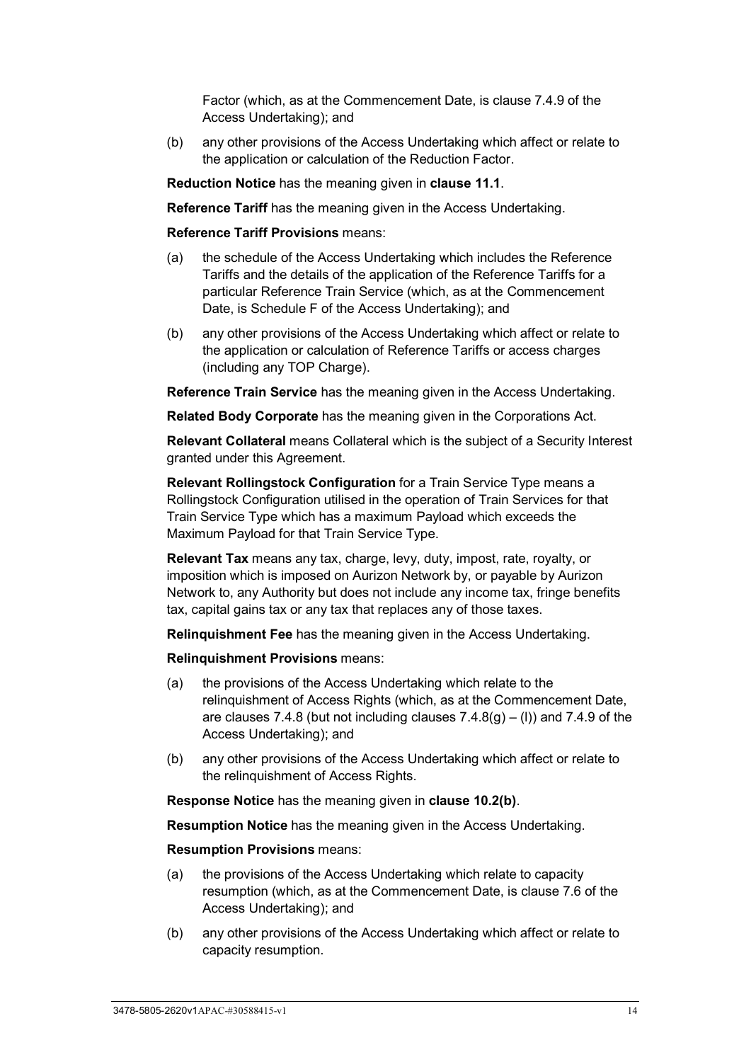Factor (which, as at the Commencement Date, is clause 7.4.9 of the Access Undertaking); and

(b) any other provisions of the Access Undertaking which affect or relate to the application or calculation of the Reduction Factor.

**Reduction Notice** has the meaning given in **clause 11.1**.

**Reference Tariff** has the meaning given in the Access Undertaking.

**Reference Tariff Provisions** means:

(a) the schedule of the Access Undertaking which includes the Reference Tariffs and the details of the application of the Reference Tariffs for a particular Reference Train Service (which, as at the Commencement Date, is Schedule F of the Access Undertaking); and

(b) any other provisions of the Access Undertaking which affect or relate to the application or calculation of Reference Tariffs or access charges (including any TOP Charge).

**Reference Train Service** has the meaning given in the Access Undertaking.

**Related Body Corporate** has the meaning given in the Corporations Act.

**Relevant Collateral** means Collateral which is the subject of a Security Interest granted under this Agreement.

**Relevant Rollingstock Configuration** for a Train Service Type means a Rollingstock Configuration utilised in the operation of Train Services for that Train Service Type which has a maximum Payload which exceeds the Maximum Payload for that Train Service Type.

**Relevant Tax** means any tax, charge, levy, duty, impost, rate, royalty, or imposition which is imposed on Aurizon Network by, or payable by Aurizon Network to, any Authority but does not include any income tax, fringe benefits tax, capital gains tax or any tax that replaces any of those taxes.

**Relinquishment Fee** has the meaning given in the Access Undertaking.

**Relinquishment Provisions** means:

(a) the provisions of the Access Undertaking which relate to the relinquishment of Access Rights (which, as at the Commencement Date, are clauses 7.4.8 (but not including clauses 7.4.8(g) – (l)) and 7.4.9 of the Access Undertaking); and

(b) any other provisions of the Access Undertaking which affect or relate to the relinquishment of Access Rights.

**Response Notice** has the meaning given in **clause 10.2(b)**.

**Resumption Notice** has the meaning given in the Access Undertaking.

**Resumption Provisions** means:

(a) the provisions of the Access Undertaking which relate to capacity resumption (which, as at the Commencement Date, is clause 7.6 of the Access Undertaking); and

(b) any other provisions of the Access Undertaking which affect or relate to capacity resumption.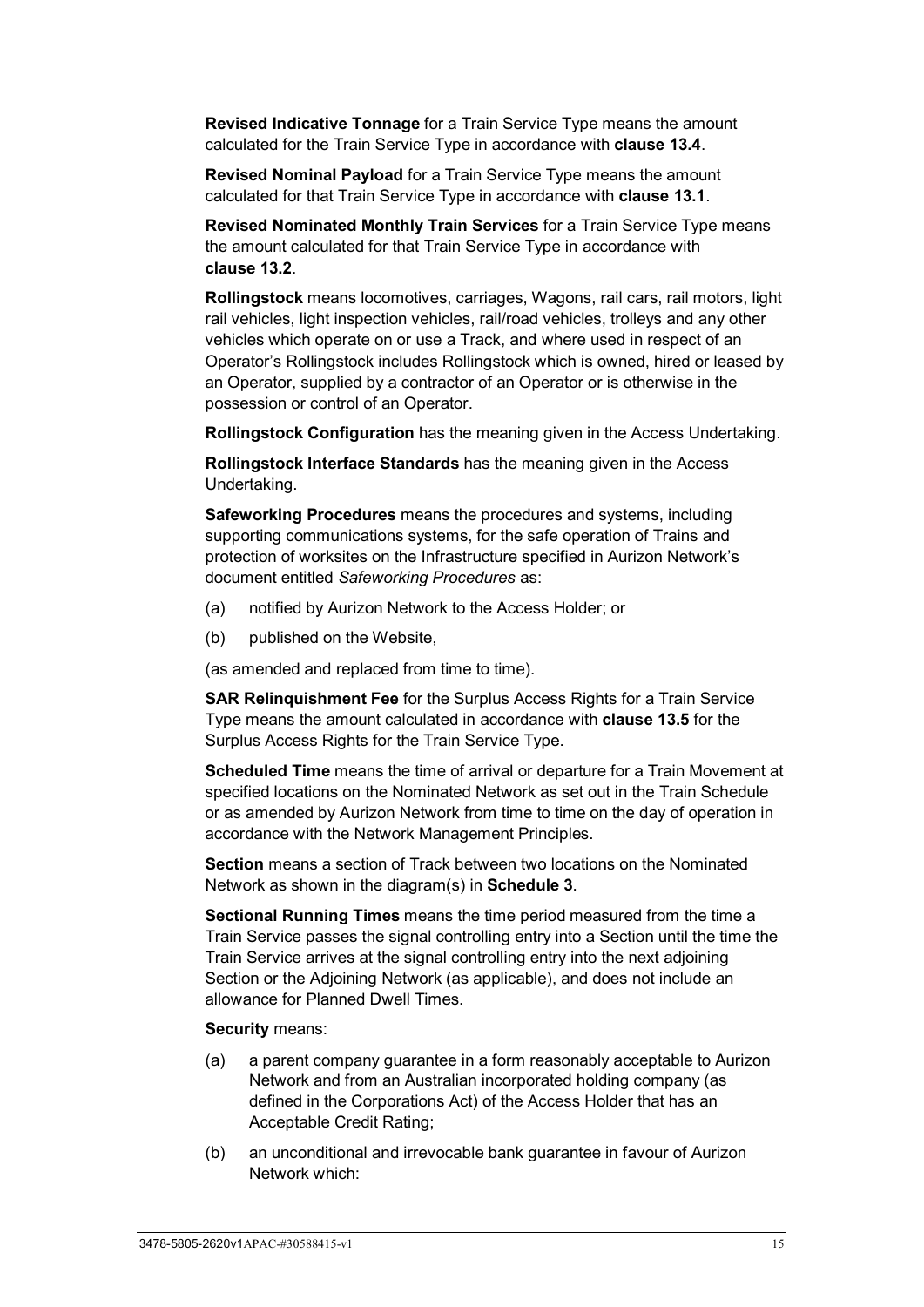**Revised Indicative Tonnage** for a Train Service Type means the amount calculated for the Train Service Type in accordance with **clause 13.4**.

**Revised Nominal Payload** for a Train Service Type means the amount calculated for that Train Service Type in accordance with **clause 13.1**.

**Revised Nominated Monthly Train Services** for a Train Service Type means the amount calculated for that Train Service Type in accordance with **clause 13.2**.

**Rollingstock** means locomotives, carriages, Wagons, rail cars, rail motors, light rail vehicles, light inspection vehicles, rail/road vehicles, trolleys and any other vehicles which operate on or use a Track, and where used in respect of an Operator's Rollingstock includes Rollingstock which is owned, hired or leased by an Operator, supplied by a contractor of an Operator or is otherwise in the possession or control of an Operator.

**Rollingstock Configuration** has the meaning given in the Access Undertaking.

**Rollingstock Interface Standards** has the meaning given in the Access Undertaking.

**Safeworking Procedures** means the procedures and systems, including supporting communications systems, for the safe operation of Trains and protection of worksites on the Infrastructure specified in Aurizon Network's document entitled *Safeworking Procedures* as:

(a) notified by Aurizon Network to the Access Holder; or

(b) published on the Website,

(as amended and replaced from time to time).

**SAR Relinquishment Fee** for the Surplus Access Rights for a Train Service Type means the amount calculated in accordance with **clause 13.5** for the Surplus Access Rights for the Train Service Type.

**Scheduled Time** means the time of arrival or departure for a Train Movement at specified locations on the Nominated Network as set out in the Train Schedule or as amended by Aurizon Network from time to time on the day of operation in accordance with the Network Management Principles.

**Section** means a section of Track between two locations on the Nominated Network as shown in the diagram(s) in **Schedule 3**.

**Sectional Running Times** means the time period measured from the time a Train Service passes the signal controlling entry into a Section until the time the Train Service arrives at the signal controlling entry into the next adjoining Section or the Adjoining Network (as applicable), and does not include an allowance for Planned Dwell Times.

**Security** means:

(a) a parent company guarantee in a form reasonably acceptable to Aurizon Network and from an Australian incorporated holding company (as defined in the Corporations Act) of the Access Holder that has an Acceptable Credit Rating;

(b) an unconditional and irrevocable bank guarantee in favour of Aurizon Network which: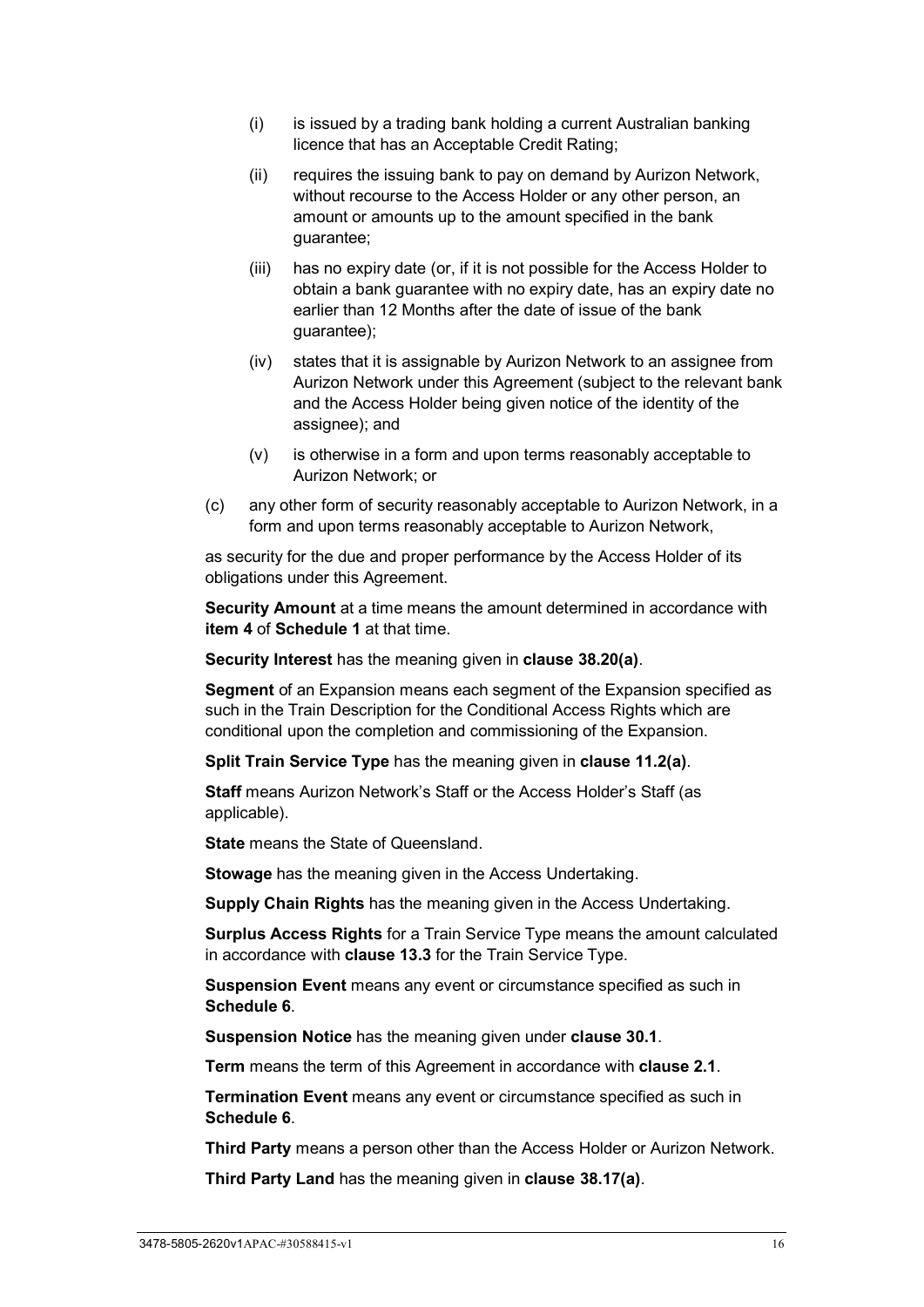(i) is issued by a trading bank holding a current Australian banking licence that has an Acceptable Credit Rating;

(ii) requires the issuing bank to pay on demand by Aurizon Network, without recourse to the Access Holder or any other person, an amount or amounts up to the amount specified in the bank guarantee;

(iii) has no expiry date (or, if it is not possible for the Access Holder to obtain a bank guarantee with no expiry date, has an expiry date no earlier than 12 Months after the date of issue of the bank guarantee);

(iv) states that it is assignable by Aurizon Network to an assignee from Aurizon Network under this Agreement (subject to the relevant bank and the Access Holder being given notice of the identity of the assignee); and

(v) is otherwise in a form and upon terms reasonably acceptable to Aurizon Network; or

(c) any other form of security reasonably acceptable to Aurizon Network, in a form and upon terms reasonably acceptable to Aurizon Network,

as security for the due and proper performance by the Access Holder of its obligations under this Agreement.

**Security Amount** at a time means the amount determined in accordance with **item 4** of **Schedule 1** at that time.

**Security Interest** has the meaning given in **clause 38.20(a)**.

**Segment** of an Expansion means each segment of the Expansion specified as such in the Train Description for the Conditional Access Rights which are conditional upon the completion and commissioning of the Expansion.

**Split Train Service Type** has the meaning given in **clause 11.2(a)**.

**Staff** means Aurizon Network's Staff or the Access Holder's Staff (as applicable).

**State** means the State of Queensland.

**Stowage** has the meaning given in the Access Undertaking.

**Supply Chain Rights** has the meaning given in the Access Undertaking.

**Surplus Access Rights** for a Train Service Type means the amount calculated in accordance with **clause 13.3** for the Train Service Type.

**Suspension Event** means any event or circumstance specified as such in **Schedule 6**.

**Suspension Notice** has the meaning given under **clause 30.1**.

**Term** means the term of this Agreement in accordance with **clause 2.1**.

**Termination Event** means any event or circumstance specified as such in **Schedule 6**.

**Third Party** means a person other than the Access Holder or Aurizon Network.

**Third Party Land** has the meaning given in **clause 38.17(a)**.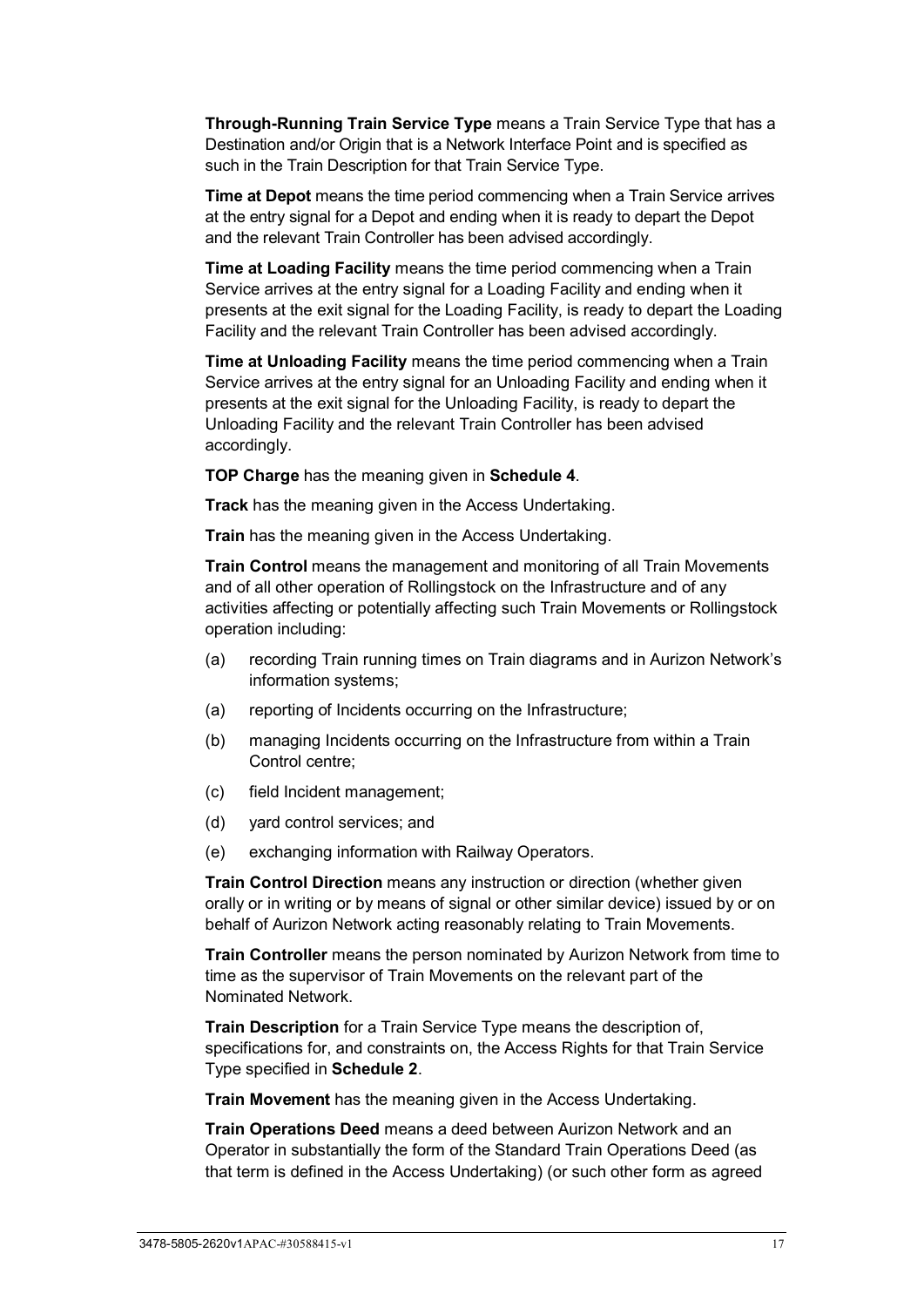**Through-Running Train Service Type** means a Train Service Type that has a Destination and/or Origin that is a Network Interface Point and is specified as such in the Train Description for that Train Service Type.

**Time at Depot** means the time period commencing when a Train Service arrives at the entry signal for a Depot and ending when it is ready to depart the Depot and the relevant Train Controller has been advised accordingly.

**Time at Loading Facility** means the time period commencing when a Train Service arrives at the entry signal for a Loading Facility and ending when it presents at the exit signal for the Loading Facility, is ready to depart the Loading Facility and the relevant Train Controller has been advised accordingly.

**Time at Unloading Facility** means the time period commencing when a Train Service arrives at the entry signal for an Unloading Facility and ending when it presents at the exit signal for the Unloading Facility, is ready to depart the Unloading Facility and the relevant Train Controller has been advised accordingly.

**TOP Charge** has the meaning given in **Schedule 4**.

**Track** has the meaning given in the Access Undertaking.

**Train** has the meaning given in the Access Undertaking.

**Train Control** means the management and monitoring of all Train Movements and of all other operation of Rollingstock on the Infrastructure and of any activities affecting or potentially affecting such Train Movements or Rollingstock operation including:

(a) recording Train running times on Train diagrams and in Aurizon Network's information systems;

(a) reporting of Incidents occurring on the Infrastructure;

(b) managing Incidents occurring on the Infrastructure from within a Train Control centre;

(c) field Incident management;

(d) yard control services; and

(e) exchanging information with Railway Operators.

**Train Control Direction** means any instruction or direction (whether given orally or in writing or by means of signal or other similar device) issued by or on behalf of Aurizon Network acting reasonably relating to Train Movements.

**Train Controller** means the person nominated by Aurizon Network from time to time as the supervisor of Train Movements on the relevant part of the Nominated Network.

**Train Description** for a Train Service Type means the description of, specifications for, and constraints on, the Access Rights for that Train Service Type specified in **Schedule 2**.

**Train Movement** has the meaning given in the Access Undertaking.

**Train Operations Deed** means a deed between Aurizon Network and an Operator in substantially the form of the Standard Train Operations Deed (as that term is defined in the Access Undertaking) (or such other form as agreed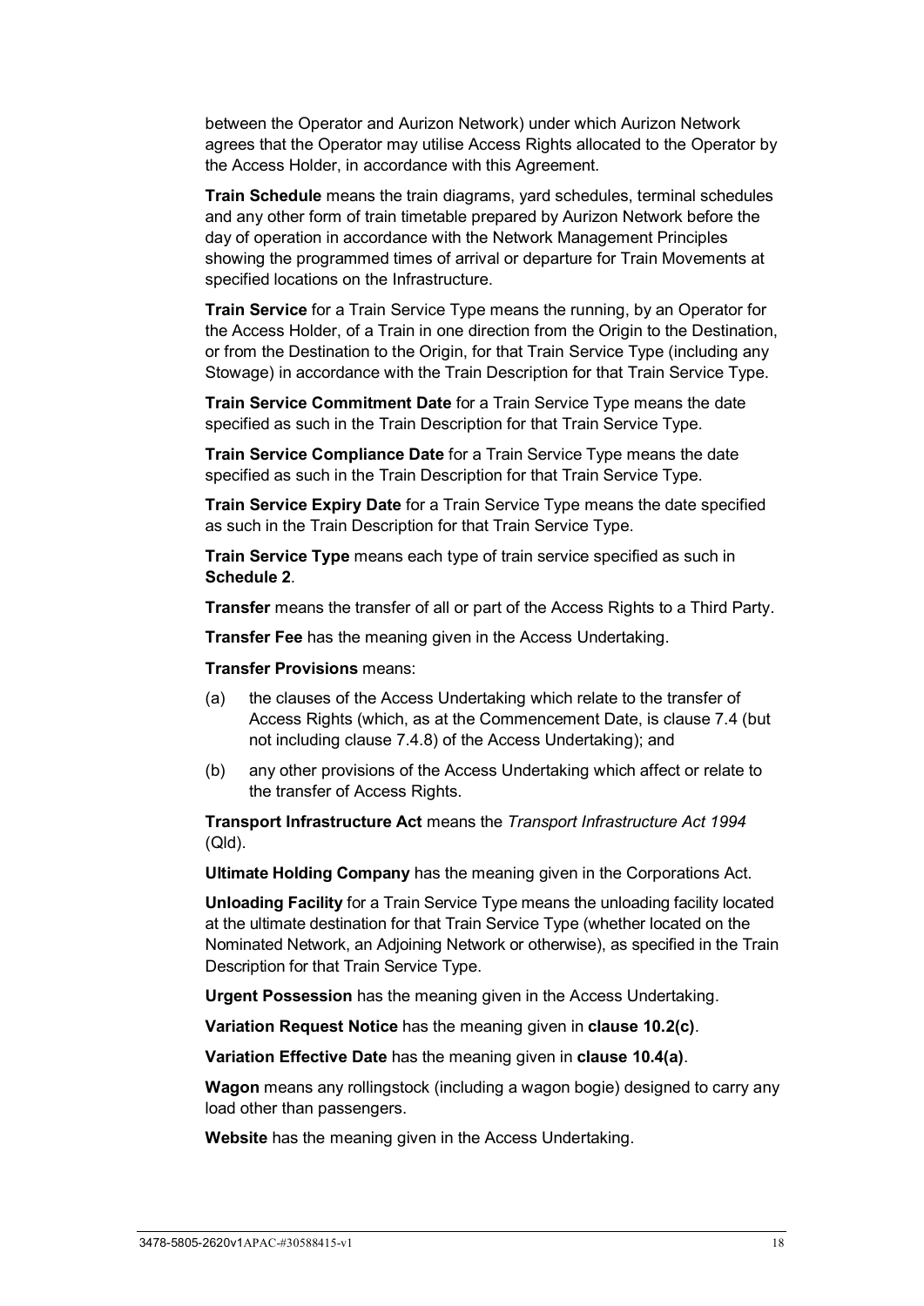between the Operator and Aurizon Network) under which Aurizon Network agrees that the Operator may utilise Access Rights allocated to the Operator by the Access Holder, in accordance with this Agreement.

**Train Schedule** means the train diagrams, yard schedules, terminal schedules and any other form of train timetable prepared by Aurizon Network before the day of operation in accordance with the Network Management Principles showing the programmed times of arrival or departure for Train Movements at specified locations on the Infrastructure.

**Train Service** for a Train Service Type means the running, by an Operator for the Access Holder, of a Train in one direction from the Origin to the Destination, or from the Destination to the Origin, for that Train Service Type (including any Stowage) in accordance with the Train Description for that Train Service Type.

**Train Service Commitment Date** for a Train Service Type means the date specified as such in the Train Description for that Train Service Type.

**Train Service Compliance Date** for a Train Service Type means the date specified as such in the Train Description for that Train Service Type.

**Train Service Expiry Date** for a Train Service Type means the date specified as such in the Train Description for that Train Service Type.

**Train Service Type** means each type of train service specified as such in **Schedule 2**.

**Transfer** means the transfer of all or part of the Access Rights to a Third Party.

**Transfer Fee** has the meaning given in the Access Undertaking.

**Transfer Provisions** means:

(a) the clauses of the Access Undertaking which relate to the transfer of Access Rights (which, as at the Commencement Date, is clause 7.4 (but not including clause 7.4.8) of the Access Undertaking); and

(b) any other provisions of the Access Undertaking which affect or relate to the transfer of Access Rights.

**Transport Infrastructure Act** means the *Transport Infrastructure Act 1994* (Qld).

**Ultimate Holding Company** has the meaning given in the Corporations Act.

**Unloading Facility** for a Train Service Type means the unloading facility located at the ultimate destination for that Train Service Type (whether located on the Nominated Network, an Adjoining Network or otherwise), as specified in the Train Description for that Train Service Type.

**Urgent Possession** has the meaning given in the Access Undertaking.

**Variation Request Notice** has the meaning given in **clause 10.2(c)**.

**Variation Effective Date** has the meaning given in **clause 10.4(a)**.

**Wagon** means any rollingstock (including a wagon bogie) designed to carry any load other than passengers.

**Website** has the meaning given in the Access Undertaking.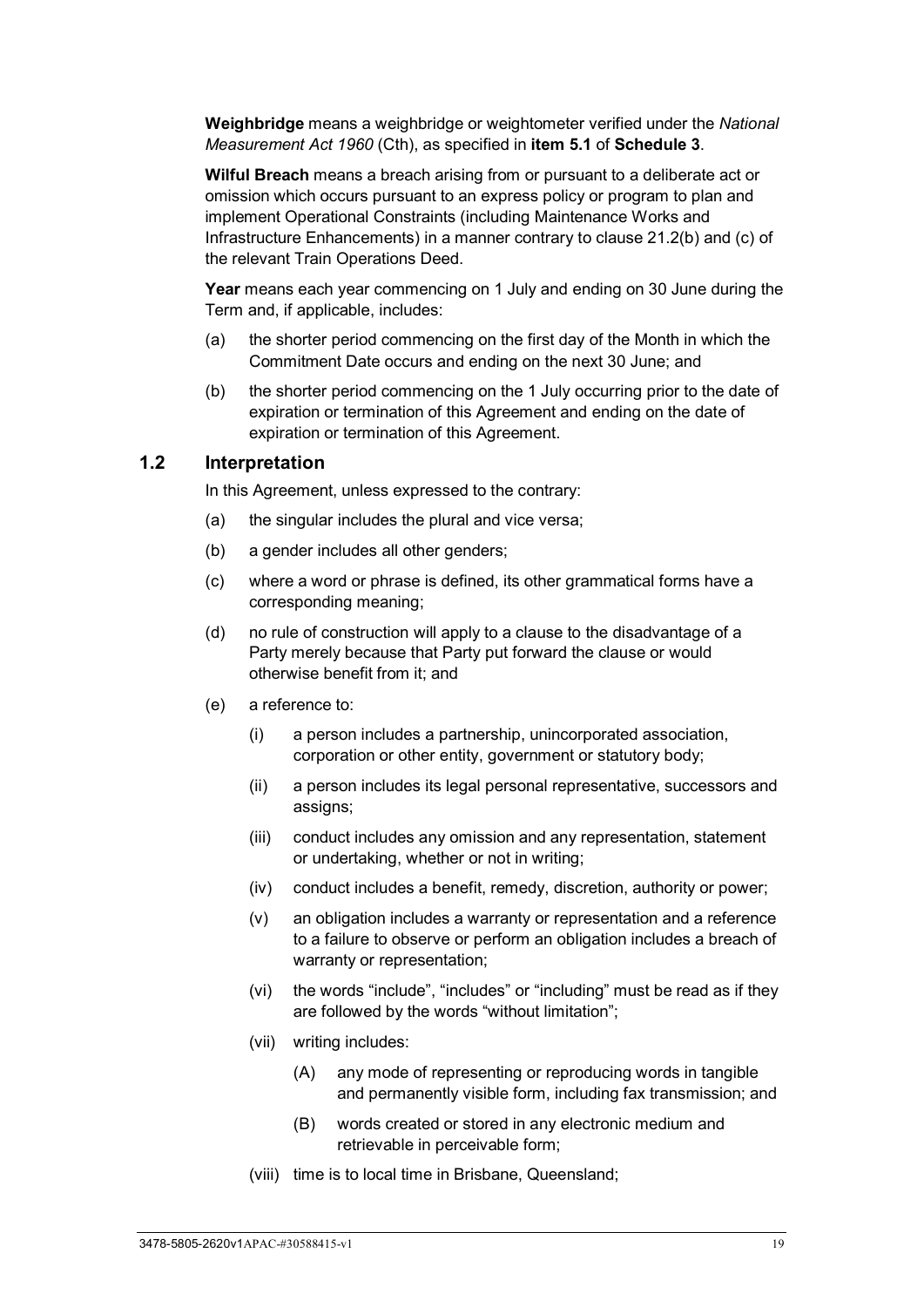**Weighbridge** means a weighbridge or weightometer verified under the *National Measurement Act 1960* (Cth), as specified in **item 5.1** of **Schedule 3**.

**Wilful Breach** means a breach arising from or pursuant to a deliberate act or omission which occurs pursuant to an express policy or program to plan and implement Operational Constraints (including Maintenance Works and Infrastructure Enhancements) in a manner contrary to clause 21.2(b) and (c) of the relevant Train Operations Deed.

**Year** means each year commencing on 1 July and ending on 30 June during the Term and, if applicable, includes:

(a) the shorter period commencing on the first day of the Month in which the Commitment Date occurs and ending on the next 30 June; and

(b) the shorter period commencing on the 1 July occurring prior to the date of expiration or termination of this Agreement and ending on the date of expiration or termination of this Agreement.

## 1.2 Interpretation

In this Agreement, unless expressed to the contrary:

(a) the singular includes the plural and vice versa;

(b) a gender includes all other genders;

(c) where a word or phrase is defined, its other grammatical forms have a corresponding meaning;

(d) no rule of construction will apply to a clause to the disadvantage of a Party merely because that Party put forward the clause or would otherwise benefit from it; and

(e) a reference to:

(i) a person includes a partnership, unincorporated association, corporation or other entity, government or statutory body;

(ii) a person includes its legal personal representative, successors and assigns;

(iii) conduct includes any omission and any representation, statement or undertaking, whether or not in writing;

(iv) conduct includes a benefit, remedy, discretion, authority or power;

(v) an obligation includes a warranty or representation and a reference to a failure to observe or perform an obligation includes a breach of warranty or representation;

(vi) the words “include”, “includes” or “including” must be read as if they are followed by the words “without limitation”;

(vii) writing includes:

(A) any mode of representing or reproducing words in tangible and permanently visible form, including fax transmission; and

(B) words created or stored in any electronic medium and retrievable in perceivable form;

(viii) time is to local time in Brisbane, Queensland;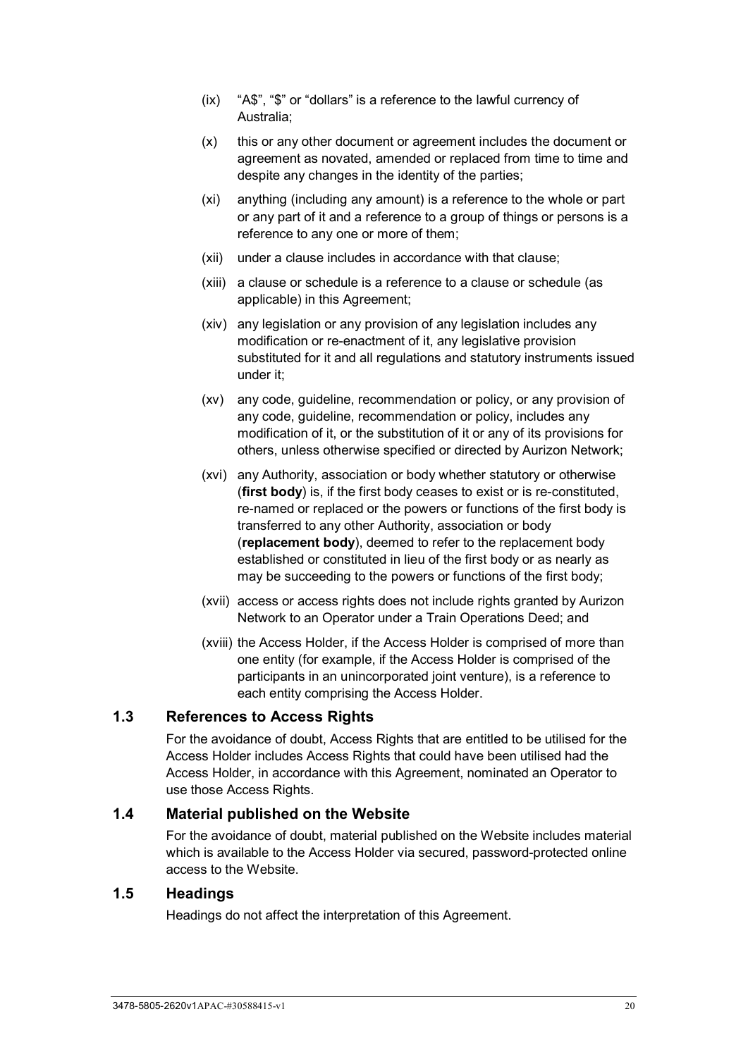(ix) "A$", "$" or "dollars" is a reference to the lawful currency of Australia;

(x) this or any other document or agreement includes the document or agreement as novated, amended or replaced from time to time and despite any changes in the identity of the parties;

(xi) anything (including any amount) is a reference to the whole or part or any part of it and a reference to a group of things or persons is a reference to any one or more of them;

(xii) under a clause includes in accordance with that clause;

(xiii) a clause or schedule is a reference to a clause or schedule (as applicable) in this Agreement;

(xiv) any legislation or any provision of any legislation includes any modification or re-enactment of it, any legislative provision substituted for it and all regulations and statutory instruments issued under it;

(xv) any code, guideline, recommendation or policy, or any provision of any code, guideline, recommendation or policy, includes any modification of it, or the substitution of it or any of its provisions for others, unless otherwise specified or directed by Aurizon Network;

(xvi) any Authority, association or body whether statutory or otherwise (**first body**) is, if the first body ceases to exist or is re-constituted, re-named or replaced or the powers or functions of the first body is transferred to any other Authority, association or body (**replacement body**), deemed to refer to the replacement body established or constituted in lieu of the first body or as nearly as may be succeeding to the powers or functions of the first body;

(xvii) access or access rights does not include rights granted by Aurizon Network to an Operator under a Train Operations Deed; and

(xviii) the Access Holder, if the Access Holder is comprised of more than one entity (for example, if the Access Holder is comprised of the participants in an unincorporated joint venture), is a reference to each entity comprising the Access Holder.

## 1.3 References to Access Rights

For the avoidance of doubt, Access Rights that are entitled to be utilised for the Access Holder includes Access Rights that could have been utilised had the Access Holder, in accordance with this Agreement, nominated an Operator to use those Access Rights.

## 1.4 Material published on the Website

For the avoidance of doubt, material published on the Website includes material which is available to the Access Holder via secured, password-protected online access to the Website.

## 1.5 Headings

Headings do not affect the interpretation of this Agreement.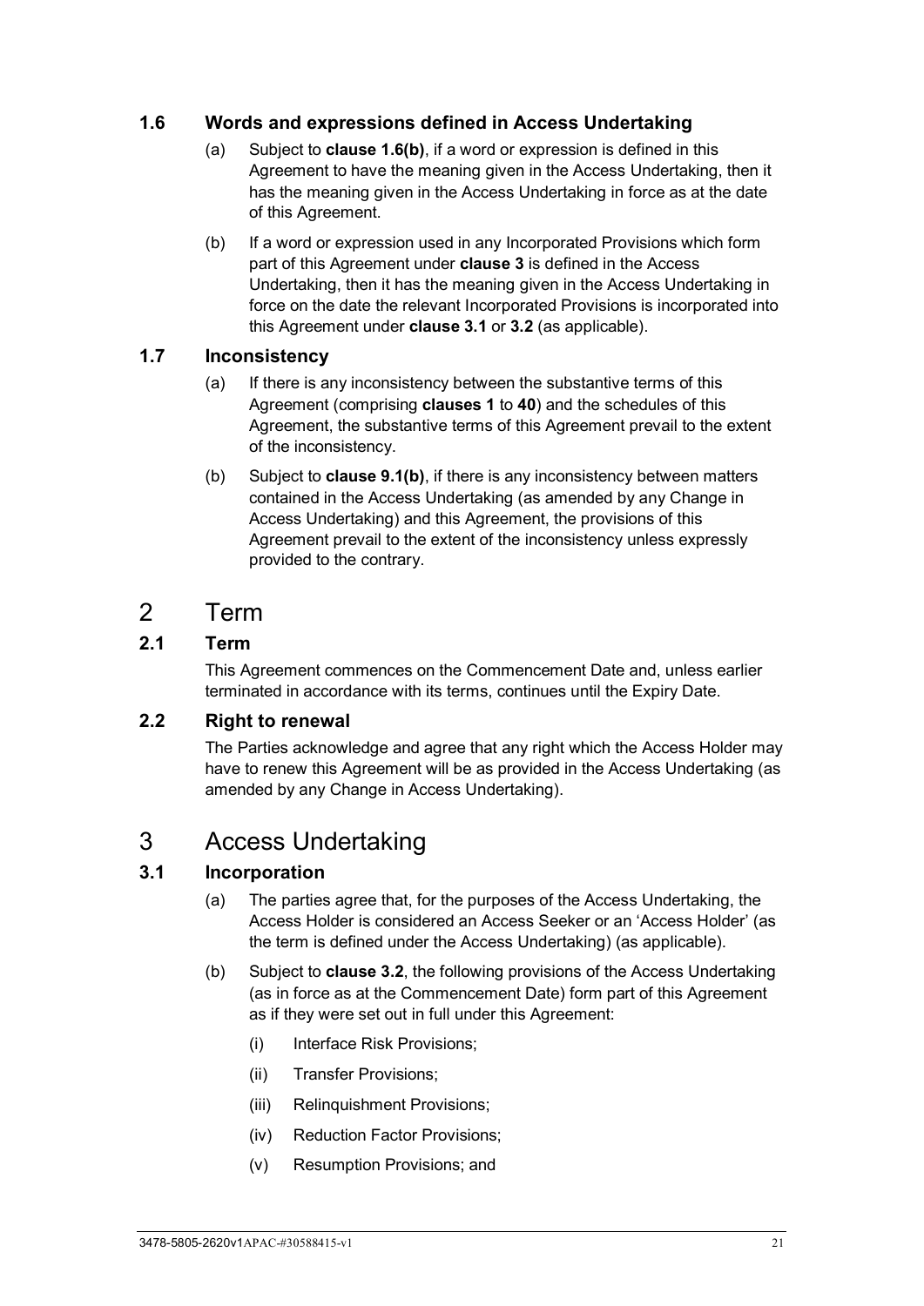### 1.6 Words and expressions defined in Access Undertaking

(a) Subject to **clause 1.6(b)**, if a word or expression is defined in this Agreement to have the meaning given in the Access Undertaking, then it has the meaning given in the Access Undertaking in force as at the date of this Agreement.

(b) If a word or expression used in any Incorporated Provisions which form part of this Agreement under **clause 3** is defined in the Access Undertaking, then it has the meaning given in the Access Undertaking in force on the date the relevant Incorporated Provisions is incorporated into this Agreement under **clause 3.1** or **3.2** (as applicable).

### 1.7 Inconsistency

(a) If there is any inconsistency between the substantive terms of this Agreement (comprising **clauses 1** to **40**) and the schedules of this Agreement, the substantive terms of this Agreement prevail to the extent of the inconsistency.

(b) Subject to **clause 9.1(b)**, if there is any inconsistency between matters contained in the Access Undertaking (as amended by any Change in Access Undertaking) and this Agreement, the provisions of this Agreement prevail to the extent of the inconsistency unless expressly provided to the contrary.

## 2 Term

### 2.1 Term

This Agreement commences on the Commencement Date and, unless earlier terminated in accordance with its terms, continues until the Expiry Date.

### 2.2 Right to renewal

The Parties acknowledge and agree that any right which the Access Holder may have to renew this Agreement will be as provided in the Access Undertaking (as amended by any Change in Access Undertaking).

## 3 Access Undertaking

### 3.1 Incorporation

(a) The parties agree that, for the purposes of the Access Undertaking, the Access Holder is considered an Access Seeker or an 'Access Holder' (as the term is defined under the Access Undertaking) (as applicable).

(b) Subject to **clause 3.2**, the following provisions of the Access Undertaking (as in force as at the Commencement Date) form part of this Agreement as if they were set out in full under this Agreement:

(i) Interface Risk Provisions;

(ii) Transfer Provisions;

(iii) Relinquishment Provisions;

(iv) Reduction Factor Provisions;

(v) Resumption Provisions; and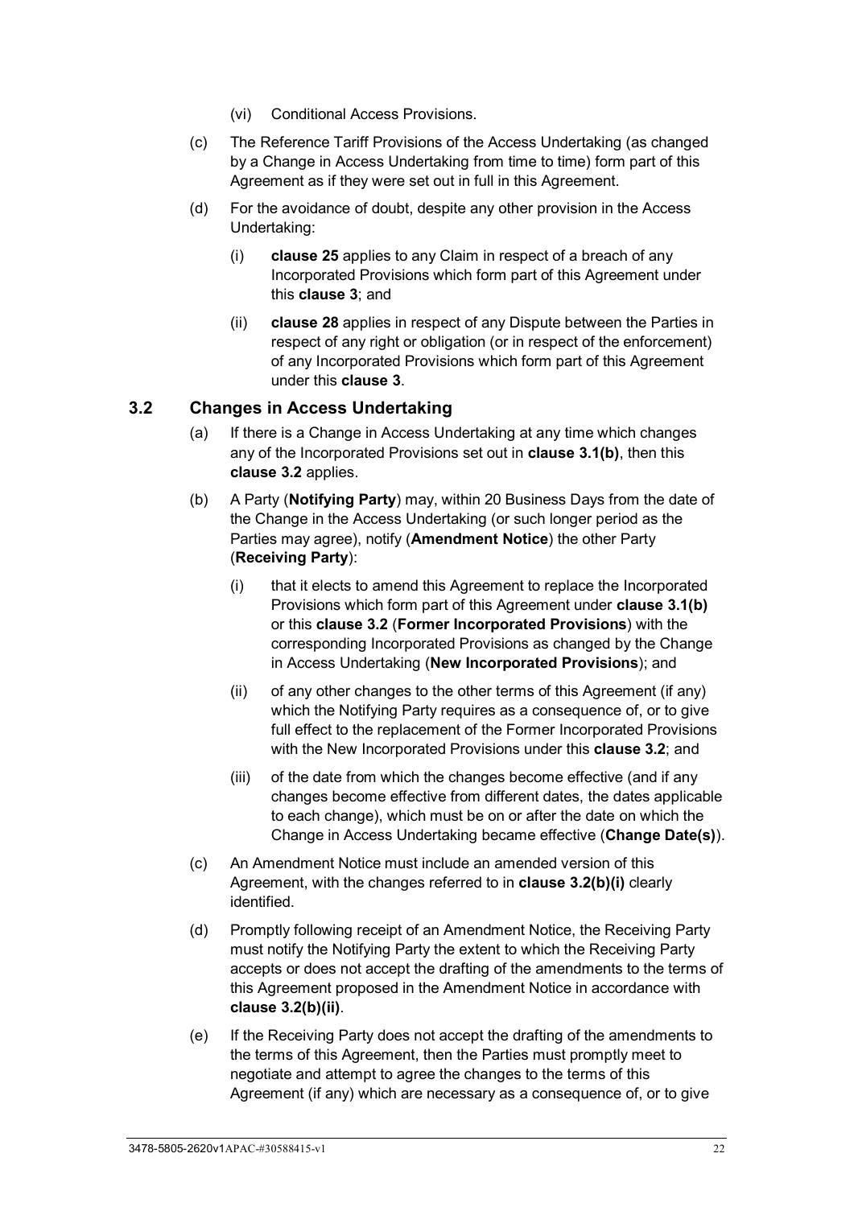(vi) Conditional Access Provisions.

(c) The Reference Tariff Provisions of the Access Undertaking (as changed by a Change in Access Undertaking from time to time) form part of this Agreement as if they were set out in full in this Agreement.

(d) For the avoidance of doubt, despite any other provision in the Access Undertaking:

(i) **clause 25** applies to any Claim in respect of a breach of any Incorporated Provisions which form part of this Agreement under this **clause 3**; and

(ii) **clause 28** applies in respect of any Dispute between the Parties in respect of any right or obligation (or in respect of the enforcement) of any Incorporated Provisions which form part of this Agreement under this **clause 3**.

### 3.2 Changes in Access Undertaking

(a) If there is a Change in Access Undertaking at any time which changes any of the Incorporated Provisions set out in **clause 3.1(b)**, then this **clause 3.2** applies.

(b) A Party (**Notifying Party**) may, within 20 Business Days from the date of the Change in the Access Undertaking (or such longer period as the Parties may agree), notify (**Amendment Notice**) the other Party (**Receiving Party**):

(i) that it elects to amend this Agreement to replace the Incorporated Provisions which form part of this Agreement under **clause 3.1(b)** or this **clause 3.2** (**Former Incorporated Provisions**) with the corresponding Incorporated Provisions as changed by the Change in Access Undertaking (**New Incorporated Provisions**); and

(ii) of any other changes to the other terms of this Agreement (if any) which the Notifying Party requires as a consequence of, or to give full effect to the replacement of the Former Incorporated Provisions with the New Incorporated Provisions under this **clause 3.2**; and

(iii) of the date from which the changes become effective (and if any changes become effective from different dates, the dates applicable to each change), which must be on or after the date on which the Change in Access Undertaking became effective (**Change Date(s)**).

(c) An Amendment Notice must include an amended version of this Agreement, with the changes referred to in **clause 3.2(b)(i)** clearly identified.

(d) Promptly following receipt of an Amendment Notice, the Receiving Party must notify the Notifying Party the extent to which the Receiving Party accepts or does not accept the drafting of the amendments to the terms of this Agreement proposed in the Amendment Notice in accordance with **clause 3.2(b)(ii)**.

(e) If the Receiving Party does not accept the drafting of the amendments to the terms of this Agreement, then the Parties must promptly meet to negotiate and attempt to agree the changes to the terms of this Agreement (if any) which are necessary as a consequence of, or to give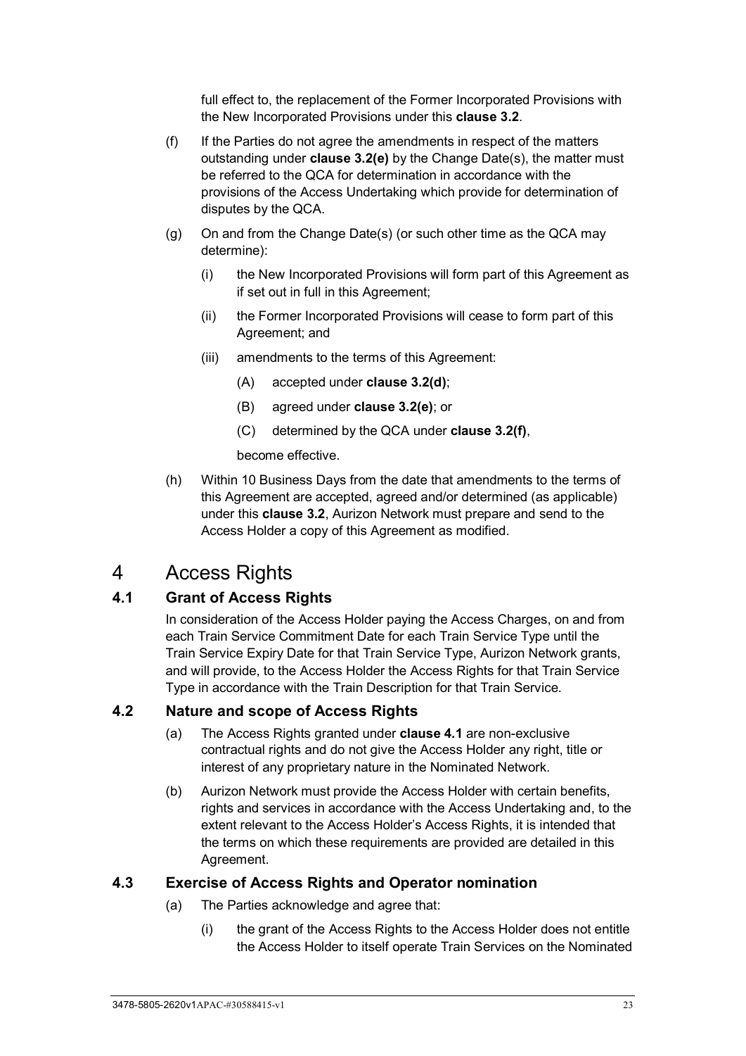full effect to, the replacement of the Former Incorporated Provisions with the New Incorporated Provisions under this **clause 3.2**.

(f) If the Parties do not agree the amendments in respect of the matters outstanding under **clause 3.2(e)** by the Change Date(s), the matter must be referred to the QCA for determination in accordance with the provisions of the Access Undertaking which provide for determination of disputes by the QCA.

(g) On and from the Change Date(s) (or such other time as the QCA may determine):

(i) the New Incorporated Provisions will form part of this Agreement as if set out in full in this Agreement;

(ii) the Former Incorporated Provisions will cease to form part of this Agreement; and

(iii) amendments to the terms of this Agreement:

(A) accepted under **clause 3.2(d)**;

(B) agreed under **clause 3.2(e)**; or

(C) determined by the QCA under **clause 3.2(f)**,

become effective.

(h) Within 10 Business Days from the date that amendments to the terms of this Agreement are accepted, agreed and/or determined (as applicable) under this **clause 3.2**, Aurizon Network must prepare and send to the Access Holder a copy of this Agreement as modified.

# 4 Access Rights

## 4.1 Grant of Access Rights

In consideration of the Access Holder paying the Access Charges, on and from each Train Service Commitment Date for each Train Service Type until the Train Service Expiry Date for that Train Service Type, Aurizon Network grants, and will provide, to the Access Holder the Access Rights for that Train Service Type in accordance with the Train Description for that Train Service.

## 4.2 Nature and scope of Access Rights

(a) The Access Rights granted under **clause 4.1** are non-exclusive contractual rights and do not give the Access Holder any right, title or interest of any proprietary nature in the Nominated Network.

(b) Aurizon Network must provide the Access Holder with certain benefits, rights and services in accordance with the Access Undertaking and, to the extent relevant to the Access Holder's Access Rights, it is intended that the terms on which these requirements are provided are detailed in this Agreement.

## 4.3 Exercise of Access Rights and Operator nomination

(a) The Parties acknowledge and agree that:

(i) the grant of the Access Rights to the Access Holder does not entitle the Access Holder to itself operate Train Services on the Nominated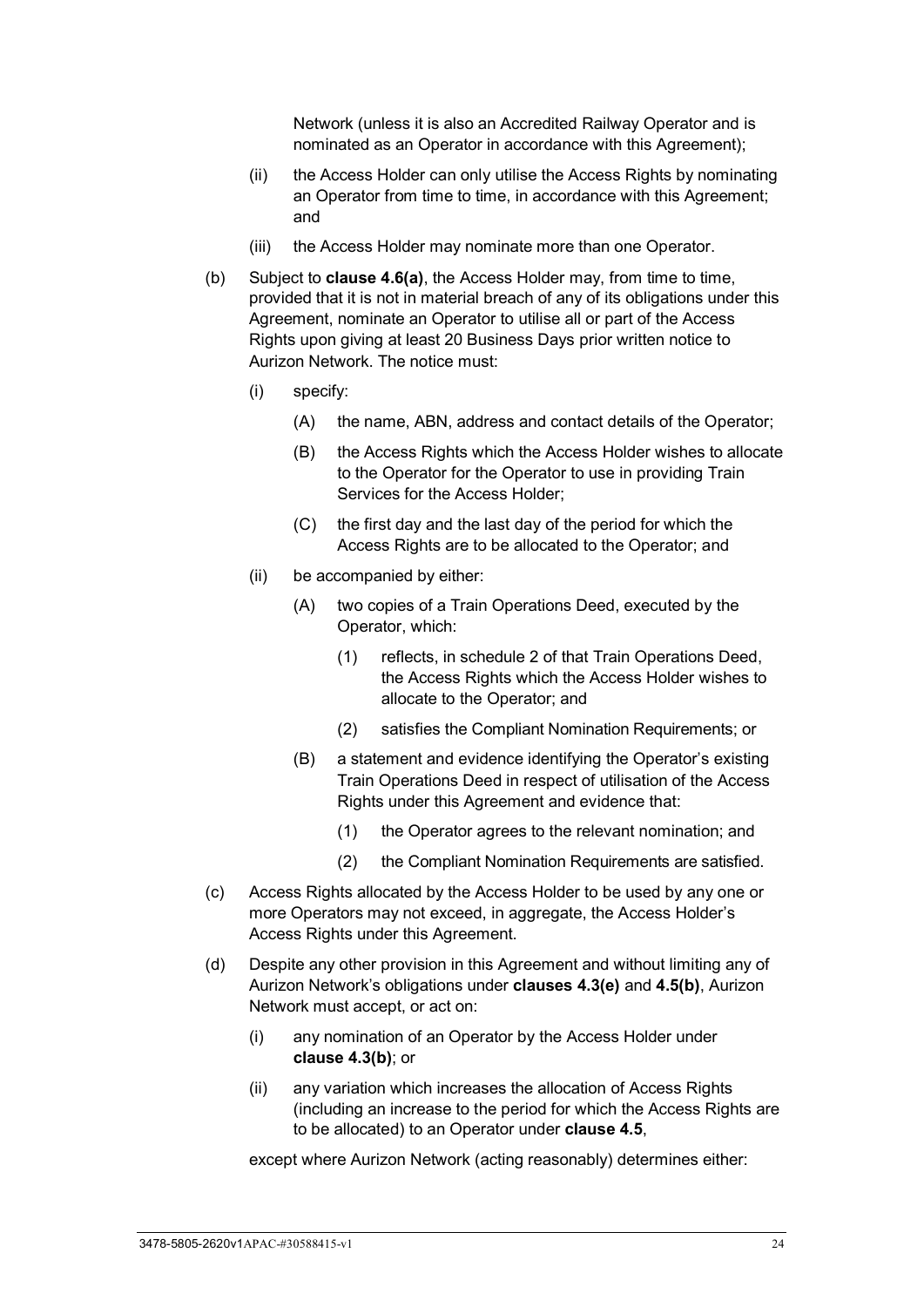Network (unless it is also an Accredited Railway Operator and is nominated as an Operator in accordance with this Agreement);

(ii) the Access Holder can only utilise the Access Rights by nominating an Operator from time to time, in accordance with this Agreement; and

(iii) the Access Holder may nominate more than one Operator.

(b) Subject to **clause 4.6(a)**, the Access Holder may, from time to time, provided that it is not in material breach of any of its obligations under this Agreement, nominate an Operator to utilise all or part of the Access Rights upon giving at least 20 Business Days prior written notice to Aurizon Network. The notice must:

(i) specify:

(A) the name, ABN, address and contact details of the Operator;

(B) the Access Rights which the Access Holder wishes to allocate to the Operator for the Operator to use in providing Train Services for the Access Holder;

(C) the first day and the last day of the period for which the Access Rights are to be allocated to the Operator; and

(ii) be accompanied by either:

(A) two copies of a Train Operations Deed, executed by the Operator, which:

(1) reflects, in schedule 2 of that Train Operations Deed, the Access Rights which the Access Holder wishes to allocate to the Operator; and

(2) satisfies the Compliant Nomination Requirements; or

(B) a statement and evidence identifying the Operator's existing Train Operations Deed in respect of utilisation of the Access Rights under this Agreement and evidence that:

(1) the Operator agrees to the relevant nomination; and

(2) the Compliant Nomination Requirements are satisfied.

(c) Access Rights allocated by the Access Holder to be used by any one or more Operators may not exceed, in aggregate, the Access Holder's Access Rights under this Agreement.

(d) Despite any other provision in this Agreement and without limiting any of Aurizon Network's obligations under **clauses 4.3(e)** and **4.5(b)**, Aurizon Network must accept, or act on:

(i) any nomination of an Operator by the Access Holder under **clause 4.3(b)**; or

(ii) any variation which increases the allocation of Access Rights (including an increase to the period for which the Access Rights are to be allocated) to an Operator under **clause 4.5**,

except where Aurizon Network (acting reasonably) determines either: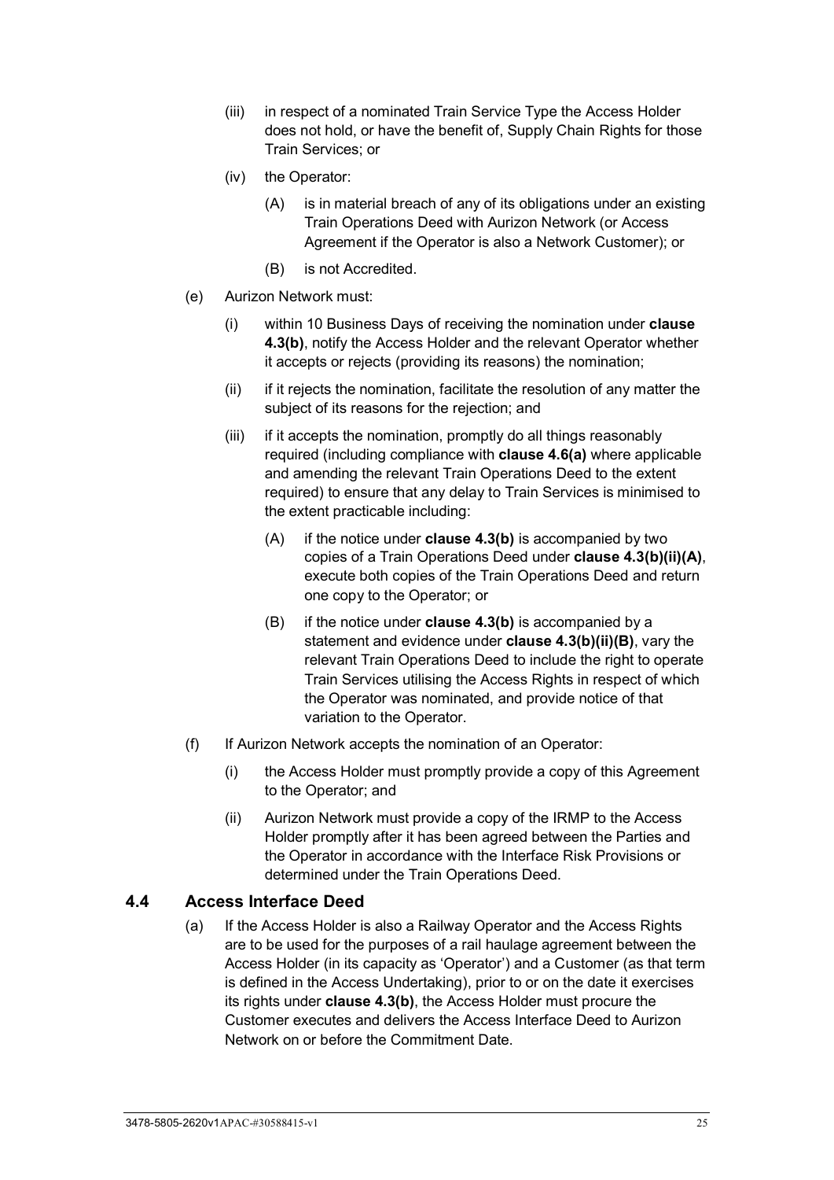(iii) in respect of a nominated Train Service Type the Access Holder does not hold, or have the benefit of, Supply Chain Rights for those Train Services; or

(iv) the Operator:

(A) is in material breach of any of its obligations under an existing Train Operations Deed with Aurizon Network (or Access Agreement if the Operator is also a Network Customer); or

(B) is not Accredited.

(e) Aurizon Network must:

(i) within 10 Business Days of receiving the nomination under **clause 4.3(b)**, notify the Access Holder and the relevant Operator whether it accepts or rejects (providing its reasons) the nomination;

(ii) if it rejects the nomination, facilitate the resolution of any matter the subject of its reasons for the rejection; and

(iii) if it accepts the nomination, promptly do all things reasonably required (including compliance with **clause 4.6(a)** where applicable and amending the relevant Train Operations Deed to the extent required) to ensure that any delay to Train Services is minimised to the extent practicable including:

(A) if the notice under **clause 4.3(b)** is accompanied by two copies of a Train Operations Deed under **clause 4.3(b)(ii)(A)**, execute both copies of the Train Operations Deed and return one copy to the Operator; or

(B) if the notice under **clause 4.3(b)** is accompanied by a statement and evidence under **clause 4.3(b)(ii)(B)**, vary the relevant Train Operations Deed to include the right to operate Train Services utilising the Access Rights in respect of which the Operator was nominated, and provide notice of that variation to the Operator.

(f) If Aurizon Network accepts the nomination of an Operator:

(i) the Access Holder must promptly provide a copy of this Agreement to the Operator; and

(ii) Aurizon Network must provide a copy of the IRMP to the Access Holder promptly after it has been agreed between the Parties and the Operator in accordance with the Interface Risk Provisions or determined under the Train Operations Deed.

### 4.4 Access Interface Deed

(a) If the Access Holder is also a Railway Operator and the Access Rights are to be used for the purposes of a rail haulage agreement between the Access Holder (in its capacity as 'Operator') and a Customer (as that term is defined in the Access Undertaking), prior to or on the date it exercises its rights under **clause 4.3(b)**, the Access Holder must procure the Customer executes and delivers the Access Interface Deed to Aurizon Network on or before the Commitment Date.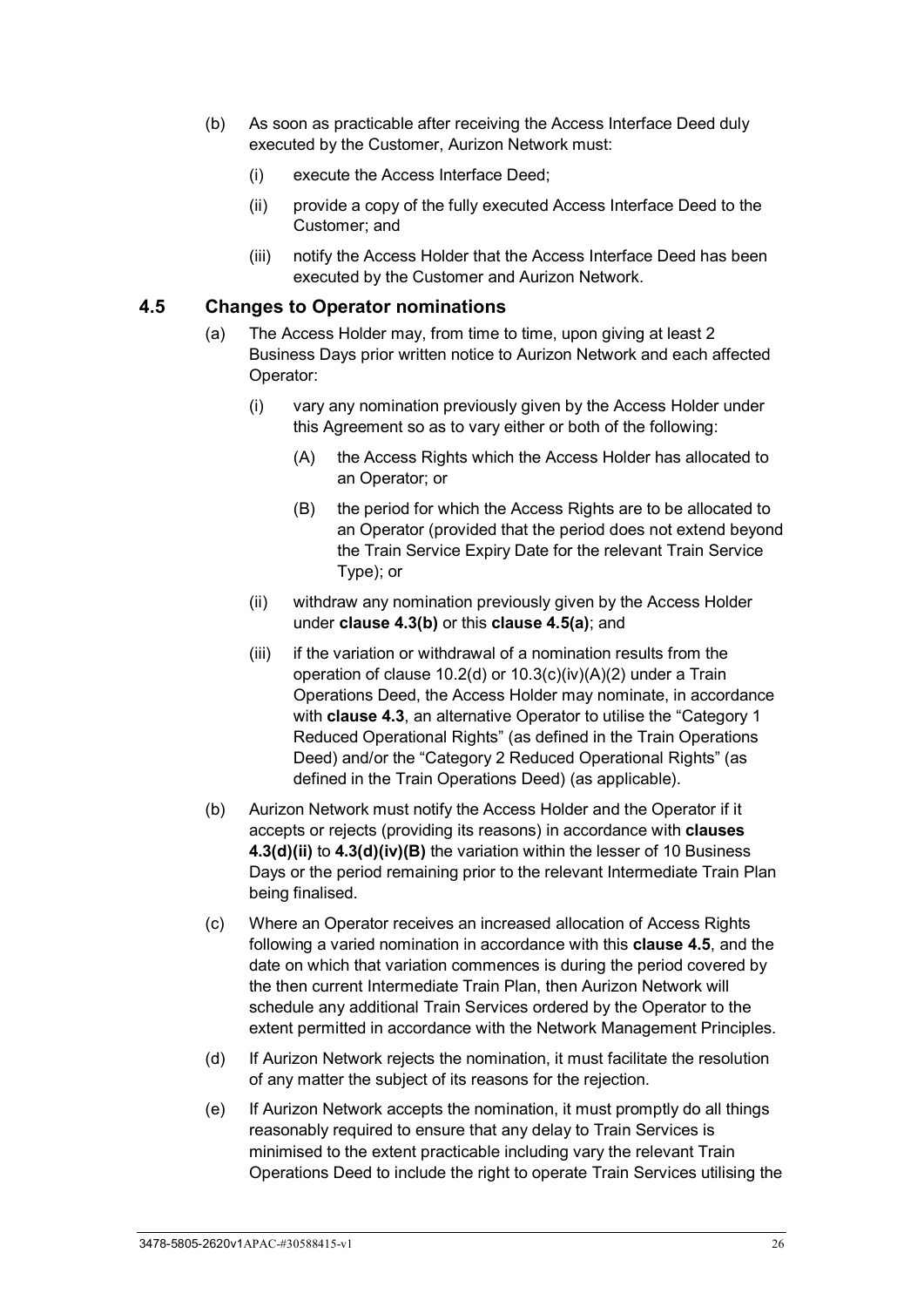(b) As soon as practicable after receiving the Access Interface Deed duly executed by the Customer, Aurizon Network must:

    (i) execute the Access Interface Deed;

    (ii) provide a copy of the fully executed Access Interface Deed to the Customer; and

    (iii) notify the Access Holder that the Access Interface Deed has been executed by the Customer and Aurizon Network.

## 4.5 Changes to Operator nominations

(a) The Access Holder may, from time to time, upon giving at least 2 Business Days prior written notice to Aurizon Network and each affected Operator:

    (i) vary any nomination previously given by the Access Holder under this Agreement so as to vary either or both of the following:

        (A) the Access Rights which the Access Holder has allocated to an Operator; or

        (B) the period for which the Access Rights are to be allocated to an Operator (provided that the period does not extend beyond the Train Service Expiry Date for the relevant Train Service Type); or

    (ii) withdraw any nomination previously given by the Access Holder under **clause 4.3(b)** or this **clause 4.5(a)**; and

    (iii) if the variation or withdrawal of a nomination results from the operation of clause 10.2(d) or 10.3(c)(iv)(A)(2) under a Train Operations Deed, the Access Holder may nominate, in accordance with **clause 4.3**, an alternative Operator to utilise the "Category 1 Reduced Operational Rights" (as defined in the Train Operations Deed) and/or the "Category 2 Reduced Operational Rights" (as defined in the Train Operations Deed) (as applicable).

(b) Aurizon Network must notify the Access Holder and the Operator if it accepts or rejects (providing its reasons) in accordance with **clauses 4.3(d)(ii)** to **4.3(d)(iv)(B)** the variation within the lesser of 10 Business Days or the period remaining prior to the relevant Intermediate Train Plan being finalised.

(c) Where an Operator receives an increased allocation of Access Rights following a varied nomination in accordance with this **clause 4.5**, and the date on which that variation commences is during the period covered by the then current Intermediate Train Plan, then Aurizon Network will schedule any additional Train Services ordered by the Operator to the extent permitted in accordance with the Network Management Principles.

(d) If Aurizon Network rejects the nomination, it must facilitate the resolution of any matter the subject of its reasons for the rejection.

(e) If Aurizon Network accepts the nomination, it must promptly do all things reasonably required to ensure that any delay to Train Services is minimised to the extent practicable including vary the relevant Train Operations Deed to include the right to operate Train Services utilising the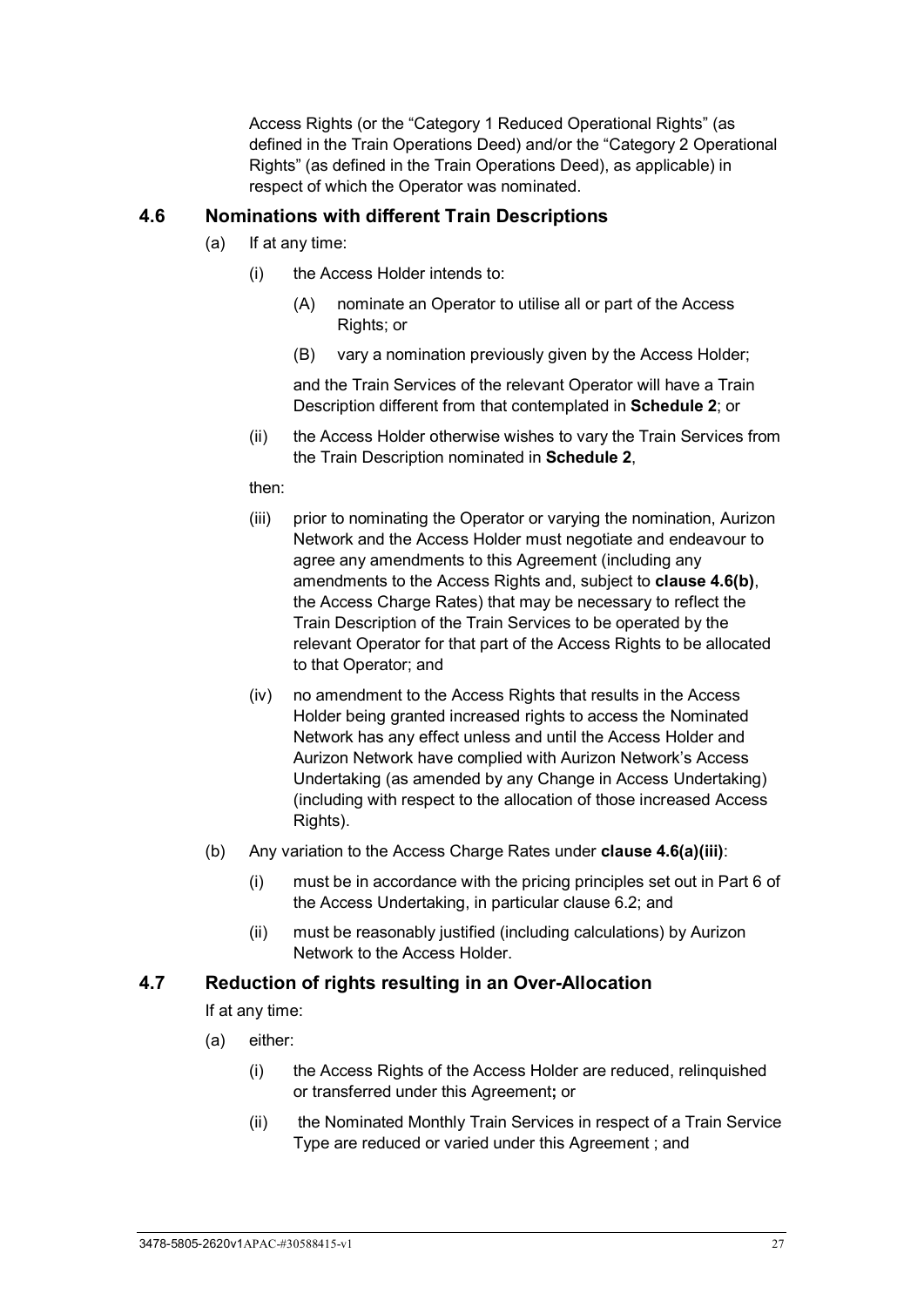Access Rights (or the "Category 1 Reduced Operational Rights" (as defined in the Train Operations Deed) and/or the "Category 2 Operational Rights" (as defined in the Train Operations Deed), as applicable) in respect of which the Operator was nominated.

### 4.6 Nominations with different Train Descriptions

(a) If at any time:

(i) the Access Holder intends to:

(A) nominate an Operator to utilise all or part of the Access Rights; or

(B) vary a nomination previously given by the Access Holder;

and the Train Services of the relevant Operator will have a Train Description different from that contemplated in **Schedule 2**; or

(ii) the Access Holder otherwise wishes to vary the Train Services from the Train Description nominated in **Schedule 2**,

then:

(iii) prior to nominating the Operator or varying the nomination, Aurizon Network and the Access Holder must negotiate and endeavour to agree any amendments to this Agreement (including any amendments to the Access Rights and, subject to **clause 4.6(b)**, the Access Charge Rates) that may be necessary to reflect the Train Description of the Train Services to be operated by the relevant Operator for that part of the Access Rights to be allocated to that Operator; and

(iv) no amendment to the Access Rights that results in the Access Holder being granted increased rights to access the Nominated Network has any effect unless and until the Access Holder and Aurizon Network have complied with Aurizon Network's Access Undertaking (as amended by any Change in Access Undertaking) (including with respect to the allocation of those increased Access Rights).

(b) Any variation to the Access Charge Rates under **clause 4.6(a)(iii)**:

(i) must be in accordance with the pricing principles set out in Part 6 of the Access Undertaking, in particular clause 6.2; and

(ii) must be reasonably justified (including calculations) by Aurizon Network to the Access Holder.

### 4.7 Reduction of rights resulting in an Over-Allocation

If at any time:

(a) either:

(i) the Access Rights of the Access Holder are reduced, relinquished or transferred under this Agreement**;** or

(ii) the Nominated Monthly Train Services in respect of a Train Service Type are reduced or varied under this Agreement ; and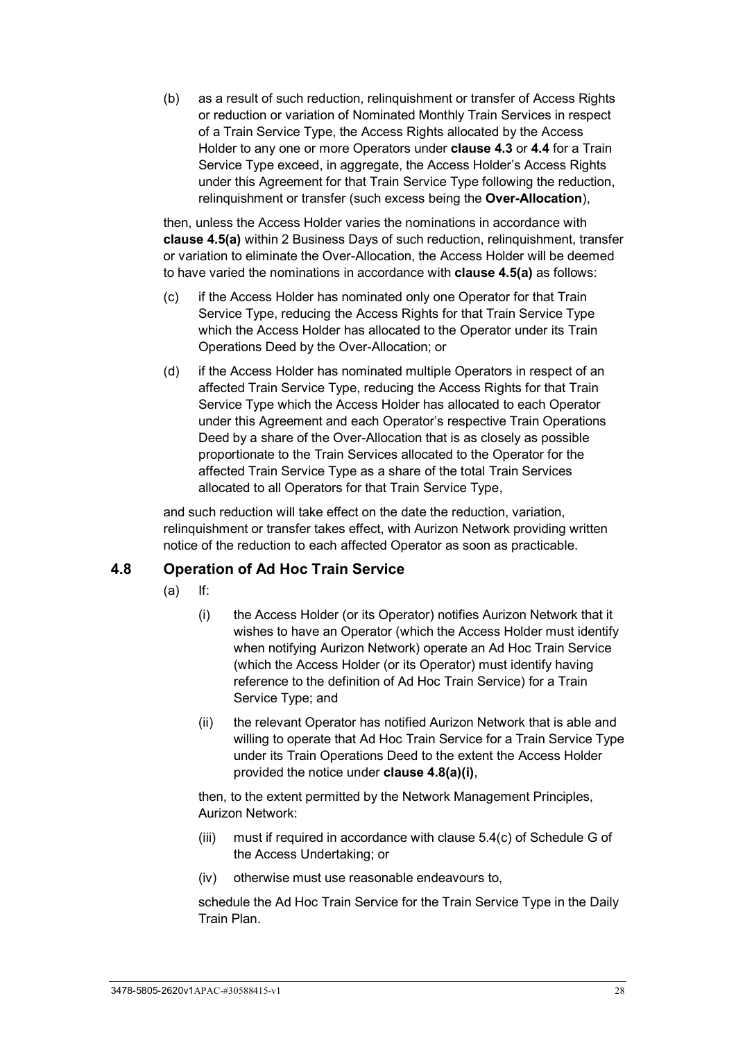(b) as a result of such reduction, relinquishment or transfer of Access Rights or reduction or variation of Nominated Monthly Train Services in respect of a Train Service Type, the Access Rights allocated by the Access Holder to any one or more Operators under **clause 4.3** or **4.4** for a Train Service Type exceed, in aggregate, the Access Holder's Access Rights under this Agreement for that Train Service Type following the reduction, relinquishment or transfer (such excess being the **Over-Allocation**),

then, unless the Access Holder varies the nominations in accordance with **clause 4.5(a)** within 2 Business Days of such reduction, relinquishment, transfer or variation to eliminate the Over-Allocation, the Access Holder will be deemed to have varied the nominations in accordance with **clause 4.5(a)** as follows:

(c) if the Access Holder has nominated only one Operator for that Train Service Type, reducing the Access Rights for that Train Service Type which the Access Holder has allocated to the Operator under its Train Operations Deed by the Over-Allocation; or

(d) if the Access Holder has nominated multiple Operators in respect of an affected Train Service Type, reducing the Access Rights for that Train Service Type which the Access Holder has allocated to each Operator under this Agreement and each Operator's respective Train Operations Deed by a share of the Over-Allocation that is as closely as possible proportionate to the Train Services allocated to the Operator for the affected Train Service Type as a share of the total Train Services allocated to all Operators for that Train Service Type,

and such reduction will take effect on the date the reduction, variation, relinquishment or transfer takes effect, with Aurizon Network providing written notice of the reduction to each affected Operator as soon as practicable.

## 4.8 Operation of Ad Hoc Train Service

(a) If:

(i) the Access Holder (or its Operator) notifies Aurizon Network that it wishes to have an Operator (which the Access Holder must identify when notifying Aurizon Network) operate an Ad Hoc Train Service (which the Access Holder (or its Operator) must identify having reference to the definition of Ad Hoc Train Service) for a Train Service Type; and

(ii) the relevant Operator has notified Aurizon Network that is able and willing to operate that Ad Hoc Train Service for a Train Service Type under its Train Operations Deed to the extent the Access Holder provided the notice under **clause 4.8(a)(i)**,

then, to the extent permitted by the Network Management Principles, Aurizon Network:

(iii) must if required in accordance with clause 5.4(c) of Schedule G of the Access Undertaking; or

(iv) otherwise must use reasonable endeavours to,

schedule the Ad Hoc Train Service for the Train Service Type in the Daily Train Plan.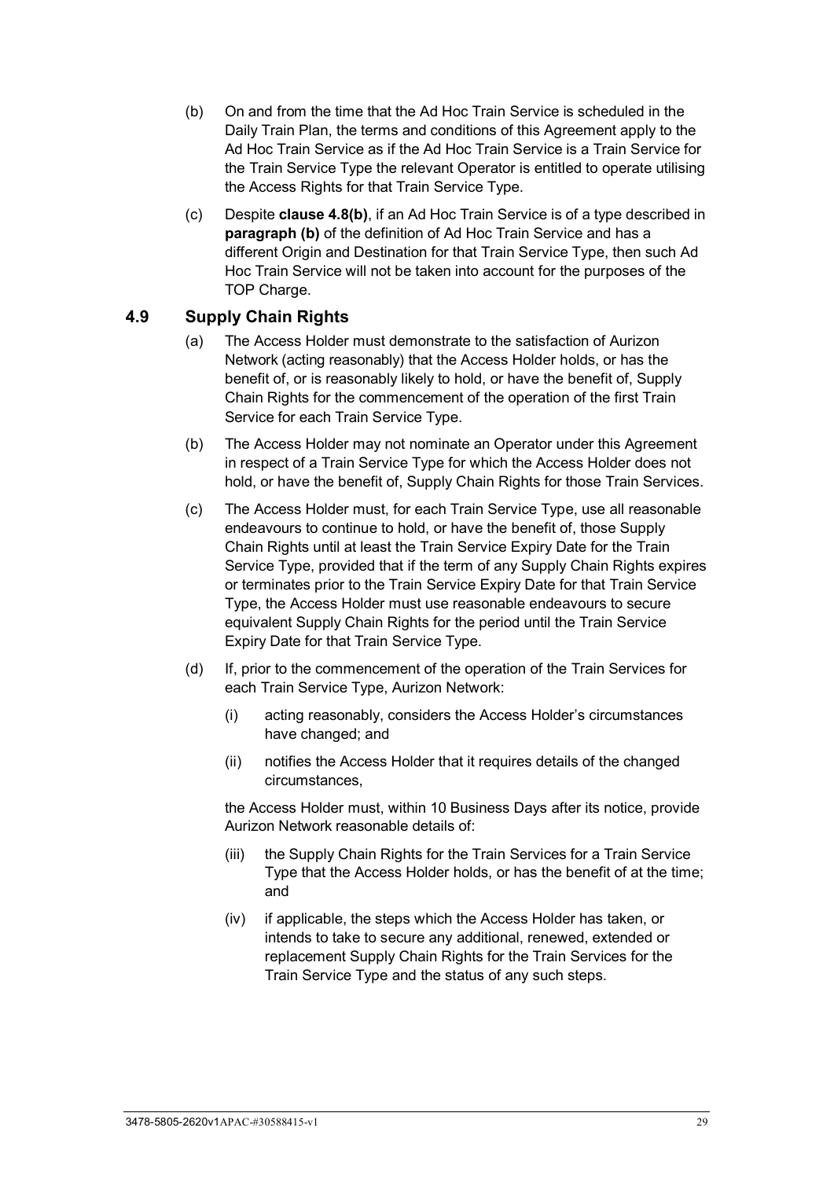(b) On and from the time that the Ad Hoc Train Service is scheduled in the Daily Train Plan, the terms and conditions of this Agreement apply to the Ad Hoc Train Service as if the Ad Hoc Train Service is a Train Service for the Train Service Type the relevant Operator is entitled to operate utilising the Access Rights for that Train Service Type.

(c) Despite **clause 4.8(b)**, if an Ad Hoc Train Service is of a type described in **paragraph (b)** of the definition of Ad Hoc Train Service and has a different Origin and Destination for that Train Service Type, then such Ad Hoc Train Service will not be taken into account for the purposes of the TOP Charge.

### 4.9 Supply Chain Rights

(a) The Access Holder must demonstrate to the satisfaction of Aurizon Network (acting reasonably) that the Access Holder holds, or has the benefit of, or is reasonably likely to hold, or have the benefit of, Supply Chain Rights for the commencement of the operation of the first Train Service for each Train Service Type.

(b) The Access Holder may not nominate an Operator under this Agreement in respect of a Train Service Type for which the Access Holder does not hold, or have the benefit of, Supply Chain Rights for those Train Services.

(c) The Access Holder must, for each Train Service Type, use all reasonable endeavours to continue to hold, or have the benefit of, those Supply Chain Rights until at least the Train Service Expiry Date for the Train Service Type, provided that if the term of any Supply Chain Rights expires or terminates prior to the Train Service Expiry Date for that Train Service Type, the Access Holder must use reasonable endeavours to secure equivalent Supply Chain Rights for the period until the Train Service Expiry Date for that Train Service Type.

(d) If, prior to the commencement of the operation of the Train Services for each Train Service Type, Aurizon Network:

(i) acting reasonably, considers the Access Holder's circumstances have changed; and

(ii) notifies the Access Holder that it requires details of the changed circumstances,

the Access Holder must, within 10 Business Days after its notice, provide Aurizon Network reasonable details of:

(iii) the Supply Chain Rights for the Train Services for a Train Service Type that the Access Holder holds, or has the benefit of at the time; and

(iv) if applicable, the steps which the Access Holder has taken, or intends to take to secure any additional, renewed, extended or replacement Supply Chain Rights for the Train Services for the Train Service Type and the status of any such steps.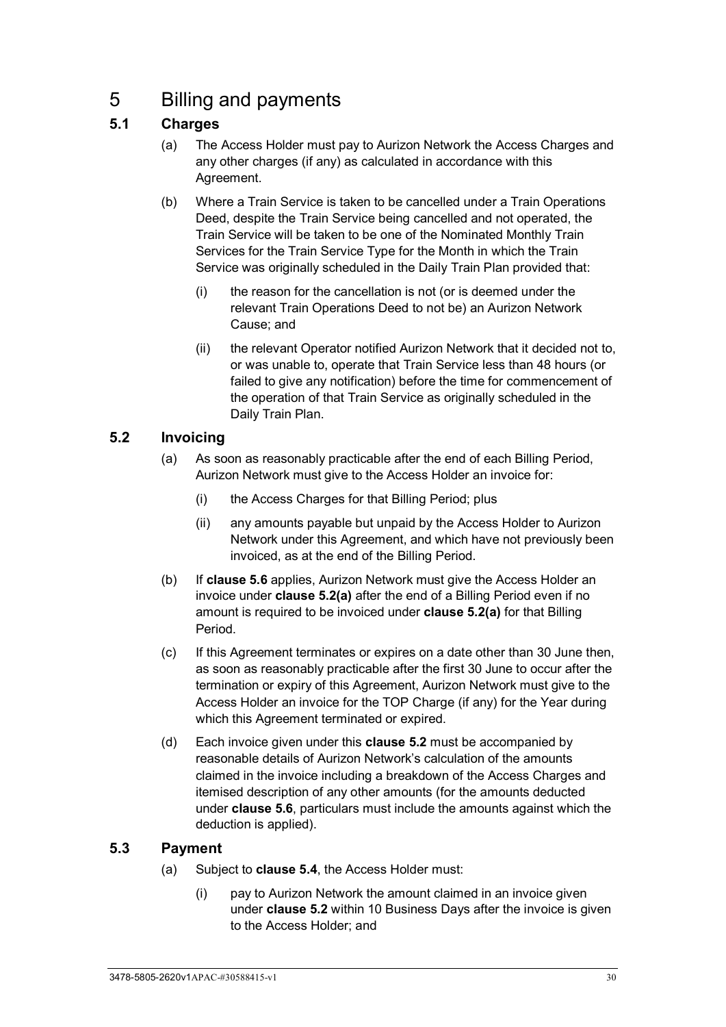# 5 Billing and payments

## 5.1 Charges

(a) The Access Holder must pay to Aurizon Network the Access Charges and any other charges (if any) as calculated in accordance with this Agreement.

(b) Where a Train Service is taken to be cancelled under a Train Operations Deed, despite the Train Service being cancelled and not operated, the Train Service will be taken to be one of the Nominated Monthly Train Services for the Train Service Type for the Month in which the Train Service was originally scheduled in the Daily Train Plan provided that:

(i) the reason for the cancellation is not (or is deemed under the relevant Train Operations Deed to not be) an Aurizon Network Cause; and

(ii) the relevant Operator notified Aurizon Network that it decided not to, or was unable to, operate that Train Service less than 48 hours (or failed to give any notification) before the time for commencement of the operation of that Train Service as originally scheduled in the Daily Train Plan.

## 5.2 Invoicing

(a) As soon as reasonably practicable after the end of each Billing Period, Aurizon Network must give to the Access Holder an invoice for:

(i) the Access Charges for that Billing Period; plus

(ii) any amounts payable but unpaid by the Access Holder to Aurizon Network under this Agreement, and which have not previously been invoiced, as at the end of the Billing Period.

(b) If **clause 5.6** applies, Aurizon Network must give the Access Holder an invoice under **clause 5.2(a)** after the end of a Billing Period even if no amount is required to be invoiced under **clause 5.2(a)** for that Billing Period.

(c) If this Agreement terminates or expires on a date other than 30 June then, as soon as reasonably practicable after the first 30 June to occur after the termination or expiry of this Agreement, Aurizon Network must give to the Access Holder an invoice for the TOP Charge (if any) for the Year during which this Agreement terminated or expired.

(d) Each invoice given under this **clause 5.2** must be accompanied by reasonable details of Aurizon Network's calculation of the amounts claimed in the invoice including a breakdown of the Access Charges and itemised description of any other amounts (for the amounts deducted under **clause 5.6**, particulars must include the amounts against which the deduction is applied).

## 5.3 Payment

(a) Subject to **clause 5.4**, the Access Holder must:

(i) pay to Aurizon Network the amount claimed in an invoice given under **clause 5.2** within 10 Business Days after the invoice is given to the Access Holder; and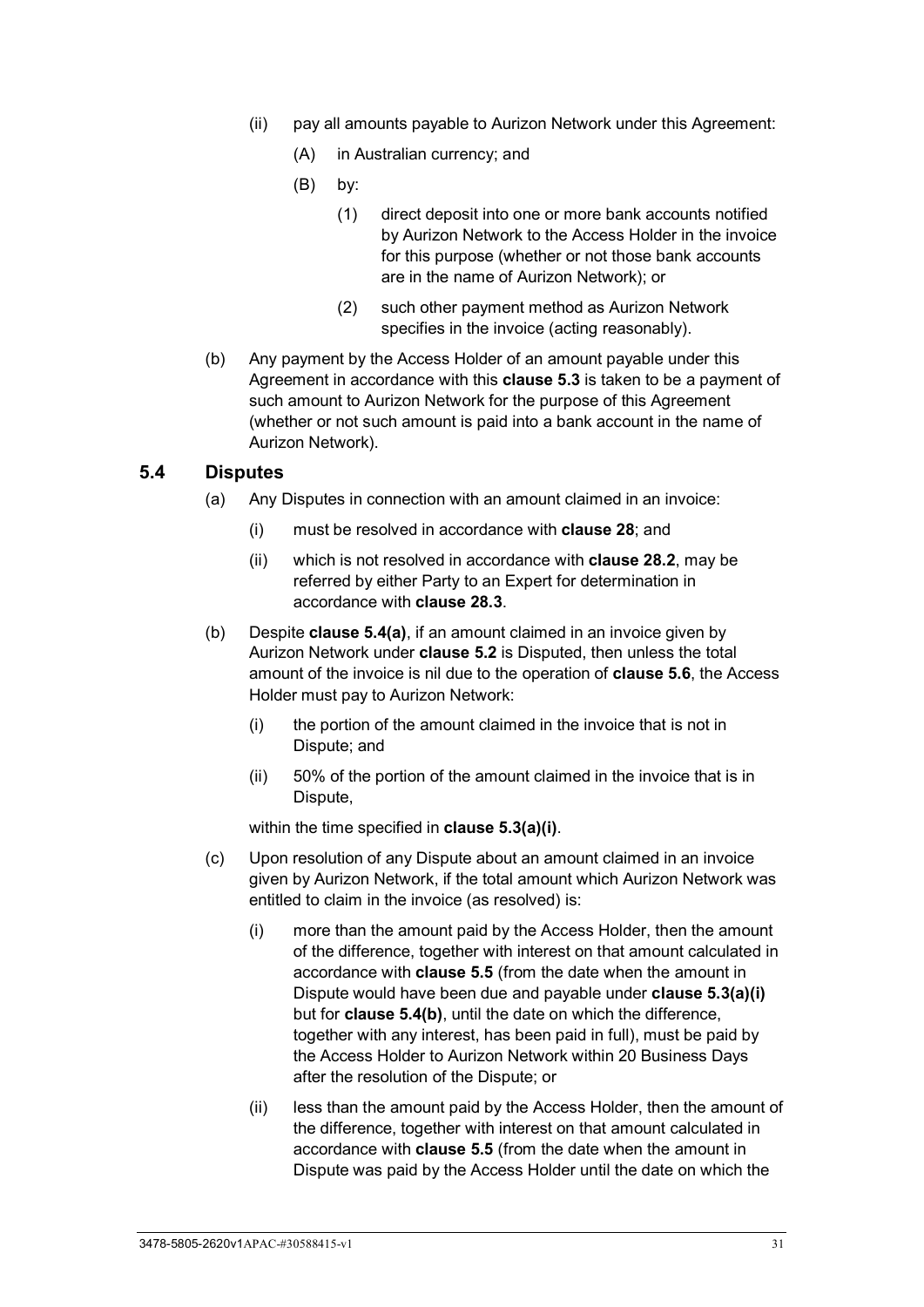(ii) pay all amounts payable to Aurizon Network under this Agreement:

(A) in Australian currency; and

(B) by:

(1) direct deposit into one or more bank accounts notified by Aurizon Network to the Access Holder in the invoice for this purpose (whether or not those bank accounts are in the name of Aurizon Network); or

(2) such other payment method as Aurizon Network specifies in the invoice (acting reasonably).

(b) Any payment by the Access Holder of an amount payable under this Agreement in accordance with this **clause 5.3** is taken to be a payment of such amount to Aurizon Network for the purpose of this Agreement (whether or not such amount is paid into a bank account in the name of Aurizon Network).

### 5.4 Disputes

(a) Any Disputes in connection with an amount claimed in an invoice:

(i) must be resolved in accordance with **clause 28**; and

(ii) which is not resolved in accordance with **clause 28.2**, may be referred by either Party to an Expert for determination in accordance with **clause 28.3**.

(b) Despite **clause 5.4(a)**, if an amount claimed in an invoice given by Aurizon Network under **clause 5.2** is Disputed, then unless the total amount of the invoice is nil due to the operation of **clause 5.6**, the Access Holder must pay to Aurizon Network:

(i) the portion of the amount claimed in the invoice that is not in Dispute; and

(ii) 50% of the portion of the amount claimed in the invoice that is in Dispute,

within the time specified in **clause 5.3(a)(i)**.

(c) Upon resolution of any Dispute about an amount claimed in an invoice given by Aurizon Network, if the total amount which Aurizon Network was entitled to claim in the invoice (as resolved) is:

(i) more than the amount paid by the Access Holder, then the amount of the difference, together with interest on that amount calculated in accordance with **clause 5.5** (from the date when the amount in Dispute would have been due and payable under **clause 5.3(a)(i)** but for **clause 5.4(b)**, until the date on which the difference, together with any interest, has been paid in full), must be paid by the Access Holder to Aurizon Network within 20 Business Days after the resolution of the Dispute; or

(ii) less than the amount paid by the Access Holder, then the amount of the difference, together with interest on that amount calculated in accordance with **clause 5.5** (from the date when the amount in Dispute was paid by the Access Holder until the date on which the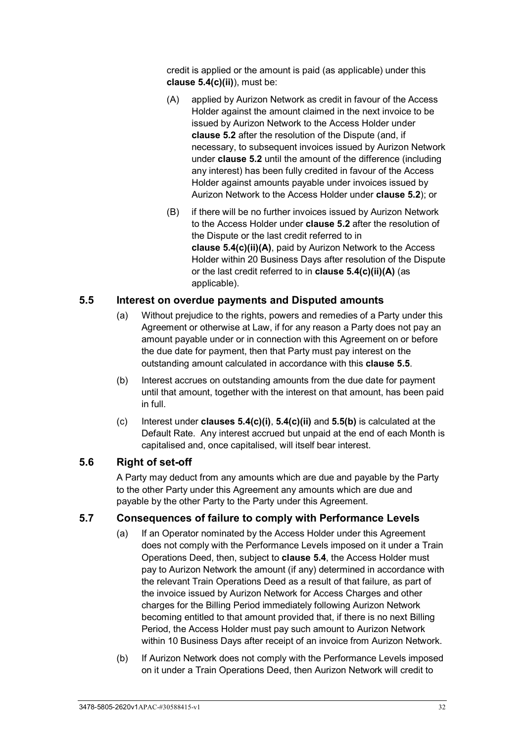credit is applied or the amount is paid (as applicable) under this **clause 5.4(c)(ii)**), must be:

(A) applied by Aurizon Network as credit in favour of the Access Holder against the amount claimed in the next invoice to be issued by Aurizon Network to the Access Holder under **clause 5.2** after the resolution of the Dispute (and, if necessary, to subsequent invoices issued by Aurizon Network under **clause 5.2** until the amount of the difference (including any interest) has been fully credited in favour of the Access Holder against amounts payable under invoices issued by Aurizon Network to the Access Holder under **clause 5.2**); or

(B) if there will be no further invoices issued by Aurizon Network to the Access Holder under **clause 5.2** after the resolution of the Dispute or the last credit referred to in **clause 5.4(c)(ii)(A)**, paid by Aurizon Network to the Access Holder within 20 Business Days after resolution of the Dispute or the last credit referred to in **clause 5.4(c)(ii)(A)** (as applicable).

## 5.5 Interest on overdue payments and Disputed amounts

(a) Without prejudice to the rights, powers and remedies of a Party under this Agreement or otherwise at Law, if for any reason a Party does not pay an amount payable under or in connection with this Agreement on or before the due date for payment, then that Party must pay interest on the outstanding amount calculated in accordance with this **clause 5.5**.

(b) Interest accrues on outstanding amounts from the due date for payment until that amount, together with the interest on that amount, has been paid in full.

(c) Interest under **clauses 5.4(c)(i)**, **5.4(c)(ii)** and **5.5(b)** is calculated at the Default Rate. Any interest accrued but unpaid at the end of each Month is capitalised and, once capitalised, will itself bear interest.

## 5.6 Right of set-off

A Party may deduct from any amounts which are due and payable by the Party to the other Party under this Agreement any amounts which are due and payable by the other Party to the Party under this Agreement.

## 5.7 Consequences of failure to comply with Performance Levels

(a) If an Operator nominated by the Access Holder under this Agreement does not comply with the Performance Levels imposed on it under a Train Operations Deed, then, subject to **clause 5.4**, the Access Holder must pay to Aurizon Network the amount (if any) determined in accordance with the relevant Train Operations Deed as a result of that failure, as part of the invoice issued by Aurizon Network for Access Charges and other charges for the Billing Period immediately following Aurizon Network becoming entitled to that amount provided that, if there is no next Billing Period, the Access Holder must pay such amount to Aurizon Network within 10 Business Days after receipt of an invoice from Aurizon Network.

(b) If Aurizon Network does not comply with the Performance Levels imposed on it under a Train Operations Deed, then Aurizon Network will credit to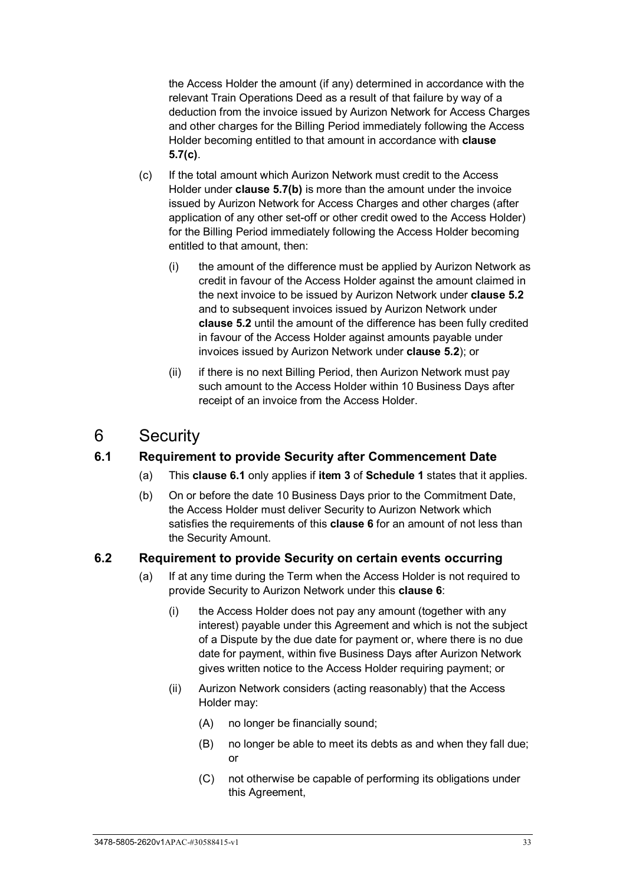the Access Holder the amount (if any) determined in accordance with the relevant Train Operations Deed as a result of that failure by way of a deduction from the invoice issued by Aurizon Network for Access Charges and other charges for the Billing Period immediately following the Access Holder becoming entitled to that amount in accordance with **clause 5.7(c)**.

(c) If the total amount which Aurizon Network must credit to the Access Holder under **clause 5.7(b)** is more than the amount under the invoice issued by Aurizon Network for Access Charges and other charges (after application of any other set-off or other credit owed to the Access Holder) for the Billing Period immediately following the Access Holder becoming entitled to that amount, then:

(i) the amount of the difference must be applied by Aurizon Network as credit in favour of the Access Holder against the amount claimed in the next invoice to be issued by Aurizon Network under **clause 5.2** and to subsequent invoices issued by Aurizon Network under **clause 5.2** until the amount of the difference has been fully credited in favour of the Access Holder against amounts payable under invoices issued by Aurizon Network under **clause 5.2**); or

(ii) if there is no next Billing Period, then Aurizon Network must pay such amount to the Access Holder within 10 Business Days after receipt of an invoice from the Access Holder.

# 6 Security

## 6.1 Requirement to provide Security after Commencement Date

(a) This **clause 6.1** only applies if **item 3** of **Schedule 1** states that it applies.

(b) On or before the date 10 Business Days prior to the Commitment Date, the Access Holder must deliver Security to Aurizon Network which satisfies the requirements of this **clause 6** for an amount of not less than the Security Amount.

## 6.2 Requirement to provide Security on certain events occurring

(a) If at any time during the Term when the Access Holder is not required to provide Security to Aurizon Network under this **clause 6**:

(i) the Access Holder does not pay any amount (together with any interest) payable under this Agreement and which is not the subject of a Dispute by the due date for payment or, where there is no due date for payment, within five Business Days after Aurizon Network gives written notice to the Access Holder requiring payment; or

(ii) Aurizon Network considers (acting reasonably) that the Access Holder may:

(A) no longer be financially sound;

(B) no longer be able to meet its debts as and when they fall due; or

(C) not otherwise be capable of performing its obligations under this Agreement,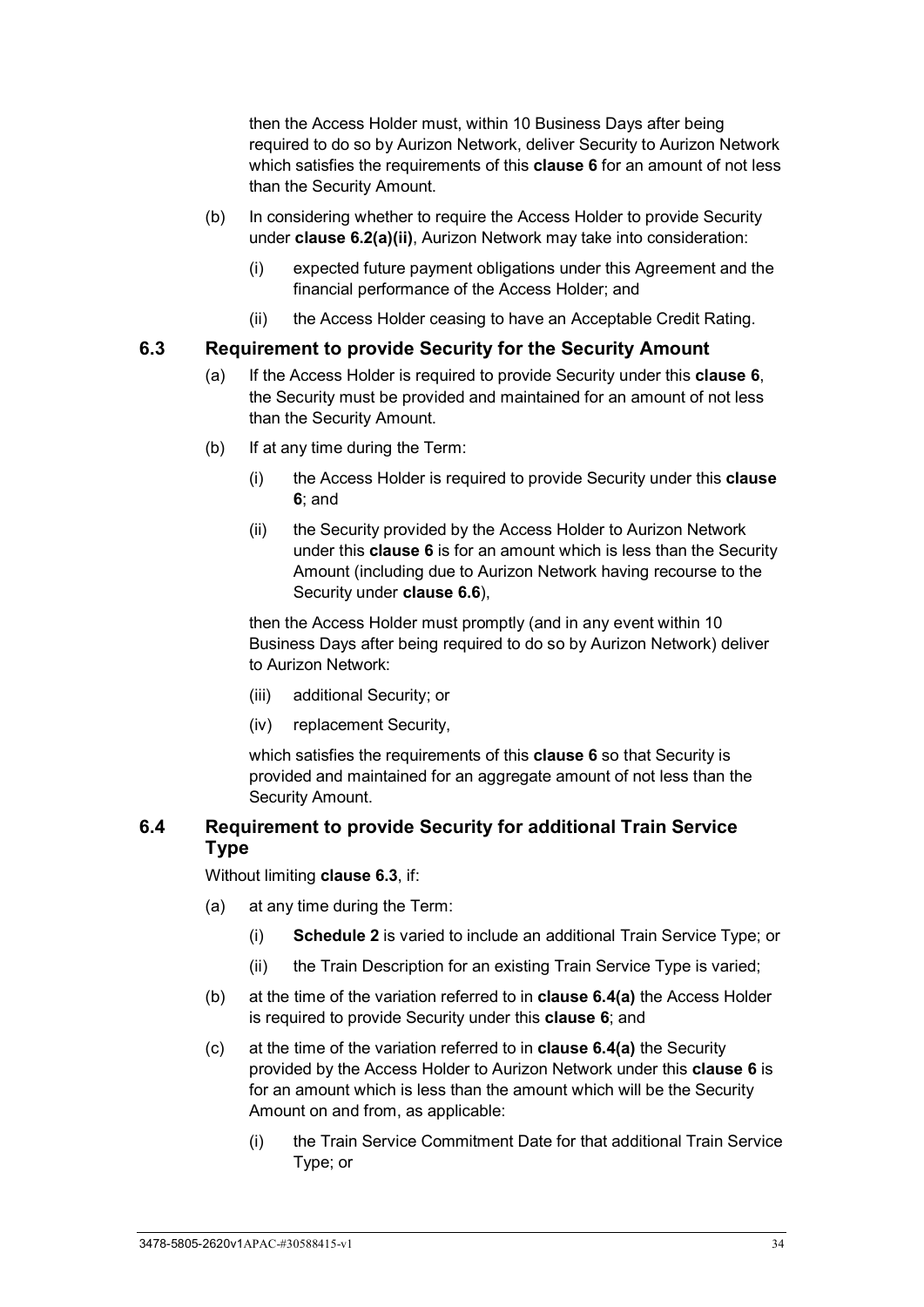then the Access Holder must, within 10 Business Days after being required to do so by Aurizon Network, deliver Security to Aurizon Network which satisfies the requirements of this **clause 6** for an amount of not less than the Security Amount.

(b) In considering whether to require the Access Holder to provide Security under **clause 6.2(a)(ii)**, Aurizon Network may take into consideration:

(i) expected future payment obligations under this Agreement and the financial performance of the Access Holder; and

(ii) the Access Holder ceasing to have an Acceptable Credit Rating.

### 6.3 Requirement to provide Security for the Security Amount

(a) If the Access Holder is required to provide Security under this **clause 6**, the Security must be provided and maintained for an amount of not less than the Security Amount.

(b) If at any time during the Term:

(i) the Access Holder is required to provide Security under this **clause 6**; and

(ii) the Security provided by the Access Holder to Aurizon Network under this **clause 6** is for an amount which is less than the Security Amount (including due to Aurizon Network having recourse to the Security under **clause 6.6**),

then the Access Holder must promptly (and in any event within 10 Business Days after being required to do so by Aurizon Network) deliver to Aurizon Network:

(iii) additional Security; or

(iv) replacement Security,

which satisfies the requirements of this **clause 6** so that Security is provided and maintained for an aggregate amount of not less than the Security Amount.

### 6.4 Requirement to provide Security for additional Train Service Type

Without limiting **clause 6.3**, if:

(a) at any time during the Term:

(i) **Schedule 2** is varied to include an additional Train Service Type; or

(ii) the Train Description for an existing Train Service Type is varied;

(b) at the time of the variation referred to in **clause 6.4(a)** the Access Holder is required to provide Security under this **clause 6**; and

(c) at the time of the variation referred to in **clause 6.4(a)** the Security provided by the Access Holder to Aurizon Network under this **clause 6** is for an amount which is less than the amount which will be the Security Amount on and from, as applicable:

(i) the Train Service Commitment Date for that additional Train Service Type; or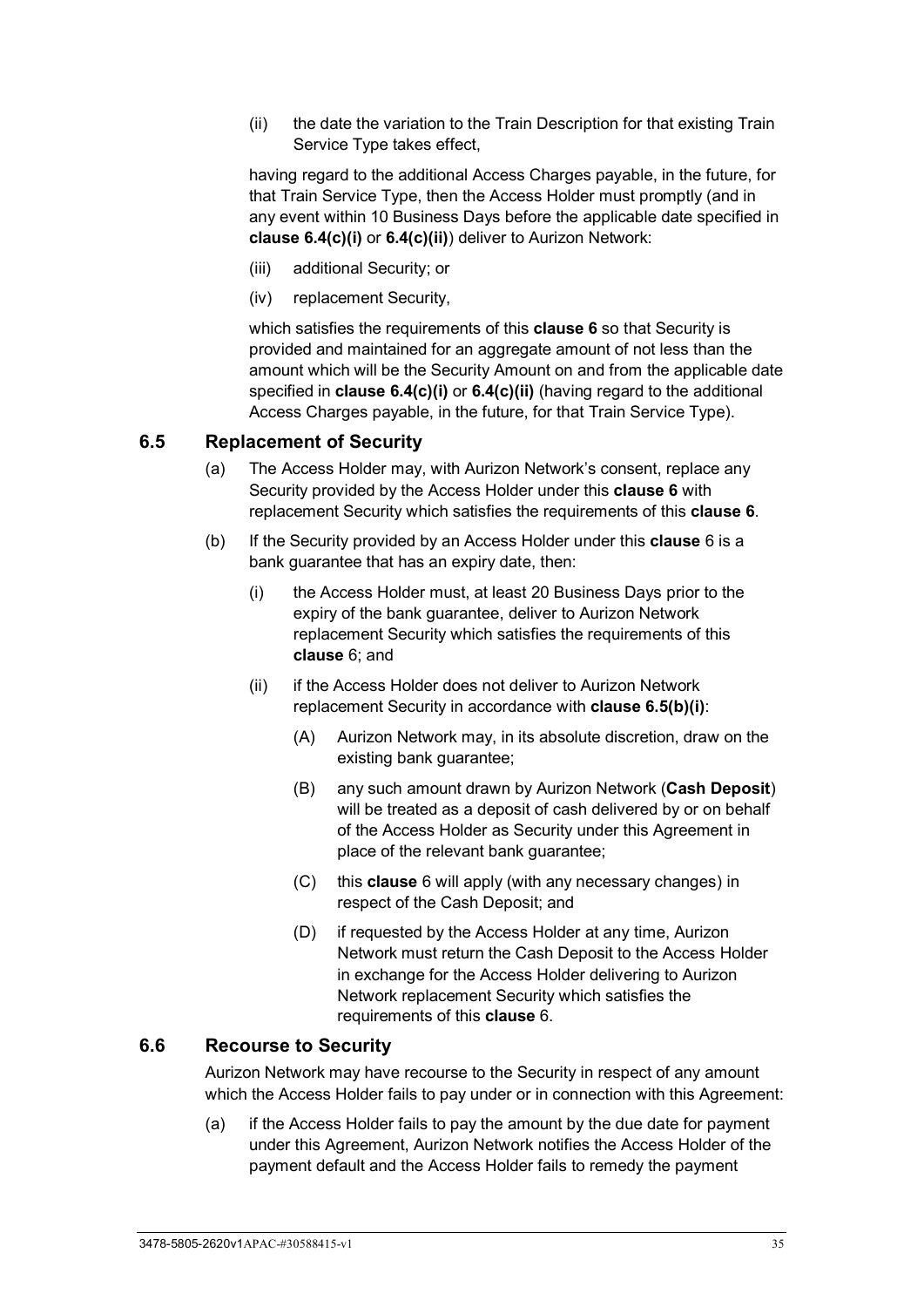(ii) the date the variation to the Train Description for that existing Train Service Type takes effect,

having regard to the additional Access Charges payable, in the future, for that Train Service Type, then the Access Holder must promptly (and in any event within 10 Business Days before the applicable date specified in **clause 6.4(c)(i)** or **6.4(c)(ii)**) deliver to Aurizon Network:

(iii) additional Security; or

(iv) replacement Security,

which satisfies the requirements of this **clause 6** so that Security is provided and maintained for an aggregate amount of not less than the amount which will be the Security Amount on and from the applicable date specified in **clause 6.4(c)(i)** or **6.4(c)(ii)** (having regard to the additional Access Charges payable, in the future, for that Train Service Type).

## 6.5 Replacement of Security

(a) The Access Holder may, with Aurizon Network's consent, replace any Security provided by the Access Holder under this **clause 6** with replacement Security which satisfies the requirements of this **clause 6**.

(b) If the Security provided by an Access Holder under this **clause** 6 is a bank guarantee that has an expiry date, then:

(i) the Access Holder must, at least 20 Business Days prior to the expiry of the bank guarantee, deliver to Aurizon Network replacement Security which satisfies the requirements of this **clause** 6; and

(ii) if the Access Holder does not deliver to Aurizon Network replacement Security in accordance with **clause 6.5(b)(i)**:

(A) Aurizon Network may, in its absolute discretion, draw on the existing bank guarantee;

(B) any such amount drawn by Aurizon Network (**Cash Deposit**) will be treated as a deposit of cash delivered by or on behalf of the Access Holder as Security under this Agreement in place of the relevant bank guarantee;

(C) this **clause** 6 will apply (with any necessary changes) in respect of the Cash Deposit; and

(D) if requested by the Access Holder at any time, Aurizon Network must return the Cash Deposit to the Access Holder in exchange for the Access Holder delivering to Aurizon Network replacement Security which satisfies the requirements of this **clause** 6.

## 6.6 Recourse to Security

Aurizon Network may have recourse to the Security in respect of any amount which the Access Holder fails to pay under or in connection with this Agreement:

(a) if the Access Holder fails to pay the amount by the due date for payment under this Agreement, Aurizon Network notifies the Access Holder of the payment default and the Access Holder fails to remedy the payment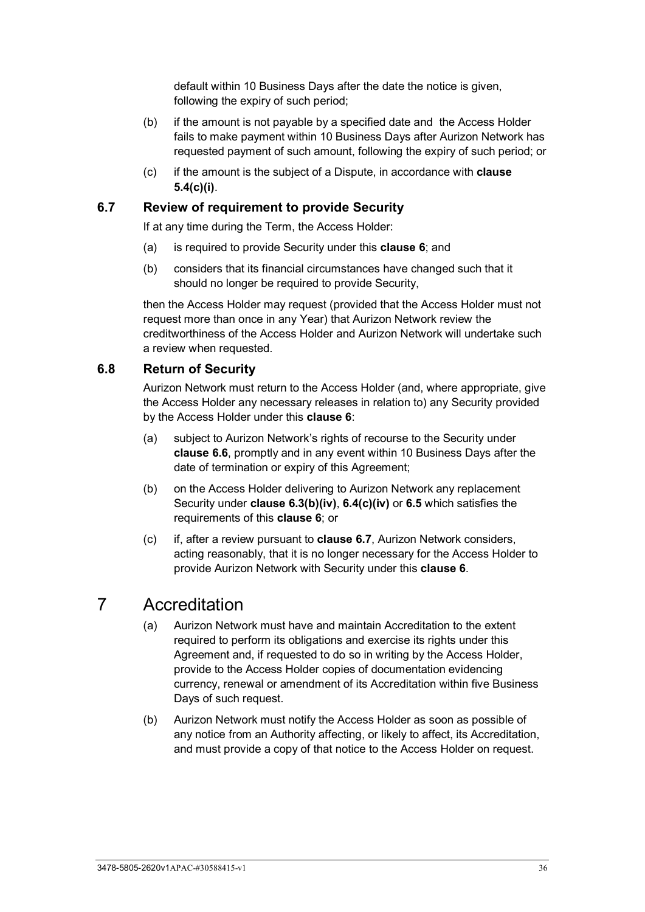default within 10 Business Days after the date the notice is given, following the expiry of such period;

(b) if the amount is not payable by a specified date and the Access Holder fails to make payment within 10 Business Days after Aurizon Network has requested payment of such amount, following the expiry of such period; or

(c) if the amount is the subject of a Dispute, in accordance with **clause 5.4(c)(i)**.

### 6.7 Review of requirement to provide Security

If at any time during the Term, the Access Holder:

(a) is required to provide Security under this **clause 6**; and

(b) considers that its financial circumstances have changed such that it should no longer be required to provide Security,

then the Access Holder may request (provided that the Access Holder must not request more than once in any Year) that Aurizon Network review the creditworthiness of the Access Holder and Aurizon Network will undertake such a review when requested.

### 6.8 Return of Security

Aurizon Network must return to the Access Holder (and, where appropriate, give the Access Holder any necessary releases in relation to) any Security provided by the Access Holder under this **clause 6**:

(a) subject to Aurizon Network's rights of recourse to the Security under **clause 6.6**, promptly and in any event within 10 Business Days after the date of termination or expiry of this Agreement;

(b) on the Access Holder delivering to Aurizon Network any replacement Security under **clause 6.3(b)(iv)**, **6.4(c)(iv)** or **6.5** which satisfies the requirements of this **clause 6**; or

(c) if, after a review pursuant to **clause 6.7**, Aurizon Network considers, acting reasonably, that it is no longer necessary for the Access Holder to provide Aurizon Network with Security under this **clause 6**.

## 7 Accreditation

(a) Aurizon Network must have and maintain Accreditation to the extent required to perform its obligations and exercise its rights under this Agreement and, if requested to do so in writing by the Access Holder, provide to the Access Holder copies of documentation evidencing currency, renewal or amendment of its Accreditation within five Business Days of such request.

(b) Aurizon Network must notify the Access Holder as soon as possible of any notice from an Authority affecting, or likely to affect, its Accreditation, and must provide a copy of that notice to the Access Holder on request.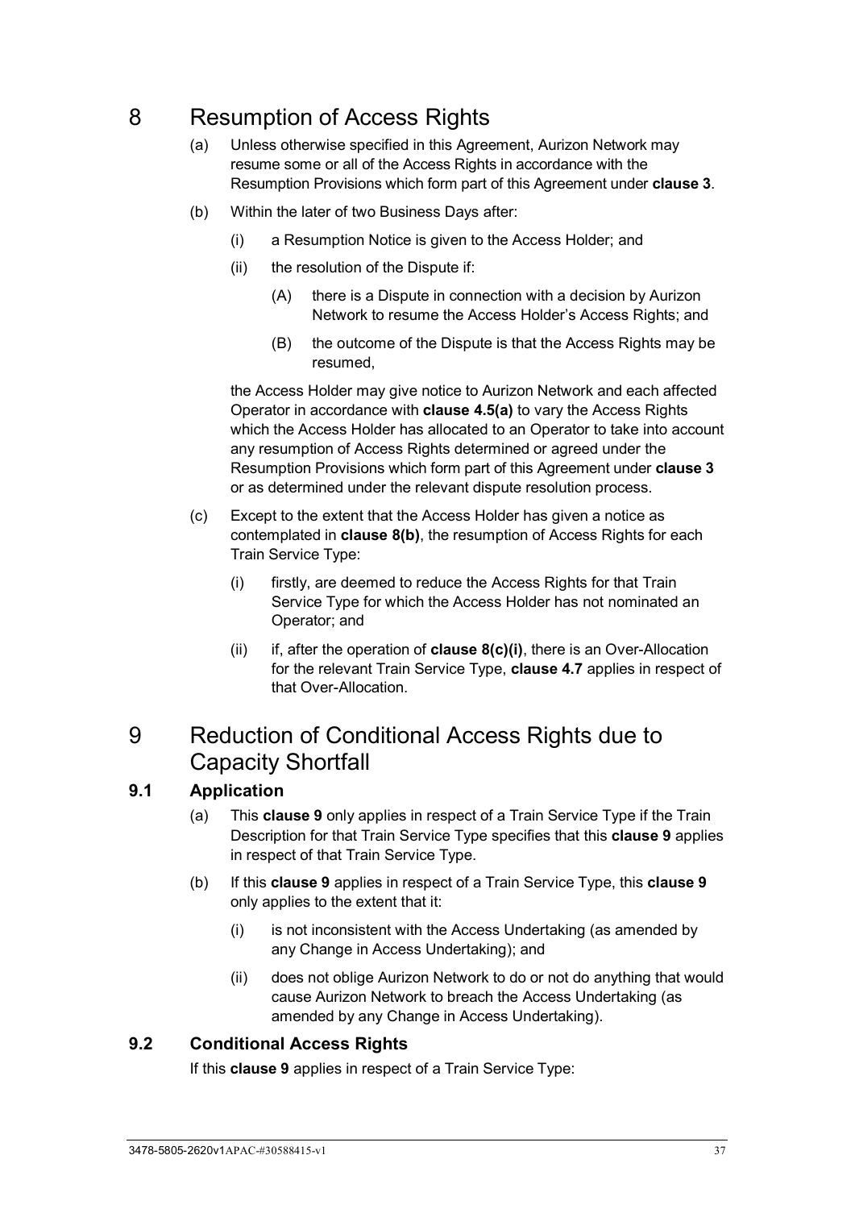# 8 Resumption of Access Rights

(a) Unless otherwise specified in this Agreement, Aurizon Network may resume some or all of the Access Rights in accordance with the Resumption Provisions which form part of this Agreement under **clause 3**.

(b) Within the later of two Business Days after:

  (i) a Resumption Notice is given to the Access Holder; and

  (ii) the resolution of the Dispute if:

    (A) there is a Dispute in connection with a decision by Aurizon Network to resume the Access Holder's Access Rights; and

    (B) the outcome of the Dispute is that the Access Rights may be resumed,

  the Access Holder may give notice to Aurizon Network and each affected Operator in accordance with **clause 4.5(a)** to vary the Access Rights which the Access Holder has allocated to an Operator to take into account any resumption of Access Rights determined or agreed under the Resumption Provisions which form part of this Agreement under **clause 3** or as determined under the relevant dispute resolution process.

(c) Except to the extent that the Access Holder has given a notice as contemplated in **clause 8(b)**, the resumption of Access Rights for each Train Service Type:

  (i) firstly, are deemed to reduce the Access Rights for that Train Service Type for which the Access Holder has not nominated an Operator; and

  (ii) if, after the operation of **clause 8(c)(i)**, there is an Over-Allocation for the relevant Train Service Type, **clause 4.7** applies in respect of that Over-Allocation.

# 9 Reduction of Conditional Access Rights due to Capacity Shortfall

## 9.1 Application

(a) This **clause 9** only applies in respect of a Train Service Type if the Train Description for that Train Service Type specifies that this **clause 9** applies in respect of that Train Service Type.

(b) If this **clause 9** applies in respect of a Train Service Type, this **clause 9** only applies to the extent that it:

  (i) is not inconsistent with the Access Undertaking (as amended by any Change in Access Undertaking); and

  (ii) does not oblige Aurizon Network to do or not do anything that would cause Aurizon Network to breach the Access Undertaking (as amended by any Change in Access Undertaking).

## 9.2 Conditional Access Rights

If this **clause 9** applies in respect of a Train Service Type: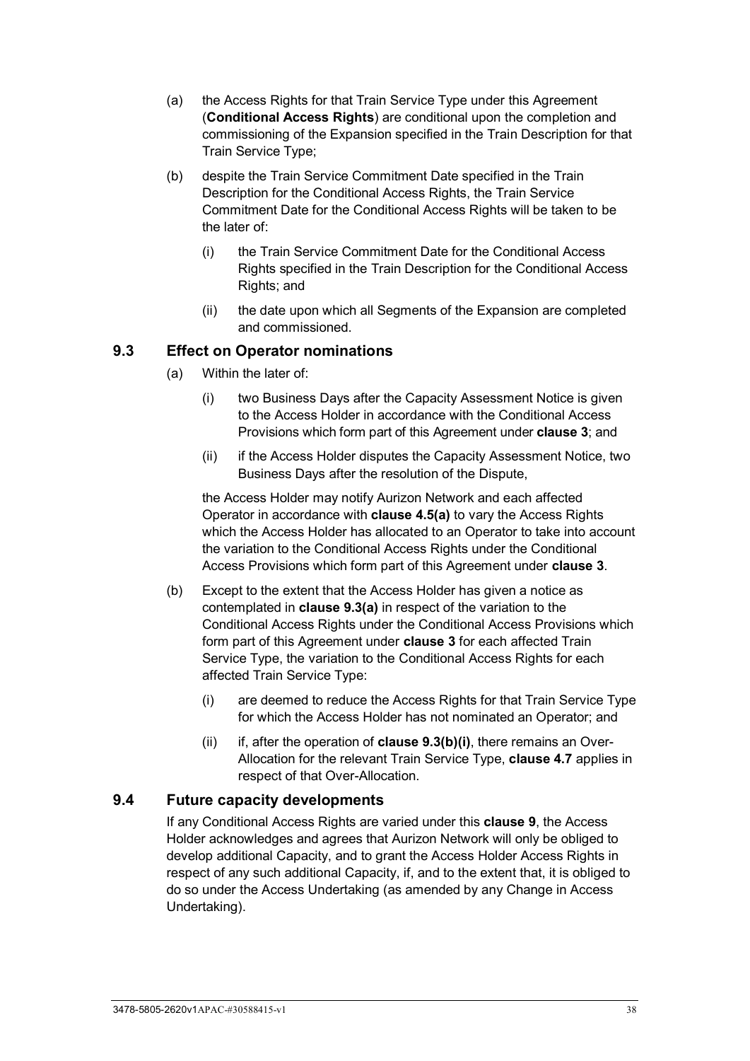(a) the Access Rights for that Train Service Type under this Agreement (**Conditional Access Rights**) are conditional upon the completion and commissioning of the Expansion specified in the Train Description for that Train Service Type;

(b) despite the Train Service Commitment Date specified in the Train Description for the Conditional Access Rights, the Train Service Commitment Date for the Conditional Access Rights will be taken to be the later of:

    (i) the Train Service Commitment Date for the Conditional Access Rights specified in the Train Description for the Conditional Access Rights; and

    (ii) the date upon which all Segments of the Expansion are completed and commissioned.

### 9.3 Effect on Operator nominations

(a) Within the later of:

    (i) two Business Days after the Capacity Assessment Notice is given to the Access Holder in accordance with the Conditional Access Provisions which form part of this Agreement under **clause 3**; and

    (ii) if the Access Holder disputes the Capacity Assessment Notice, two Business Days after the resolution of the Dispute,

    the Access Holder may notify Aurizon Network and each affected Operator in accordance with **clause 4.5(a)** to vary the Access Rights which the Access Holder has allocated to an Operator to take into account the variation to the Conditional Access Rights under the Conditional Access Provisions which form part of this Agreement under **clause 3**.

(b) Except to the extent that the Access Holder has given a notice as contemplated in **clause 9.3(a)** in respect of the variation to the Conditional Access Rights under the Conditional Access Provisions which form part of this Agreement under **clause 3** for each affected Train Service Type, the variation to the Conditional Access Rights for each affected Train Service Type:

    (i) are deemed to reduce the Access Rights for that Train Service Type for which the Access Holder has not nominated an Operator; and

    (ii) if, after the operation of **clause 9.3(b)(i)**, there remains an Over-Allocation for the relevant Train Service Type, **clause 4.7** applies in respect of that Over-Allocation.

### 9.4 Future capacity developments

If any Conditional Access Rights are varied under this **clause 9**, the Access Holder acknowledges and agrees that Aurizon Network will only be obliged to develop additional Capacity, and to grant the Access Holder Access Rights in respect of any such additional Capacity, if, and to the extent that, it is obliged to do so under the Access Undertaking (as amended by any Change in Access Undertaking).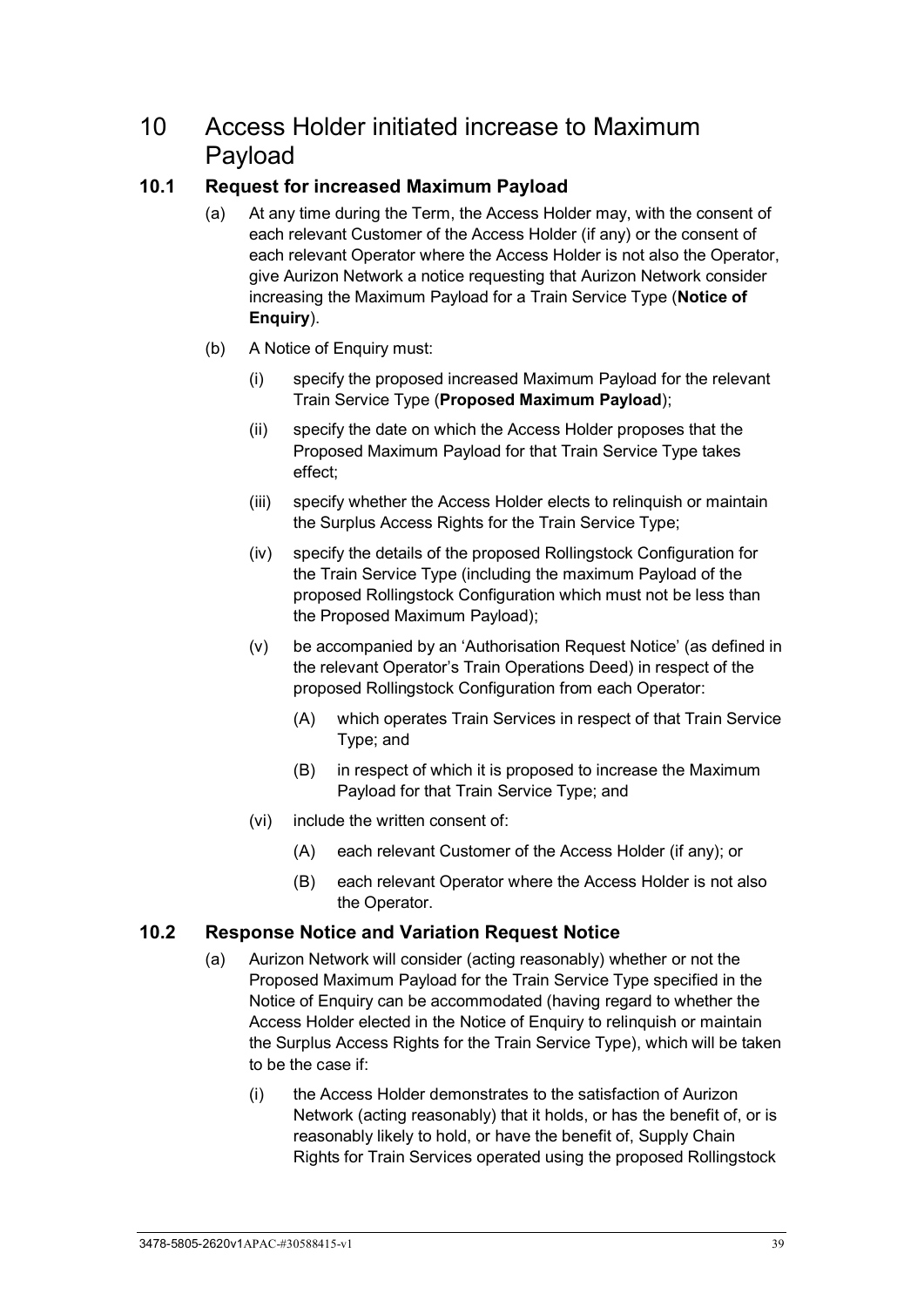# 10 Access Holder initiated increase to Maximum Payload

## 10.1 Request for increased Maximum Payload

(a) At any time during the Term, the Access Holder may, with the consent of each relevant Customer of the Access Holder (if any) or the consent of each relevant Operator where the Access Holder is not also the Operator, give Aurizon Network a notice requesting that Aurizon Network consider increasing the Maximum Payload for a Train Service Type (**Notice of Enquiry**).

(b) A Notice of Enquiry must:

(i) specify the proposed increased Maximum Payload for the relevant Train Service Type (**Proposed Maximum Payload**);

(ii) specify the date on which the Access Holder proposes that the Proposed Maximum Payload for that Train Service Type takes effect;

(iii) specify whether the Access Holder elects to relinquish or maintain the Surplus Access Rights for the Train Service Type;

(iv) specify the details of the proposed Rollingstock Configuration for the Train Service Type (including the maximum Payload of the proposed Rollingstock Configuration which must not be less than the Proposed Maximum Payload);

(v) be accompanied by an 'Authorisation Request Notice' (as defined in the relevant Operator's Train Operations Deed) in respect of the proposed Rollingstock Configuration from each Operator:

(A) which operates Train Services in respect of that Train Service Type; and

(B) in respect of which it is proposed to increase the Maximum Payload for that Train Service Type; and

(vi) include the written consent of:

(A) each relevant Customer of the Access Holder (if any); or

(B) each relevant Operator where the Access Holder is not also the Operator.

## 10.2 Response Notice and Variation Request Notice

(a) Aurizon Network will consider (acting reasonably) whether or not the Proposed Maximum Payload for the Train Service Type specified in the Notice of Enquiry can be accommodated (having regard to whether the Access Holder elected in the Notice of Enquiry to relinquish or maintain the Surplus Access Rights for the Train Service Type), which will be taken to be the case if:

(i) the Access Holder demonstrates to the satisfaction of Aurizon Network (acting reasonably) that it holds, or has the benefit of, or is reasonably likely to hold, or have the benefit of, Supply Chain Rights for Train Services operated using the proposed Rollingstock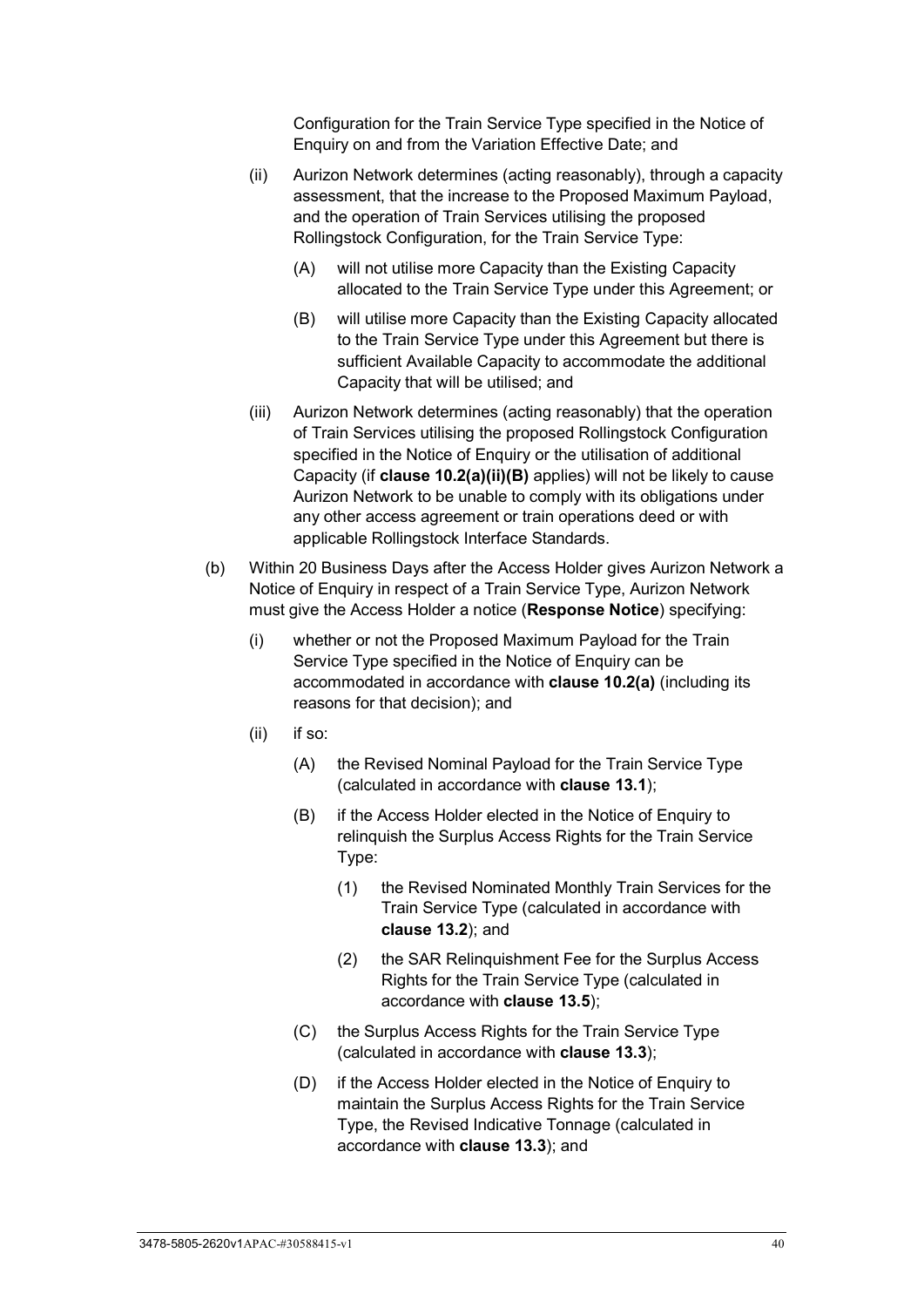Configuration for the Train Service Type specified in the Notice of Enquiry on and from the Variation Effective Date; and

(ii) Aurizon Network determines (acting reasonably), through a capacity assessment, that the increase to the Proposed Maximum Payload, and the operation of Train Services utilising the proposed Rollingstock Configuration, for the Train Service Type:

(A) will not utilise more Capacity than the Existing Capacity allocated to the Train Service Type under this Agreement; or

(B) will utilise more Capacity than the Existing Capacity allocated to the Train Service Type under this Agreement but there is sufficient Available Capacity to accommodate the additional Capacity that will be utilised; and

(iii) Aurizon Network determines (acting reasonably) that the operation of Train Services utilising the proposed Rollingstock Configuration specified in the Notice of Enquiry or the utilisation of additional Capacity (if **clause 10.2(a)(ii)(B)** applies) will not be likely to cause Aurizon Network to be unable to comply with its obligations under any other access agreement or train operations deed or with applicable Rollingstock Interface Standards.

(b) Within 20 Business Days after the Access Holder gives Aurizon Network a Notice of Enquiry in respect of a Train Service Type, Aurizon Network must give the Access Holder a notice (**Response Notice**) specifying:

(i) whether or not the Proposed Maximum Payload for the Train Service Type specified in the Notice of Enquiry can be accommodated in accordance with **clause 10.2(a)** (including its reasons for that decision); and

(ii) if so:

(A) the Revised Nominal Payload for the Train Service Type (calculated in accordance with **clause 13.1**);

(B) if the Access Holder elected in the Notice of Enquiry to relinquish the Surplus Access Rights for the Train Service Type:

(1) the Revised Nominated Monthly Train Services for the Train Service Type (calculated in accordance with **clause 13.2**); and

(2) the SAR Relinquishment Fee for the Surplus Access Rights for the Train Service Type (calculated in accordance with **clause 13.5**);

(C) the Surplus Access Rights for the Train Service Type (calculated in accordance with **clause 13.3**);

(D) if the Access Holder elected in the Notice of Enquiry to maintain the Surplus Access Rights for the Train Service Type, the Revised Indicative Tonnage (calculated in accordance with **clause 13.3**); and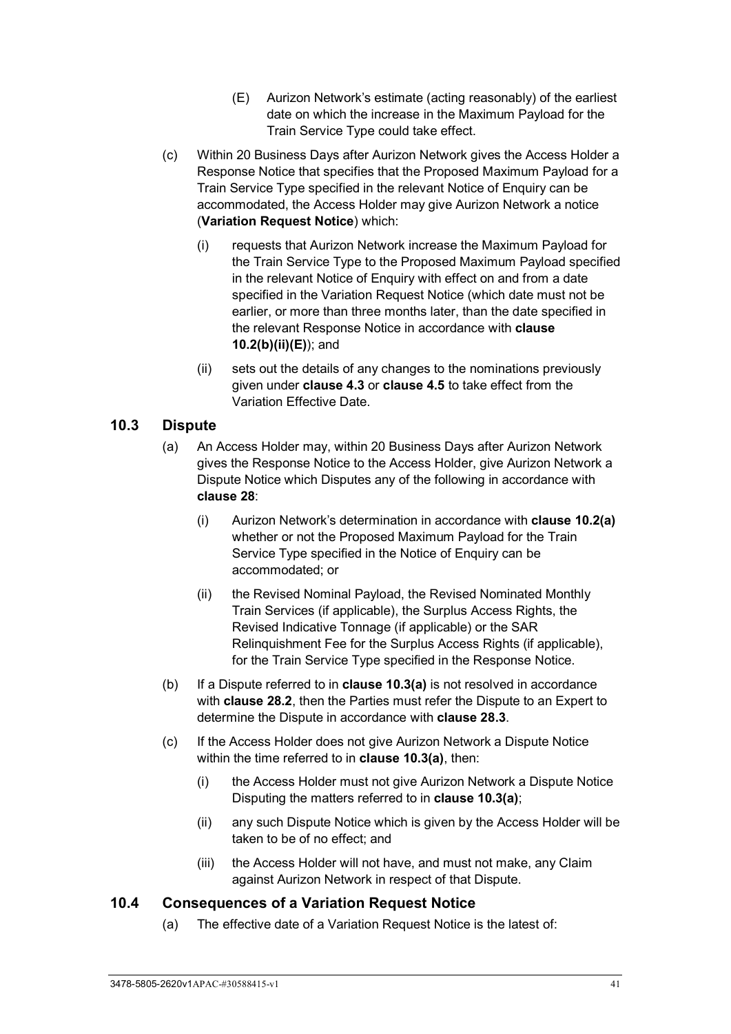(E) Aurizon Network's estimate (acting reasonably) of the earliest date on which the increase in the Maximum Payload for the Train Service Type could take effect.

(c) Within 20 Business Days after Aurizon Network gives the Access Holder a Response Notice that specifies that the Proposed Maximum Payload for a Train Service Type specified in the relevant Notice of Enquiry can be accommodated, the Access Holder may give Aurizon Network a notice (**Variation Request Notice**) which:

(i) requests that Aurizon Network increase the Maximum Payload for the Train Service Type to the Proposed Maximum Payload specified in the relevant Notice of Enquiry with effect on and from a date specified in the Variation Request Notice (which date must not be earlier, or more than three months later, than the date specified in the relevant Response Notice in accordance with **clause 10.2(b)(ii)(E)**); and

(ii) sets out the details of any changes to the nominations previously given under **clause 4.3** or **clause 4.5** to take effect from the Variation Effective Date.

## 10.3 Dispute

(a) An Access Holder may, within 20 Business Days after Aurizon Network gives the Response Notice to the Access Holder, give Aurizon Network a Dispute Notice which Disputes any of the following in accordance with **clause 28**:

(i) Aurizon Network's determination in accordance with **clause 10.2(a)** whether or not the Proposed Maximum Payload for the Train Service Type specified in the Notice of Enquiry can be accommodated; or

(ii) the Revised Nominal Payload, the Revised Nominated Monthly Train Services (if applicable), the Surplus Access Rights, the Revised Indicative Tonnage (if applicable) or the SAR Relinquishment Fee for the Surplus Access Rights (if applicable), for the Train Service Type specified in the Response Notice.

(b) If a Dispute referred to in **clause 10.3(a)** is not resolved in accordance with **clause 28.2**, then the Parties must refer the Dispute to an Expert to determine the Dispute in accordance with **clause 28.3**.

(c) If the Access Holder does not give Aurizon Network a Dispute Notice within the time referred to in **clause 10.3(a)**, then:

(i) the Access Holder must not give Aurizon Network a Dispute Notice Disputing the matters referred to in **clause 10.3(a)**;

(ii) any such Dispute Notice which is given by the Access Holder will be taken to be of no effect; and

(iii) the Access Holder will not have, and must not make, any Claim against Aurizon Network in respect of that Dispute.

## 10.4 Consequences of a Variation Request Notice

(a) The effective date of a Variation Request Notice is the latest of: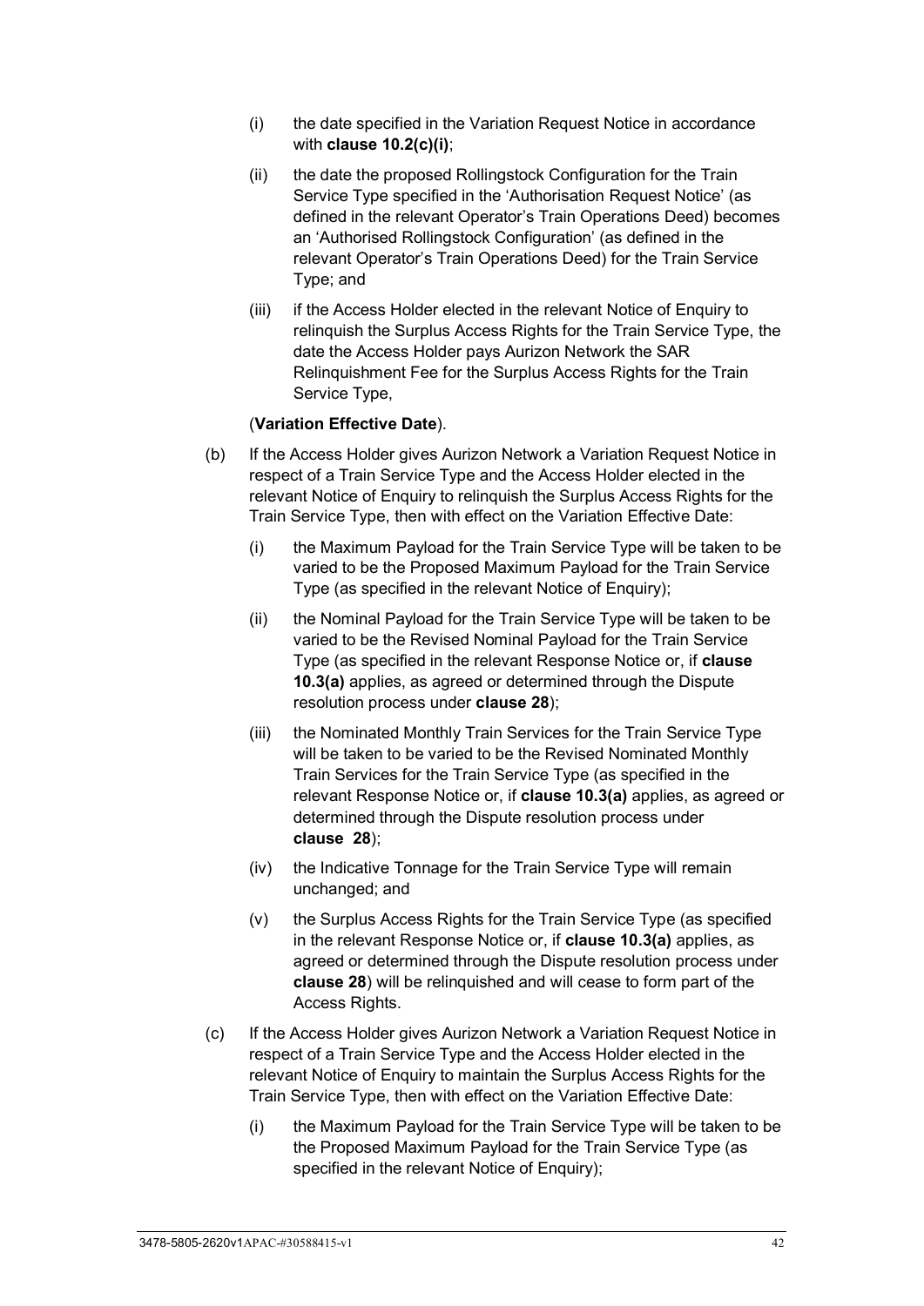(i) the date specified in the Variation Request Notice in accordance with **clause 10.2(c)(i)**;

(ii) the date the proposed Rollingstock Configuration for the Train Service Type specified in the 'Authorisation Request Notice' (as defined in the relevant Operator's Train Operations Deed) becomes an 'Authorised Rollingstock Configuration' (as defined in the relevant Operator's Train Operations Deed) for the Train Service Type; and

(iii) if the Access Holder elected in the relevant Notice of Enquiry to relinquish the Surplus Access Rights for the Train Service Type, the date the Access Holder pays Aurizon Network the SAR Relinquishment Fee for the Surplus Access Rights for the Train Service Type,

(**Variation Effective Date**).

(b) If the Access Holder gives Aurizon Network a Variation Request Notice in respect of a Train Service Type and the Access Holder elected in the relevant Notice of Enquiry to relinquish the Surplus Access Rights for the Train Service Type, then with effect on the Variation Effective Date:

(i) the Maximum Payload for the Train Service Type will be taken to be varied to be the Proposed Maximum Payload for the Train Service Type (as specified in the relevant Notice of Enquiry);

(ii) the Nominal Payload for the Train Service Type will be taken to be varied to be the Revised Nominal Payload for the Train Service Type (as specified in the relevant Response Notice or, if **clause 10.3(a)** applies, as agreed or determined through the Dispute resolution process under **clause 28**);

(iii) the Nominated Monthly Train Services for the Train Service Type will be taken to be varied to be the Revised Nominated Monthly Train Services for the Train Service Type (as specified in the relevant Response Notice or, if **clause 10.3(a)** applies, as agreed or determined through the Dispute resolution process under **clause 28**);

(iv) the Indicative Tonnage for the Train Service Type will remain unchanged; and

(v) the Surplus Access Rights for the Train Service Type (as specified in the relevant Response Notice or, if **clause 10.3(a)** applies, as agreed or determined through the Dispute resolution process under **clause 28**) will be relinquished and will cease to form part of the Access Rights.

(c) If the Access Holder gives Aurizon Network a Variation Request Notice in respect of a Train Service Type and the Access Holder elected in the relevant Notice of Enquiry to maintain the Surplus Access Rights for the Train Service Type, then with effect on the Variation Effective Date:

(i) the Maximum Payload for the Train Service Type will be taken to be the Proposed Maximum Payload for the Train Service Type (as specified in the relevant Notice of Enquiry);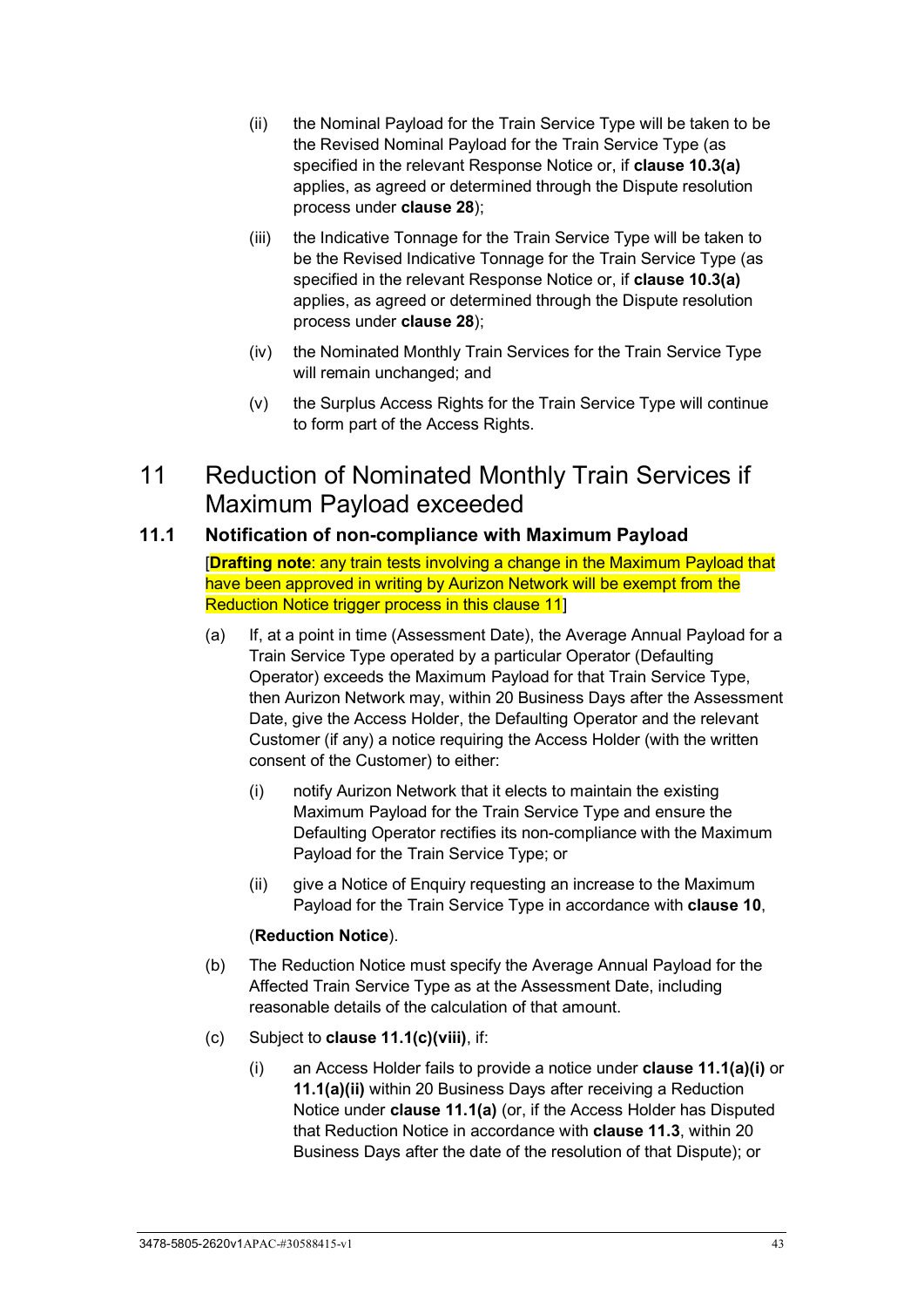(ii) the Nominal Payload for the Train Service Type will be taken to be the Revised Nominal Payload for the Train Service Type (as specified in the relevant Response Notice or, if **clause 10.3(a)** applies, as agreed or determined through the Dispute resolution process under **clause 28**);

(iii) the Indicative Tonnage for the Train Service Type will be taken to be the Revised Indicative Tonnage for the Train Service Type (as specified in the relevant Response Notice or, if **clause 10.3(a)** applies, as agreed or determined through the Dispute resolution process under **clause 28**);

(iv) the Nominated Monthly Train Services for the Train Service Type will remain unchanged; and

(v) the Surplus Access Rights for the Train Service Type will continue to form part of the Access Rights.

# 11 Reduction of Nominated Monthly Train Services if Maximum Payload exceeded

## 11.1 Notification of non-compliance with Maximum Payload

[**Drafting note**: any train tests involving a change in the Maximum Payload that have been approved in writing by Aurizon Network will be exempt from the Reduction Notice trigger process in this clause 11]

(a) If, at a point in time (Assessment Date), the Average Annual Payload for a Train Service Type operated by a particular Operator (Defaulting Operator) exceeds the Maximum Payload for that Train Service Type, then Aurizon Network may, within 20 Business Days after the Assessment Date, give the Access Holder, the Defaulting Operator and the relevant Customer (if any) a notice requiring the Access Holder (with the written consent of the Customer) to either:

(i) notify Aurizon Network that it elects to maintain the existing Maximum Payload for the Train Service Type and ensure the Defaulting Operator rectifies its non-compliance with the Maximum Payload for the Train Service Type; or

(ii) give a Notice of Enquiry requesting an increase to the Maximum Payload for the Train Service Type in accordance with **clause 10**,

(**Reduction Notice**).

(b) The Reduction Notice must specify the Average Annual Payload for the Affected Train Service Type as at the Assessment Date, including reasonable details of the calculation of that amount.

(c) Subject to **clause 11.1(c)(viii)**, if:

(i) an Access Holder fails to provide a notice under **clause 11.1(a)(i)** or **11.1(a)(ii)** within 20 Business Days after receiving a Reduction Notice under **clause 11.1(a)** (or, if the Access Holder has Disputed that Reduction Notice in accordance with **clause 11.3**, within 20 Business Days after the date of the resolution of that Dispute); or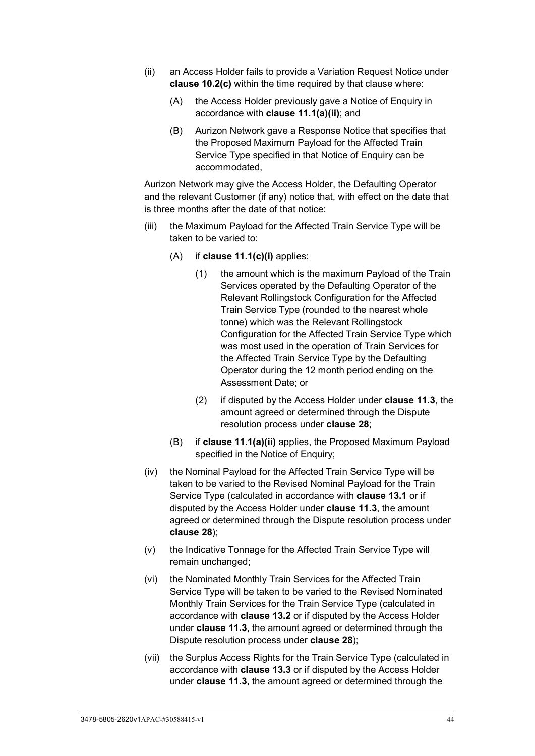(ii) an Access Holder fails to provide a Variation Request Notice under **clause 10.2(c)** within the time required by that clause where:

  (A) the Access Holder previously gave a Notice of Enquiry in accordance with **clause 11.1(a)(ii)**; and

  (B) Aurizon Network gave a Response Notice that specifies that the Proposed Maximum Payload for the Affected Train Service Type specified in that Notice of Enquiry can be accommodated,

Aurizon Network may give the Access Holder, the Defaulting Operator and the relevant Customer (if any) notice that, with effect on the date that is three months after the date of that notice:

(iii) the Maximum Payload for the Affected Train Service Type will be taken to be varied to:

  (A) if **clause 11.1(c)(i)** applies:

    (1) the amount which is the maximum Payload of the Train Services operated by the Defaulting Operator of the Relevant Rollingstock Configuration for the Affected Train Service Type (rounded to the nearest whole tonne) which was the Relevant Rollingstock Configuration for the Affected Train Service Type which was most used in the operation of Train Services for the Affected Train Service Type by the Defaulting Operator during the 12 month period ending on the Assessment Date; or

    (2) if disputed by the Access Holder under **clause 11.3**, the amount agreed or determined through the Dispute resolution process under **clause 28**;

  (B) if **clause 11.1(a)(ii)** applies, the Proposed Maximum Payload specified in the Notice of Enquiry;

(iv) the Nominal Payload for the Affected Train Service Type will be taken to be varied to the Revised Nominal Payload for the Train Service Type (calculated in accordance with **clause 13.1** or if disputed by the Access Holder under **clause 11.3**, the amount agreed or determined through the Dispute resolution process under **clause 28**);

(v) the Indicative Tonnage for the Affected Train Service Type will remain unchanged;

(vi) the Nominated Monthly Train Services for the Affected Train Service Type will be taken to be varied to the Revised Nominated Monthly Train Services for the Train Service Type (calculated in accordance with **clause 13.2** or if disputed by the Access Holder under **clause 11.3**, the amount agreed or determined through the Dispute resolution process under **clause 28**);

(vii) the Surplus Access Rights for the Train Service Type (calculated in accordance with **clause 13.3** or if disputed by the Access Holder under **clause 11.3**, the amount agreed or determined through the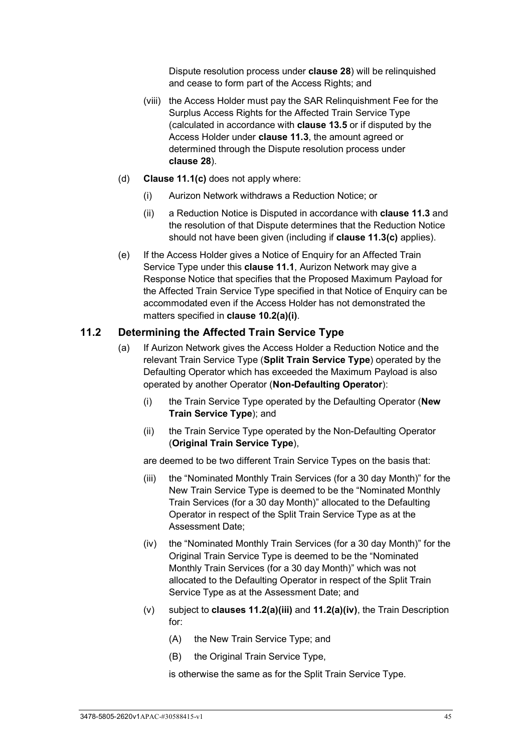Dispute resolution process under **clause 28**) will be relinquished and cease to form part of the Access Rights; and

(viii) the Access Holder must pay the SAR Relinquishment Fee for the Surplus Access Rights for the Affected Train Service Type (calculated in accordance with **clause 13.5** or if disputed by the Access Holder under **clause 11.3**, the amount agreed or determined through the Dispute resolution process under **clause 28**).

(d) **Clause 11.1(c)** does not apply where:

(i) Aurizon Network withdraws a Reduction Notice; or

(ii) a Reduction Notice is Disputed in accordance with **clause 11.3** and the resolution of that Dispute determines that the Reduction Notice should not have been given (including if **clause 11.3(c)** applies).

(e) If the Access Holder gives a Notice of Enquiry for an Affected Train Service Type under this **clause 11.1**, Aurizon Network may give a Response Notice that specifies that the Proposed Maximum Payload for the Affected Train Service Type specified in that Notice of Enquiry can be accommodated even if the Access Holder has not demonstrated the matters specified in **clause 10.2(a)(i)**.

## 11.2 Determining the Affected Train Service Type

(a) If Aurizon Network gives the Access Holder a Reduction Notice and the relevant Train Service Type (**Split Train Service Type**) operated by the Defaulting Operator which has exceeded the Maximum Payload is also operated by another Operator (**Non-Defaulting Operator**):

(i) the Train Service Type operated by the Defaulting Operator (**New Train Service Type**); and

(ii) the Train Service Type operated by the Non-Defaulting Operator (**Original Train Service Type**),

are deemed to be two different Train Service Types on the basis that:

(iii) the "Nominated Monthly Train Services (for a 30 day Month)" for the New Train Service Type is deemed to be the "Nominated Monthly Train Services (for a 30 day Month)" allocated to the Defaulting Operator in respect of the Split Train Service Type as at the Assessment Date;

(iv) the "Nominated Monthly Train Services (for a 30 day Month)" for the Original Train Service Type is deemed to be the "Nominated Monthly Train Services (for a 30 day Month)" which was not allocated to the Defaulting Operator in respect of the Split Train Service Type as at the Assessment Date; and

(v) subject to **clauses 11.2(a)(iii)** and **11.2(a)(iv)**, the Train Description for:

(A) the New Train Service Type; and

(B) the Original Train Service Type,

is otherwise the same as for the Split Train Service Type.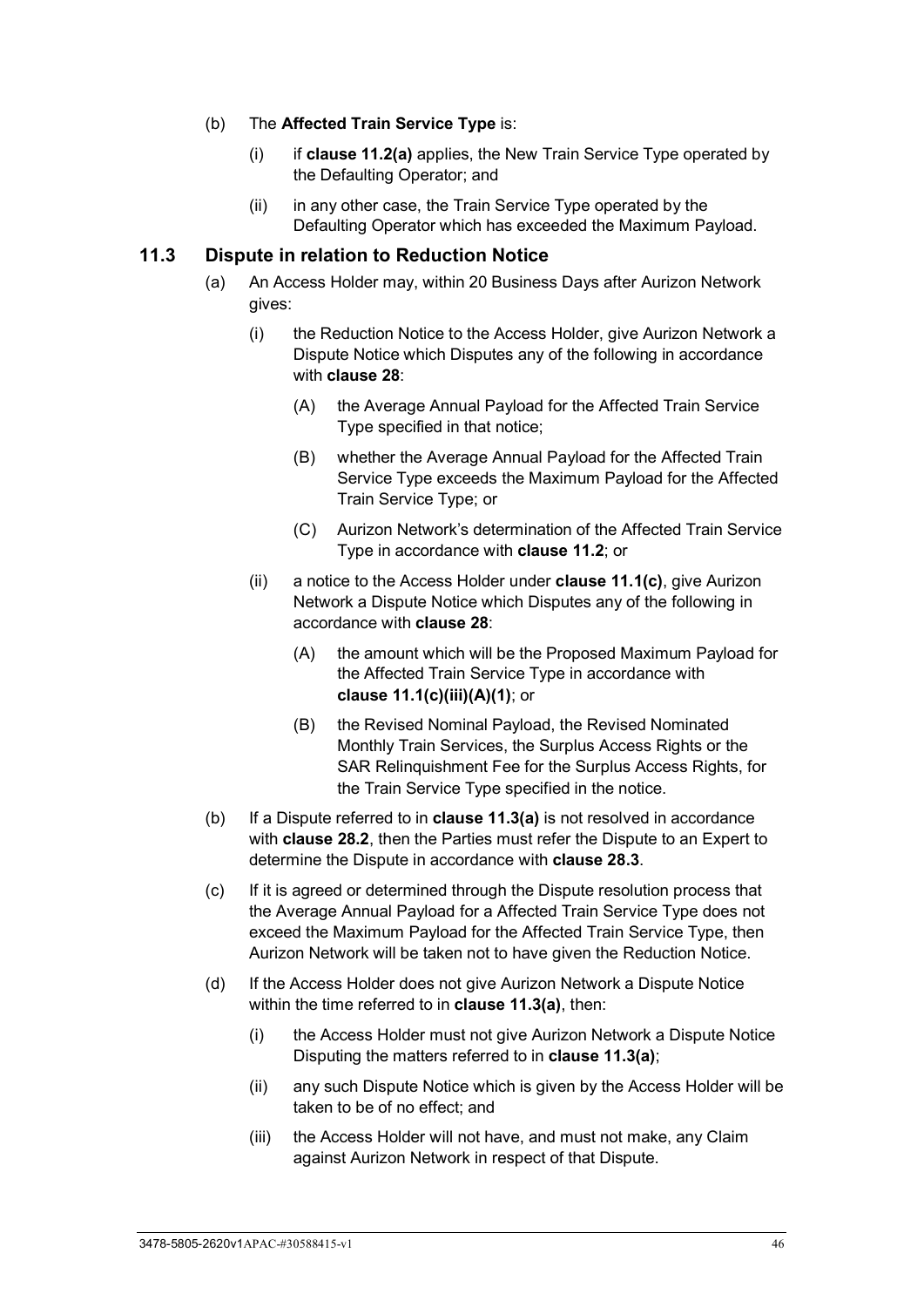(b) The **Affected Train Service Type** is:

(i) if **clause 11.2(a)** applies, the New Train Service Type operated by the Defaulting Operator; and

(ii) in any other case, the Train Service Type operated by the Defaulting Operator which has exceeded the Maximum Payload.

## 11.3 Dispute in relation to Reduction Notice

(a) An Access Holder may, within 20 Business Days after Aurizon Network gives:

(i) the Reduction Notice to the Access Holder, give Aurizon Network a Dispute Notice which Disputes any of the following in accordance with **clause 28**:

(A) the Average Annual Payload for the Affected Train Service Type specified in that notice;

(B) whether the Average Annual Payload for the Affected Train Service Type exceeds the Maximum Payload for the Affected Train Service Type; or

(C) Aurizon Network's determination of the Affected Train Service Type in accordance with **clause 11.2**; or

(ii) a notice to the Access Holder under **clause 11.1(c)**, give Aurizon Network a Dispute Notice which Disputes any of the following in accordance with **clause 28**:

(A) the amount which will be the Proposed Maximum Payload for the Affected Train Service Type in accordance with **clause 11.1(c)(iii)(A)(1)**; or

(B) the Revised Nominal Payload, the Revised Nominated Monthly Train Services, the Surplus Access Rights or the SAR Relinquishment Fee for the Surplus Access Rights, for the Train Service Type specified in the notice.

(b) If a Dispute referred to in **clause 11.3(a)** is not resolved in accordance with **clause 28.2**, then the Parties must refer the Dispute to an Expert to determine the Dispute in accordance with **clause 28.3**.

(c) If it is agreed or determined through the Dispute resolution process that the Average Annual Payload for a Affected Train Service Type does not exceed the Maximum Payload for the Affected Train Service Type, then Aurizon Network will be taken not to have given the Reduction Notice.

(d) If the Access Holder does not give Aurizon Network a Dispute Notice within the time referred to in **clause 11.3(a)**, then:

(i) the Access Holder must not give Aurizon Network a Dispute Notice Disputing the matters referred to in **clause 11.3(a)**;

(ii) any such Dispute Notice which is given by the Access Holder will be taken to be of no effect; and

(iii) the Access Holder will not have, and must not make, any Claim against Aurizon Network in respect of that Dispute.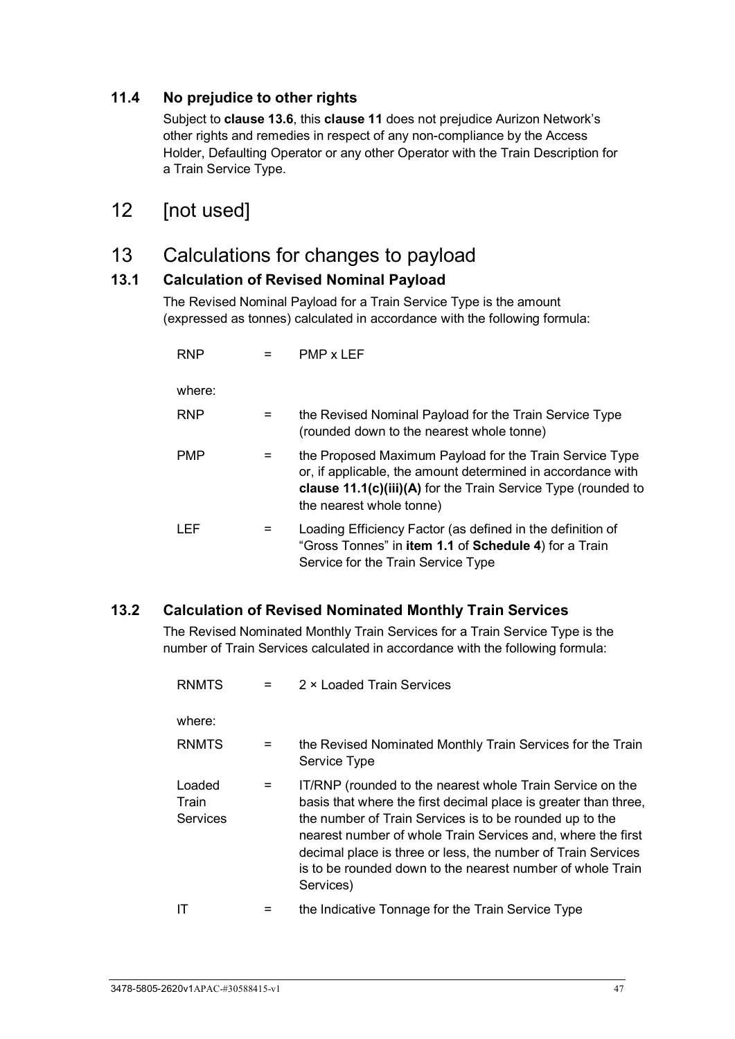### 11.4 No prejudice to other rights

Subject to **clause 13.6**, this **clause 11** does not prejudice Aurizon Network's other rights and remedies in respect of any non-compliance by the Access Holder, Defaulting Operator or any other Operator with the Train Description for a Train Service Type.

# 12 [not used]

# 13 Calculations for changes to payload

### 13.1 Calculation of Revised Nominal Payload

The Revised Nominal Payload for a Train Service Type is the amount (expressed as tonnes) calculated in accordance with the following formula:

$$RNP = PMP \times LEF$$

where:

| | | |
|---|---|---|
| RNP | = | the Revised Nominal Payload for the Train Service Type (rounded down to the nearest whole tonne) |
| PMP | = | the Proposed Maximum Payload for the Train Service Type or, if applicable, the amount determined in accordance with **clause 11.1(c)(iii)(A)** for the Train Service Type (rounded to the nearest whole tonne) |
| LEF | = | Loading Efficiency Factor (as defined in the definition of "Gross Tonnes" in **item 1.1** of **Schedule 4**) for a Train Service for the Train Service Type |

### 13.2 Calculation of Revised Nominated Monthly Train Services

The Revised Nominated Monthly Train Services for a Train Service Type is the number of Train Services calculated in accordance with the following formula:

$$RNMTS = 2 \times \text{Loaded Train Services}$$

where:

| | | |
|---|---|---|
| RNMTS | = | the Revised Nominated Monthly Train Services for the Train Service Type |
| Loaded Train Services | = | IT/RNP (rounded to the nearest whole Train Service on the basis that where the first decimal place is greater than three, the number of Train Services is to be rounded up to the nearest number of whole Train Services and, where the first decimal place is three or less, the number of Train Services is to be rounded down to the nearest number of whole Train Services) |
| IT | = | the Indicative Tonnage for the Train Service Type |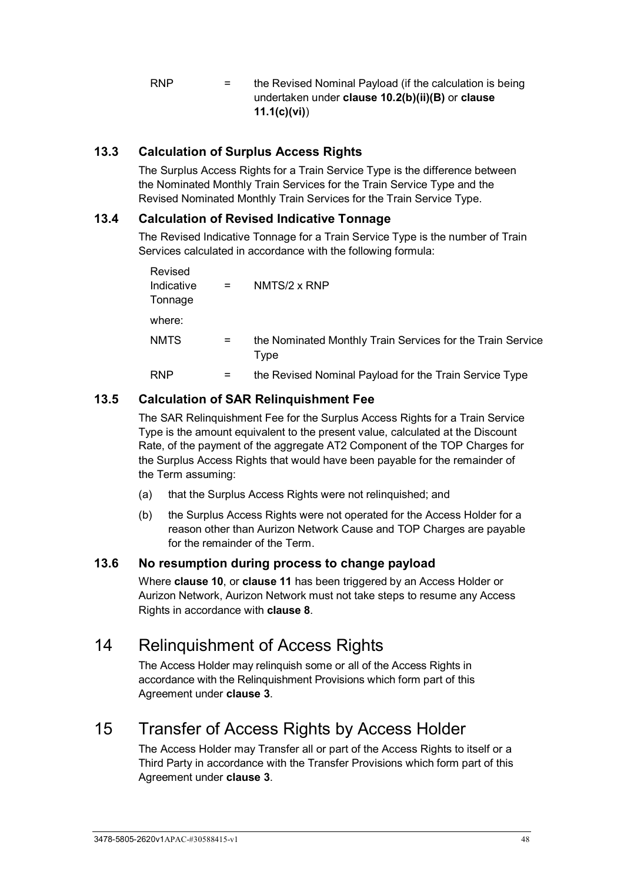| | | |
|---|---|---|
| RNP | = | the Revised Nominal Payload (if the calculation is being undertaken under **clause 10.2(b)(ii)(B)** or **clause 11.1(c)(vi)**) |

### 13.3 Calculation of Surplus Access Rights

The Surplus Access Rights for a Train Service Type is the difference between the Nominated Monthly Train Services for the Train Service Type and the Revised Nominated Monthly Train Services for the Train Service Type.

### 13.4 Calculation of Revised Indicative Tonnage

The Revised Indicative Tonnage for a Train Service Type is the number of Train Services calculated in accordance with the following formula:

| | | |
|---|---|---|
| Revised Indicative Tonnage | = | NMTS/2 x RNP |

where:

| | | |
|---|---|---|
| NMTS | = | the Nominated Monthly Train Services for the Train Service Type |
| RNP | = | the Revised Nominal Payload for the Train Service Type |

### 13.5 Calculation of SAR Relinquishment Fee

The SAR Relinquishment Fee for the Surplus Access Rights for a Train Service Type is the amount equivalent to the present value, calculated at the Discount Rate, of the payment of the aggregate AT2 Component of the TOP Charges for the Surplus Access Rights that would have been payable for the remainder of the Term assuming:

(a) that the Surplus Access Rights were not relinquished; and

(b) the Surplus Access Rights were not operated for the Access Holder for a reason other than Aurizon Network Cause and TOP Charges are payable for the remainder of the Term.

### 13.6 No resumption during process to change payload

Where **clause 10**, or **clause 11** has been triggered by an Access Holder or Aurizon Network, Aurizon Network must not take steps to resume any Access Rights in accordance with **clause 8**.

## 14 Relinquishment of Access Rights

The Access Holder may relinquish some or all of the Access Rights in accordance with the Relinquishment Provisions which form part of this Agreement under **clause 3**.

## 15 Transfer of Access Rights by Access Holder

The Access Holder may Transfer all or part of the Access Rights to itself or a Third Party in accordance with the Transfer Provisions which form part of this Agreement under **clause 3**.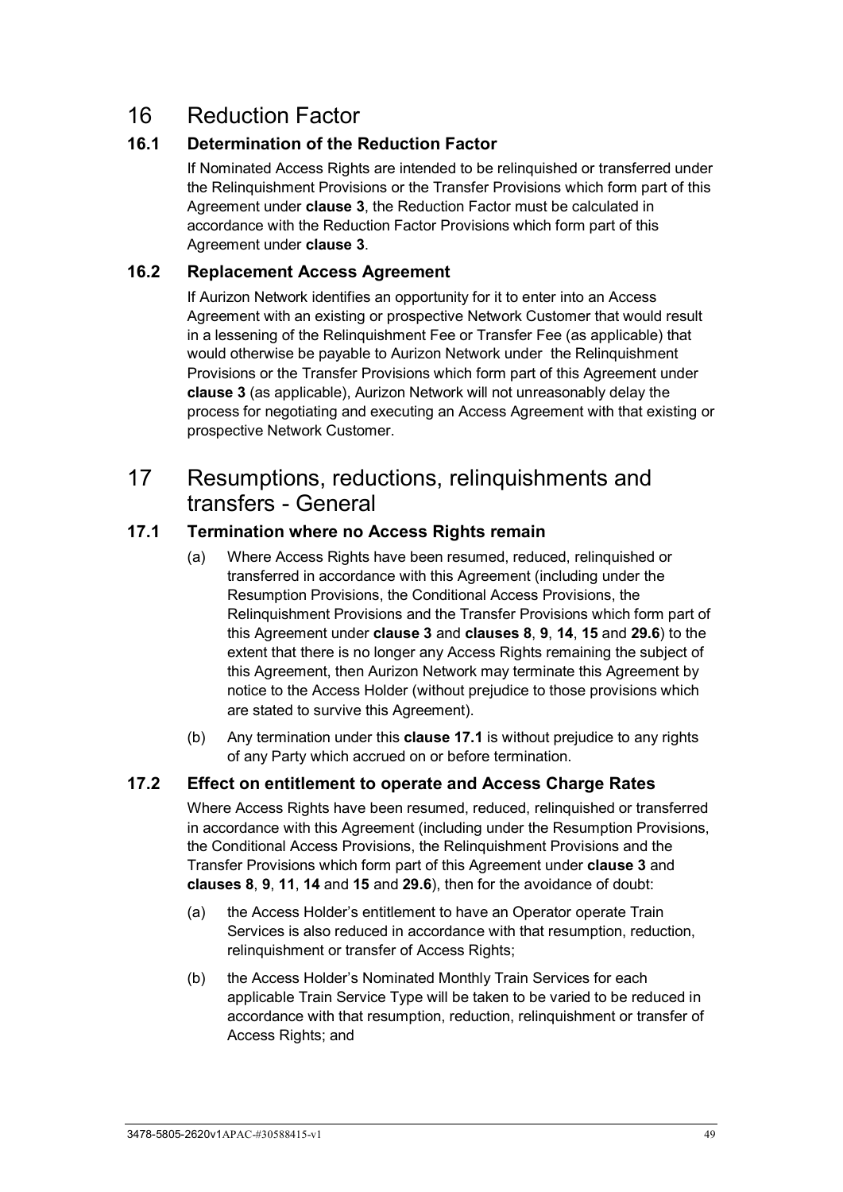# 16 Reduction Factor

## 16.1 Determination of the Reduction Factor

If Nominated Access Rights are intended to be relinquished or transferred under the Relinquishment Provisions or the Transfer Provisions which form part of this Agreement under **clause 3**, the Reduction Factor must be calculated in accordance with the Reduction Factor Provisions which form part of this Agreement under **clause 3**.

## 16.2 Replacement Access Agreement

If Aurizon Network identifies an opportunity for it to enter into an Access Agreement with an existing or prospective Network Customer that would result in a lessening of the Relinquishment Fee or Transfer Fee (as applicable) that would otherwise be payable to Aurizon Network under the Relinquishment Provisions or the Transfer Provisions which form part of this Agreement under **clause 3** (as applicable), Aurizon Network will not unreasonably delay the process for negotiating and executing an Access Agreement with that existing or prospective Network Customer.

# 17 Resumptions, reductions, relinquishments and transfers - General

## 17.1 Termination where no Access Rights remain

(a) Where Access Rights have been resumed, reduced, relinquished or transferred in accordance with this Agreement (including under the Resumption Provisions, the Conditional Access Provisions, the Relinquishment Provisions and the Transfer Provisions which form part of this Agreement under **clause 3** and **clauses 8**, **9**, **14**, **15** and **29.6**) to the extent that there is no longer any Access Rights remaining the subject of this Agreement, then Aurizon Network may terminate this Agreement by notice to the Access Holder (without prejudice to those provisions which are stated to survive this Agreement).

(b) Any termination under this **clause 17.1** is without prejudice to any rights of any Party which accrued on or before termination.

## 17.2 Effect on entitlement to operate and Access Charge Rates

Where Access Rights have been resumed, reduced, relinquished or transferred in accordance with this Agreement (including under the Resumption Provisions, the Conditional Access Provisions, the Relinquishment Provisions and the Transfer Provisions which form part of this Agreement under **clause 3** and **clauses 8**, **9**, **11**, **14** and **15** and **29.6**), then for the avoidance of doubt:

(a) the Access Holder's entitlement to have an Operator operate Train Services is also reduced in accordance with that resumption, reduction, relinquishment or transfer of Access Rights;

(b) the Access Holder's Nominated Monthly Train Services for each applicable Train Service Type will be taken to be varied to be reduced in accordance with that resumption, reduction, relinquishment or transfer of Access Rights; and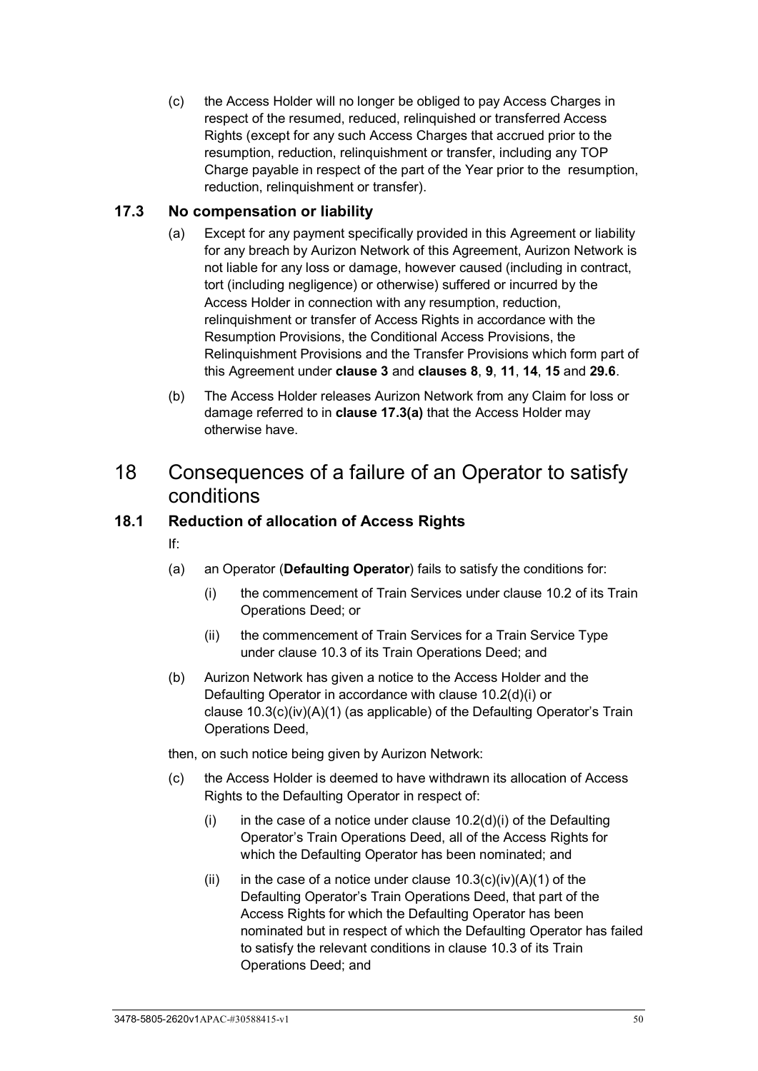(c) the Access Holder will no longer be obliged to pay Access Charges in respect of the resumed, reduced, relinquished or transferred Access Rights (except for any such Access Charges that accrued prior to the resumption, reduction, relinquishment or transfer, including any TOP Charge payable in respect of the part of the Year prior to the resumption, reduction, relinquishment or transfer).

### 17.3 No compensation or liability

(a) Except for any payment specifically provided in this Agreement or liability for any breach by Aurizon Network of this Agreement, Aurizon Network is not liable for any loss or damage, however caused (including in contract, tort (including negligence) or otherwise) suffered or incurred by the Access Holder in connection with any resumption, reduction, relinquishment or transfer of Access Rights in accordance with the Resumption Provisions, the Conditional Access Provisions, the Relinquishment Provisions and the Transfer Provisions which form part of this Agreement under **clause 3** and **clauses 8**, **9**, **11**, **14**, **15** and **29.6**.

(b) The Access Holder releases Aurizon Network from any Claim for loss or damage referred to in **clause 17.3(a)** that the Access Holder may otherwise have.

## 18 Consequences of a failure of an Operator to satisfy conditions

### 18.1 Reduction of allocation of Access Rights

If:

(a) an Operator (**Defaulting Operator**) fails to satisfy the conditions for:

  (i) the commencement of Train Services under clause 10.2 of its Train Operations Deed; or

  (ii) the commencement of Train Services for a Train Service Type under clause 10.3 of its Train Operations Deed; and

(b) Aurizon Network has given a notice to the Access Holder and the Defaulting Operator in accordance with clause 10.2(d)(i) or clause 10.3(c)(iv)(A)(1) (as applicable) of the Defaulting Operator's Train Operations Deed,

then, on such notice being given by Aurizon Network:

(c) the Access Holder is deemed to have withdrawn its allocation of Access Rights to the Defaulting Operator in respect of:

  (i) in the case of a notice under clause 10.2(d)(i) of the Defaulting Operator's Train Operations Deed, all of the Access Rights for which the Defaulting Operator has been nominated; and

  (ii) in the case of a notice under clause 10.3(c)(iv)(A)(1) of the Defaulting Operator's Train Operations Deed, that part of the Access Rights for which the Defaulting Operator has been nominated but in respect of which the Defaulting Operator has failed to satisfy the relevant conditions in clause 10.3 of its Train Operations Deed; and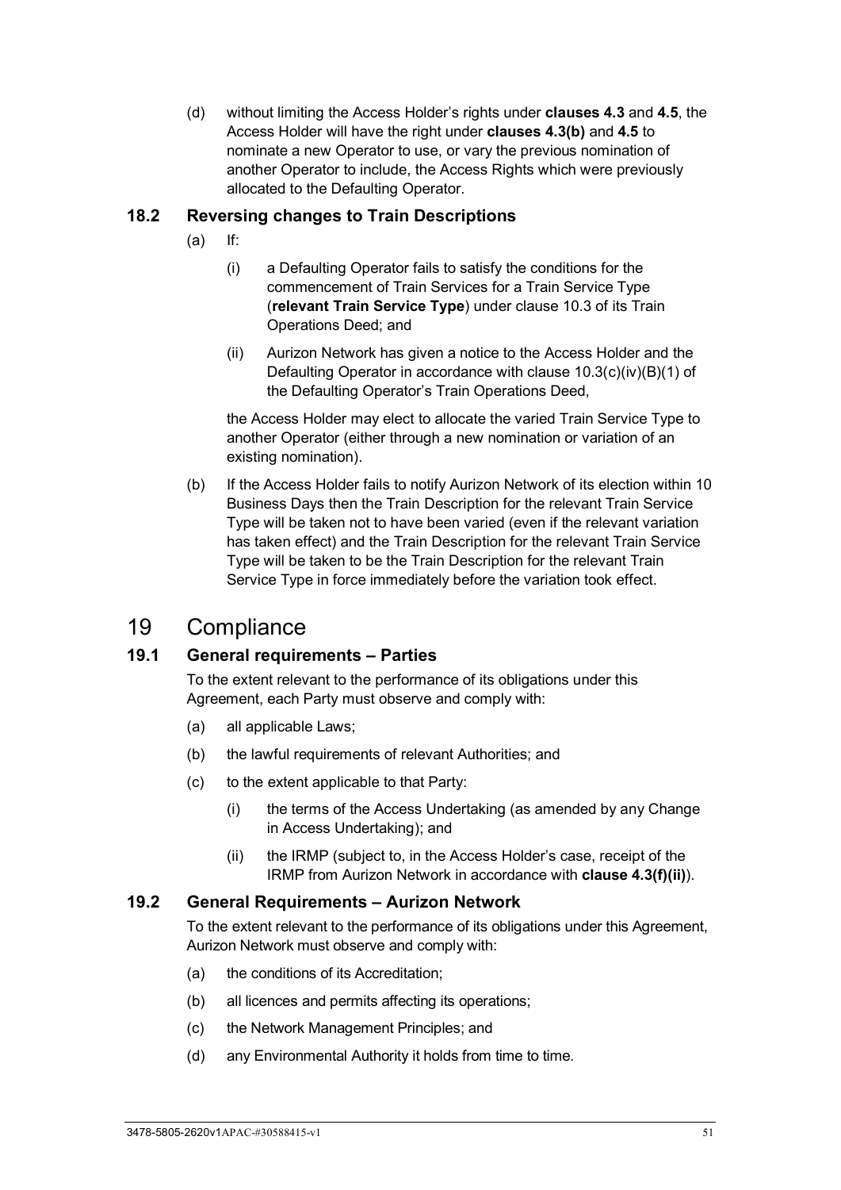(d) without limiting the Access Holder's rights under **clauses 4.3** and **4.5**, the Access Holder will have the right under **clauses 4.3(b)** and **4.5** to nominate a new Operator to use, or vary the previous nomination of another Operator to include, the Access Rights which were previously allocated to the Defaulting Operator.

### 18.2 Reversing changes to Train Descriptions

(a) If:

(i) a Defaulting Operator fails to satisfy the conditions for the commencement of Train Services for a Train Service Type (**relevant Train Service Type**) under clause 10.3 of its Train Operations Deed; and

(ii) Aurizon Network has given a notice to the Access Holder and the Defaulting Operator in accordance with clause 10.3(c)(iv)(B)(1) of the Defaulting Operator's Train Operations Deed,

the Access Holder may elect to allocate the varied Train Service Type to another Operator (either through a new nomination or variation of an existing nomination).

(b) If the Access Holder fails to notify Aurizon Network of its election within 10 Business Days then the Train Description for the relevant Train Service Type will be taken not to have been varied (even if the relevant variation has taken effect) and the Train Description for the relevant Train Service Type will be taken to be the Train Description for the relevant Train Service Type in force immediately before the variation took effect.

## 19 Compliance

### 19.1 General requirements – Parties

To the extent relevant to the performance of its obligations under this Agreement, each Party must observe and comply with:

(a) all applicable Laws;

(b) the lawful requirements of relevant Authorities; and

(c) to the extent applicable to that Party:

(i) the terms of the Access Undertaking (as amended by any Change in Access Undertaking); and

(ii) the IRMP (subject to, in the Access Holder's case, receipt of the IRMP from Aurizon Network in accordance with **clause 4.3(f)(ii)**).

### 19.2 General Requirements – Aurizon Network

To the extent relevant to the performance of its obligations under this Agreement, Aurizon Network must observe and comply with:

(a) the conditions of its Accreditation;

(b) all licences and permits affecting its operations;

(c) the Network Management Principles; and

(d) any Environmental Authority it holds from time to time.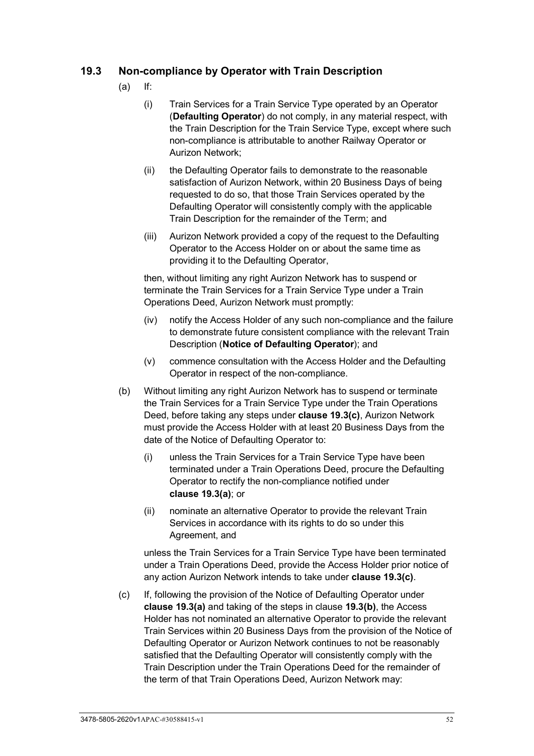### 19.3 Non-compliance by Operator with Train Description

(a) If:

(i) Train Services for a Train Service Type operated by an Operator (**Defaulting Operator**) do not comply, in any material respect, with the Train Description for the Train Service Type, except where such non-compliance is attributable to another Railway Operator or Aurizon Network;

(ii) the Defaulting Operator fails to demonstrate to the reasonable satisfaction of Aurizon Network, within 20 Business Days of being requested to do so, that those Train Services operated by the Defaulting Operator will consistently comply with the applicable Train Description for the remainder of the Term; and

(iii) Aurizon Network provided a copy of the request to the Defaulting Operator to the Access Holder on or about the same time as providing it to the Defaulting Operator,

then, without limiting any right Aurizon Network has to suspend or terminate the Train Services for a Train Service Type under a Train Operations Deed, Aurizon Network must promptly:

(iv) notify the Access Holder of any such non-compliance and the failure to demonstrate future consistent compliance with the relevant Train Description (**Notice of Defaulting Operator**); and

(v) commence consultation with the Access Holder and the Defaulting Operator in respect of the non-compliance.

(b) Without limiting any right Aurizon Network has to suspend or terminate the Train Services for a Train Service Type under the Train Operations Deed, before taking any steps under **clause 19.3(c)**, Aurizon Network must provide the Access Holder with at least 20 Business Days from the date of the Notice of Defaulting Operator to:

(i) unless the Train Services for a Train Service Type have been terminated under a Train Operations Deed, procure the Defaulting Operator to rectify the non-compliance notified under **clause 19.3(a)**; or

(ii) nominate an alternative Operator to provide the relevant Train Services in accordance with its rights to do so under this Agreement, and

unless the Train Services for a Train Service Type have been terminated under a Train Operations Deed, provide the Access Holder prior notice of any action Aurizon Network intends to take under **clause 19.3(c)**.

(c) If, following the provision of the Notice of Defaulting Operator under **clause 19.3(a)** and taking of the steps in clause **19.3(b)**, the Access Holder has not nominated an alternative Operator to provide the relevant Train Services within 20 Business Days from the provision of the Notice of Defaulting Operator or Aurizon Network continues to not be reasonably satisfied that the Defaulting Operator will consistently comply with the Train Description under the Train Operations Deed for the remainder of the term of that Train Operations Deed, Aurizon Network may: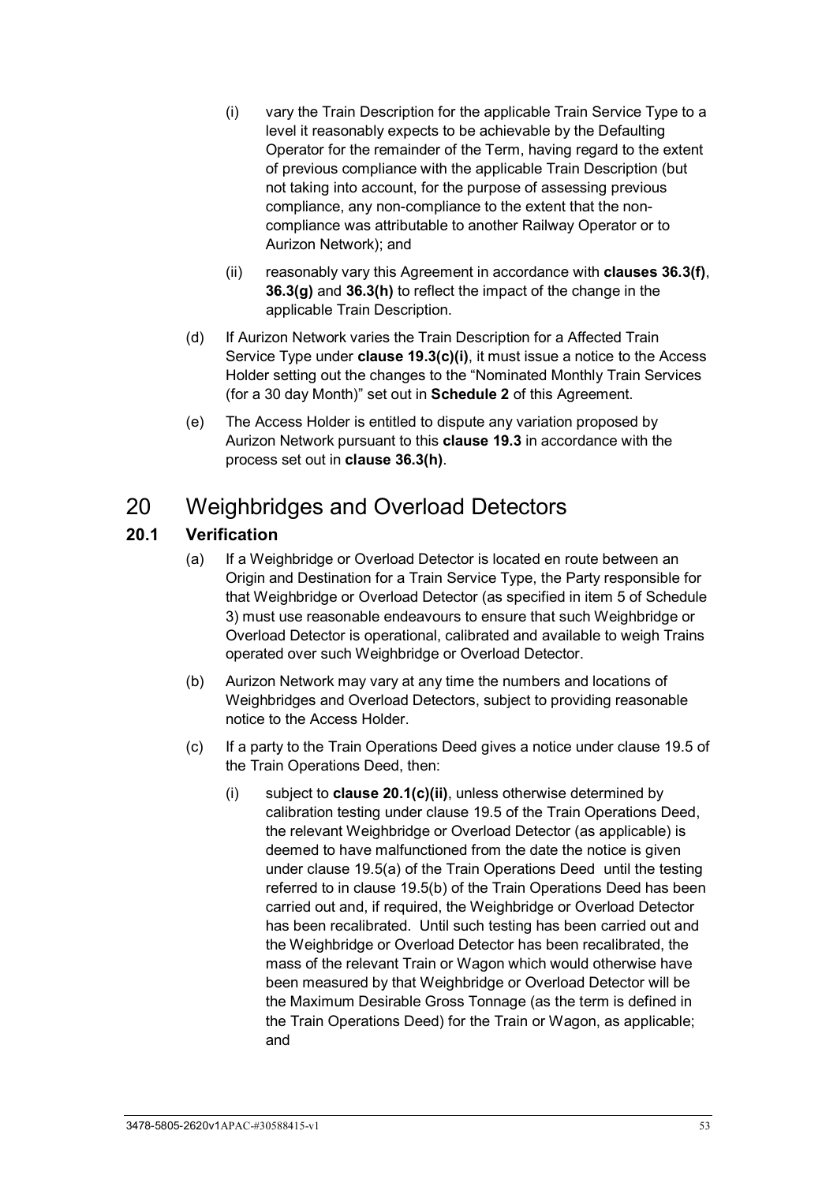(i) vary the Train Description for the applicable Train Service Type to a level it reasonably expects to be achievable by the Defaulting Operator for the remainder of the Term, having regard to the extent of previous compliance with the applicable Train Description (but not taking into account, for the purpose of assessing previous compliance, any non-compliance to the extent that the non-compliance was attributable to another Railway Operator or to Aurizon Network); and

(ii) reasonably vary this Agreement in accordance with **clauses 36.3(f)**, **36.3(g)** and **36.3(h)** to reflect the impact of the change in the applicable Train Description.

(d) If Aurizon Network varies the Train Description for a Affected Train Service Type under **clause 19.3(c)(i)**, it must issue a notice to the Access Holder setting out the changes to the "Nominated Monthly Train Services (for a 30 day Month)" set out in **Schedule 2** of this Agreement.

(e) The Access Holder is entitled to dispute any variation proposed by Aurizon Network pursuant to this **clause 19.3** in accordance with the process set out in **clause 36.3(h)**.

# 20 Weighbridges and Overload Detectors

## 20.1 Verification

(a) If a Weighbridge or Overload Detector is located en route between an Origin and Destination for a Train Service Type, the Party responsible for that Weighbridge or Overload Detector (as specified in item 5 of Schedule 3) must use reasonable endeavours to ensure that such Weighbridge or Overload Detector is operational, calibrated and available to weigh Trains operated over such Weighbridge or Overload Detector.

(b) Aurizon Network may vary at any time the numbers and locations of Weighbridges and Overload Detectors, subject to providing reasonable notice to the Access Holder.

(c) If a party to the Train Operations Deed gives a notice under clause 19.5 of the Train Operations Deed, then:

(i) subject to **clause 20.1(c)(ii)**, unless otherwise determined by calibration testing under clause 19.5 of the Train Operations Deed, the relevant Weighbridge or Overload Detector (as applicable) is deemed to have malfunctioned from the date the notice is given under clause 19.5(a) of the Train Operations Deed until the testing referred to in clause 19.5(b) of the Train Operations Deed has been carried out and, if required, the Weighbridge or Overload Detector has been recalibrated. Until such testing has been carried out and the Weighbridge or Overload Detector has been recalibrated, the mass of the relevant Train or Wagon which would otherwise have been measured by that Weighbridge or Overload Detector will be the Maximum Desirable Gross Tonnage (as the term is defined in the Train Operations Deed) for the Train or Wagon, as applicable; and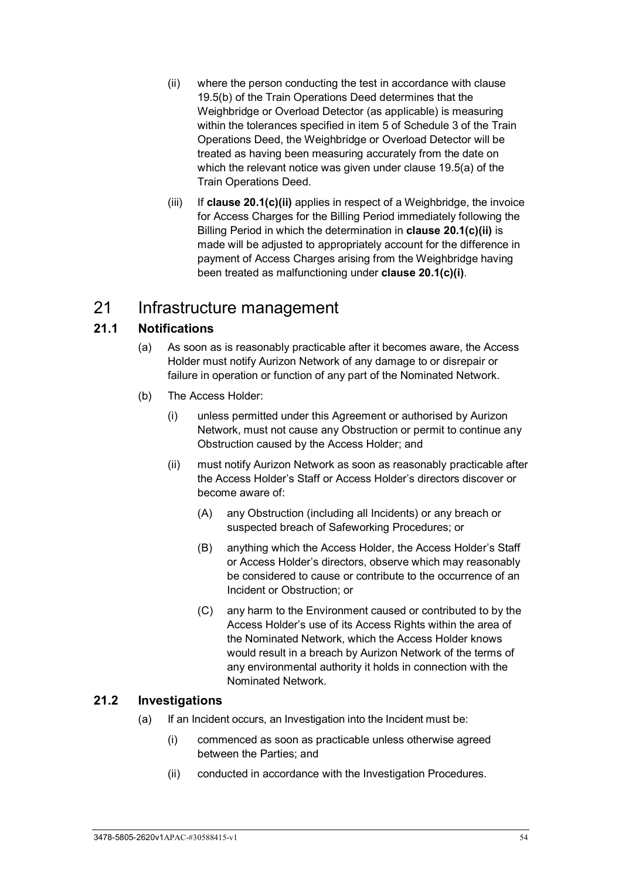(ii) where the person conducting the test in accordance with clause 19.5(b) of the Train Operations Deed determines that the Weighbridge or Overload Detector (as applicable) is measuring within the tolerances specified in item 5 of Schedule 3 of the Train Operations Deed, the Weighbridge or Overload Detector will be treated as having been measuring accurately from the date on which the relevant notice was given under clause 19.5(a) of the Train Operations Deed.

(iii) If **clause 20.1(c)(ii)** applies in respect of a Weighbridge, the invoice for Access Charges for the Billing Period immediately following the Billing Period in which the determination in **clause 20.1(c)(ii)** is made will be adjusted to appropriately account for the difference in payment of Access Charges arising from the Weighbridge having been treated as malfunctioning under **clause 20.1(c)(i)**.

# 21 Infrastructure management

## 21.1 Notifications

(a) As soon as is reasonably practicable after it becomes aware, the Access Holder must notify Aurizon Network of any damage to or disrepair or failure in operation or function of any part of the Nominated Network.

(b) The Access Holder:

(i) unless permitted under this Agreement or authorised by Aurizon Network, must not cause any Obstruction or permit to continue any Obstruction caused by the Access Holder; and

(ii) must notify Aurizon Network as soon as reasonably practicable after the Access Holder's Staff or Access Holder's directors discover or become aware of:

(A) any Obstruction (including all Incidents) or any breach or suspected breach of Safeworking Procedures; or

(B) anything which the Access Holder, the Access Holder's Staff or Access Holder's directors, observe which may reasonably be considered to cause or contribute to the occurrence of an Incident or Obstruction; or

(C) any harm to the Environment caused or contributed to by the Access Holder's use of its Access Rights within the area of the Nominated Network, which the Access Holder knows would result in a breach by Aurizon Network of the terms of any environmental authority it holds in connection with the Nominated Network.

## 21.2 Investigations

(a) If an Incident occurs, an Investigation into the Incident must be:

(i) commenced as soon as practicable unless otherwise agreed between the Parties; and

(ii) conducted in accordance with the Investigation Procedures.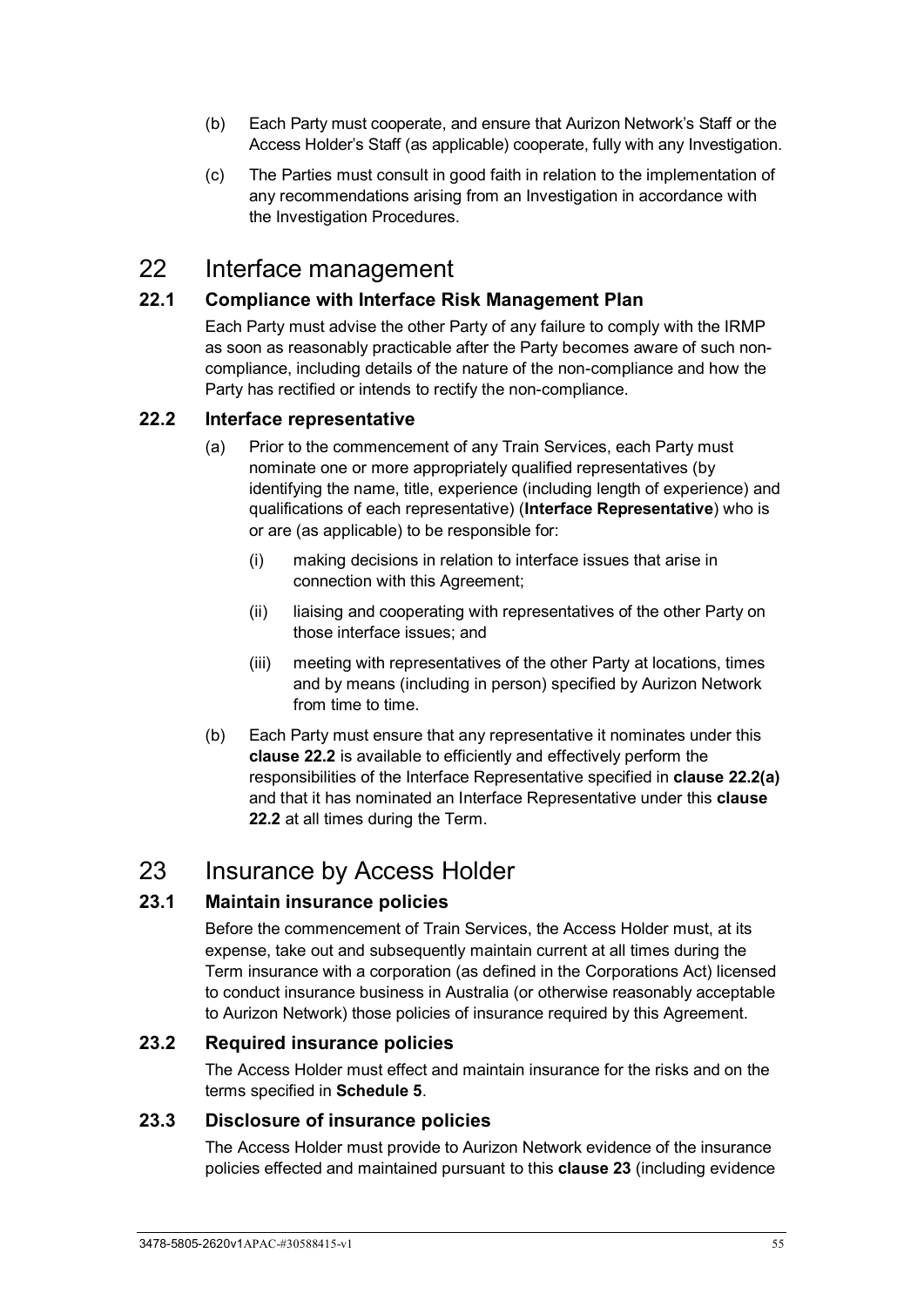(b) Each Party must cooperate, and ensure that Aurizon Network's Staff or the Access Holder's Staff (as applicable) cooperate, fully with any Investigation.

(c) The Parties must consult in good faith in relation to the implementation of any recommendations arising from an Investigation in accordance with the Investigation Procedures.

# 22 Interface management

### 22.1 Compliance with Interface Risk Management Plan

Each Party must advise the other Party of any failure to comply with the IRMP as soon as reasonably practicable after the Party becomes aware of such non-compliance, including details of the nature of the non-compliance and how the Party has rectified or intends to rectify the non-compliance.

### 22.2 Interface representative

(a) Prior to the commencement of any Train Services, each Party must nominate one or more appropriately qualified representatives (by identifying the name, title, experience (including length of experience) and qualifications of each representative) (**Interface Representative**) who is or are (as applicable) to be responsible for:

(i) making decisions in relation to interface issues that arise in connection with this Agreement;

(ii) liaising and cooperating with representatives of the other Party on those interface issues; and

(iii) meeting with representatives of the other Party at locations, times and by means (including in person) specified by Aurizon Network from time to time.

(b) Each Party must ensure that any representative it nominates under this **clause 22.2** is available to efficiently and effectively perform the responsibilities of the Interface Representative specified in **clause 22.2(a)** and that it has nominated an Interface Representative under this **clause 22.2** at all times during the Term.

# 23 Insurance by Access Holder

### 23.1 Maintain insurance policies

Before the commencement of Train Services, the Access Holder must, at its expense, take out and subsequently maintain current at all times during the Term insurance with a corporation (as defined in the Corporations Act) licensed to conduct insurance business in Australia (or otherwise reasonably acceptable to Aurizon Network) those policies of insurance required by this Agreement.

### 23.2 Required insurance policies

The Access Holder must effect and maintain insurance for the risks and on the terms specified in **Schedule 5**.

### 23.3 Disclosure of insurance policies

The Access Holder must provide to Aurizon Network evidence of the insurance policies effected and maintained pursuant to this **clause 23** (including evidence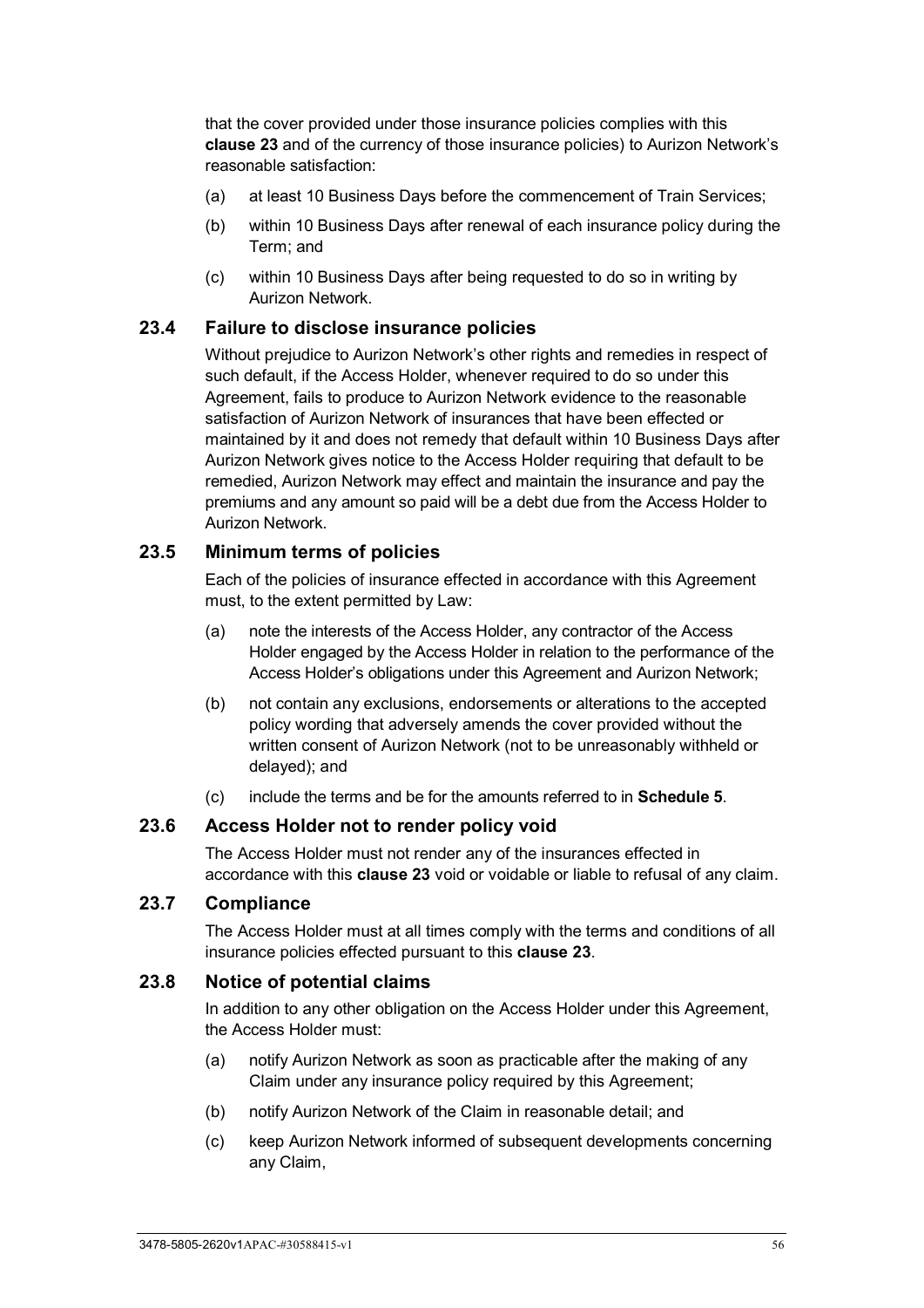that the cover provided under those insurance policies complies with this **clause 23** and of the currency of those insurance policies) to Aurizon Network's reasonable satisfaction:

(a) at least 10 Business Days before the commencement of Train Services;

(b) within 10 Business Days after renewal of each insurance policy during the Term; and

(c) within 10 Business Days after being requested to do so in writing by Aurizon Network.

### 23.4 Failure to disclose insurance policies

Without prejudice to Aurizon Network's other rights and remedies in respect of such default, if the Access Holder, whenever required to do so under this Agreement, fails to produce to Aurizon Network evidence to the reasonable satisfaction of Aurizon Network of insurances that have been effected or maintained by it and does not remedy that default within 10 Business Days after Aurizon Network gives notice to the Access Holder requiring that default to be remedied, Aurizon Network may effect and maintain the insurance and pay the premiums and any amount so paid will be a debt due from the Access Holder to Aurizon Network.

### 23.5 Minimum terms of policies

Each of the policies of insurance effected in accordance with this Agreement must, to the extent permitted by Law:

(a) note the interests of the Access Holder, any contractor of the Access Holder engaged by the Access Holder in relation to the performance of the Access Holder's obligations under this Agreement and Aurizon Network;

(b) not contain any exclusions, endorsements or alterations to the accepted policy wording that adversely amends the cover provided without the written consent of Aurizon Network (not to be unreasonably withheld or delayed); and

(c) include the terms and be for the amounts referred to in **Schedule 5**.

### 23.6 Access Holder not to render policy void

The Access Holder must not render any of the insurances effected in accordance with this **clause 23** void or voidable or liable to refusal of any claim.

### 23.7 Compliance

The Access Holder must at all times comply with the terms and conditions of all insurance policies effected pursuant to this **clause 23**.

### 23.8 Notice of potential claims

In addition to any other obligation on the Access Holder under this Agreement, the Access Holder must:

(a) notify Aurizon Network as soon as practicable after the making of any Claim under any insurance policy required by this Agreement;

(b) notify Aurizon Network of the Claim in reasonable detail; and

(c) keep Aurizon Network informed of subsequent developments concerning any Claim,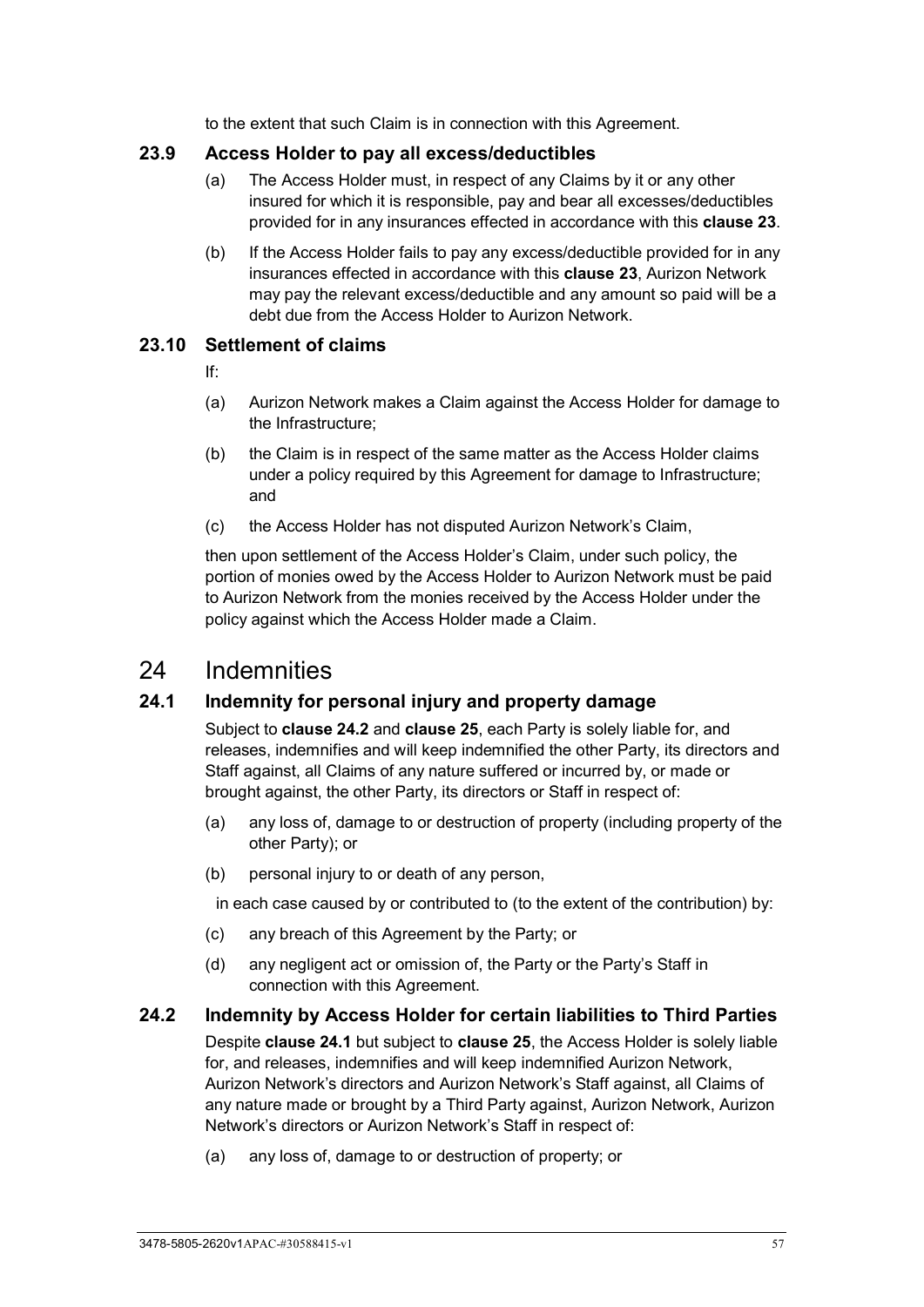to the extent that such Claim is in connection with this Agreement.

### 23.9 Access Holder to pay all excess/deductibles

(a) The Access Holder must, in respect of any Claims by it or any other insured for which it is responsible, pay and bear all excesses/deductibles provided for in any insurances effected in accordance with this **clause 23**.

(b) If the Access Holder fails to pay any excess/deductible provided for in any insurances effected in accordance with this **clause 23**, Aurizon Network may pay the relevant excess/deductible and any amount so paid will be a debt due from the Access Holder to Aurizon Network.

### 23.10 Settlement of claims

If:

(a) Aurizon Network makes a Claim against the Access Holder for damage to the Infrastructure;

(b) the Claim is in respect of the same matter as the Access Holder claims under a policy required by this Agreement for damage to Infrastructure; and

(c) the Access Holder has not disputed Aurizon Network's Claim,

then upon settlement of the Access Holder's Claim, under such policy, the portion of monies owed by the Access Holder to Aurizon Network must be paid to Aurizon Network from the monies received by the Access Holder under the policy against which the Access Holder made a Claim.

## 24 Indemnities

### 24.1 Indemnity for personal injury and property damage

Subject to **clause 24.2** and **clause 25**, each Party is solely liable for, and releases, indemnifies and will keep indemnified the other Party, its directors and Staff against, all Claims of any nature suffered or incurred by, or made or brought against, the other Party, its directors or Staff in respect of:

(a) any loss of, damage to or destruction of property (including property of the other Party); or

(b) personal injury to or death of any person,

in each case caused by or contributed to (to the extent of the contribution) by:

(c) any breach of this Agreement by the Party; or

(d) any negligent act or omission of, the Party or the Party's Staff in connection with this Agreement.

### 24.2 Indemnity by Access Holder for certain liabilities to Third Parties

Despite **clause 24.1** but subject to **clause 25**, the Access Holder is solely liable for, and releases, indemnifies and will keep indemnified Aurizon Network, Aurizon Network's directors and Aurizon Network's Staff against, all Claims of any nature made or brought by a Third Party against, Aurizon Network, Aurizon Network's directors or Aurizon Network's Staff in respect of:

(a) any loss of, damage to or destruction of property; or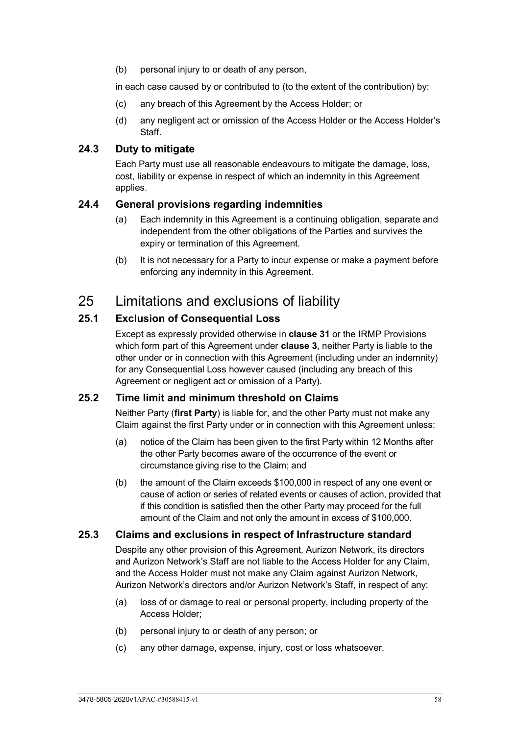(b) personal injury to or death of any person,

in each case caused by or contributed to (to the extent of the contribution) by:

(c) any breach of this Agreement by the Access Holder; or

(d) any negligent act or omission of the Access Holder or the Access Holder's Staff.

### 24.3 Duty to mitigate

Each Party must use all reasonable endeavours to mitigate the damage, loss, cost, liability or expense in respect of which an indemnity in this Agreement applies.

### 24.4 General provisions regarding indemnities

(a) Each indemnity in this Agreement is a continuing obligation, separate and independent from the other obligations of the Parties and survives the expiry or termination of this Agreement.

(b) It is not necessary for a Party to incur expense or make a payment before enforcing any indemnity in this Agreement.

## 25 Limitations and exclusions of liability

### 25.1 Exclusion of Consequential Loss

Except as expressly provided otherwise in **clause 31** or the IRMP Provisions which form part of this Agreement under **clause 3**, neither Party is liable to the other under or in connection with this Agreement (including under an indemnity) for any Consequential Loss however caused (including any breach of this Agreement or negligent act or omission of a Party).

### 25.2 Time limit and minimum threshold on Claims

Neither Party (**first Party**) is liable for, and the other Party must not make any Claim against the first Party under or in connection with this Agreement unless:

(a) notice of the Claim has been given to the first Party within 12 Months after the other Party becomes aware of the occurrence of the event or circumstance giving rise to the Claim; and

(b) the amount of the Claim exceeds $100,000 in respect of any one event or cause of action or series of related events or causes of action, provided that if this condition is satisfied then the other Party may proceed for the full amount of the Claim and not only the amount in excess of $100,000.

### 25.3 Claims and exclusions in respect of Infrastructure standard

Despite any other provision of this Agreement, Aurizon Network, its directors and Aurizon Network's Staff are not liable to the Access Holder for any Claim, and the Access Holder must not make any Claim against Aurizon Network, Aurizon Network's directors and/or Aurizon Network's Staff, in respect of any:

(a) loss of or damage to real or personal property, including property of the Access Holder;

(b) personal injury to or death of any person; or

(c) any other damage, expense, injury, cost or loss whatsoever,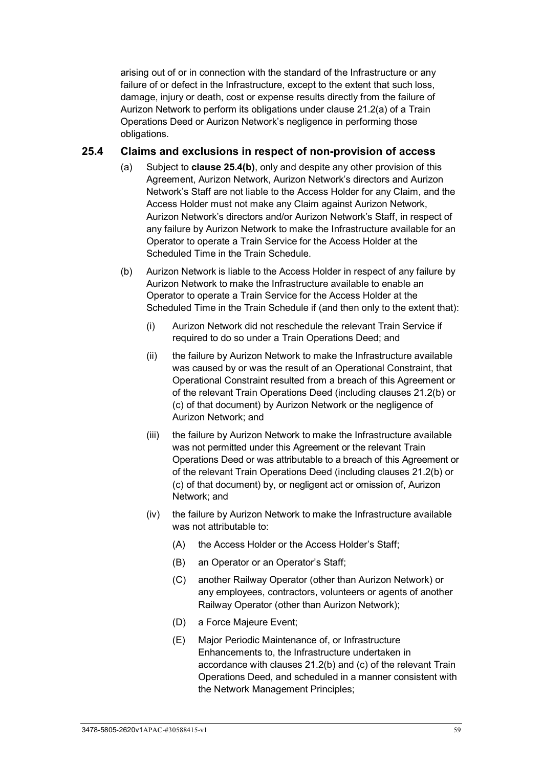arising out of or in connection with the standard of the Infrastructure or any failure of or defect in the Infrastructure, except to the extent that such loss, damage, injury or death, cost or expense results directly from the failure of Aurizon Network to perform its obligations under clause 21.2(a) of a Train Operations Deed or Aurizon Network's negligence in performing those obligations.

### 25.4 Claims and exclusions in respect of non-provision of access

(a) Subject to **clause 25.4(b)**, only and despite any other provision of this Agreement, Aurizon Network, Aurizon Network's directors and Aurizon Network's Staff are not liable to the Access Holder for any Claim, and the Access Holder must not make any Claim against Aurizon Network, Aurizon Network's directors and/or Aurizon Network's Staff, in respect of any failure by Aurizon Network to make the Infrastructure available for an Operator to operate a Train Service for the Access Holder at the Scheduled Time in the Train Schedule.

(b) Aurizon Network is liable to the Access Holder in respect of any failure by Aurizon Network to make the Infrastructure available to enable an Operator to operate a Train Service for the Access Holder at the Scheduled Time in the Train Schedule if (and then only to the extent that):

(i) Aurizon Network did not reschedule the relevant Train Service if required to do so under a Train Operations Deed; and

(ii) the failure by Aurizon Network to make the Infrastructure available was caused by or was the result of an Operational Constraint, that Operational Constraint resulted from a breach of this Agreement or of the relevant Train Operations Deed (including clauses 21.2(b) or (c) of that document) by Aurizon Network or the negligence of Aurizon Network; and

(iii) the failure by Aurizon Network to make the Infrastructure available was not permitted under this Agreement or the relevant Train Operations Deed or was attributable to a breach of this Agreement or of the relevant Train Operations Deed (including clauses 21.2(b) or (c) of that document) by, or negligent act or omission of, Aurizon Network; and

(iv) the failure by Aurizon Network to make the Infrastructure available was not attributable to:

(A) the Access Holder or the Access Holder's Staff;

(B) an Operator or an Operator's Staff;

(C) another Railway Operator (other than Aurizon Network) or any employees, contractors, volunteers or agents of another Railway Operator (other than Aurizon Network);

(D) a Force Majeure Event;

(E) Major Periodic Maintenance of, or Infrastructure Enhancements to, the Infrastructure undertaken in accordance with clauses 21.2(b) and (c) of the relevant Train Operations Deed, and scheduled in a manner consistent with the Network Management Principles;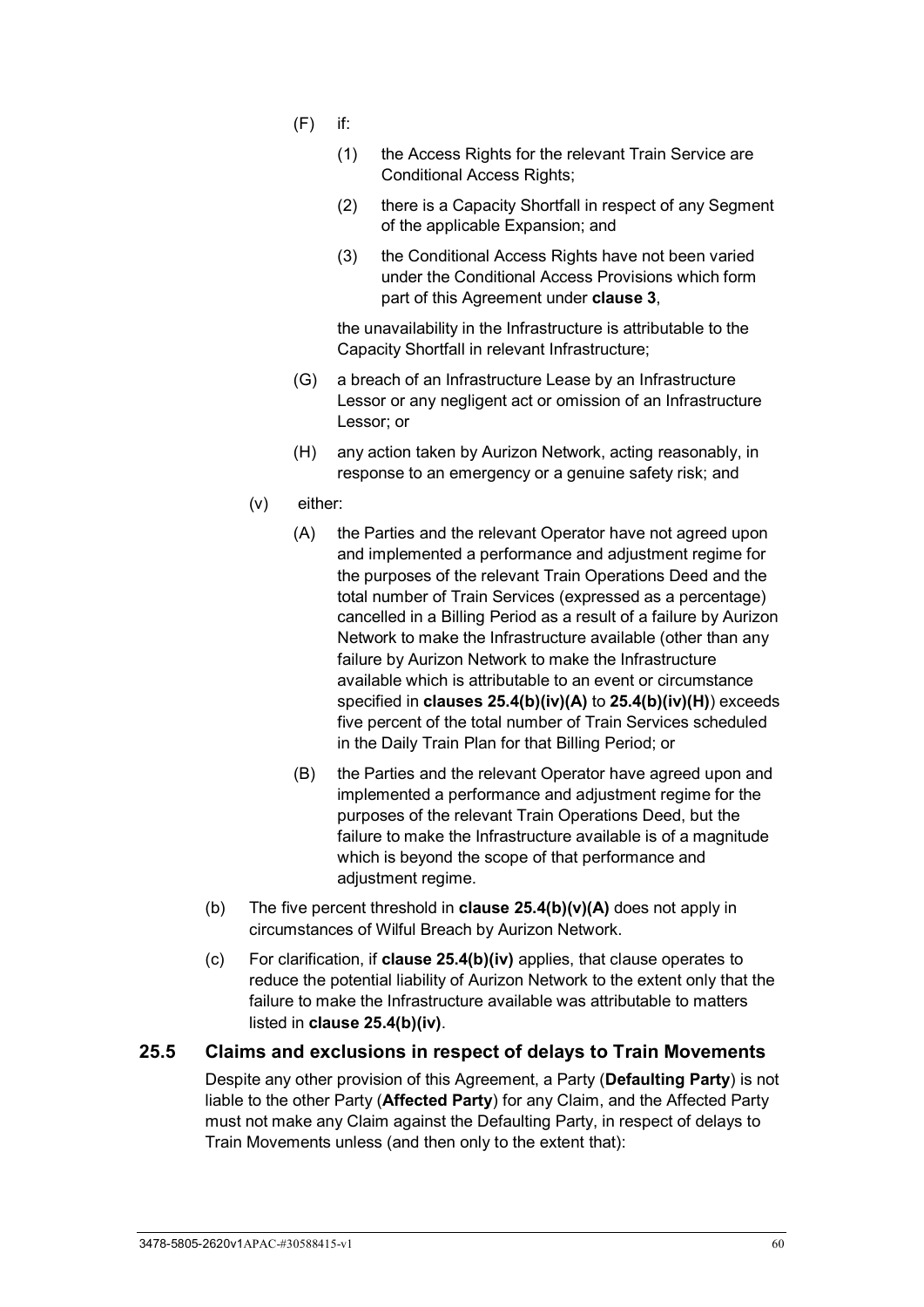(F) if:

(1) the Access Rights for the relevant Train Service are Conditional Access Rights;

(2) there is a Capacity Shortfall in respect of any Segment of the applicable Expansion; and

(3) the Conditional Access Rights have not been varied under the Conditional Access Provisions which form part of this Agreement under **clause 3**,

the unavailability in the Infrastructure is attributable to the Capacity Shortfall in relevant Infrastructure;

(G) a breach of an Infrastructure Lease by an Infrastructure Lessor or any negligent act or omission of an Infrastructure Lessor; or

(H) any action taken by Aurizon Network, acting reasonably, in response to an emergency or a genuine safety risk; and

(v) either:

(A) the Parties and the relevant Operator have not agreed upon and implemented a performance and adjustment regime for the purposes of the relevant Train Operations Deed and the total number of Train Services (expressed as a percentage) cancelled in a Billing Period as a result of a failure by Aurizon Network to make the Infrastructure available (other than any failure by Aurizon Network to make the Infrastructure available which is attributable to an event or circumstance specified in **clauses 25.4(b)(iv)(A)** to **25.4(b)(iv)(H)**) exceeds five percent of the total number of Train Services scheduled in the Daily Train Plan for that Billing Period; or

(B) the Parties and the relevant Operator have agreed upon and implemented a performance and adjustment regime for the purposes of the relevant Train Operations Deed, but the failure to make the Infrastructure available is of a magnitude which is beyond the scope of that performance and adjustment regime.

(b) The five percent threshold in **clause 25.4(b)(v)(A)** does not apply in circumstances of Wilful Breach by Aurizon Network.

(c) For clarification, if **clause 25.4(b)(iv)** applies, that clause operates to reduce the potential liability of Aurizon Network to the extent only that the failure to make the Infrastructure available was attributable to matters listed in **clause 25.4(b)(iv)**.

## 25.5 Claims and exclusions in respect of delays to Train Movements

Despite any other provision of this Agreement, a Party (**Defaulting Party**) is not liable to the other Party (**Affected Party**) for any Claim, and the Affected Party must not make any Claim against the Defaulting Party, in respect of delays to Train Movements unless (and then only to the extent that):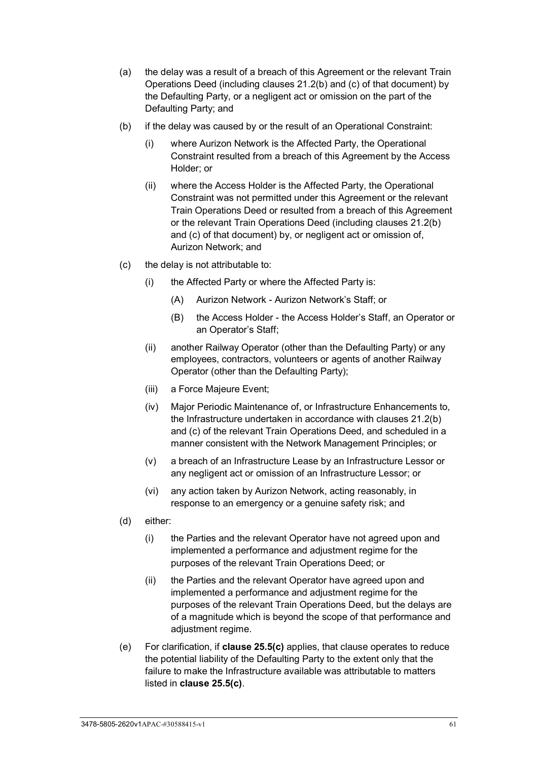(a) the delay was a result of a breach of this Agreement or the relevant Train Operations Deed (including clauses 21.2(b) and (c) of that document) by the Defaulting Party, or a negligent act or omission on the part of the Defaulting Party; and

(b) if the delay was caused by or the result of an Operational Constraint:

   (i) where Aurizon Network is the Affected Party, the Operational Constraint resulted from a breach of this Agreement by the Access Holder; or

   (ii) where the Access Holder is the Affected Party, the Operational Constraint was not permitted under this Agreement or the relevant Train Operations Deed or resulted from a breach of this Agreement or the relevant Train Operations Deed (including clauses 21.2(b) and (c) of that document) by, or negligent act or omission of, Aurizon Network; and

(c) the delay is not attributable to:

   (i) the Affected Party or where the Affected Party is:

      (A) Aurizon Network - Aurizon Network's Staff; or

      (B) the Access Holder - the Access Holder's Staff, an Operator or an Operator's Staff;

   (ii) another Railway Operator (other than the Defaulting Party) or any employees, contractors, volunteers or agents of another Railway Operator (other than the Defaulting Party);

   (iii) a Force Majeure Event;

   (iv) Major Periodic Maintenance of, or Infrastructure Enhancements to, the Infrastructure undertaken in accordance with clauses 21.2(b) and (c) of the relevant Train Operations Deed, and scheduled in a manner consistent with the Network Management Principles; or

   (v) a breach of an Infrastructure Lease by an Infrastructure Lessor or any negligent act or omission of an Infrastructure Lessor; or

   (vi) any action taken by Aurizon Network, acting reasonably, in response to an emergency or a genuine safety risk; and

(d) either:

   (i) the Parties and the relevant Operator have not agreed upon and implemented a performance and adjustment regime for the purposes of the relevant Train Operations Deed; or

   (ii) the Parties and the relevant Operator have agreed upon and implemented a performance and adjustment regime for the purposes of the relevant Train Operations Deed, but the delays are of a magnitude which is beyond the scope of that performance and adjustment regime.

(e) For clarification, if **clause 25.5(c)** applies, that clause operates to reduce the potential liability of the Defaulting Party to the extent only that the failure to make the Infrastructure available was attributable to matters listed in **clause 25.5(c)**.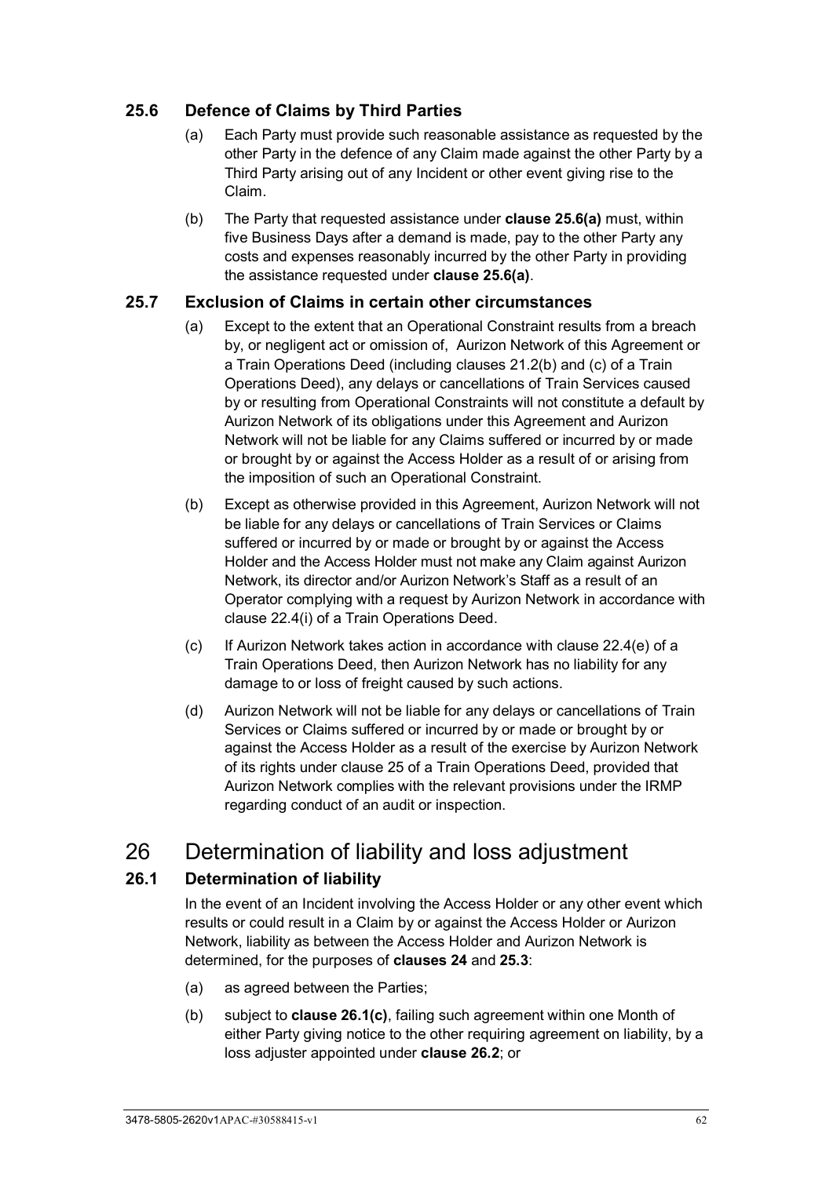### 25.6 Defence of Claims by Third Parties

(a) Each Party must provide such reasonable assistance as requested by the other Party in the defence of any Claim made against the other Party by a Third Party arising out of any Incident or other event giving rise to the Claim.

(b) The Party that requested assistance under **clause 25.6(a)** must, within five Business Days after a demand is made, pay to the other Party any costs and expenses reasonably incurred by the other Party in providing the assistance requested under **clause 25.6(a)**.

### 25.7 Exclusion of Claims in certain other circumstances

(a) Except to the extent that an Operational Constraint results from a breach by, or negligent act or omission of, Aurizon Network of this Agreement or a Train Operations Deed (including clauses 21.2(b) and (c) of a Train Operations Deed), any delays or cancellations of Train Services caused by or resulting from Operational Constraints will not constitute a default by Aurizon Network of its obligations under this Agreement and Aurizon Network will not be liable for any Claims suffered or incurred by or made or brought by or against the Access Holder as a result of or arising from the imposition of such an Operational Constraint.

(b) Except as otherwise provided in this Agreement, Aurizon Network will not be liable for any delays or cancellations of Train Services or Claims suffered or incurred by or made or brought by or against the Access Holder and the Access Holder must not make any Claim against Aurizon Network, its director and/or Aurizon Network's Staff as a result of an Operator complying with a request by Aurizon Network in accordance with clause 22.4(i) of a Train Operations Deed.

(c) If Aurizon Network takes action in accordance with clause 22.4(e) of a Train Operations Deed, then Aurizon Network has no liability for any damage to or loss of freight caused by such actions.

(d) Aurizon Network will not be liable for any delays or cancellations of Train Services or Claims suffered or incurred by or made or brought by or against the Access Holder as a result of the exercise by Aurizon Network of its rights under clause 25 of a Train Operations Deed, provided that Aurizon Network complies with the relevant provisions under the IRMP regarding conduct of an audit or inspection.

## 26 Determination of liability and loss adjustment

### 26.1 Determination of liability

In the event of an Incident involving the Access Holder or any other event which results or could result in a Claim by or against the Access Holder or Aurizon Network, liability as between the Access Holder and Aurizon Network is determined, for the purposes of **clauses 24** and **25.3**:

(a) as agreed between the Parties;

(b) subject to **clause 26.1(c)**, failing such agreement within one Month of either Party giving notice to the other requiring agreement on liability, by a loss adjuster appointed under **clause 26.2**; or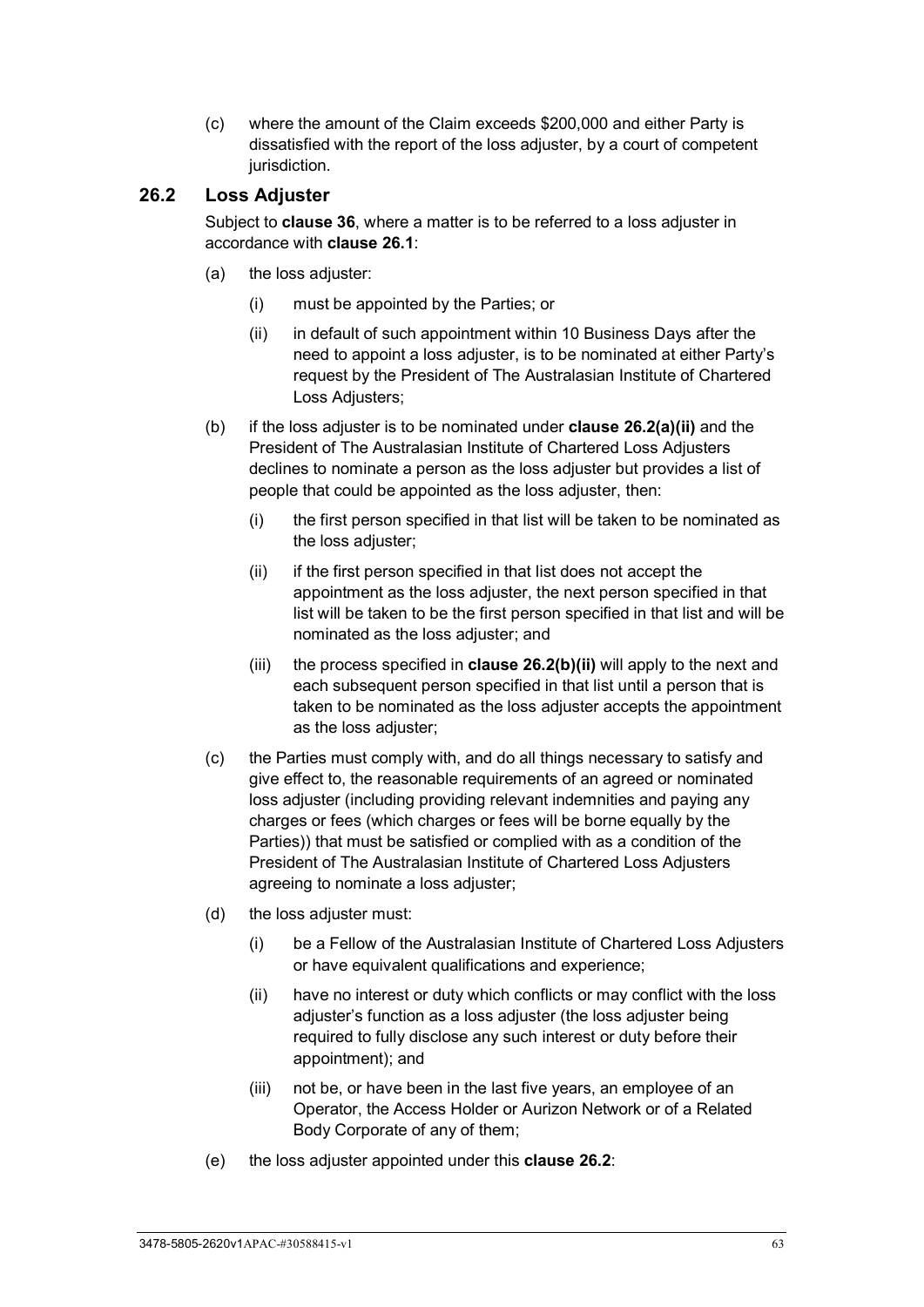(c) where the amount of the Claim exceeds $200,000 and either Party is dissatisfied with the report of the loss adjuster, by a court of competent jurisdiction.

## 26.2 Loss Adjuster

Subject to **clause 36**, where a matter is to be referred to a loss adjuster in accordance with **clause 26.1**:

(a) the loss adjuster:

 (i) must be appointed by the Parties; or

 (ii) in default of such appointment within 10 Business Days after the need to appoint a loss adjuster, is to be nominated at either Party's request by the President of The Australasian Institute of Chartered Loss Adjusters;

(b) if the loss adjuster is to be nominated under **clause 26.2(a)(ii)** and the President of The Australasian Institute of Chartered Loss Adjusters declines to nominate a person as the loss adjuster but provides a list of people that could be appointed as the loss adjuster, then:

 (i) the first person specified in that list will be taken to be nominated as the loss adjuster;

 (ii) if the first person specified in that list does not accept the appointment as the loss adjuster, the next person specified in that list will be taken to be the first person specified in that list and will be nominated as the loss adjuster; and

 (iii) the process specified in **clause 26.2(b)(ii)** will apply to the next and each subsequent person specified in that list until a person that is taken to be nominated as the loss adjuster accepts the appointment as the loss adjuster;

(c) the Parties must comply with, and do all things necessary to satisfy and give effect to, the reasonable requirements of an agreed or nominated loss adjuster (including providing relevant indemnities and paying any charges or fees (which charges or fees will be borne equally by the Parties)) that must be satisfied or complied with as a condition of the President of The Australasian Institute of Chartered Loss Adjusters agreeing to nominate a loss adjuster;

(d) the loss adjuster must:

 (i) be a Fellow of the Australasian Institute of Chartered Loss Adjusters or have equivalent qualifications and experience;

 (ii) have no interest or duty which conflicts or may conflict with the loss adjuster's function as a loss adjuster (the loss adjuster being required to fully disclose any such interest or duty before their appointment); and

 (iii) not be, or have been in the last five years, an employee of an Operator, the Access Holder or Aurizon Network or of a Related Body Corporate of any of them;

(e) the loss adjuster appointed under this **clause 26.2**: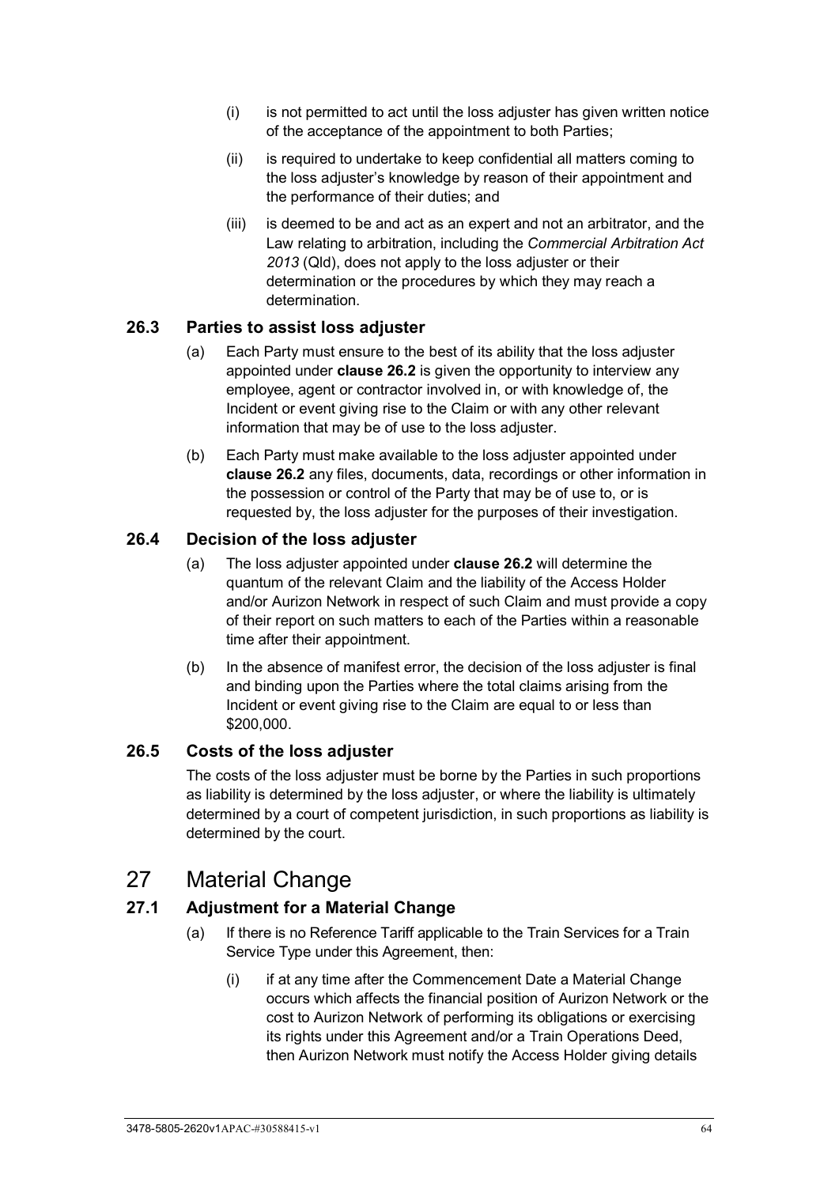(i) is not permitted to act until the loss adjuster has given written notice of the acceptance of the appointment to both Parties;

(ii) is required to undertake to keep confidential all matters coming to the loss adjuster's knowledge by reason of their appointment and the performance of their duties; and

(iii) is deemed to be and act as an expert and not an arbitrator, and the Law relating to arbitration, including the *Commercial Arbitration Act 2013* (Qld), does not apply to the loss adjuster or their determination or the procedures by which they may reach a determination.

### 26.3 Parties to assist loss adjuster

(a) Each Party must ensure to the best of its ability that the loss adjuster appointed under **clause 26.2** is given the opportunity to interview any employee, agent or contractor involved in, or with knowledge of, the Incident or event giving rise to the Claim or with any other relevant information that may be of use to the loss adjuster.

(b) Each Party must make available to the loss adjuster appointed under **clause 26.2** any files, documents, data, recordings or other information in the possession or control of the Party that may be of use to, or is requested by, the loss adjuster for the purposes of their investigation.

### 26.4 Decision of the loss adjuster

(a) The loss adjuster appointed under **clause 26.2** will determine the quantum of the relevant Claim and the liability of the Access Holder and/or Aurizon Network in respect of such Claim and must provide a copy of their report on such matters to each of the Parties within a reasonable time after their appointment.

(b) In the absence of manifest error, the decision of the loss adjuster is final and binding upon the Parties where the total claims arising from the Incident or event giving rise to the Claim are equal to or less than $200,000.

### 26.5 Costs of the loss adjuster

The costs of the loss adjuster must be borne by the Parties in such proportions as liability is determined by the loss adjuster, or where the liability is ultimately determined by a court of competent jurisdiction, in such proportions as liability is determined by the court.

## 27 Material Change

### 27.1 Adjustment for a Material Change

(a) If there is no Reference Tariff applicable to the Train Services for a Train Service Type under this Agreement, then:

(i) if at any time after the Commencement Date a Material Change occurs which affects the financial position of Aurizon Network or the cost to Aurizon Network of performing its obligations or exercising its rights under this Agreement and/or a Train Operations Deed, then Aurizon Network must notify the Access Holder giving details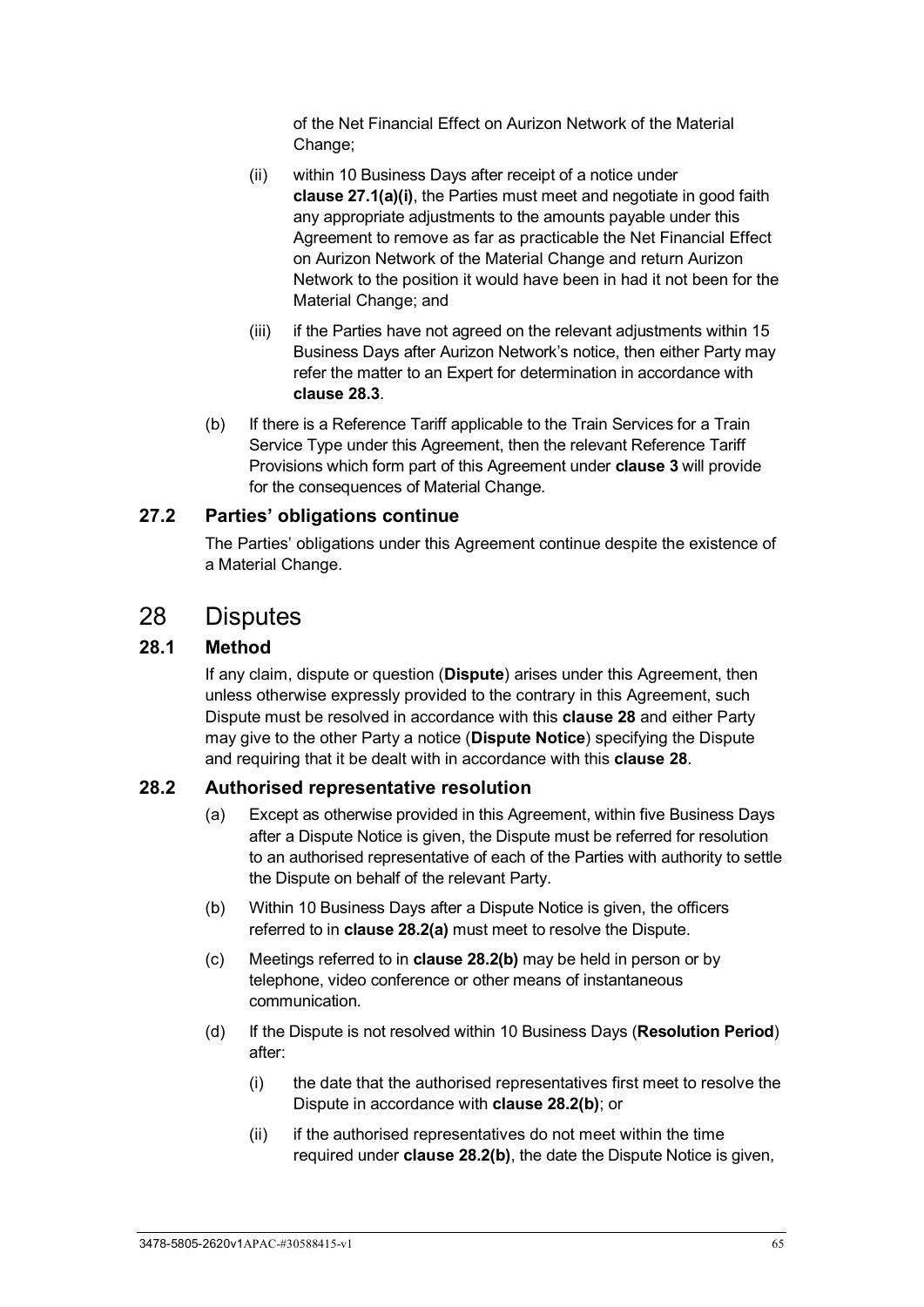of the Net Financial Effect on Aurizon Network of the Material Change;

(ii) within 10 Business Days after receipt of a notice under **clause 27.1(a)(i)**, the Parties must meet and negotiate in good faith any appropriate adjustments to the amounts payable under this Agreement to remove as far as practicable the Net Financial Effect on Aurizon Network of the Material Change and return Aurizon Network to the position it would have been in had it not been for the Material Change; and

(iii) if the Parties have not agreed on the relevant adjustments within 15 Business Days after Aurizon Network's notice, then either Party may refer the matter to an Expert for determination in accordance with **clause 28.3**.

(b) If there is a Reference Tariff applicable to the Train Services for a Train Service Type under this Agreement, then the relevant Reference Tariff Provisions which form part of this Agreement under **clause 3** will provide for the consequences of Material Change.

### 27.2 Parties' obligations continue

The Parties' obligations under this Agreement continue despite the existence of a Material Change.

# 28 Disputes

### 28.1 Method

If any claim, dispute or question (**Dispute**) arises under this Agreement, then unless otherwise expressly provided to the contrary in this Agreement, such Dispute must be resolved in accordance with this **clause 28** and either Party may give to the other Party a notice (**Dispute Notice**) specifying the Dispute and requiring that it be dealt with in accordance with this **clause 28**.

### 28.2 Authorised representative resolution

(a) Except as otherwise provided in this Agreement, within five Business Days after a Dispute Notice is given, the Dispute must be referred for resolution to an authorised representative of each of the Parties with authority to settle the Dispute on behalf of the relevant Party.

(b) Within 10 Business Days after a Dispute Notice is given, the officers referred to in **clause 28.2(a)** must meet to resolve the Dispute.

(c) Meetings referred to in **clause 28.2(b)** may be held in person or by telephone, video conference or other means of instantaneous communication.

(d) If the Dispute is not resolved within 10 Business Days (**Resolution Period**) after:

(i) the date that the authorised representatives first meet to resolve the Dispute in accordance with **clause 28.2(b)**; or

(ii) if the authorised representatives do not meet within the time required under **clause 28.2(b)**, the date the Dispute Notice is given,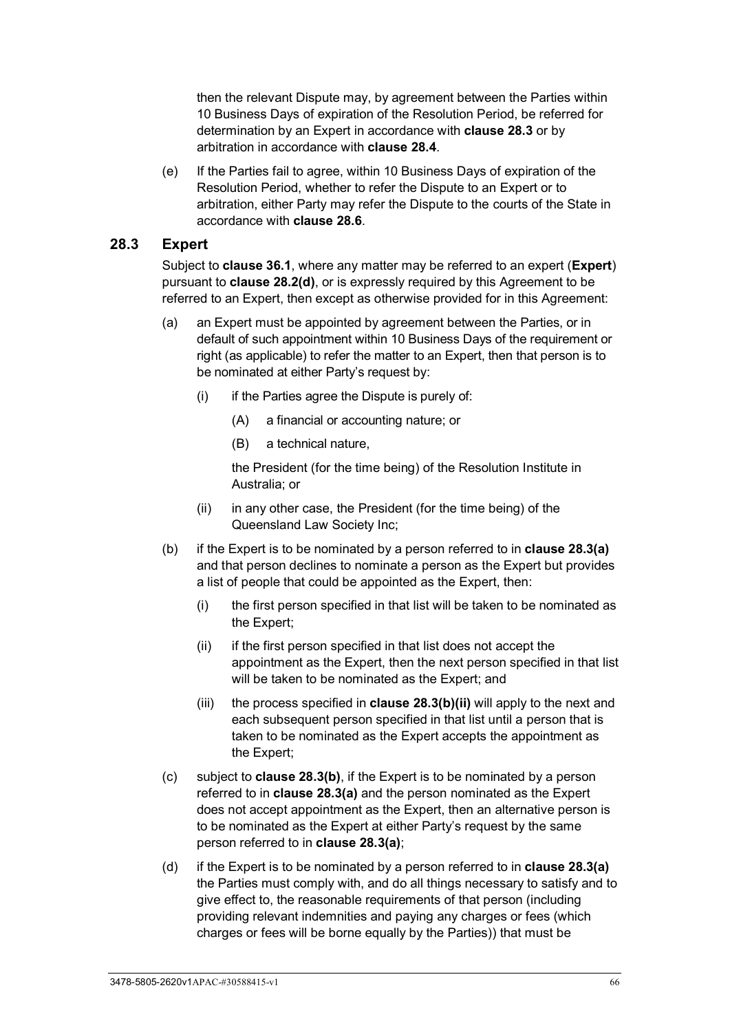then the relevant Dispute may, by agreement between the Parties within 10 Business Days of expiration of the Resolution Period, be referred for determination by an Expert in accordance with **clause 28.3** or by arbitration in accordance with **clause 28.4**.

(e) If the Parties fail to agree, within 10 Business Days of expiration of the Resolution Period, whether to refer the Dispute to an Expert or to arbitration, either Party may refer the Dispute to the courts of the State in accordance with **clause 28.6**.

## 28.3 Expert

Subject to **clause 36.1**, where any matter may be referred to an expert (**Expert**) pursuant to **clause 28.2(d)**, or is expressly required by this Agreement to be referred to an Expert, then except as otherwise provided for in this Agreement:

(a) an Expert must be appointed by agreement between the Parties, or in default of such appointment within 10 Business Days of the requirement or right (as applicable) to refer the matter to an Expert, then that person is to be nominated at either Party's request by:

(i) if the Parties agree the Dispute is purely of:

(A) a financial or accounting nature; or

(B) a technical nature,

the President (for the time being) of the Resolution Institute in Australia; or

(ii) in any other case, the President (for the time being) of the Queensland Law Society Inc;

(b) if the Expert is to be nominated by a person referred to in **clause 28.3(a)** and that person declines to nominate a person as the Expert but provides a list of people that could be appointed as the Expert, then:

(i) the first person specified in that list will be taken to be nominated as the Expert;

(ii) if the first person specified in that list does not accept the appointment as the Expert, then the next person specified in that list will be taken to be nominated as the Expert; and

(iii) the process specified in **clause 28.3(b)(ii)** will apply to the next and each subsequent person specified in that list until a person that is taken to be nominated as the Expert accepts the appointment as the Expert;

(c) subject to **clause 28.3(b)**, if the Expert is to be nominated by a person referred to in **clause 28.3(a)** and the person nominated as the Expert does not accept appointment as the Expert, then an alternative person is to be nominated as the Expert at either Party's request by the same person referred to in **clause 28.3(a)**;

(d) if the Expert is to be nominated by a person referred to in **clause 28.3(a)** the Parties must comply with, and do all things necessary to satisfy and to give effect to, the reasonable requirements of that person (including providing relevant indemnities and paying any charges or fees (which charges or fees will be borne equally by the Parties)) that must be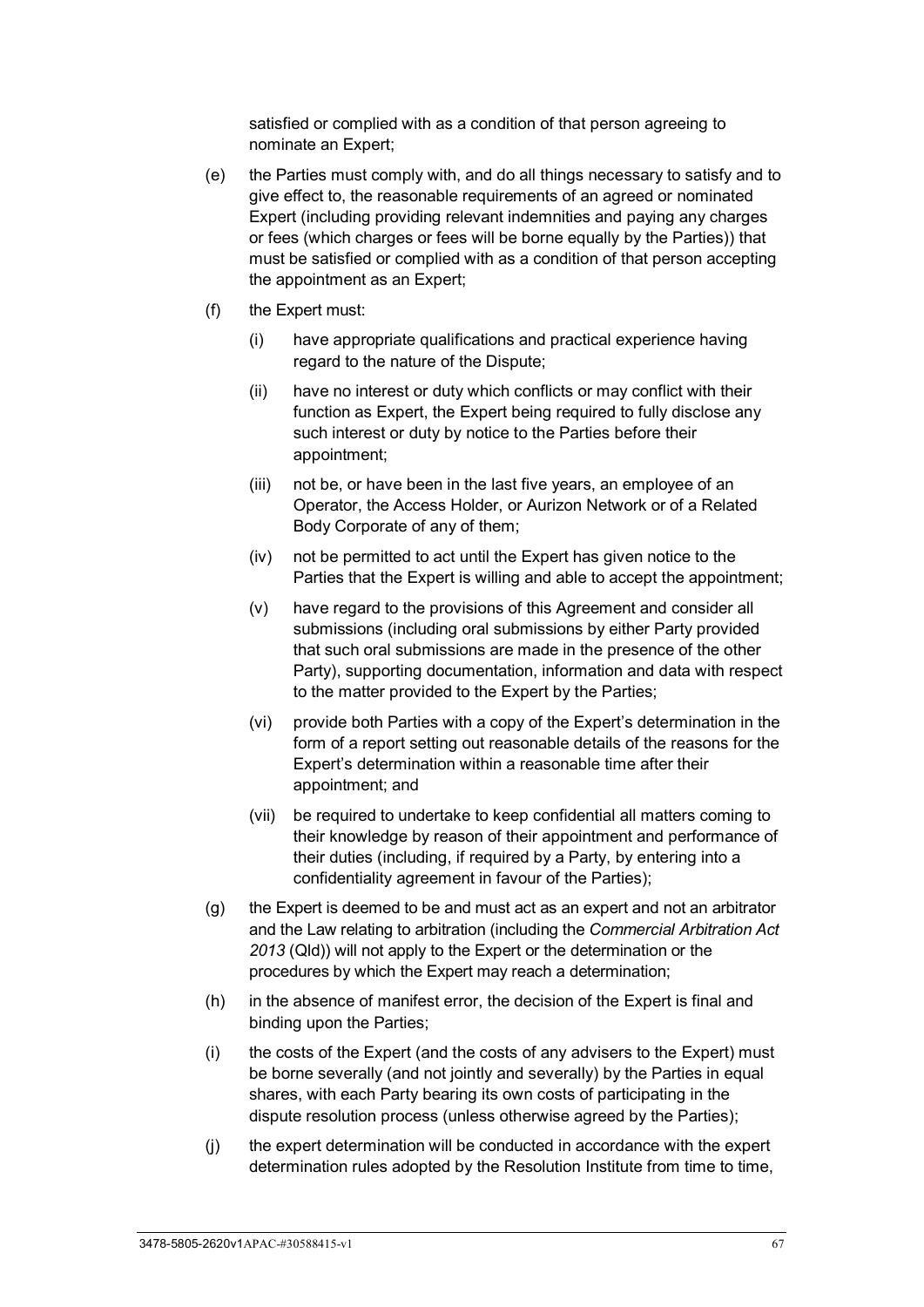satisfied or complied with as a condition of that person agreeing to nominate an Expert;

(e) the Parties must comply with, and do all things necessary to satisfy and to give effect to, the reasonable requirements of an agreed or nominated Expert (including providing relevant indemnities and paying any charges or fees (which charges or fees will be borne equally by the Parties)) that must be satisfied or complied with as a condition of that person accepting the appointment as an Expert;

(f) the Expert must:

 (i) have appropriate qualifications and practical experience having regard to the nature of the Dispute;

 (ii) have no interest or duty which conflicts or may conflict with their function as Expert, the Expert being required to fully disclose any such interest or duty by notice to the Parties before their appointment;

 (iii) not be, or have been in the last five years, an employee of an Operator, the Access Holder, or Aurizon Network or of a Related Body Corporate of any of them;

 (iv) not be permitted to act until the Expert has given notice to the Parties that the Expert is willing and able to accept the appointment;

 (v) have regard to the provisions of this Agreement and consider all submissions (including oral submissions by either Party provided that such oral submissions are made in the presence of the other Party), supporting documentation, information and data with respect to the matter provided to the Expert by the Parties;

 (vi) provide both Parties with a copy of the Expert's determination in the form of a report setting out reasonable details of the reasons for the Expert's determination within a reasonable time after their appointment; and

 (vii) be required to undertake to keep confidential all matters coming to their knowledge by reason of their appointment and performance of their duties (including, if required by a Party, by entering into a confidentiality agreement in favour of the Parties);

(g) the Expert is deemed to be and must act as an expert and not an arbitrator and the Law relating to arbitration (including the *Commercial Arbitration Act 2013* (Qld)) will not apply to the Expert or the determination or the procedures by which the Expert may reach a determination;

(h) in the absence of manifest error, the decision of the Expert is final and binding upon the Parties;

(i) the costs of the Expert (and the costs of any advisers to the Expert) must be borne severally (and not jointly and severally) by the Parties in equal shares, with each Party bearing its own costs of participating in the dispute resolution process (unless otherwise agreed by the Parties);

(j) the expert determination will be conducted in accordance with the expert determination rules adopted by the Resolution Institute from time to time,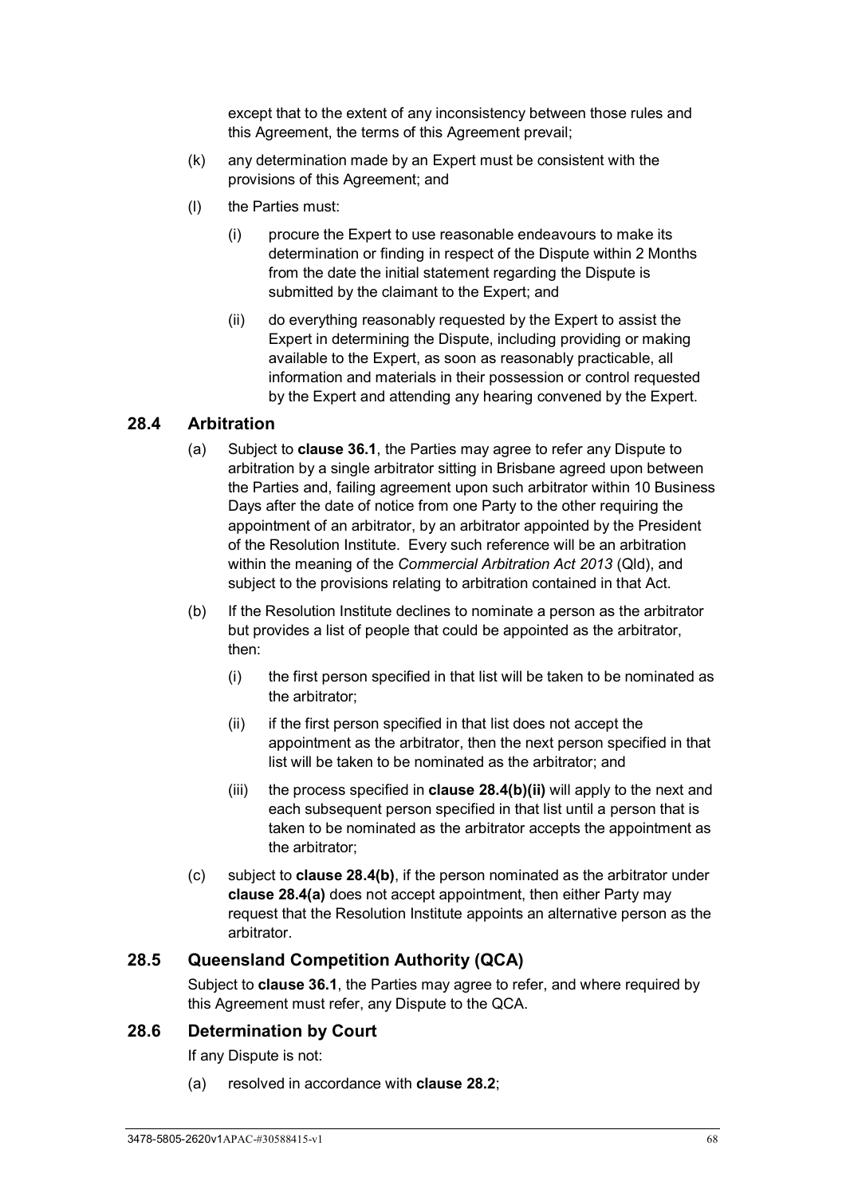except that to the extent of any inconsistency between those rules and this Agreement, the terms of this Agreement prevail;

(k) any determination made by an Expert must be consistent with the provisions of this Agreement; and

(l) the Parties must:

(i) procure the Expert to use reasonable endeavours to make its determination or finding in respect of the Dispute within 2 Months from the date the initial statement regarding the Dispute is submitted by the claimant to the Expert; and

(ii) do everything reasonably requested by the Expert to assist the Expert in determining the Dispute, including providing or making available to the Expert, as soon as reasonably practicable, all information and materials in their possession or control requested by the Expert and attending any hearing convened by the Expert.

## 28.4 Arbitration

(a) Subject to **clause 36.1**, the Parties may agree to refer any Dispute to arbitration by a single arbitrator sitting in Brisbane agreed upon between the Parties and, failing agreement upon such arbitrator within 10 Business Days after the date of notice from one Party to the other requiring the appointment of an arbitrator, by an arbitrator appointed by the President of the Resolution Institute. Every such reference will be an arbitration within the meaning of the *Commercial Arbitration Act 2013* (Qld), and subject to the provisions relating to arbitration contained in that Act.

(b) If the Resolution Institute declines to nominate a person as the arbitrator but provides a list of people that could be appointed as the arbitrator, then:

(i) the first person specified in that list will be taken to be nominated as the arbitrator;

(ii) if the first person specified in that list does not accept the appointment as the arbitrator, then the next person specified in that list will be taken to be nominated as the arbitrator; and

(iii) the process specified in **clause 28.4(b)(ii)** will apply to the next and each subsequent person specified in that list until a person that is taken to be nominated as the arbitrator accepts the appointment as the arbitrator;

(c) subject to **clause 28.4(b)**, if the person nominated as the arbitrator under **clause 28.4(a)** does not accept appointment, then either Party may request that the Resolution Institute appoints an alternative person as the arbitrator.

## 28.5 Queensland Competition Authority (QCA)

Subject to **clause 36.1**, the Parties may agree to refer, and where required by this Agreement must refer, any Dispute to the QCA.

## 28.6 Determination by Court

If any Dispute is not:

(a) resolved in accordance with **clause 28.2**;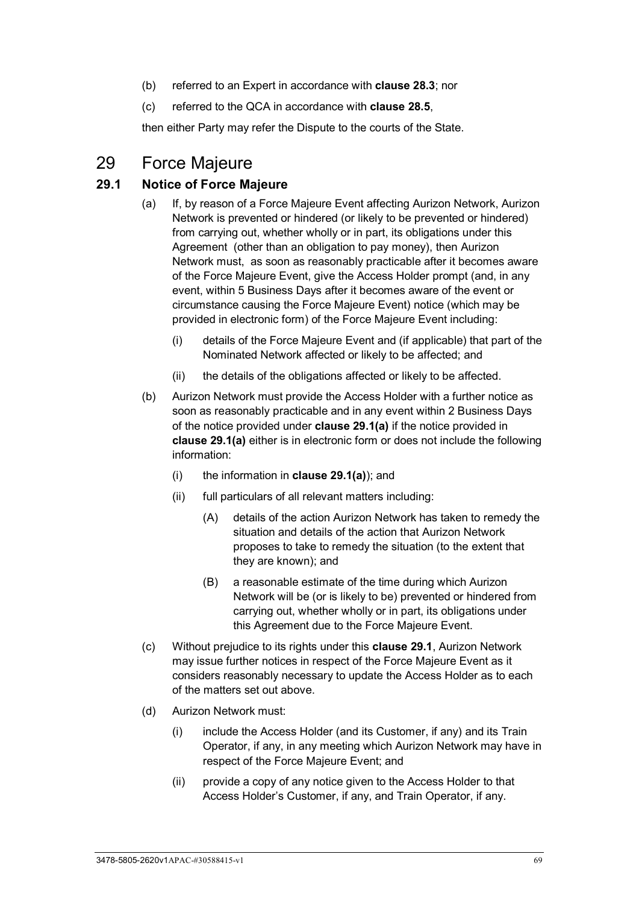(b) referred to an Expert in accordance with **clause 28.3**; nor

(c) referred to the QCA in accordance with **clause 28.5**,

then either Party may refer the Dispute to the courts of the State.

# 29 Force Majeure

## 29.1 Notice of Force Majeure

(a) If, by reason of a Force Majeure Event affecting Aurizon Network, Aurizon Network is prevented or hindered (or likely to be prevented or hindered) from carrying out, whether wholly or in part, its obligations under this Agreement (other than an obligation to pay money), then Aurizon Network must, as soon as reasonably practicable after it becomes aware of the Force Majeure Event, give the Access Holder prompt (and, in any event, within 5 Business Days after it becomes aware of the event or circumstance causing the Force Majeure Event) notice (which may be provided in electronic form) of the Force Majeure Event including:

   (i) details of the Force Majeure Event and (if applicable) that part of the Nominated Network affected or likely to be affected; and

   (ii) the details of the obligations affected or likely to be affected.

(b) Aurizon Network must provide the Access Holder with a further notice as soon as reasonably practicable and in any event within 2 Business Days of the notice provided under **clause 29.1(a)** if the notice provided in **clause 29.1(a)** either is in electronic form or does not include the following information:

   (i) the information in **clause 29.1(a)**); and

   (ii) full particulars of all relevant matters including:

      (A) details of the action Aurizon Network has taken to remedy the situation and details of the action that Aurizon Network proposes to take to remedy the situation (to the extent that they are known); and

      (B) a reasonable estimate of the time during which Aurizon Network will be (or is likely to be) prevented or hindered from carrying out, whether wholly or in part, its obligations under this Agreement due to the Force Majeure Event.

(c) Without prejudice to its rights under this **clause 29.1**, Aurizon Network may issue further notices in respect of the Force Majeure Event as it considers reasonably necessary to update the Access Holder as to each of the matters set out above.

(d) Aurizon Network must:

   (i) include the Access Holder (and its Customer, if any) and its Train Operator, if any, in any meeting which Aurizon Network may have in respect of the Force Majeure Event; and

   (ii) provide a copy of any notice given to the Access Holder to that Access Holder's Customer, if any, and Train Operator, if any.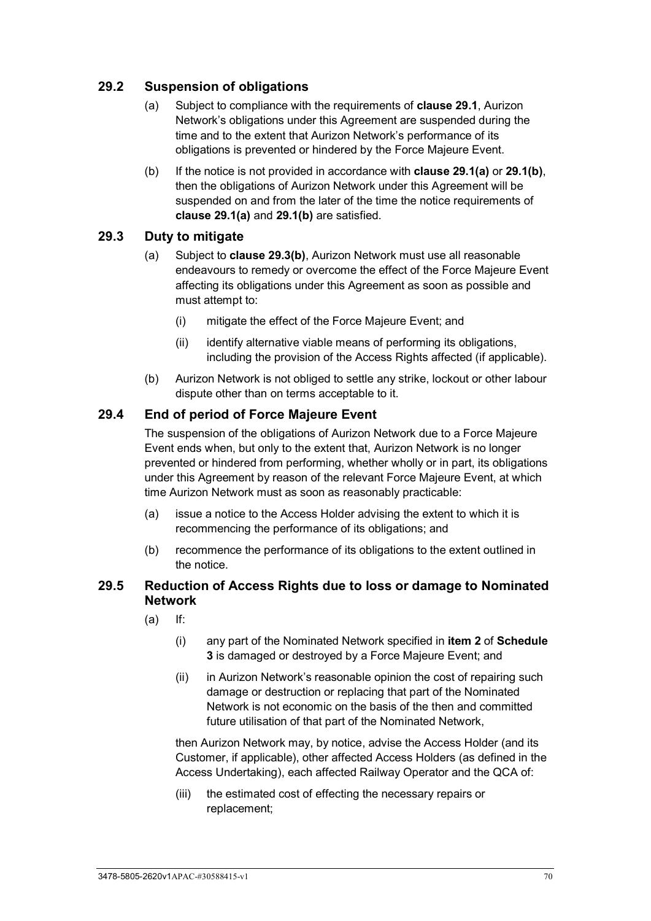### 29.2 Suspension of obligations

(a) Subject to compliance with the requirements of **clause 29.1**, Aurizon Network's obligations under this Agreement are suspended during the time and to the extent that Aurizon Network's performance of its obligations is prevented or hindered by the Force Majeure Event.

(b) If the notice is not provided in accordance with **clause 29.1(a)** or **29.1(b)**, then the obligations of Aurizon Network under this Agreement will be suspended on and from the later of the time the notice requirements of **clause 29.1(a)** and **29.1(b)** are satisfied.

### 29.3 Duty to mitigate

(a) Subject to **clause 29.3(b)**, Aurizon Network must use all reasonable endeavours to remedy or overcome the effect of the Force Majeure Event affecting its obligations under this Agreement as soon as possible and must attempt to:

  (i) mitigate the effect of the Force Majeure Event; and

  (ii) identify alternative viable means of performing its obligations, including the provision of the Access Rights affected (if applicable).

(b) Aurizon Network is not obliged to settle any strike, lockout or other labour dispute other than on terms acceptable to it.

### 29.4 End of period of Force Majeure Event

The suspension of the obligations of Aurizon Network due to a Force Majeure Event ends when, but only to the extent that, Aurizon Network is no longer prevented or hindered from performing, whether wholly or in part, its obligations under this Agreement by reason of the relevant Force Majeure Event, at which time Aurizon Network must as soon as reasonably practicable:

(a) issue a notice to the Access Holder advising the extent to which it is recommencing the performance of its obligations; and

(b) recommence the performance of its obligations to the extent outlined in the notice.

### 29.5 Reduction of Access Rights due to loss or damage to Nominated Network

(a) If:

  (i) any part of the Nominated Network specified in **item 2** of **Schedule 3** is damaged or destroyed by a Force Majeure Event; and

  (ii) in Aurizon Network's reasonable opinion the cost of repairing such damage or destruction or replacing that part of the Nominated Network is not economic on the basis of the then and committed future utilisation of that part of the Nominated Network,

then Aurizon Network may, by notice, advise the Access Holder (and its Customer, if applicable), other affected Access Holders (as defined in the Access Undertaking), each affected Railway Operator and the QCA of:

  (iii) the estimated cost of effecting the necessary repairs or replacement;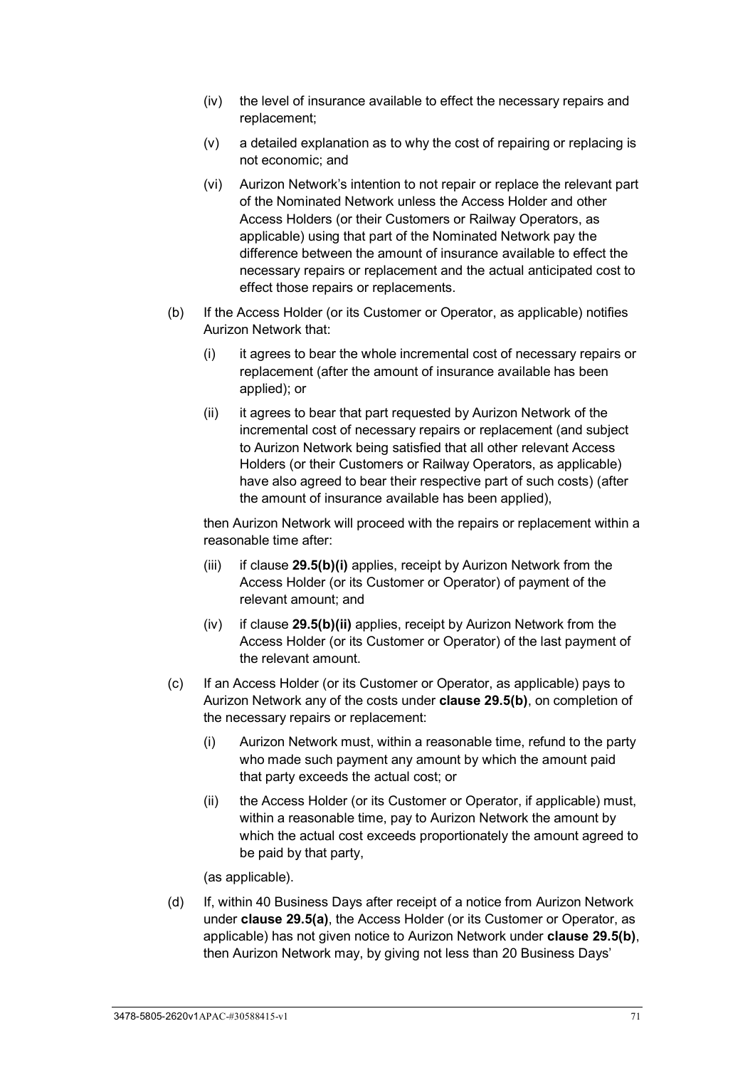(iv) the level of insurance available to effect the necessary repairs and replacement;

(v) a detailed explanation as to why the cost of repairing or replacing is not economic; and

(vi) Aurizon Network's intention to not repair or replace the relevant part of the Nominated Network unless the Access Holder and other Access Holders (or their Customers or Railway Operators, as applicable) using that part of the Nominated Network pay the difference between the amount of insurance available to effect the necessary repairs or replacement and the actual anticipated cost to effect those repairs or replacements.

(b) If the Access Holder (or its Customer or Operator, as applicable) notifies Aurizon Network that:

(i) it agrees to bear the whole incremental cost of necessary repairs or replacement (after the amount of insurance available has been applied); or

(ii) it agrees to bear that part requested by Aurizon Network of the incremental cost of necessary repairs or replacement (and subject to Aurizon Network being satisfied that all other relevant Access Holders (or their Customers or Railway Operators, as applicable) have also agreed to bear their respective part of such costs) (after the amount of insurance available has been applied),

then Aurizon Network will proceed with the repairs or replacement within a reasonable time after:

(iii) if clause **29.5(b)(i)** applies, receipt by Aurizon Network from the Access Holder (or its Customer or Operator) of payment of the relevant amount; and

(iv) if clause **29.5(b)(ii)** applies, receipt by Aurizon Network from the Access Holder (or its Customer or Operator) of the last payment of the relevant amount.

(c) If an Access Holder (or its Customer or Operator, as applicable) pays to Aurizon Network any of the costs under **clause 29.5(b)**, on completion of the necessary repairs or replacement:

(i) Aurizon Network must, within a reasonable time, refund to the party who made such payment any amount by which the amount paid that party exceeds the actual cost; or

(ii) the Access Holder (or its Customer or Operator, if applicable) must, within a reasonable time, pay to Aurizon Network the amount by which the actual cost exceeds proportionately the amount agreed to be paid by that party,

(as applicable).

(d) If, within 40 Business Days after receipt of a notice from Aurizon Network under **clause 29.5(a)**, the Access Holder (or its Customer or Operator, as applicable) has not given notice to Aurizon Network under **clause 29.5(b)**, then Aurizon Network may, by giving not less than 20 Business Days'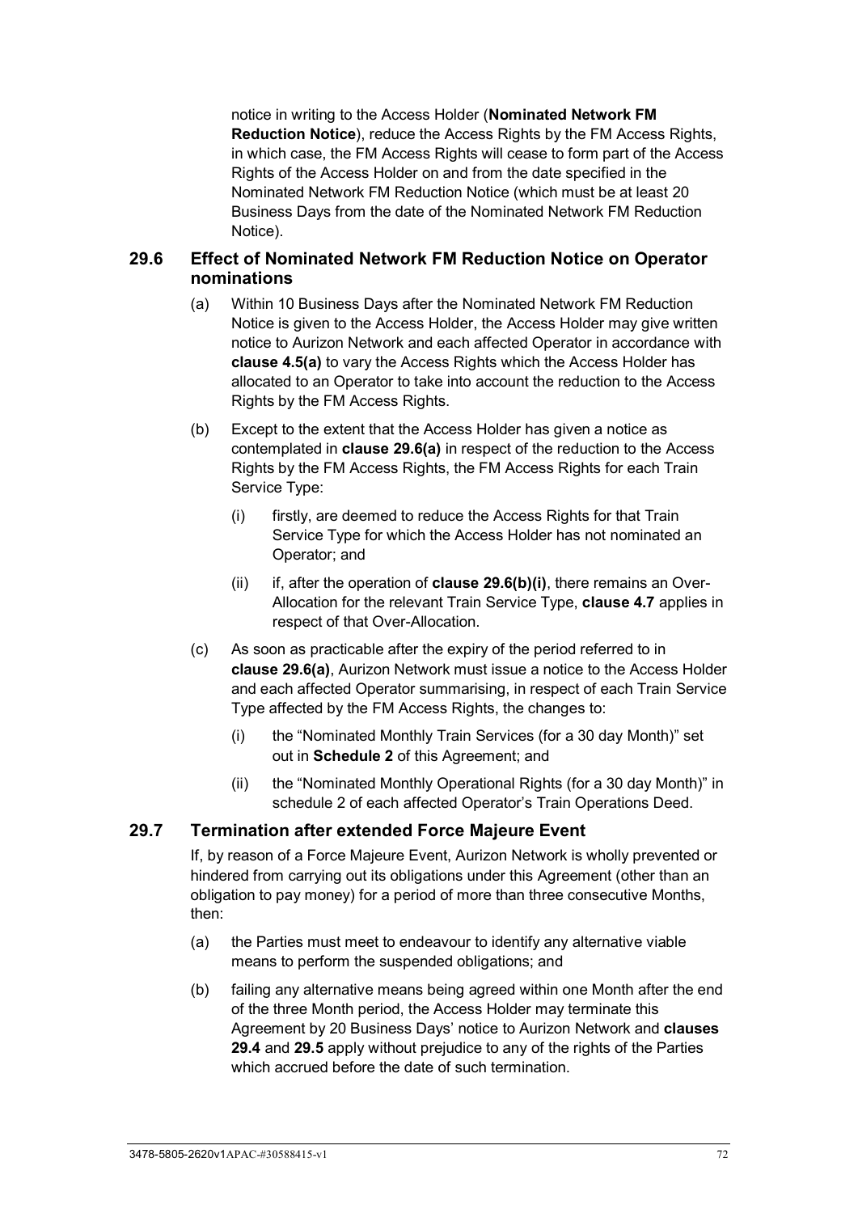notice in writing to the Access Holder (**Nominated Network FM Reduction Notice**), reduce the Access Rights by the FM Access Rights, in which case, the FM Access Rights will cease to form part of the Access Rights of the Access Holder on and from the date specified in the Nominated Network FM Reduction Notice (which must be at least 20 Business Days from the date of the Nominated Network FM Reduction Notice).

### 29.6 Effect of Nominated Network FM Reduction Notice on Operator nominations

(a) Within 10 Business Days after the Nominated Network FM Reduction Notice is given to the Access Holder, the Access Holder may give written notice to Aurizon Network and each affected Operator in accordance with **clause 4.5(a)** to vary the Access Rights which the Access Holder has allocated to an Operator to take into account the reduction to the Access Rights by the FM Access Rights.

(b) Except to the extent that the Access Holder has given a notice as contemplated in **clause 29.6(a)** in respect of the reduction to the Access Rights by the FM Access Rights, the FM Access Rights for each Train Service Type:

(i) firstly, are deemed to reduce the Access Rights for that Train Service Type for which the Access Holder has not nominated an Operator; and

(ii) if, after the operation of **clause 29.6(b)(i)**, there remains an Over-Allocation for the relevant Train Service Type, **clause 4.7** applies in respect of that Over-Allocation.

(c) As soon as practicable after the expiry of the period referred to in **clause 29.6(a)**, Aurizon Network must issue a notice to the Access Holder and each affected Operator summarising, in respect of each Train Service Type affected by the FM Access Rights, the changes to:

(i) the "Nominated Monthly Train Services (for a 30 day Month)" set out in **Schedule 2** of this Agreement; and

(ii) the "Nominated Monthly Operational Rights (for a 30 day Month)" in schedule 2 of each affected Operator's Train Operations Deed.

### 29.7 Termination after extended Force Majeure Event

If, by reason of a Force Majeure Event, Aurizon Network is wholly prevented or hindered from carrying out its obligations under this Agreement (other than an obligation to pay money) for a period of more than three consecutive Months, then:

(a) the Parties must meet to endeavour to identify any alternative viable means to perform the suspended obligations; and

(b) failing any alternative means being agreed within one Month after the end of the three Month period, the Access Holder may terminate this Agreement by 20 Business Days' notice to Aurizon Network and **clauses 29.4** and **29.5** apply without prejudice to any of the rights of the Parties which accrued before the date of such termination.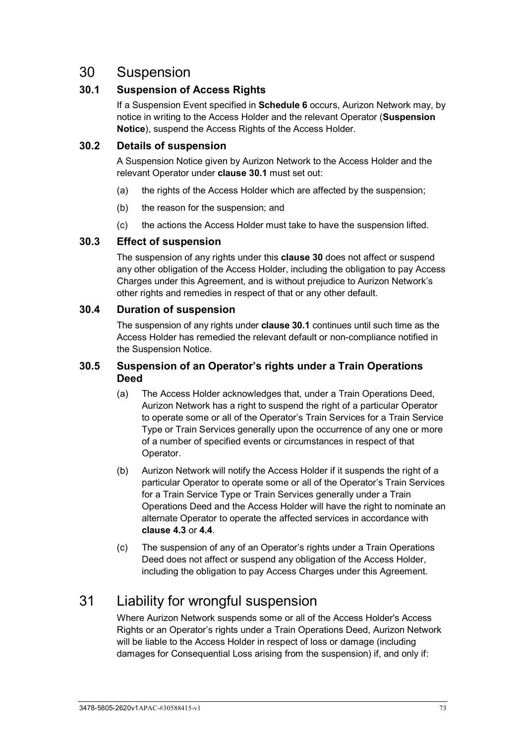# 30 Suspension

## 30.1 Suspension of Access Rights

If a Suspension Event specified in **Schedule 6** occurs, Aurizon Network may, by notice in writing to the Access Holder and the relevant Operator (**Suspension Notice**), suspend the Access Rights of the Access Holder.

## 30.2 Details of suspension

A Suspension Notice given by Aurizon Network to the Access Holder and the relevant Operator under **clause 30.1** must set out:

(a) the rights of the Access Holder which are affected by the suspension;

(b) the reason for the suspension; and

(c) the actions the Access Holder must take to have the suspension lifted.

## 30.3 Effect of suspension

The suspension of any rights under this **clause 30** does not affect or suspend any other obligation of the Access Holder, including the obligation to pay Access Charges under this Agreement, and is without prejudice to Aurizon Network's other rights and remedies in respect of that or any other default.

## 30.4 Duration of suspension

The suspension of any rights under **clause 30.1** continues until such time as the Access Holder has remedied the relevant default or non-compliance notified in the Suspension Notice.

## 30.5 Suspension of an Operator's rights under a Train Operations Deed

(a) The Access Holder acknowledges that, under a Train Operations Deed, Aurizon Network has a right to suspend the right of a particular Operator to operate some or all of the Operator's Train Services for a Train Service Type or Train Services generally upon the occurrence of any one or more of a number of specified events or circumstances in respect of that Operator.

(b) Aurizon Network will notify the Access Holder if it suspends the right of a particular Operator to operate some or all of the Operator's Train Services for a Train Service Type or Train Services generally under a Train Operations Deed and the Access Holder will have the right to nominate an alternate Operator to operate the affected services in accordance with **clause 4.3** or **4.4**.

(c) The suspension of any of an Operator's rights under a Train Operations Deed does not affect or suspend any obligation of the Access Holder, including the obligation to pay Access Charges under this Agreement.

# 31 Liability for wrongful suspension

Where Aurizon Network suspends some or all of the Access Holder's Access Rights or an Operator's rights under a Train Operations Deed, Aurizon Network will be liable to the Access Holder in respect of loss or damage (including damages for Consequential Loss arising from the suspension) if, and only if: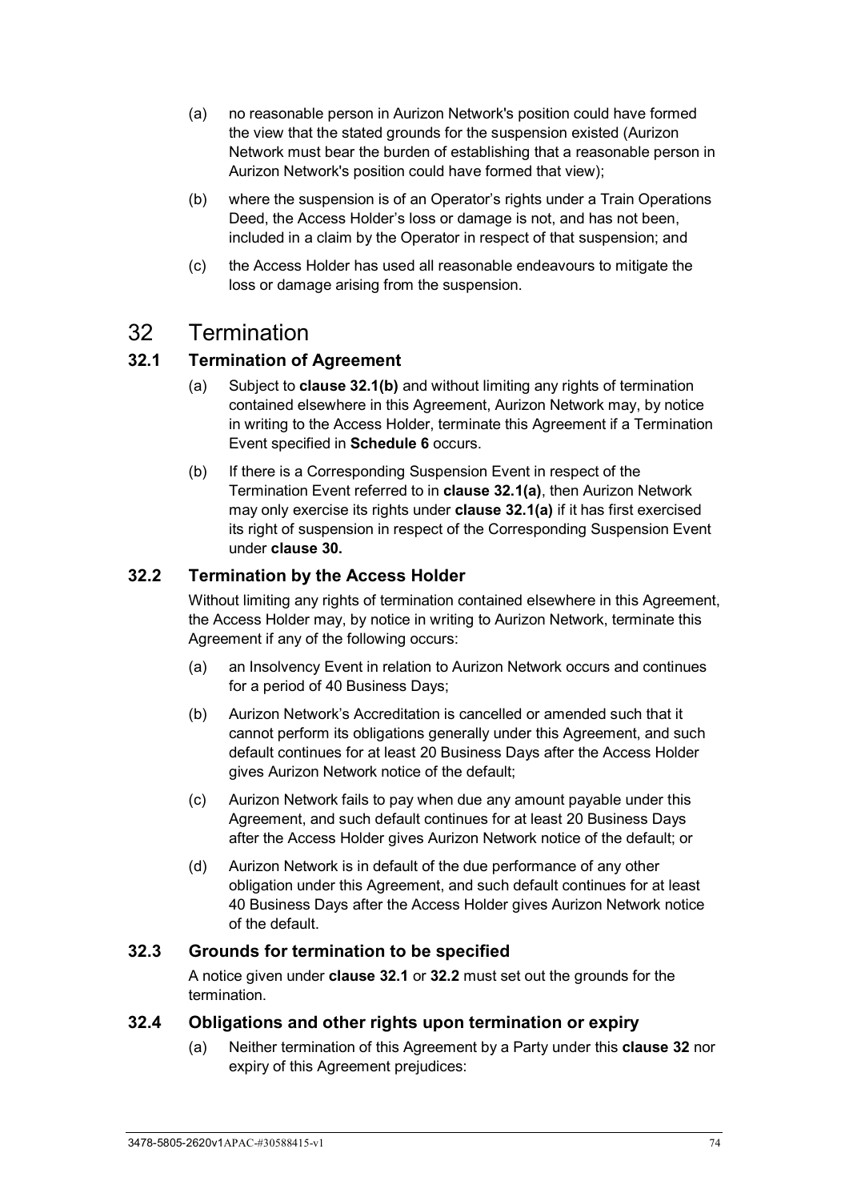(a) no reasonable person in Aurizon Network's position could have formed the view that the stated grounds for the suspension existed (Aurizon Network must bear the burden of establishing that a reasonable person in Aurizon Network's position could have formed that view);

(b) where the suspension is of an Operator's rights under a Train Operations Deed, the Access Holder's loss or damage is not, and has not been, included in a claim by the Operator in respect of that suspension; and

(c) the Access Holder has used all reasonable endeavours to mitigate the loss or damage arising from the suspension.

# 32 Termination

## 32.1 Termination of Agreement

(a) Subject to **clause 32.1(b)** and without limiting any rights of termination contained elsewhere in this Agreement, Aurizon Network may, by notice in writing to the Access Holder, terminate this Agreement if a Termination Event specified in **Schedule 6** occurs.

(b) If there is a Corresponding Suspension Event in respect of the Termination Event referred to in **clause 32.1(a)**, then Aurizon Network may only exercise its rights under **clause 32.1(a)** if it has first exercised its right of suspension in respect of the Corresponding Suspension Event under **clause 30.**

## 32.2 Termination by the Access Holder

Without limiting any rights of termination contained elsewhere in this Agreement, the Access Holder may, by notice in writing to Aurizon Network, terminate this Agreement if any of the following occurs:

(a) an Insolvency Event in relation to Aurizon Network occurs and continues for a period of 40 Business Days;

(b) Aurizon Network's Accreditation is cancelled or amended such that it cannot perform its obligations generally under this Agreement, and such default continues for at least 20 Business Days after the Access Holder gives Aurizon Network notice of the default;

(c) Aurizon Network fails to pay when due any amount payable under this Agreement, and such default continues for at least 20 Business Days after the Access Holder gives Aurizon Network notice of the default; or

(d) Aurizon Network is in default of the due performance of any other obligation under this Agreement, and such default continues for at least 40 Business Days after the Access Holder gives Aurizon Network notice of the default.

## 32.3 Grounds for termination to be specified

A notice given under **clause 32.1** or **32.2** must set out the grounds for the termination.

## 32.4 Obligations and other rights upon termination or expiry

(a) Neither termination of this Agreement by a Party under this **clause 32** nor expiry of this Agreement prejudices: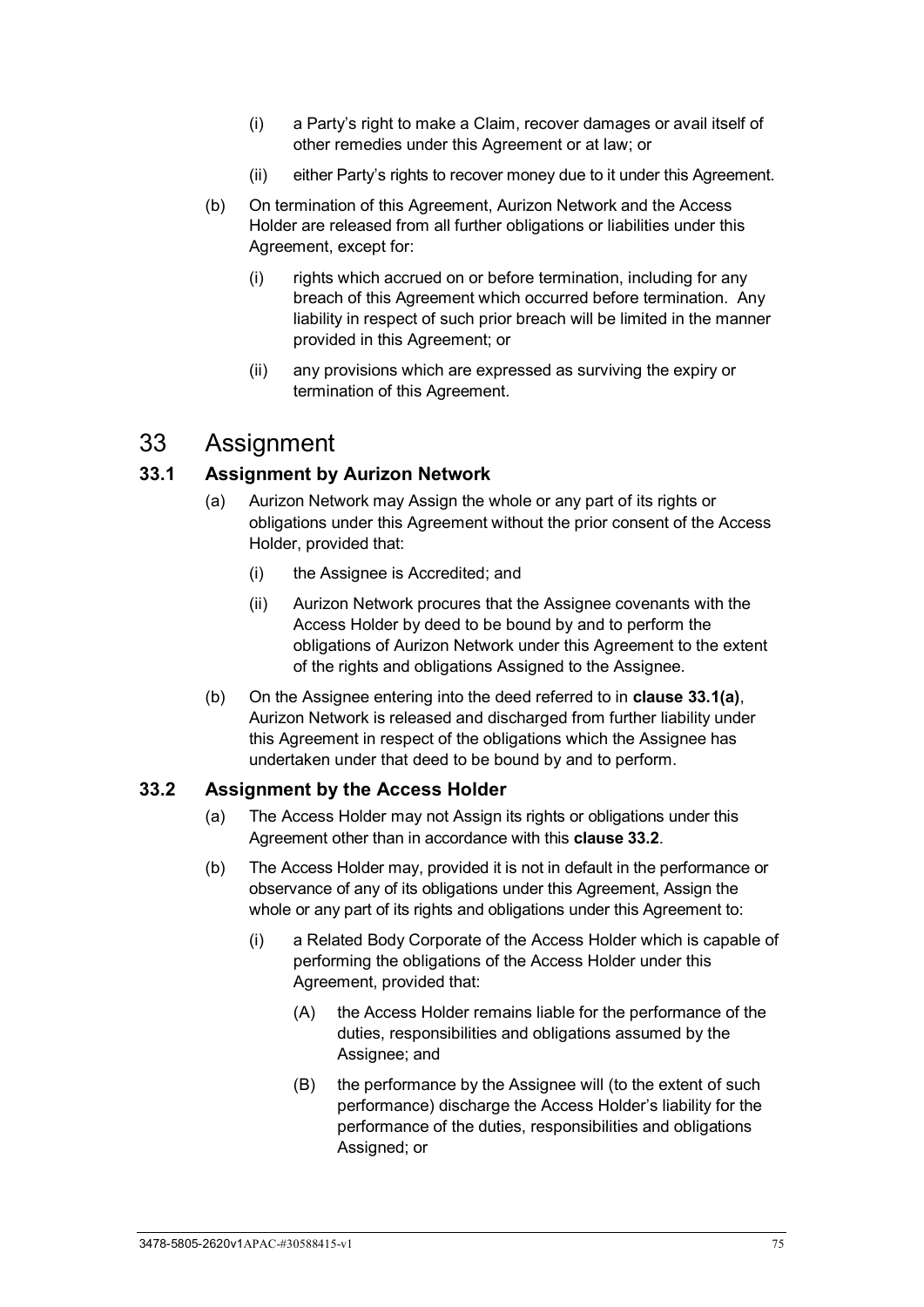(i) a Party's right to make a Claim, recover damages or avail itself of other remedies under this Agreement or at law; or

(ii) either Party's rights to recover money due to it under this Agreement.

(b) On termination of this Agreement, Aurizon Network and the Access Holder are released from all further obligations or liabilities under this Agreement, except for:

(i) rights which accrued on or before termination, including for any breach of this Agreement which occurred before termination. Any liability in respect of such prior breach will be limited in the manner provided in this Agreement; or

(ii) any provisions which are expressed as surviving the expiry or termination of this Agreement.

# 33 Assignment

## 33.1 Assignment by Aurizon Network

(a) Aurizon Network may Assign the whole or any part of its rights or obligations under this Agreement without the prior consent of the Access Holder, provided that:

(i) the Assignee is Accredited; and

(ii) Aurizon Network procures that the Assignee covenants with the Access Holder by deed to be bound by and to perform the obligations of Aurizon Network under this Agreement to the extent of the rights and obligations Assigned to the Assignee.

(b) On the Assignee entering into the deed referred to in **clause 33.1(a)**, Aurizon Network is released and discharged from further liability under this Agreement in respect of the obligations which the Assignee has undertaken under that deed to be bound by and to perform.

## 33.2 Assignment by the Access Holder

(a) The Access Holder may not Assign its rights or obligations under this Agreement other than in accordance with this **clause 33.2**.

(b) The Access Holder may, provided it is not in default in the performance or observance of any of its obligations under this Agreement, Assign the whole or any part of its rights and obligations under this Agreement to:

(i) a Related Body Corporate of the Access Holder which is capable of performing the obligations of the Access Holder under this Agreement, provided that:

(A) the Access Holder remains liable for the performance of the duties, responsibilities and obligations assumed by the Assignee; and

(B) the performance by the Assignee will (to the extent of such performance) discharge the Access Holder's liability for the performance of the duties, responsibilities and obligations Assigned; or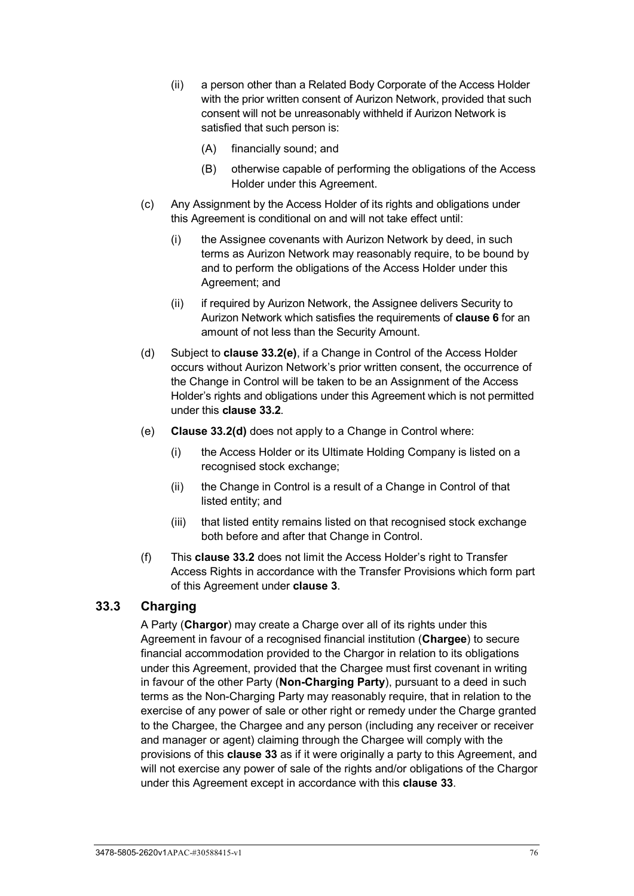(ii) a person other than a Related Body Corporate of the Access Holder with the prior written consent of Aurizon Network, provided that such consent will not be unreasonably withheld if Aurizon Network is satisfied that such person is:

(A) financially sound; and

(B) otherwise capable of performing the obligations of the Access Holder under this Agreement.

(c) Any Assignment by the Access Holder of its rights and obligations under this Agreement is conditional on and will not take effect until:

(i) the Assignee covenants with Aurizon Network by deed, in such terms as Aurizon Network may reasonably require, to be bound by and to perform the obligations of the Access Holder under this Agreement; and

(ii) if required by Aurizon Network, the Assignee delivers Security to Aurizon Network which satisfies the requirements of **clause 6** for an amount of not less than the Security Amount.

(d) Subject to **clause 33.2(e)**, if a Change in Control of the Access Holder occurs without Aurizon Network's prior written consent, the occurrence of the Change in Control will be taken to be an Assignment of the Access Holder's rights and obligations under this Agreement which is not permitted under this **clause 33.2**.

(e) **Clause 33.2(d)** does not apply to a Change in Control where:

(i) the Access Holder or its Ultimate Holding Company is listed on a recognised stock exchange;

(ii) the Change in Control is a result of a Change in Control of that listed entity; and

(iii) that listed entity remains listed on that recognised stock exchange both before and after that Change in Control.

(f) This **clause 33.2** does not limit the Access Holder's right to Transfer Access Rights in accordance with the Transfer Provisions which form part of this Agreement under **clause 3**.

## 33.3 Charging

A Party (**Chargor**) may create a Charge over all of its rights under this Agreement in favour of a recognised financial institution (**Chargee**) to secure financial accommodation provided to the Chargor in relation to its obligations under this Agreement, provided that the Chargee must first covenant in writing in favour of the other Party (**Non-Charging Party**), pursuant to a deed in such terms as the Non-Charging Party may reasonably require, that in relation to the exercise of any power of sale or other right or remedy under the Charge granted to the Chargee, the Chargee and any person (including any receiver or receiver and manager or agent) claiming through the Chargee will comply with the provisions of this **clause 33** as if it were originally a party to this Agreement, and will not exercise any power of sale of the rights and/or obligations of the Chargor under this Agreement except in accordance with this **clause 33**.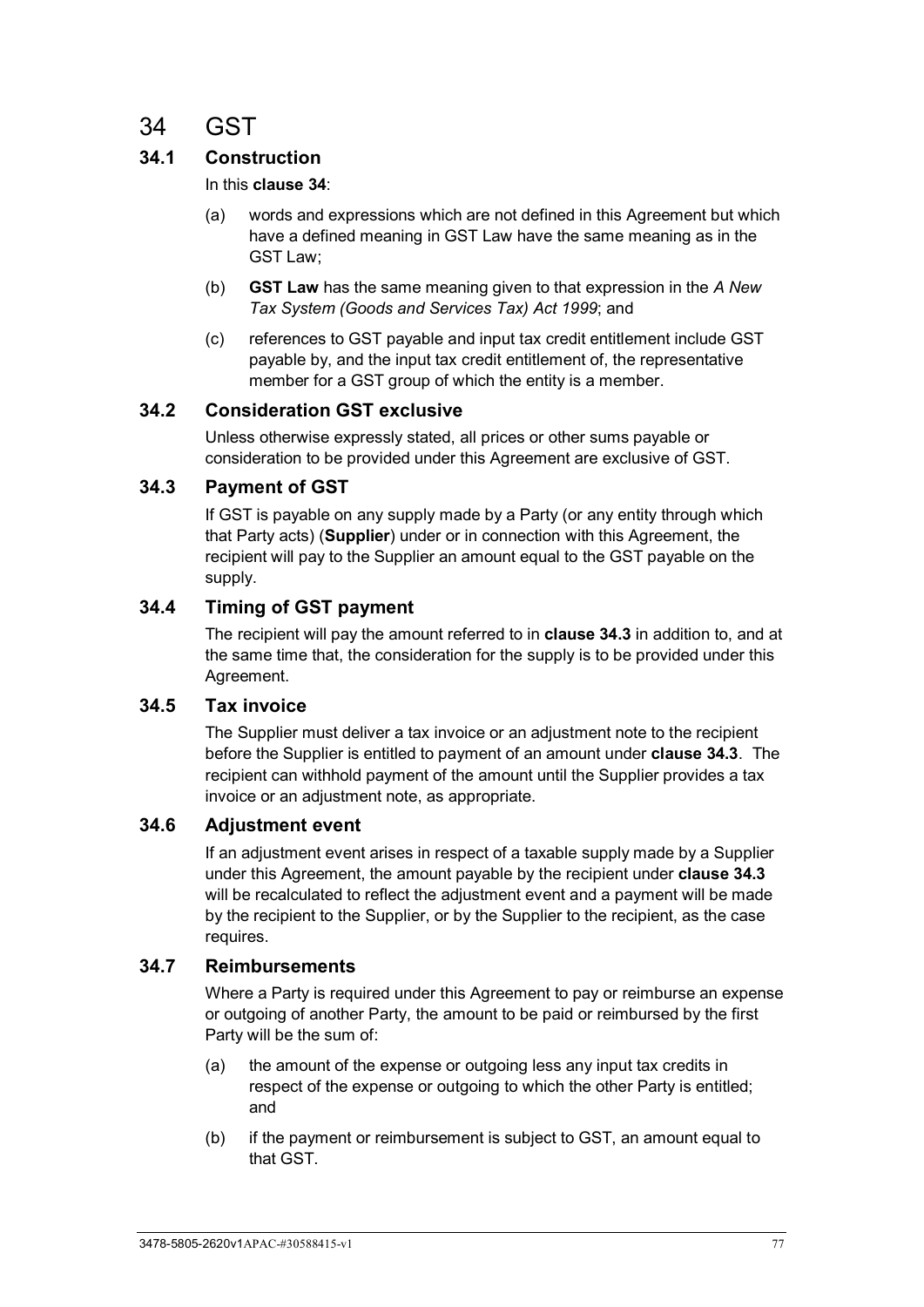# 34 GST

## 34.1 Construction

In this **clause 34**:

(a) words and expressions which are not defined in this Agreement but which have a defined meaning in GST Law have the same meaning as in the GST Law;

(b) **GST Law** has the same meaning given to that expression in the *A New Tax System (Goods and Services Tax) Act 1999*; and

(c) references to GST payable and input tax credit entitlement include GST payable by, and the input tax credit entitlement of, the representative member for a GST group of which the entity is a member.

## 34.2 Consideration GST exclusive

Unless otherwise expressly stated, all prices or other sums payable or consideration to be provided under this Agreement are exclusive of GST.

## 34.3 Payment of GST

If GST is payable on any supply made by a Party (or any entity through which that Party acts) (**Supplier**) under or in connection with this Agreement, the recipient will pay to the Supplier an amount equal to the GST payable on the supply.

## 34.4 Timing of GST payment

The recipient will pay the amount referred to in **clause 34.3** in addition to, and at the same time that, the consideration for the supply is to be provided under this Agreement.

## 34.5 Tax invoice

The Supplier must deliver a tax invoice or an adjustment note to the recipient before the Supplier is entitled to payment of an amount under **clause 34.3**. The recipient can withhold payment of the amount until the Supplier provides a tax invoice or an adjustment note, as appropriate.

## 34.6 Adjustment event

If an adjustment event arises in respect of a taxable supply made by a Supplier under this Agreement, the amount payable by the recipient under **clause 34.3** will be recalculated to reflect the adjustment event and a payment will be made by the recipient to the Supplier, or by the Supplier to the recipient, as the case requires.

## 34.7 Reimbursements

Where a Party is required under this Agreement to pay or reimburse an expense or outgoing of another Party, the amount to be paid or reimbursed by the first Party will be the sum of:

(a) the amount of the expense or outgoing less any input tax credits in respect of the expense or outgoing to which the other Party is entitled; and

(b) if the payment or reimbursement is subject to GST, an amount equal to that GST.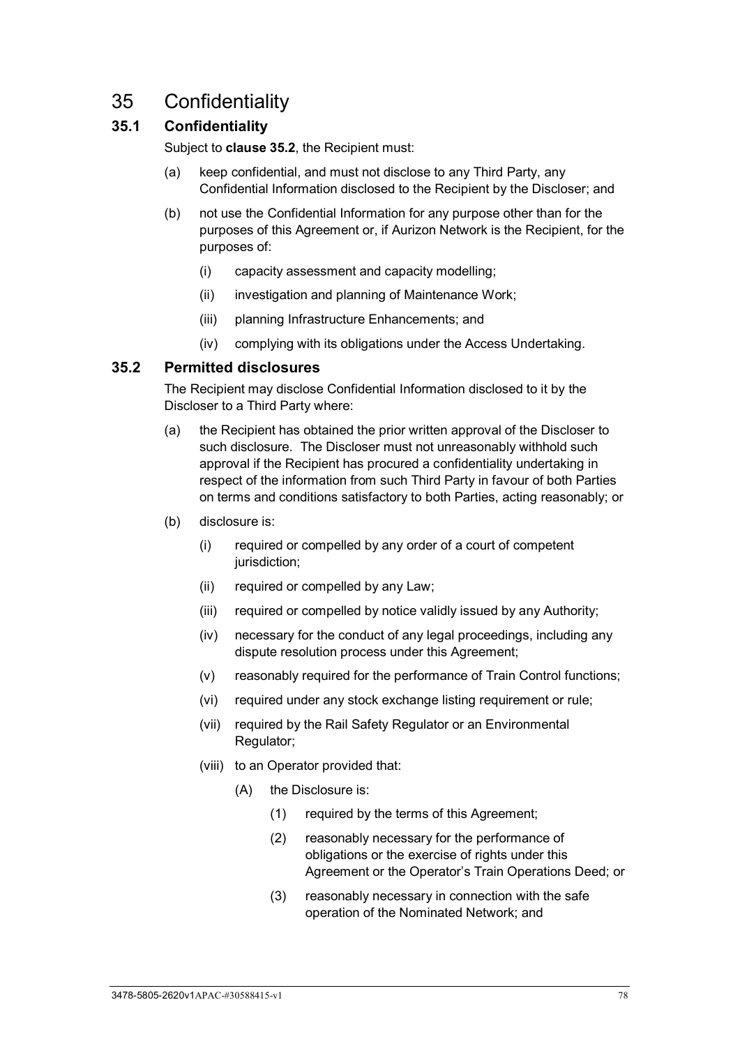# 35 Confidentiality

## 35.1 Confidentiality

Subject to **clause 35.2**, the Recipient must:

(a) keep confidential, and must not disclose to any Third Party, any Confidential Information disclosed to the Recipient by the Discloser; and

(b) not use the Confidential Information for any purpose other than for the purposes of this Agreement or, if Aurizon Network is the Recipient, for the purposes of:

   (i) capacity assessment and capacity modelling;

   (ii) investigation and planning of Maintenance Work;

   (iii) planning Infrastructure Enhancements; and

   (iv) complying with its obligations under the Access Undertaking.

## 35.2 Permitted disclosures

The Recipient may disclose Confidential Information disclosed to it by the Discloser to a Third Party where:

(a) the Recipient has obtained the prior written approval of the Discloser to such disclosure. The Discloser must not unreasonably withhold such approval if the Recipient has procured a confidentiality undertaking in respect of the information from such Third Party in favour of both Parties on terms and conditions satisfactory to both Parties, acting reasonably; or

(b) disclosure is:

   (i) required or compelled by any order of a court of competent jurisdiction;

   (ii) required or compelled by any Law;

   (iii) required or compelled by notice validly issued by any Authority;

   (iv) necessary for the conduct of any legal proceedings, including any dispute resolution process under this Agreement;

   (v) reasonably required for the performance of Train Control functions;

   (vi) required under any stock exchange listing requirement or rule;

   (vii) required by the Rail Safety Regulator or an Environmental Regulator;

   (viii) to an Operator provided that:

      (A) the Disclosure is:

         (1) required by the terms of this Agreement;

         (2) reasonably necessary for the performance of obligations or the exercise of rights under this Agreement or the Operator's Train Operations Deed; or

         (3) reasonably necessary in connection with the safe operation of the Nominated Network; and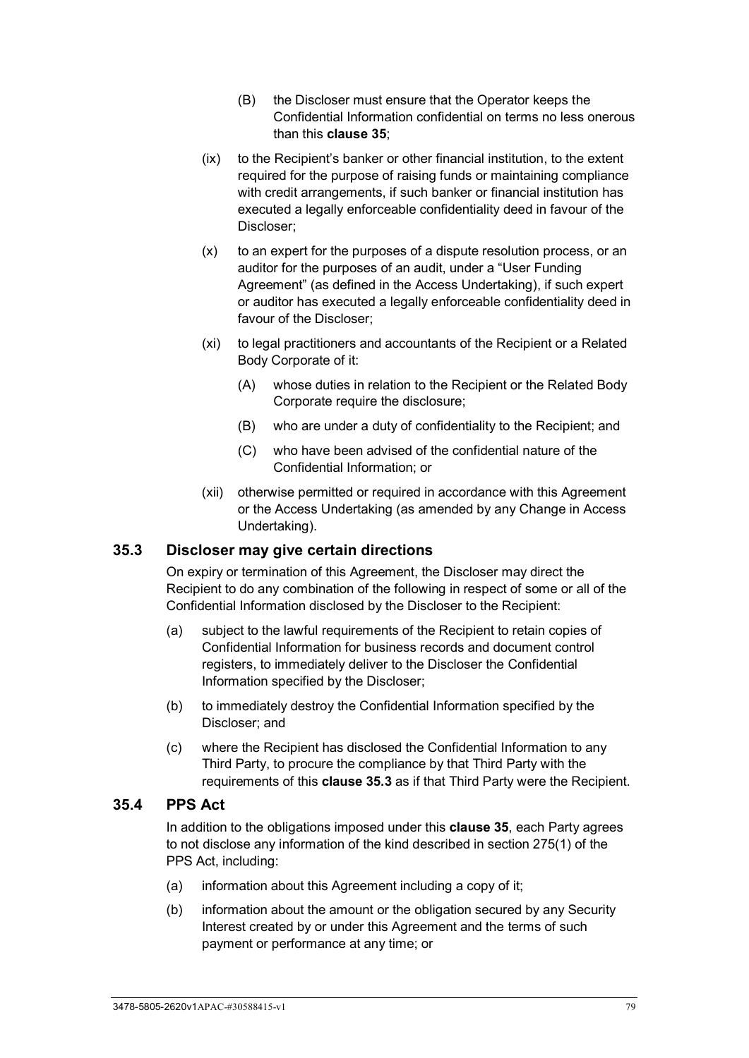(B) the Discloser must ensure that the Operator keeps the Confidential Information confidential on terms no less onerous than this **clause 35**;

(ix) to the Recipient's banker or other financial institution, to the extent required for the purpose of raising funds or maintaining compliance with credit arrangements, if such banker or financial institution has executed a legally enforceable confidentiality deed in favour of the Discloser;

(x) to an expert for the purposes of a dispute resolution process, or an auditor for the purposes of an audit, under a "User Funding Agreement" (as defined in the Access Undertaking), if such expert or auditor has executed a legally enforceable confidentiality deed in favour of the Discloser;

(xi) to legal practitioners and accountants of the Recipient or a Related Body Corporate of it:

(A) whose duties in relation to the Recipient or the Related Body Corporate require the disclosure;

(B) who are under a duty of confidentiality to the Recipient; and

(C) who have been advised of the confidential nature of the Confidential Information; or

(xii) otherwise permitted or required in accordance with this Agreement or the Access Undertaking (as amended by any Change in Access Undertaking).

## 35.3 Discloser may give certain directions

On expiry or termination of this Agreement, the Discloser may direct the Recipient to do any combination of the following in respect of some or all of the Confidential Information disclosed by the Discloser to the Recipient:

(a) subject to the lawful requirements of the Recipient to retain copies of Confidential Information for business records and document control registers, to immediately deliver to the Discloser the Confidential Information specified by the Discloser;

(b) to immediately destroy the Confidential Information specified by the Discloser; and

(c) where the Recipient has disclosed the Confidential Information to any Third Party, to procure the compliance by that Third Party with the requirements of this **clause 35.3** as if that Third Party were the Recipient.

## 35.4 PPS Act

In addition to the obligations imposed under this **clause 35**, each Party agrees to not disclose any information of the kind described in section 275(1) of the PPS Act, including:

(a) information about this Agreement including a copy of it;

(b) information about the amount or the obligation secured by any Security Interest created by or under this Agreement and the terms of such payment or performance at any time; or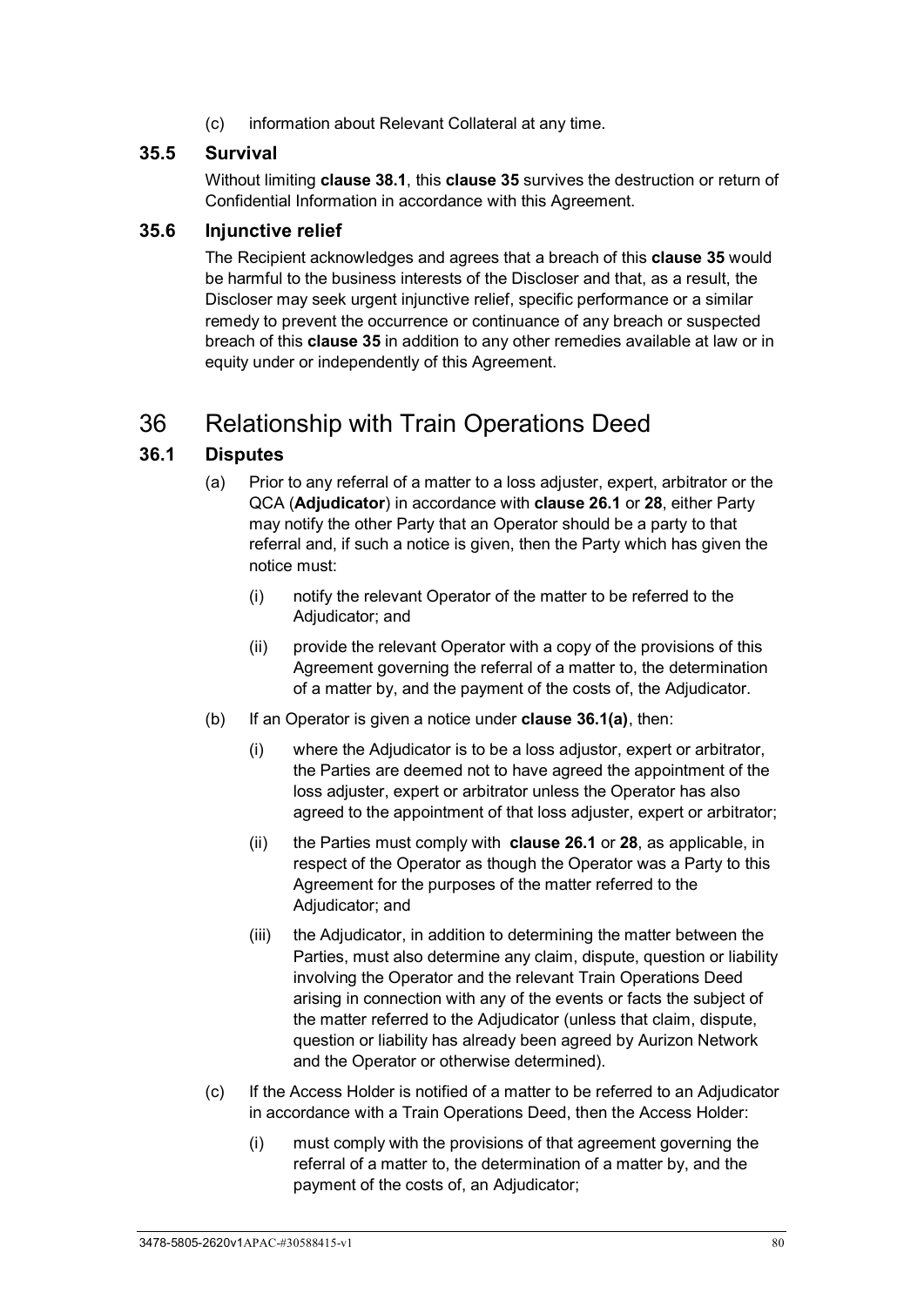(c) information about Relevant Collateral at any time.

### 35.5 Survival

Without limiting **clause 38.1**, this **clause 35** survives the destruction or return of Confidential Information in accordance with this Agreement.

### 35.6 Injunctive relief

The Recipient acknowledges and agrees that a breach of this **clause 35** would be harmful to the business interests of the Discloser and that, as a result, the Discloser may seek urgent injunctive relief, specific performance or a similar remedy to prevent the occurrence or continuance of any breach or suspected breach of this **clause 35** in addition to any other remedies available at law or in equity under or independently of this Agreement.

## 36 Relationship with Train Operations Deed

### 36.1 Disputes

(a) Prior to any referral of a matter to a loss adjuster, expert, arbitrator or the QCA (**Adjudicator**) in accordance with **clause 26.1** or **28**, either Party may notify the other Party that an Operator should be a party to that referral and, if such a notice is given, then the Party which has given the notice must:

(i) notify the relevant Operator of the matter to be referred to the Adjudicator; and

(ii) provide the relevant Operator with a copy of the provisions of this Agreement governing the referral of a matter to, the determination of a matter by, and the payment of the costs of, the Adjudicator.

(b) If an Operator is given a notice under **clause 36.1(a)**, then:

(i) where the Adjudicator is to be a loss adjustor, expert or arbitrator, the Parties are deemed not to have agreed the appointment of the loss adjuster, expert or arbitrator unless the Operator has also agreed to the appointment of that loss adjuster, expert or arbitrator;

(ii) the Parties must comply with **clause 26.1** or **28**, as applicable, in respect of the Operator as though the Operator was a Party to this Agreement for the purposes of the matter referred to the Adjudicator; and

(iii) the Adjudicator, in addition to determining the matter between the Parties, must also determine any claim, dispute, question or liability involving the Operator and the relevant Train Operations Deed arising in connection with any of the events or facts the subject of the matter referred to the Adjudicator (unless that claim, dispute, question or liability has already been agreed by Aurizon Network and the Operator or otherwise determined).

(c) If the Access Holder is notified of a matter to be referred to an Adjudicator in accordance with a Train Operations Deed, then the Access Holder:

(i) must comply with the provisions of that agreement governing the referral of a matter to, the determination of a matter by, and the payment of the costs of, an Adjudicator;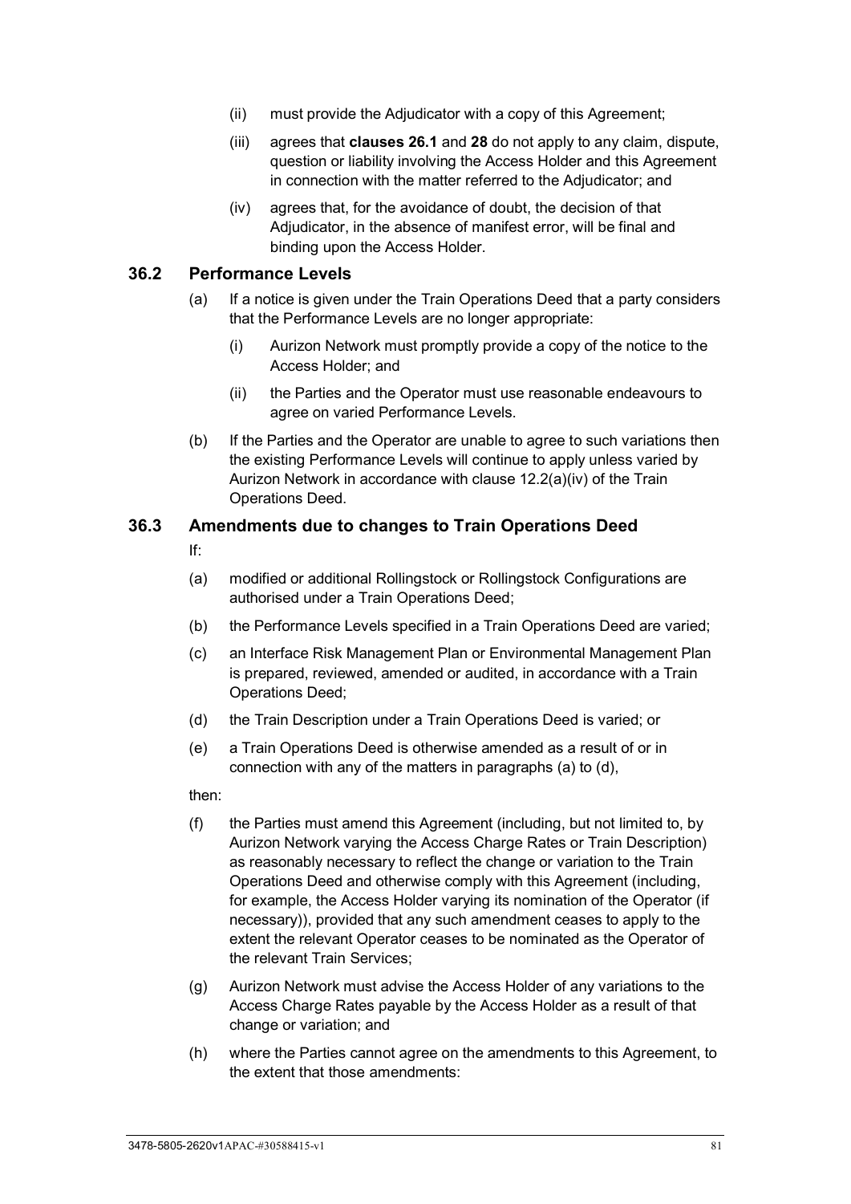(ii) must provide the Adjudicator with a copy of this Agreement;

(iii) agrees that **clauses 26.1** and **28** do not apply to any claim, dispute, question or liability involving the Access Holder and this Agreement in connection with the matter referred to the Adjudicator; and

(iv) agrees that, for the avoidance of doubt, the decision of that Adjudicator, in the absence of manifest error, will be final and binding upon the Access Holder.

## 36.2 Performance Levels

(a) If a notice is given under the Train Operations Deed that a party considers that the Performance Levels are no longer appropriate:

(i) Aurizon Network must promptly provide a copy of the notice to the Access Holder; and

(ii) the Parties and the Operator must use reasonable endeavours to agree on varied Performance Levels.

(b) If the Parties and the Operator are unable to agree to such variations then the existing Performance Levels will continue to apply unless varied by Aurizon Network in accordance with clause 12.2(a)(iv) of the Train Operations Deed.

## 36.3 Amendments due to changes to Train Operations Deed

If:

(a) modified or additional Rollingstock or Rollingstock Configurations are authorised under a Train Operations Deed;

(b) the Performance Levels specified in a Train Operations Deed are varied;

(c) an Interface Risk Management Plan or Environmental Management Plan is prepared, reviewed, amended or audited, in accordance with a Train Operations Deed;

(d) the Train Description under a Train Operations Deed is varied; or

(e) a Train Operations Deed is otherwise amended as a result of or in connection with any of the matters in paragraphs (a) to (d),

then:

(f) the Parties must amend this Agreement (including, but not limited to, by Aurizon Network varying the Access Charge Rates or Train Description) as reasonably necessary to reflect the change or variation to the Train Operations Deed and otherwise comply with this Agreement (including, for example, the Access Holder varying its nomination of the Operator (if necessary)), provided that any such amendment ceases to apply to the extent the relevant Operator ceases to be nominated as the Operator of the relevant Train Services;

(g) Aurizon Network must advise the Access Holder of any variations to the Access Charge Rates payable by the Access Holder as a result of that change or variation; and

(h) where the Parties cannot agree on the amendments to this Agreement, to the extent that those amendments: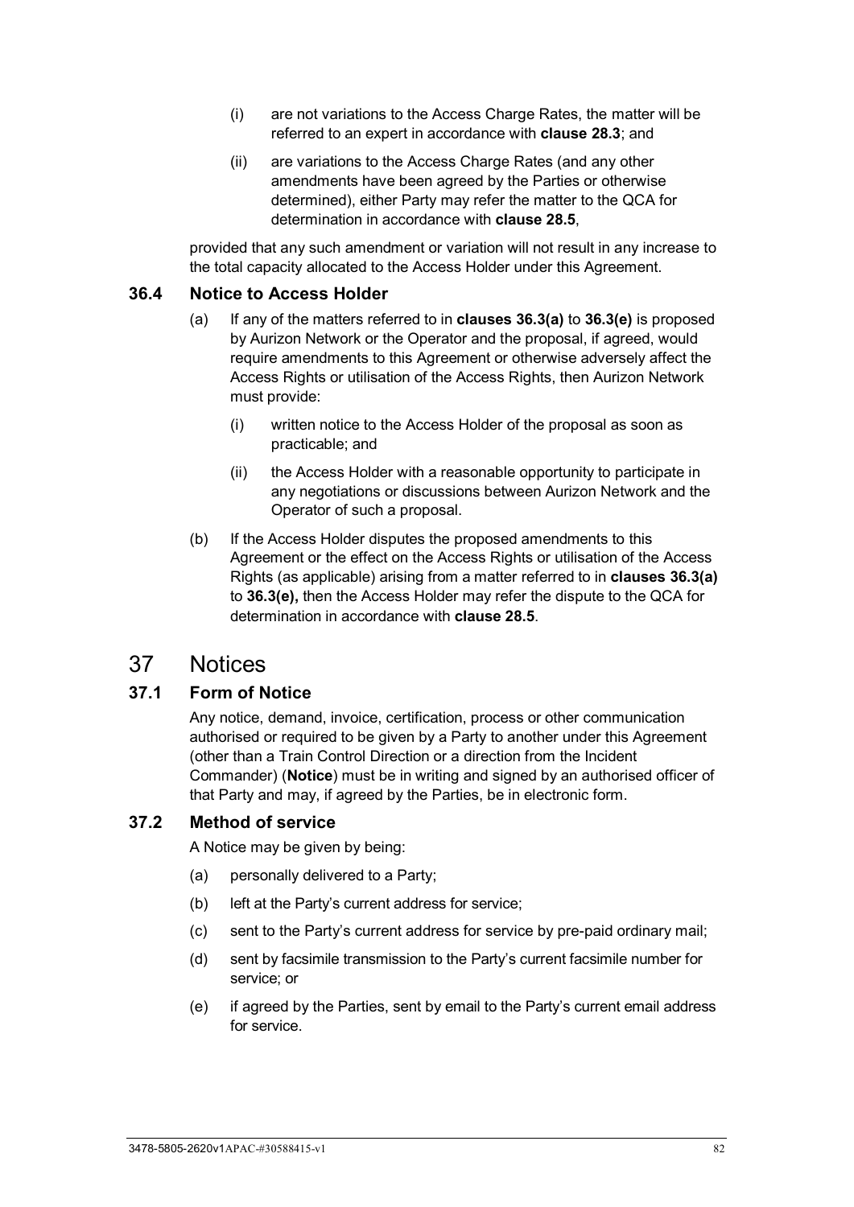(i) are not variations to the Access Charge Rates, the matter will be referred to an expert in accordance with **clause 28.3**; and

(ii) are variations to the Access Charge Rates (and any other amendments have been agreed by the Parties or otherwise determined), either Party may refer the matter to the QCA for determination in accordance with **clause 28.5**,

provided that any such amendment or variation will not result in any increase to the total capacity allocated to the Access Holder under this Agreement.

### 36.4 Notice to Access Holder

(a) If any of the matters referred to in **clauses 36.3(a)** to **36.3(e)** is proposed by Aurizon Network or the Operator and the proposal, if agreed, would require amendments to this Agreement or otherwise adversely affect the Access Rights or utilisation of the Access Rights, then Aurizon Network must provide:

(i) written notice to the Access Holder of the proposal as soon as practicable; and

(ii) the Access Holder with a reasonable opportunity to participate in any negotiations or discussions between Aurizon Network and the Operator of such a proposal.

(b) If the Access Holder disputes the proposed amendments to this Agreement or the effect on the Access Rights or utilisation of the Access Rights (as applicable) arising from a matter referred to in **clauses 36.3(a)** to **36.3(e),** then the Access Holder may refer the dispute to the QCA for determination in accordance with **clause 28.5**.

## 37 Notices

### 37.1 Form of Notice

Any notice, demand, invoice, certification, process or other communication authorised or required to be given by a Party to another under this Agreement (other than a Train Control Direction or a direction from the Incident Commander) (**Notice**) must be in writing and signed by an authorised officer of that Party and may, if agreed by the Parties, be in electronic form.

### 37.2 Method of service

A Notice may be given by being:

(a) personally delivered to a Party;

(b) left at the Party's current address for service;

(c) sent to the Party's current address for service by pre-paid ordinary mail;

(d) sent by facsimile transmission to the Party's current facsimile number for service; or

(e) if agreed by the Parties, sent by email to the Party's current email address for service.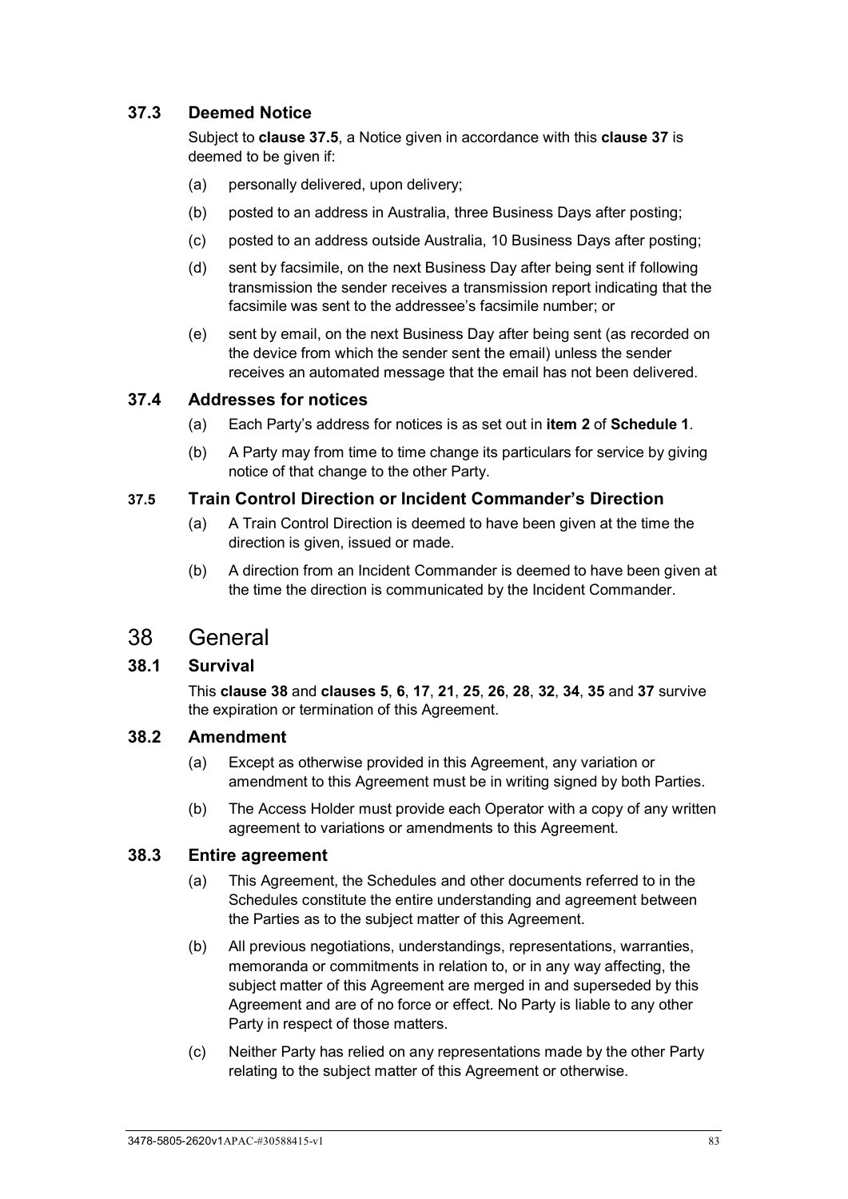### 37.3 Deemed Notice

Subject to **clause 37.5**, a Notice given in accordance with this **clause 37** is deemed to be given if:

(a) personally delivered, upon delivery;

(b) posted to an address in Australia, three Business Days after posting;

(c) posted to an address outside Australia, 10 Business Days after posting;

(d) sent by facsimile, on the next Business Day after being sent if following transmission the sender receives a transmission report indicating that the facsimile was sent to the addressee's facsimile number; or

(e) sent by email, on the next Business Day after being sent (as recorded on the device from which the sender sent the email) unless the sender receives an automated message that the email has not been delivered.

### 37.4 Addresses for notices

(a) Each Party's address for notices is as set out in **item 2** of **Schedule 1**.

(b) A Party may from time to time change its particulars for service by giving notice of that change to the other Party.

### 37.5 Train Control Direction or Incident Commander's Direction

(a) A Train Control Direction is deemed to have been given at the time the direction is given, issued or made.

(b) A direction from an Incident Commander is deemed to have been given at the time the direction is communicated by the Incident Commander.

## 38 General

### 38.1 Survival

This **clause 38** and **clauses 5**, **6**, **17**, **21**, **25**, **26**, **28**, **32**, **34**, **35** and **37** survive the expiration or termination of this Agreement.

### 38.2 Amendment

(a) Except as otherwise provided in this Agreement, any variation or amendment to this Agreement must be in writing signed by both Parties.

(b) The Access Holder must provide each Operator with a copy of any written agreement to variations or amendments to this Agreement.

### 38.3 Entire agreement

(a) This Agreement, the Schedules and other documents referred to in the Schedules constitute the entire understanding and agreement between the Parties as to the subject matter of this Agreement.

(b) All previous negotiations, understandings, representations, warranties, memoranda or commitments in relation to, or in any way affecting, the subject matter of this Agreement are merged in and superseded by this Agreement and are of no force or effect. No Party is liable to any other Party in respect of those matters.

(c) Neither Party has relied on any representations made by the other Party relating to the subject matter of this Agreement or otherwise.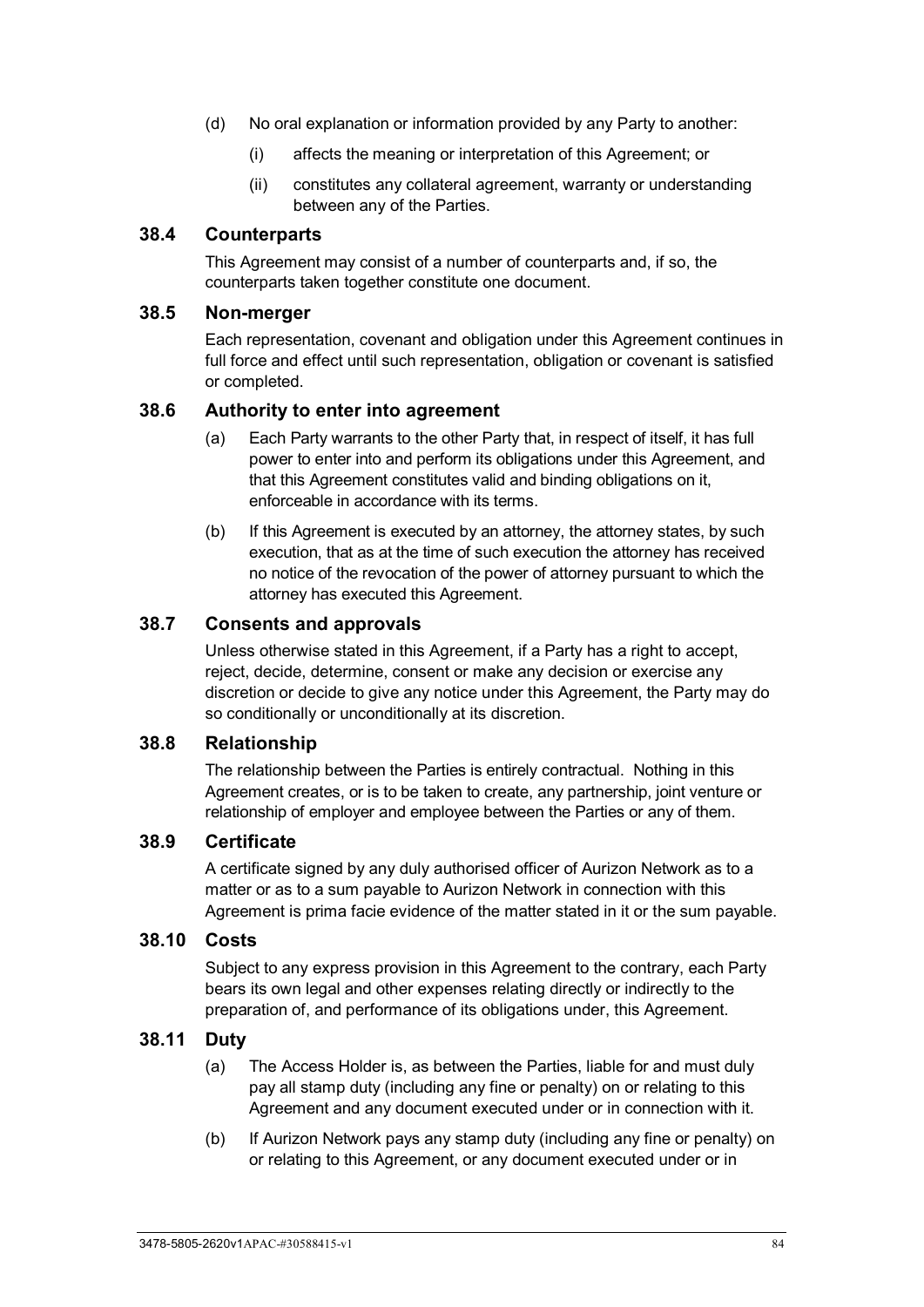(d) No oral explanation or information provided by any Party to another:

(i) affects the meaning or interpretation of this Agreement; or

(ii) constitutes any collateral agreement, warranty or understanding between any of the Parties.

### 38.4 Counterparts

This Agreement may consist of a number of counterparts and, if so, the counterparts taken together constitute one document.

### 38.5 Non-merger

Each representation, covenant and obligation under this Agreement continues in full force and effect until such representation, obligation or covenant is satisfied or completed.

### 38.6 Authority to enter into agreement

(a) Each Party warrants to the other Party that, in respect of itself, it has full power to enter into and perform its obligations under this Agreement, and that this Agreement constitutes valid and binding obligations on it, enforceable in accordance with its terms.

(b) If this Agreement is executed by an attorney, the attorney states, by such execution, that as at the time of such execution the attorney has received no notice of the revocation of the power of attorney pursuant to which the attorney has executed this Agreement.

### 38.7 Consents and approvals

Unless otherwise stated in this Agreement, if a Party has a right to accept, reject, decide, determine, consent or make any decision or exercise any discretion or decide to give any notice under this Agreement, the Party may do so conditionally or unconditionally at its discretion.

### 38.8 Relationship

The relationship between the Parties is entirely contractual. Nothing in this Agreement creates, or is to be taken to create, any partnership, joint venture or relationship of employer and employee between the Parties or any of them.

### 38.9 Certificate

A certificate signed by any duly authorised officer of Aurizon Network as to a matter or as to a sum payable to Aurizon Network in connection with this Agreement is prima facie evidence of the matter stated in it or the sum payable.

### 38.10 Costs

Subject to any express provision in this Agreement to the contrary, each Party bears its own legal and other expenses relating directly or indirectly to the preparation of, and performance of its obligations under, this Agreement.

### 38.11 Duty

(a) The Access Holder is, as between the Parties, liable for and must duly pay all stamp duty (including any fine or penalty) on or relating to this Agreement and any document executed under or in connection with it.

(b) If Aurizon Network pays any stamp duty (including any fine or penalty) on or relating to this Agreement, or any document executed under or in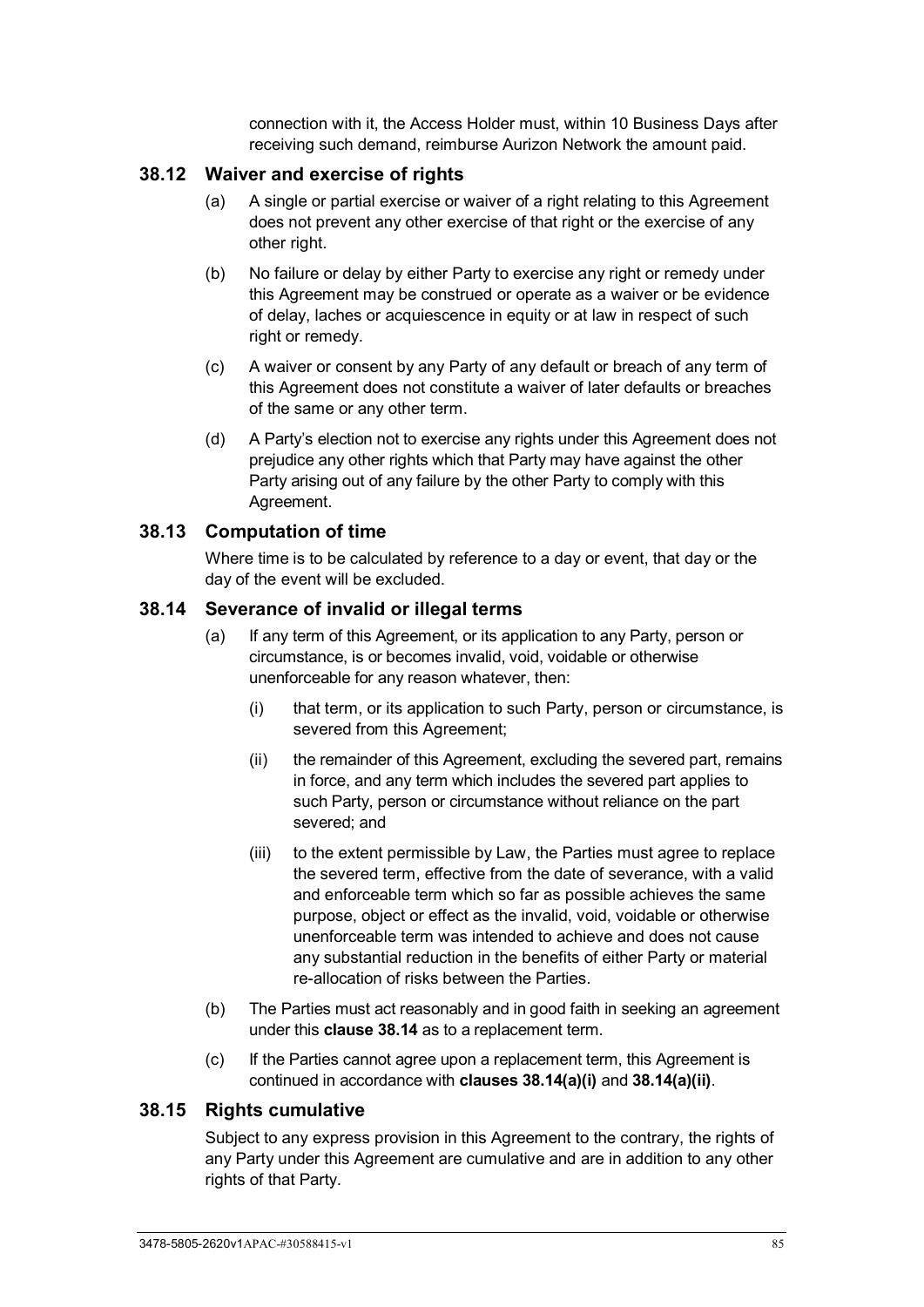connection with it, the Access Holder must, within 10 Business Days after receiving such demand, reimburse Aurizon Network the amount paid.

### 38.12 Waiver and exercise of rights

(a) A single or partial exercise or waiver of a right relating to this Agreement does not prevent any other exercise of that right or the exercise of any other right.

(b) No failure or delay by either Party to exercise any right or remedy under this Agreement may be construed or operate as a waiver or be evidence of delay, laches or acquiescence in equity or at law in respect of such right or remedy.

(c) A waiver or consent by any Party of any default or breach of any term of this Agreement does not constitute a waiver of later defaults or breaches of the same or any other term.

(d) A Party's election not to exercise any rights under this Agreement does not prejudice any other rights which that Party may have against the other Party arising out of any failure by the other Party to comply with this Agreement.

### 38.13 Computation of time

Where time is to be calculated by reference to a day or event, that day or the day of the event will be excluded.

### 38.14 Severance of invalid or illegal terms

(a) If any term of this Agreement, or its application to any Party, person or circumstance, is or becomes invalid, void, voidable or otherwise unenforceable for any reason whatever, then:

(i) that term, or its application to such Party, person or circumstance, is severed from this Agreement;

(ii) the remainder of this Agreement, excluding the severed part, remains in force, and any term which includes the severed part applies to such Party, person or circumstance without reliance on the part severed; and

(iii) to the extent permissible by Law, the Parties must agree to replace the severed term, effective from the date of severance, with a valid and enforceable term which so far as possible achieves the same purpose, object or effect as the invalid, void, voidable or otherwise unenforceable term was intended to achieve and does not cause any substantial reduction in the benefits of either Party or material re-allocation of risks between the Parties.

(b) The Parties must act reasonably and in good faith in seeking an agreement under this **clause 38.14** as to a replacement term.

(c) If the Parties cannot agree upon a replacement term, this Agreement is continued in accordance with **clauses 38.14(a)(i)** and **38.14(a)(ii)**.

### 38.15 Rights cumulative

Subject to any express provision in this Agreement to the contrary, the rights of any Party under this Agreement are cumulative and are in addition to any other rights of that Party.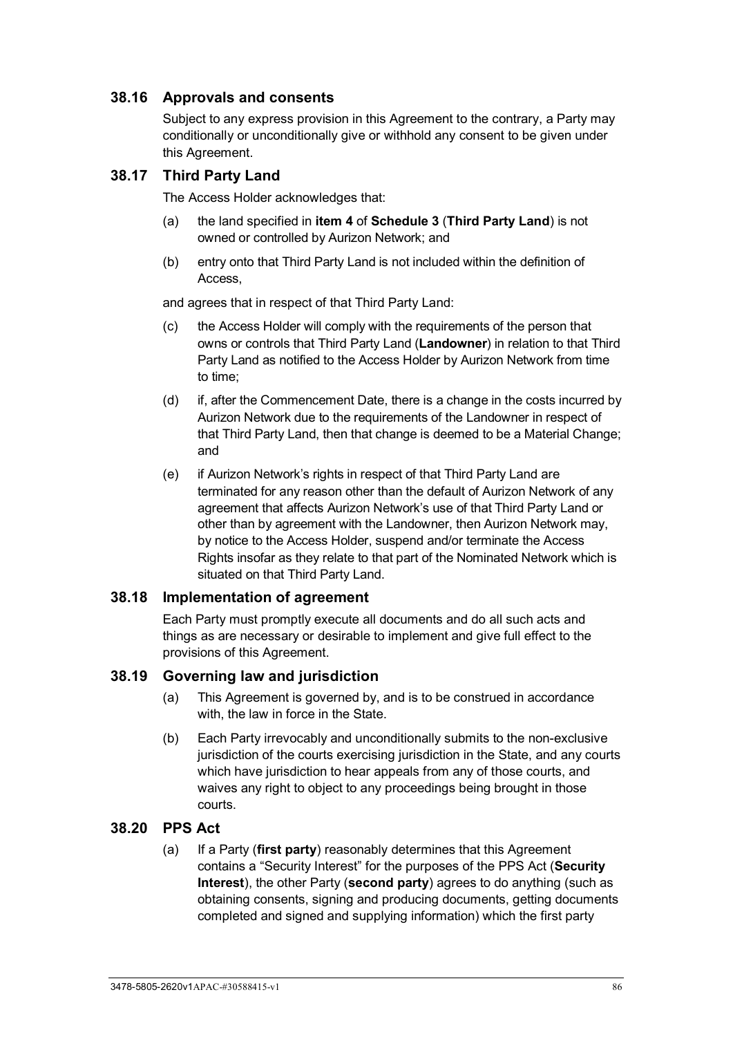### 38.16 Approvals and consents

Subject to any express provision in this Agreement to the contrary, a Party may conditionally or unconditionally give or withhold any consent to be given under this Agreement.

### 38.17 Third Party Land

The Access Holder acknowledges that:

(a) the land specified in **item 4** of **Schedule 3** (**Third Party Land**) is not owned or controlled by Aurizon Network; and

(b) entry onto that Third Party Land is not included within the definition of Access,

and agrees that in respect of that Third Party Land:

(c) the Access Holder will comply with the requirements of the person that owns or controls that Third Party Land (**Landowner**) in relation to that Third Party Land as notified to the Access Holder by Aurizon Network from time to time;

(d) if, after the Commencement Date, there is a change in the costs incurred by Aurizon Network due to the requirements of the Landowner in respect of that Third Party Land, then that change is deemed to be a Material Change; and

(e) if Aurizon Network's rights in respect of that Third Party Land are terminated for any reason other than the default of Aurizon Network of any agreement that affects Aurizon Network's use of that Third Party Land or other than by agreement with the Landowner, then Aurizon Network may, by notice to the Access Holder, suspend and/or terminate the Access Rights insofar as they relate to that part of the Nominated Network which is situated on that Third Party Land.

### 38.18 Implementation of agreement

Each Party must promptly execute all documents and do all such acts and things as are necessary or desirable to implement and give full effect to the provisions of this Agreement.

### 38.19 Governing law and jurisdiction

(a) This Agreement is governed by, and is to be construed in accordance with, the law in force in the State.

(b) Each Party irrevocably and unconditionally submits to the non-exclusive jurisdiction of the courts exercising jurisdiction in the State, and any courts which have jurisdiction to hear appeals from any of those courts, and waives any right to object to any proceedings being brought in those courts.

### 38.20 PPS Act

(a) If a Party (**first party**) reasonably determines that this Agreement contains a "Security Interest" for the purposes of the PPS Act (**Security Interest**), the other Party (**second party**) agrees to do anything (such as obtaining consents, signing and producing documents, getting documents completed and signed and supplying information) which the first party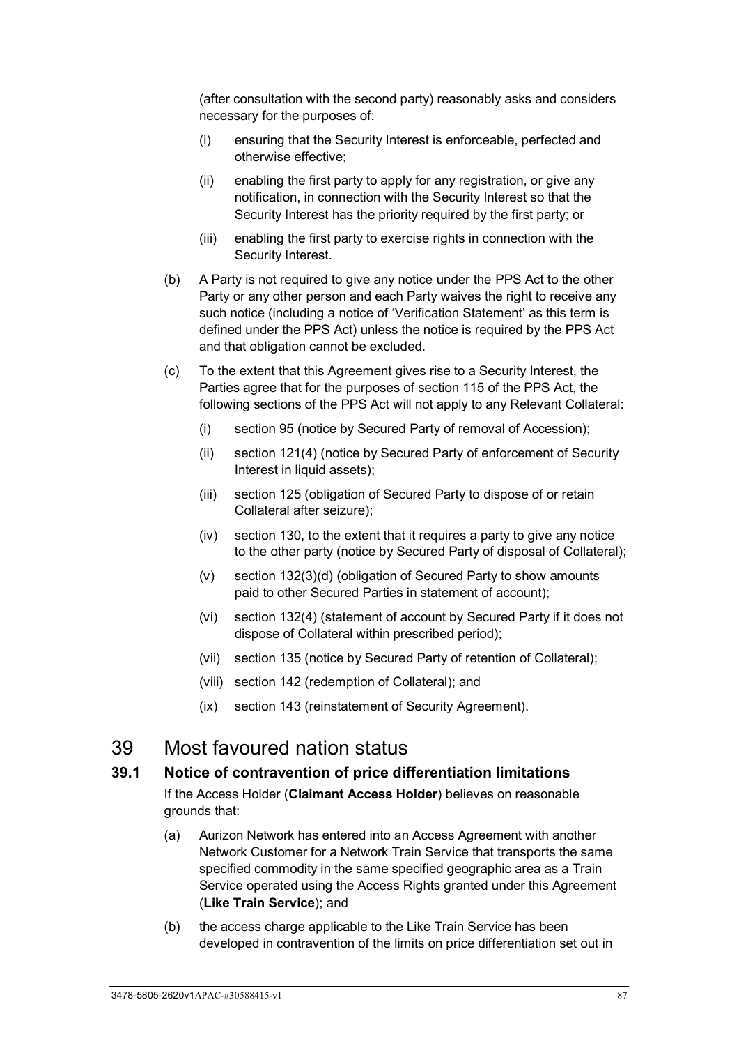(after consultation with the second party) reasonably asks and considers necessary for the purposes of:

(i) ensuring that the Security Interest is enforceable, perfected and otherwise effective;

(ii) enabling the first party to apply for any registration, or give any notification, in connection with the Security Interest so that the Security Interest has the priority required by the first party; or

(iii) enabling the first party to exercise rights in connection with the Security Interest.

(b) A Party is not required to give any notice under the PPS Act to the other Party or any other person and each Party waives the right to receive any such notice (including a notice of 'Verification Statement' as this term is defined under the PPS Act) unless the notice is required by the PPS Act and that obligation cannot be excluded.

(c) To the extent that this Agreement gives rise to a Security Interest, the Parties agree that for the purposes of section 115 of the PPS Act, the following sections of the PPS Act will not apply to any Relevant Collateral:

(i) section 95 (notice by Secured Party of removal of Accession);

(ii) section 121(4) (notice by Secured Party of enforcement of Security Interest in liquid assets);

(iii) section 125 (obligation of Secured Party to dispose of or retain Collateral after seizure);

(iv) section 130, to the extent that it requires a party to give any notice to the other party (notice by Secured Party of disposal of Collateral);

(v) section 132(3)(d) (obligation of Secured Party to show amounts paid to other Secured Parties in statement of account);

(vi) section 132(4) (statement of account by Secured Party if it does not dispose of Collateral within prescribed period);

(vii) section 135 (notice by Secured Party of retention of Collateral);

(viii) section 142 (redemption of Collateral); and

(ix) section 143 (reinstatement of Security Agreement).

# 39 Most favoured nation status

## 39.1 Notice of contravention of price differentiation limitations

If the Access Holder (**Claimant Access Holder**) believes on reasonable grounds that:

(a) Aurizon Network has entered into an Access Agreement with another Network Customer for a Network Train Service that transports the same specified commodity in the same specified geographic area as a Train Service operated using the Access Rights granted under this Agreement (**Like Train Service**); and

(b) the access charge applicable to the Like Train Service has been developed in contravention of the limits on price differentiation set out in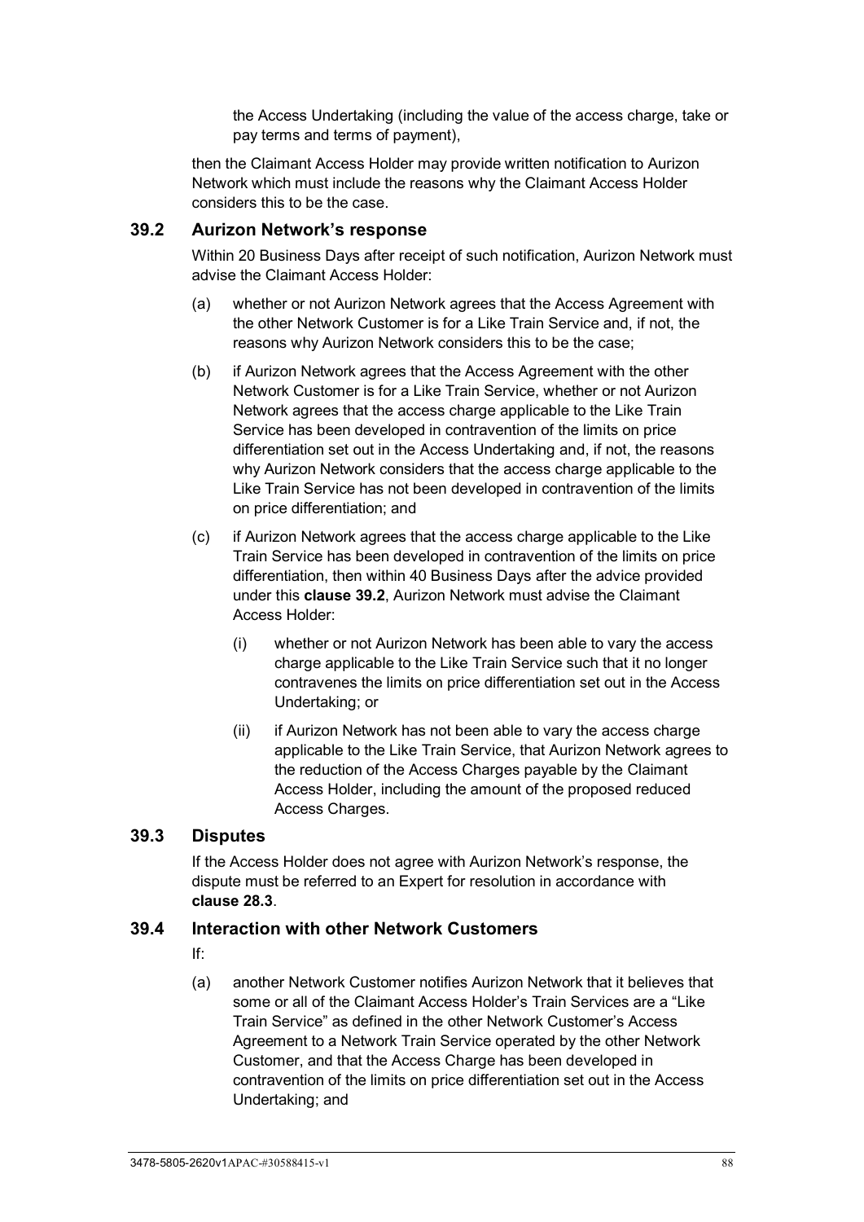the Access Undertaking (including the value of the access charge, take or pay terms and terms of payment),

then the Claimant Access Holder may provide written notification to Aurizon Network which must include the reasons why the Claimant Access Holder considers this to be the case.

### 39.2 Aurizon Network's response

Within 20 Business Days after receipt of such notification, Aurizon Network must advise the Claimant Access Holder:

(a) whether or not Aurizon Network agrees that the Access Agreement with the other Network Customer is for a Like Train Service and, if not, the reasons why Aurizon Network considers this to be the case;

(b) if Aurizon Network agrees that the Access Agreement with the other Network Customer is for a Like Train Service, whether or not Aurizon Network agrees that the access charge applicable to the Like Train Service has been developed in contravention of the limits on price differentiation set out in the Access Undertaking and, if not, the reasons why Aurizon Network considers that the access charge applicable to the Like Train Service has not been developed in contravention of the limits on price differentiation; and

(c) if Aurizon Network agrees that the access charge applicable to the Like Train Service has been developed in contravention of the limits on price differentiation, then within 40 Business Days after the advice provided under this **clause 39.2**, Aurizon Network must advise the Claimant Access Holder:

   (i) whether or not Aurizon Network has been able to vary the access charge applicable to the Like Train Service such that it no longer contravenes the limits on price differentiation set out in the Access Undertaking; or

   (ii) if Aurizon Network has not been able to vary the access charge applicable to the Like Train Service, that Aurizon Network agrees to the reduction of the Access Charges payable by the Claimant Access Holder, including the amount of the proposed reduced Access Charges.

### 39.3 Disputes

If the Access Holder does not agree with Aurizon Network's response, the dispute must be referred to an Expert for resolution in accordance with **clause 28.3**.

### 39.4 Interaction with other Network Customers

If:

(a) another Network Customer notifies Aurizon Network that it believes that some or all of the Claimant Access Holder's Train Services are a "Like Train Service" as defined in the other Network Customer's Access Agreement to a Network Train Service operated by the other Network Customer, and that the Access Charge has been developed in contravention of the limits on price differentiation set out in the Access Undertaking; and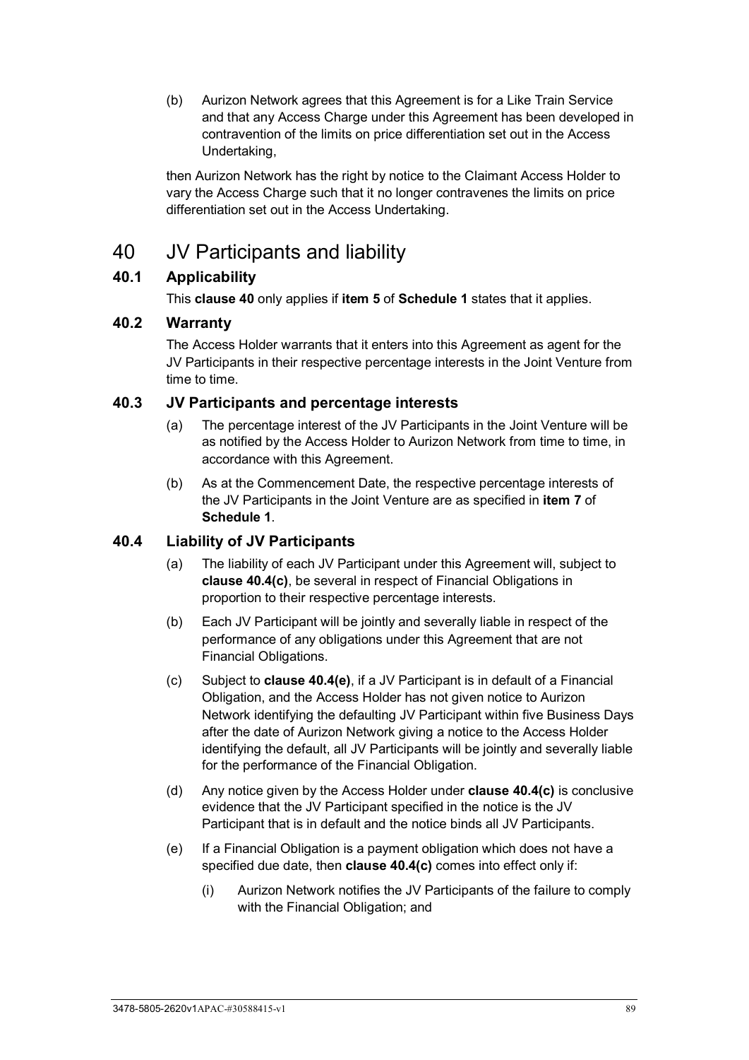(b) Aurizon Network agrees that this Agreement is for a Like Train Service and that any Access Charge under this Agreement has been developed in contravention of the limits on price differentiation set out in the Access Undertaking,

then Aurizon Network has the right by notice to the Claimant Access Holder to vary the Access Charge such that it no longer contravenes the limits on price differentiation set out in the Access Undertaking.

# 40 JV Participants and liability

## 40.1 Applicability

This **clause 40** only applies if **item 5** of **Schedule 1** states that it applies.

## 40.2 Warranty

The Access Holder warrants that it enters into this Agreement as agent for the JV Participants in their respective percentage interests in the Joint Venture from time to time.

## 40.3 JV Participants and percentage interests

(a) The percentage interest of the JV Participants in the Joint Venture will be as notified by the Access Holder to Aurizon Network from time to time, in accordance with this Agreement.

(b) As at the Commencement Date, the respective percentage interests of the JV Participants in the Joint Venture are as specified in **item 7** of **Schedule 1**.

## 40.4 Liability of JV Participants

(a) The liability of each JV Participant under this Agreement will, subject to **clause 40.4(c)**, be several in respect of Financial Obligations in proportion to their respective percentage interests.

(b) Each JV Participant will be jointly and severally liable in respect of the performance of any obligations under this Agreement that are not Financial Obligations.

(c) Subject to **clause 40.4(e)**, if a JV Participant is in default of a Financial Obligation, and the Access Holder has not given notice to Aurizon Network identifying the defaulting JV Participant within five Business Days after the date of Aurizon Network giving a notice to the Access Holder identifying the default, all JV Participants will be jointly and severally liable for the performance of the Financial Obligation.

(d) Any notice given by the Access Holder under **clause 40.4(c)** is conclusive evidence that the JV Participant specified in the notice is the JV Participant that is in default and the notice binds all JV Participants.

(e) If a Financial Obligation is a payment obligation which does not have a specified due date, then **clause 40.4(c)** comes into effect only if:

(i) Aurizon Network notifies the JV Participants of the failure to comply with the Financial Obligation; and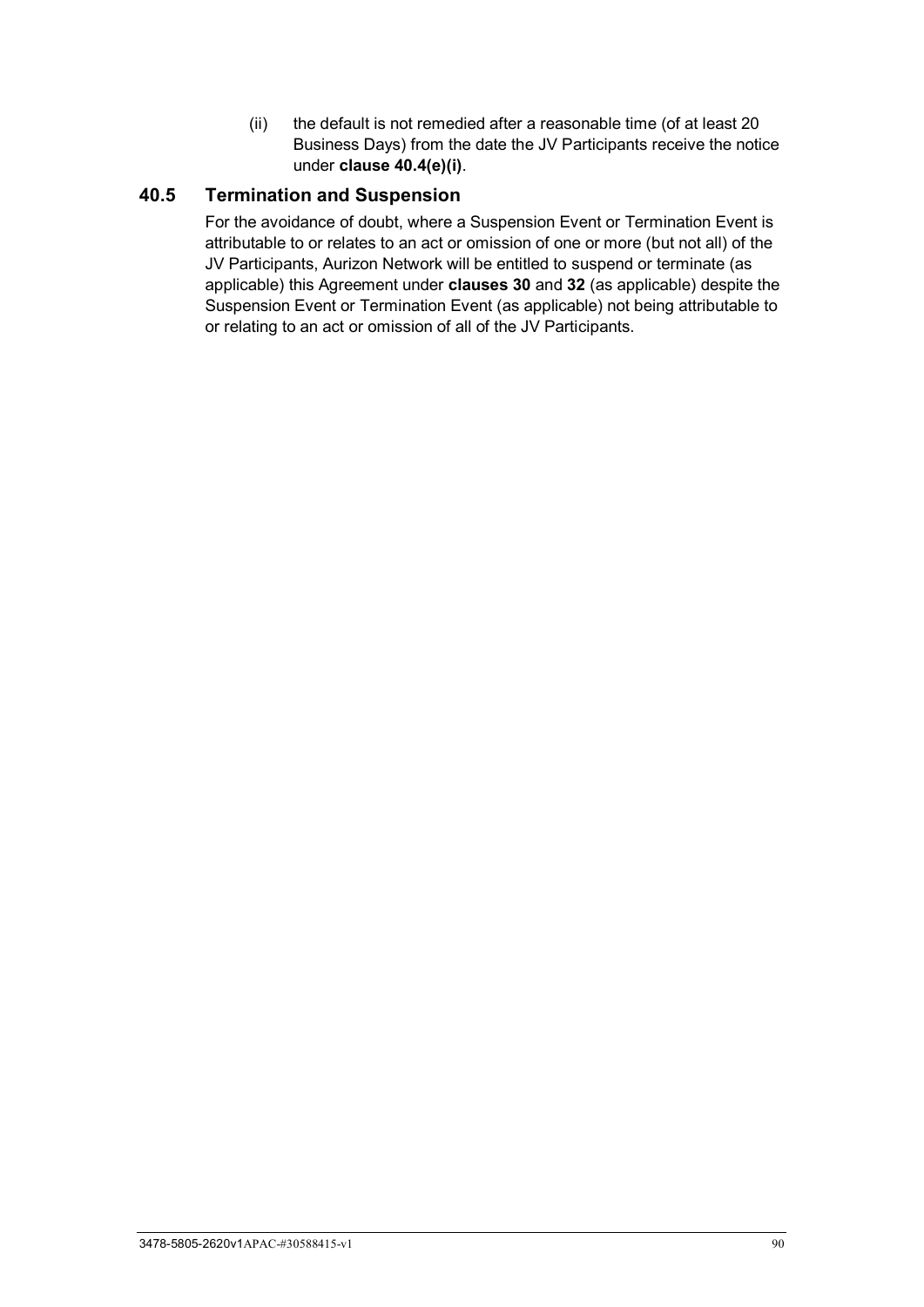(ii) the default is not remedied after a reasonable time (of at least 20 Business Days) from the date the JV Participants receive the notice under **clause 40.4(e)(i)**.

## 40.5 Termination and Suspension

For the avoidance of doubt, where a Suspension Event or Termination Event is attributable to or relates to an act or omission of one or more (but not all) of the JV Participants, Aurizon Network will be entitled to suspend or terminate (as applicable) this Agreement under **clauses 30** and **32** (as applicable) despite the Suspension Event or Termination Event (as applicable) not being attributable to or relating to an act or omission of all of the JV Participants.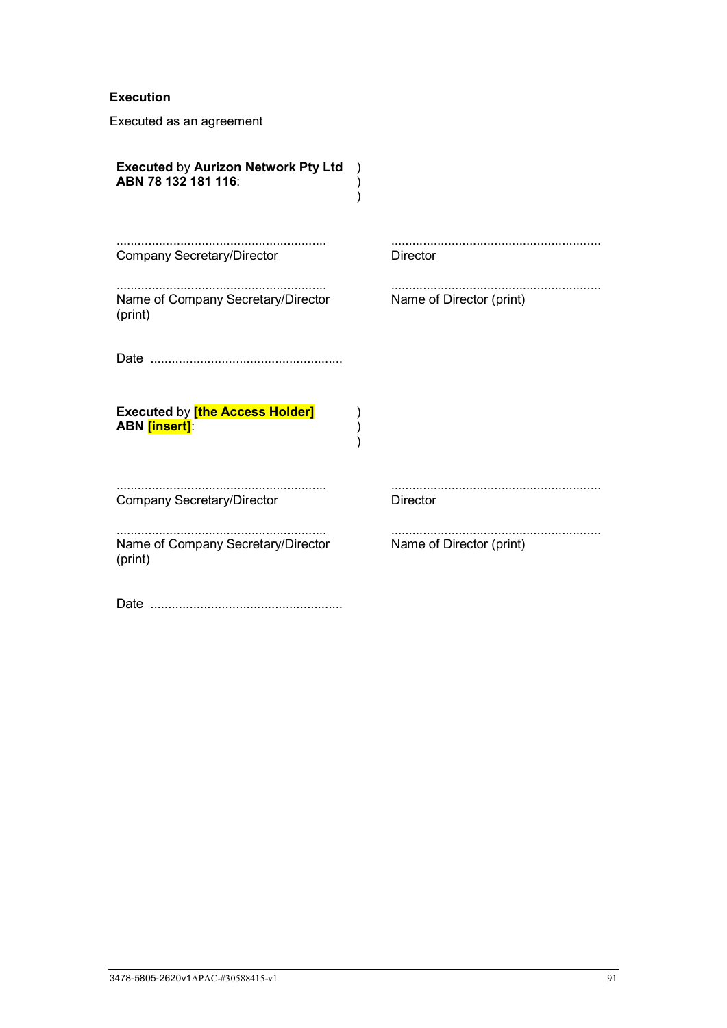## Execution

Executed as an agreement

**Executed** by **Aurizon Network Pty Ltd ABN 78 132 181 116**: )
)
)

| | |
|---|---|
| ........................................................... | ........................................................... |
| Company Secretary/Director | Director |
| ........................................................... | ........................................................... |
| Name of Company Secretary/Director (print) | Name of Director (print) |

Date ......................................................

**Executed** by **[the Access Holder] ABN [insert]**: )
)
)

| | |
|---|---|
| ........................................................... | ........................................................... |
| Company Secretary/Director | Director |
| ........................................................... | ........................................................... |
| Name of Company Secretary/Director (print) | Name of Director (print) |

Date ......................................................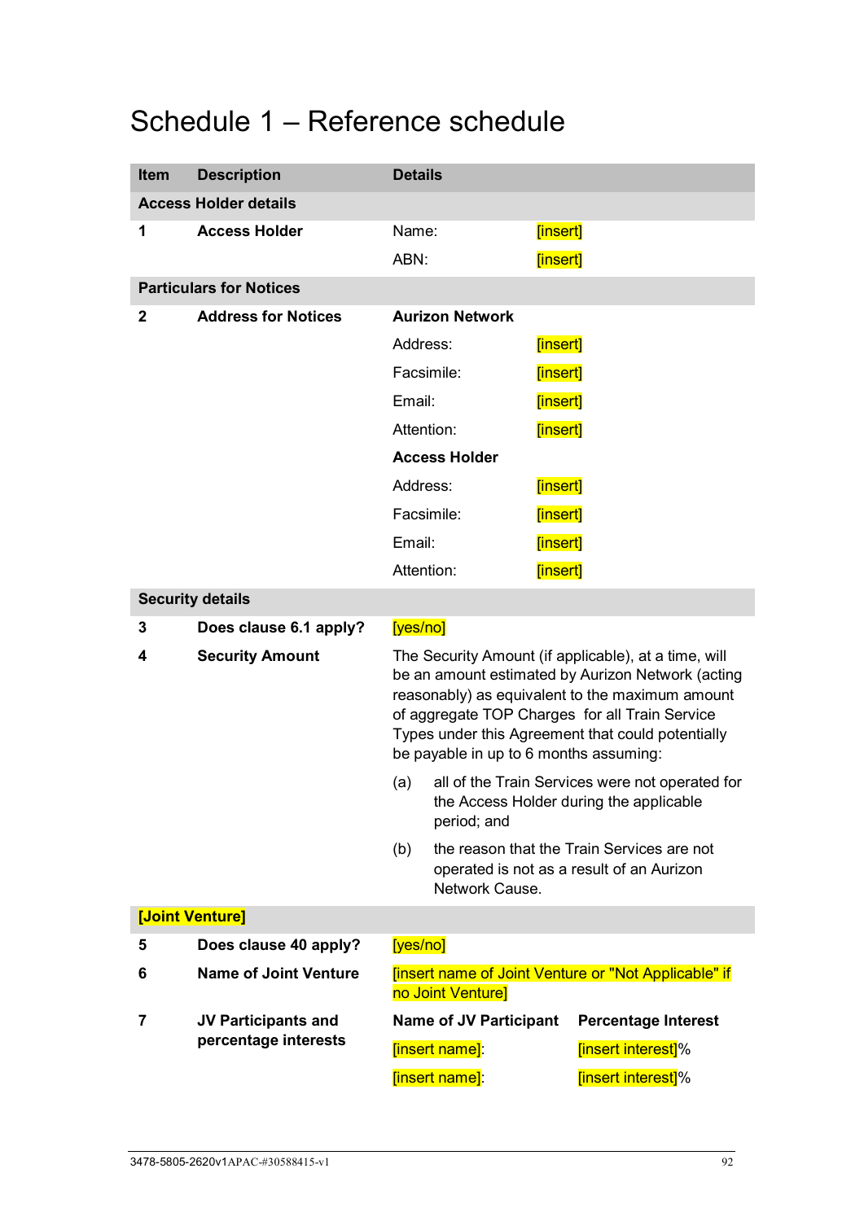# Schedule 1 – Reference schedule

| Item | Description | Details | |
|---|---|---|---|
| **Access Holder details** | | | |
| 1 | **Access Holder** | Name: | [insert] |
| | | ABN: | [insert] |
| **Particulars for Notices** | | | |
| 2 | **Address for Notices** | **Aurizon Network** | |
| | | Address: | [insert] |
| | | Facsimile: | [insert] |
| | | Email: | [insert] |
| | | Attention: | [insert] |
| | | **Access Holder** | |
| | | Address: | [insert] |
| | | Facsimile: | [insert] |
| | | Email: | [insert] |
| | | Attention: | [insert] |
| **Security details** | | | |
| 3 | **Does clause 6.1 apply?** | [yes/no] | |
| 4 | **Security Amount** | The Security Amount (if applicable), at a time, will be an amount estimated by Aurizon Network (acting reasonably) as equivalent to the maximum amount of aggregate TOP Charges for all Train Service Types under this Agreement that could potentially be payable in up to 6 months assuming:<br>(a) all of the Train Services were not operated for the Access Holder during the applicable period; and<br>(b) the reason that the Train Services are not operated is not as a result of an Aurizon Network Cause. | |
| **[Joint Venture]** | | | |
| 5 | **Does clause 40 apply?** | [yes/no] | |
| 6 | **Name of Joint Venture** | [insert name of Joint Venture or "Not Applicable" if no Joint Venture] | |
| 7 | **JV Participants and percentage interests** | **Name of JV Participant** | **Percentage Interest** |
| | | [insert name]: | [insert interest]% |
| | | [insert name]: | [insert interest]% |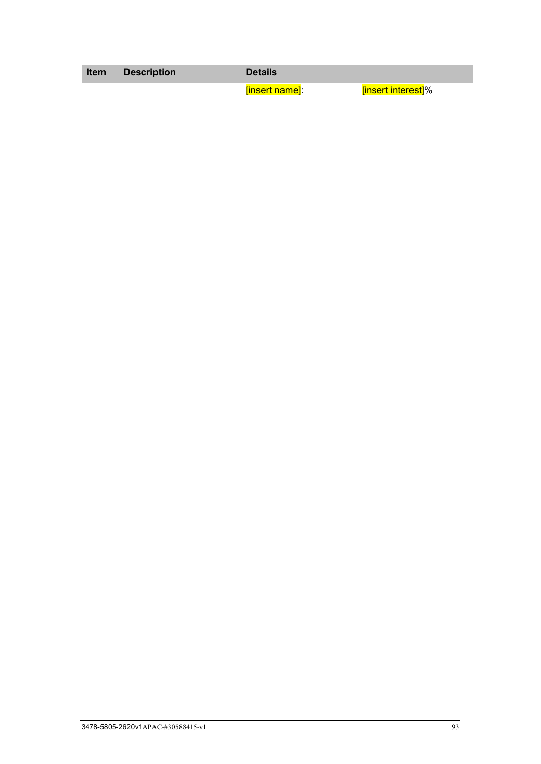| Item | Description | Details | |
|---|---|---|---|
| | | [insert name]: | [insert interest]% |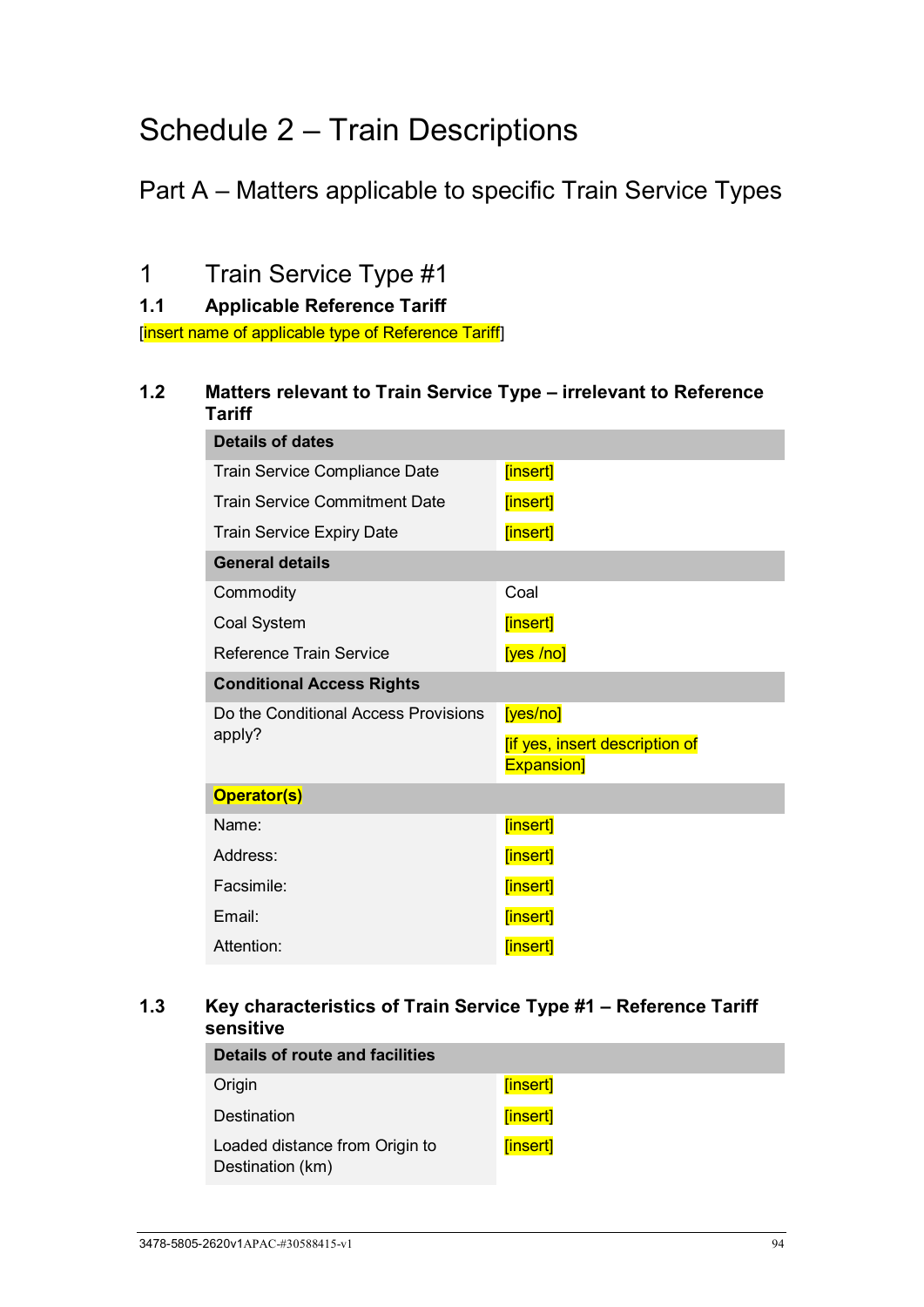# Schedule 2 – Train Descriptions

## Part A – Matters applicable to specific Train Service Types

## 1 Train Service Type #1

### 1.1 Applicable Reference Tariff

[insert name of applicable type of Reference Tariff]

### 1.2 Matters relevant to Train Service Type – irrelevant to Reference Tariff

| **Details of dates** | |
|---|---|
| Train Service Compliance Date | [insert] |
| Train Service Commitment Date | [insert] |
| Train Service Expiry Date | [insert] |
| **General details** | |
| Commodity | Coal |
| Coal System | [insert] |
| Reference Train Service | [yes /no] |
| **Conditional Access Rights** | |
| Do the Conditional Access Provisions apply? | [yes/no]<br>[if yes, insert description of Expansion] |
| **Operator(s)** | |
| Name: | [insert] |
| Address: | [insert] |
| Facsimile: | [insert] |
| Email: | [insert] |
| Attention: | [insert] |

### 1.3 Key characteristics of Train Service Type #1 – Reference Tariff sensitive

| **Details of route and facilities** | |
|---|---|
| Origin | [insert] |
| Destination | [insert] |
| Loaded distance from Origin to Destination (km) | [insert] |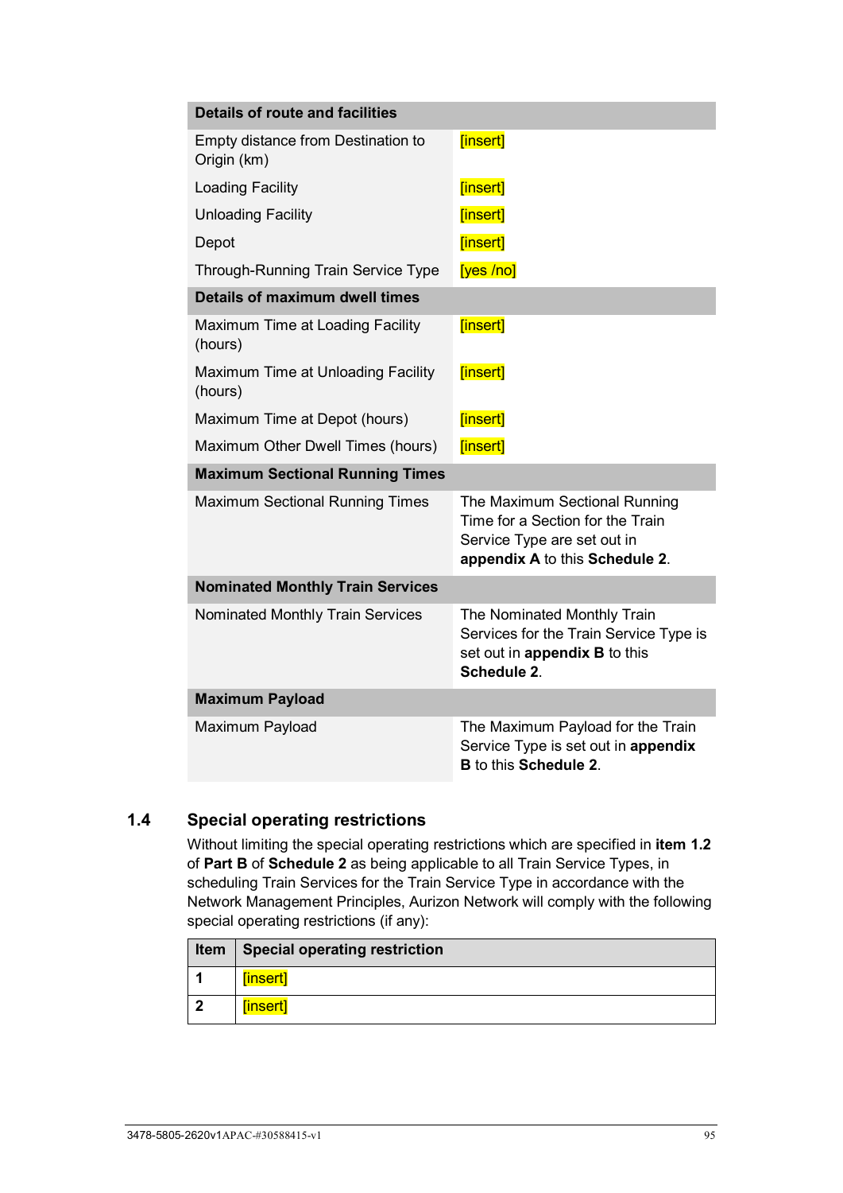| Details of route and facilities | |
|---|---|
| Empty distance from Destination to Origin (km) | [insert] |
| Loading Facility | [insert] |
| Unloading Facility | [insert] |
| Depot | [insert] |
| Through-Running Train Service Type | [yes /no] |
| **Details of maximum dwell times** | |
| Maximum Time at Loading Facility (hours) | [insert] |
| Maximum Time at Unloading Facility (hours) | [insert] |
| Maximum Time at Depot (hours) | [insert] |
| Maximum Other Dwell Times (hours) | [insert] |
| **Maximum Sectional Running Times** | |
| Maximum Sectional Running Times | The Maximum Sectional Running Time for a Section for the Train Service Type are set out in **appendix A** to this **Schedule 2**. |
| **Nominated Monthly Train Services** | |
| Nominated Monthly Train Services | The Nominated Monthly Train Services for the Train Service Type is set out in **appendix B** to this **Schedule 2**. |
| **Maximum Payload** | |
| Maximum Payload | The Maximum Payload for the Train Service Type is set out in **appendix B** to this **Schedule 2**. |

## 1.4 Special operating restrictions

Without limiting the special operating restrictions which are specified in **item 1.2** of **Part B** of **Schedule 2** as being applicable to all Train Service Types, in scheduling Train Services for the Train Service Type in accordance with the Network Management Principles, Aurizon Network will comply with the following special operating restrictions (if any):

| Item | Special operating restriction |
|---|---|
| **1** | [insert] |
| **2** | [insert] |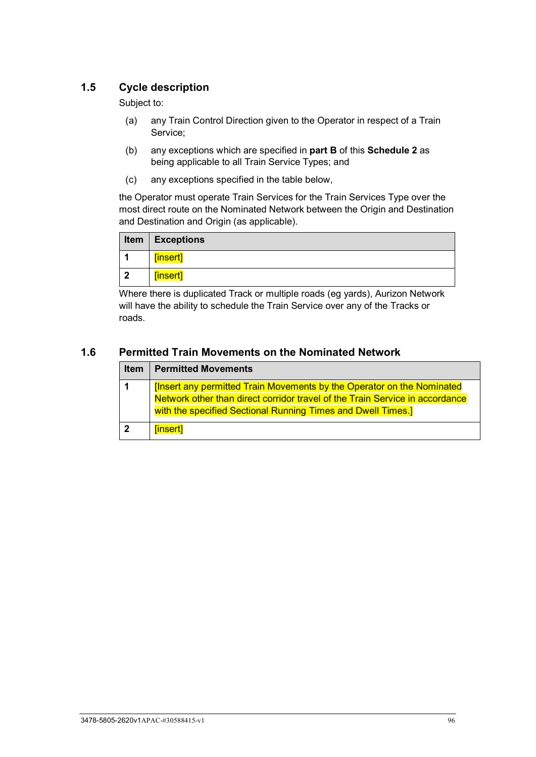### 1.5 Cycle description

Subject to:

(a) any Train Control Direction given to the Operator in respect of a Train Service;

(b) any exceptions which are specified in **part B** of this **Schedule 2** as being applicable to all Train Service Types; and

(c) any exceptions specified in the table below,

the Operator must operate Train Services for the Train Services Type over the most direct route on the Nominated Network between the Origin and Destination and Destination and Origin (as applicable).

| Item | Exceptions |
|---|---|
| 1 | [insert] |
| 2 | [insert] |

Where there is duplicated Track or multiple roads (eg yards), Aurizon Network will have the ability to schedule the Train Service over any of the Tracks or roads.

### 1.6 Permitted Train Movements on the Nominated Network

| Item | Permitted Movements |
|---|---|
| 1 | [Insert any permitted Train Movements by the Operator on the Nominated Network other than direct corridor travel of the Train Service in accordance with the specified Sectional Running Times and Dwell Times.] |
| 2 | [insert] |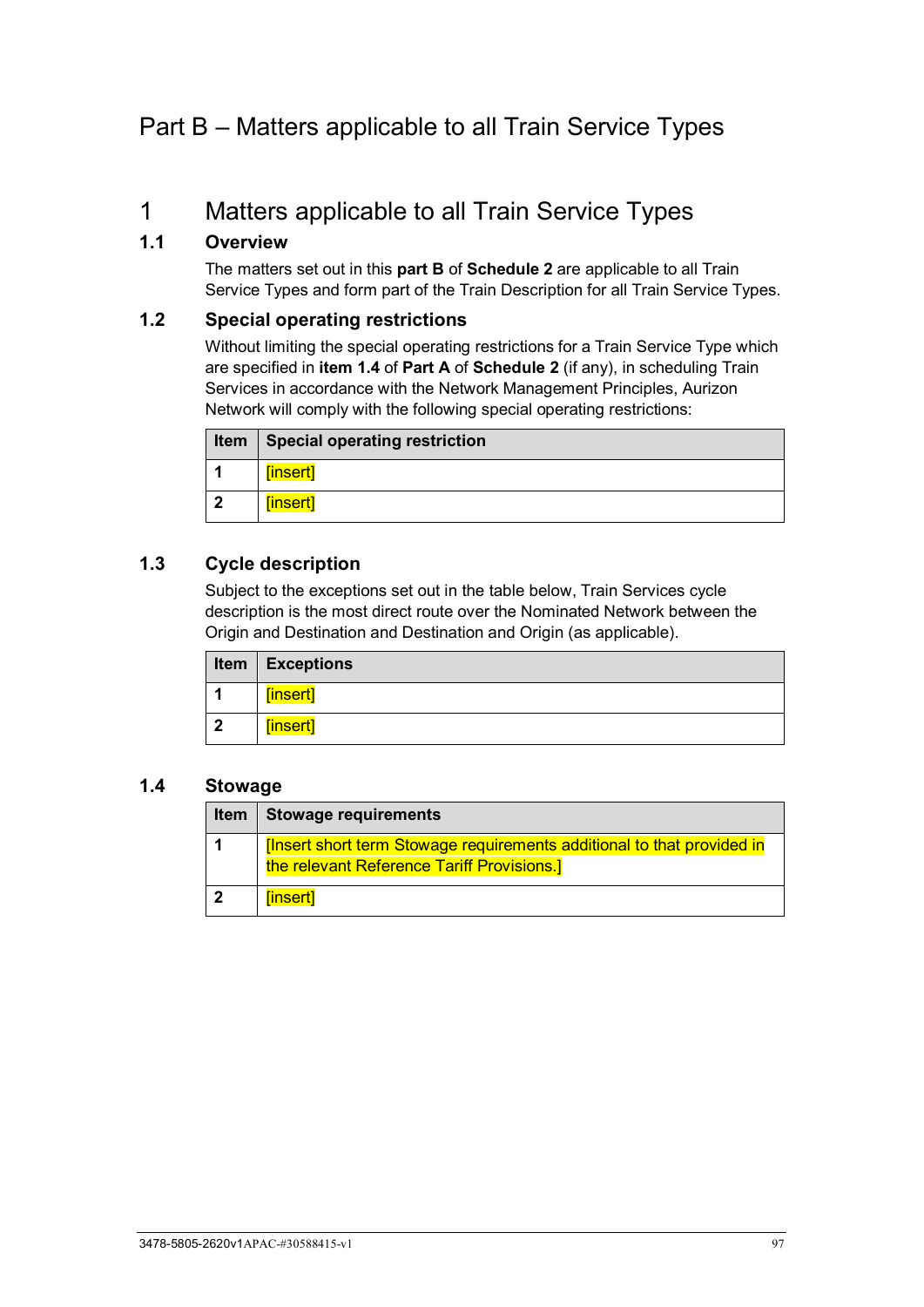# Part B – Matters applicable to all Train Service Types

## 1 Matters applicable to all Train Service Types

### 1.1 Overview

The matters set out in this **part B** of **Schedule 2** are applicable to all Train Service Types and form part of the Train Description for all Train Service Types.

### 1.2 Special operating restrictions

Without limiting the special operating restrictions for a Train Service Type which are specified in **item 1.4** of **Part A** of **Schedule 2** (if any), in scheduling Train Services in accordance with the Network Management Principles, Aurizon Network will comply with the following special operating restrictions:

| Item | Special operating restriction |
|---|---|
| 1 | [insert] |
| 2 | [insert] |

### 1.3 Cycle description

Subject to the exceptions set out in the table below, Train Services cycle description is the most direct route over the Nominated Network between the Origin and Destination and Destination and Origin (as applicable).

| Item | Exceptions |
|---|---|
| 1 | [insert] |
| 2 | [insert] |

### 1.4 Stowage

| Item | Stowage requirements |
|---|---|
| 1 | [Insert short term Stowage requirements additional to that provided in the relevant Reference Tariff Provisions.] |
| 2 | [insert] |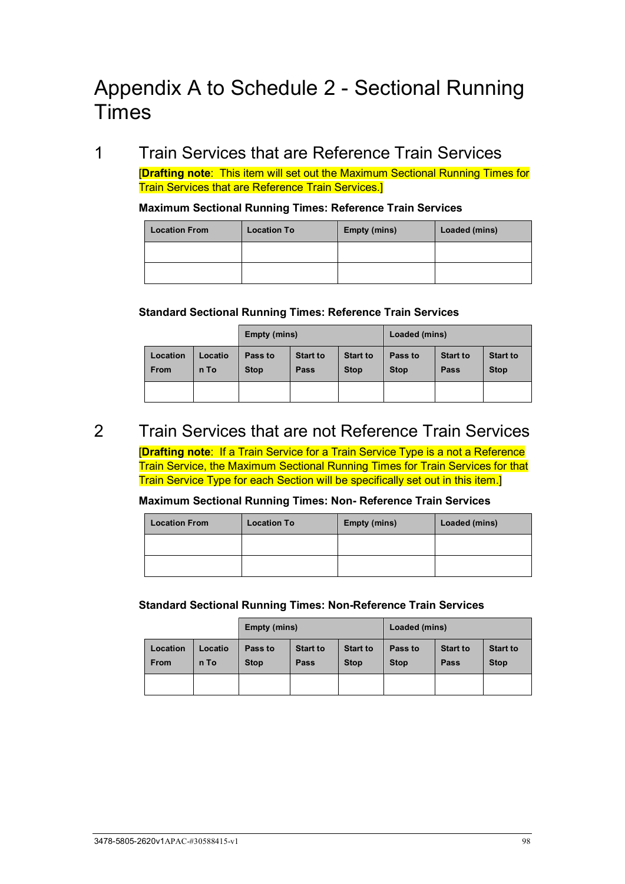# Appendix A to Schedule 2 - Sectional Running Times

## 1 Train Services that are Reference Train Services

[**Drafting note**: This item will set out the Maximum Sectional Running Times for Train Services that are Reference Train Services.]

**Maximum Sectional Running Times: Reference Train Services**

| Location From | Location To | Empty (mins) | Loaded (mins) |
|---|---|---|---|
| | | | |
| | | | |

**Standard Sectional Running Times: Reference Train Services**

| | | Empty (mins) | | | Loaded (mins) | | |
|---|---|---|---|---|---|---|---|
| Location From | Location To | Pass to Stop | Start to Pass | Start to Stop | Pass to Stop | Start to Pass | Start to Stop |
| | | | | | | | |

## 2 Train Services that are not Reference Train Services

[**Drafting note**: If a Train Service for a Train Service Type is a not a Reference Train Service, the Maximum Sectional Running Times for Train Services for that Train Service Type for each Section will be specifically set out in this item.]

**Maximum Sectional Running Times: Non- Reference Train Services**

| Location From | Location To | Empty (mins) | Loaded (mins) |
|---|---|---|---|
| | | | |
| | | | |

**Standard Sectional Running Times: Non-Reference Train Services**

| | | Empty (mins) | | | Loaded (mins) | | |
|---|---|---|---|---|---|---|---|
| Location From | Location To | Pass to Stop | Start to Pass | Start to Stop | Pass to Stop | Start to Pass | Start to Stop |
| | | | | | | | |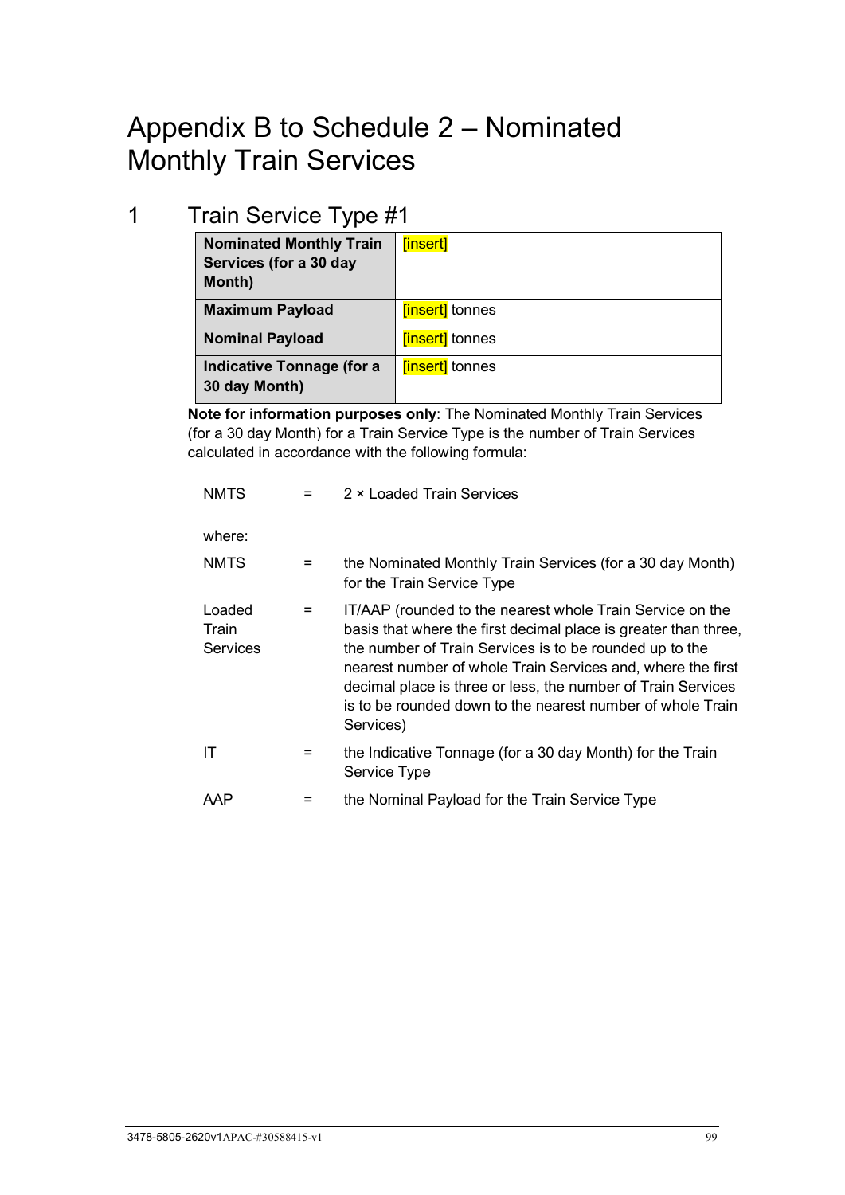# Appendix B to Schedule 2 – Nominated Monthly Train Services

## 1 Train Service Type #1

| **Nominated Monthly Train Services (for a 30 day Month)** | [insert] |
|---|---|
| **Maximum Payload** | [insert] tonnes |
| **Nominal Payload** | [insert] tonnes |
| **Indicative Tonnage (for a 30 day Month)** | [insert] tonnes |

**Note for information purposes only**: The Nominated Monthly Train Services (for a 30 day Month) for a Train Service Type is the number of Train Services calculated in accordance with the following formula:

NMTS = 2 × Loaded Train Services

where:

NMTS = the Nominated Monthly Train Services (for a 30 day Month) for the Train Service Type

Loaded Train Services = IT/AAP (rounded to the nearest whole Train Service on the basis that where the first decimal place is greater than three, the number of Train Services is to be rounded up to the nearest number of whole Train Services and, where the first decimal place is three or less, the number of Train Services is to be rounded down to the nearest number of whole Train Services)

IT = the Indicative Tonnage (for a 30 day Month) for the Train Service Type

AAP = the Nominal Payload for the Train Service Type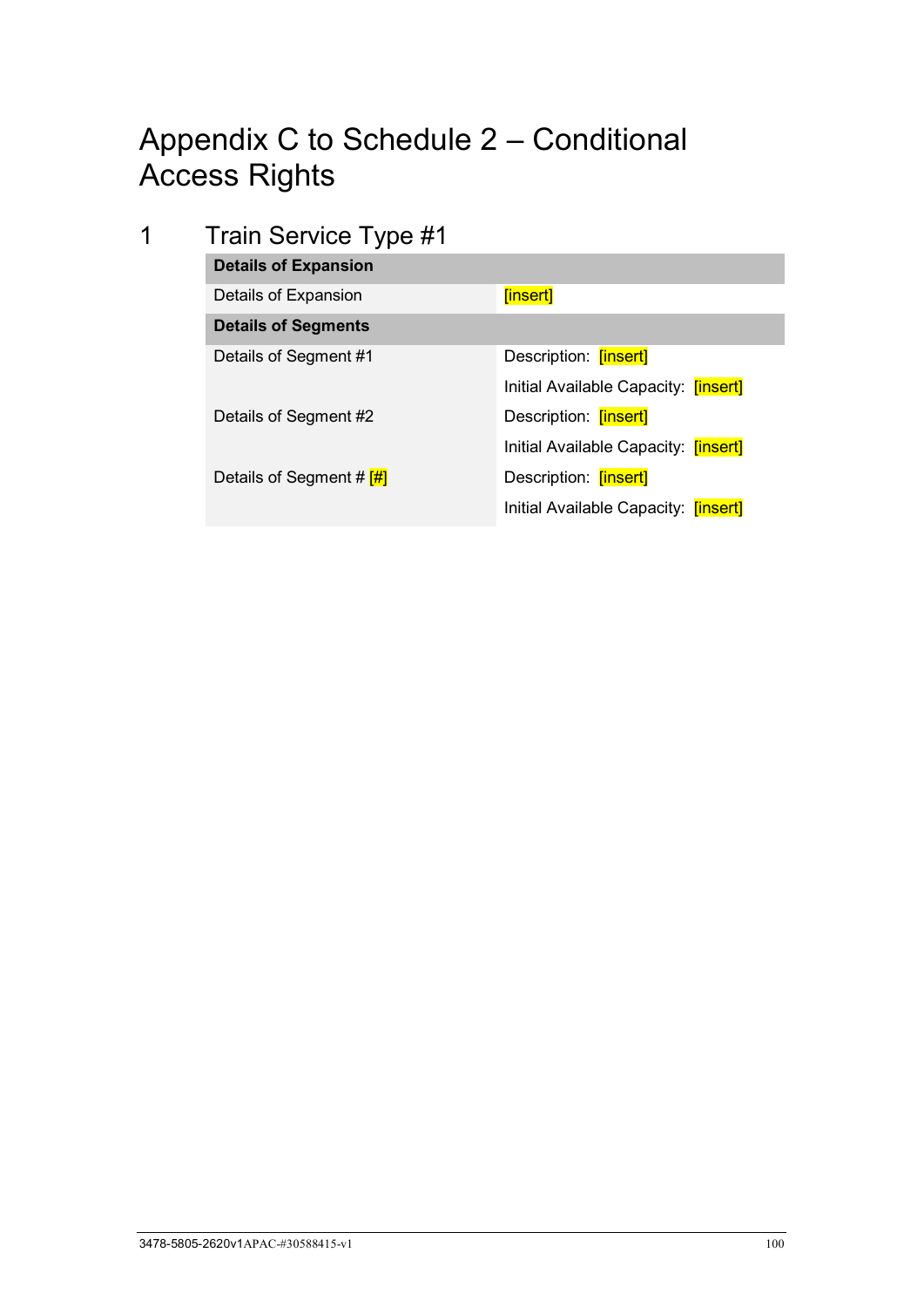# Appendix C to Schedule 2 – Conditional Access Rights

## 1 Train Service Type #1

| Details of Expansion | |
|---|---|
| Details of Expansion | [insert] |
| **Details of Segments** | |
| Details of Segment #1 | Description: [insert] |
| | Initial Available Capacity: [insert] |
| Details of Segment #2 | Description: [insert] |
| | Initial Available Capacity: [insert] |
| Details of Segment # [#] | Description: [insert] |
| | Initial Available Capacity: [insert] |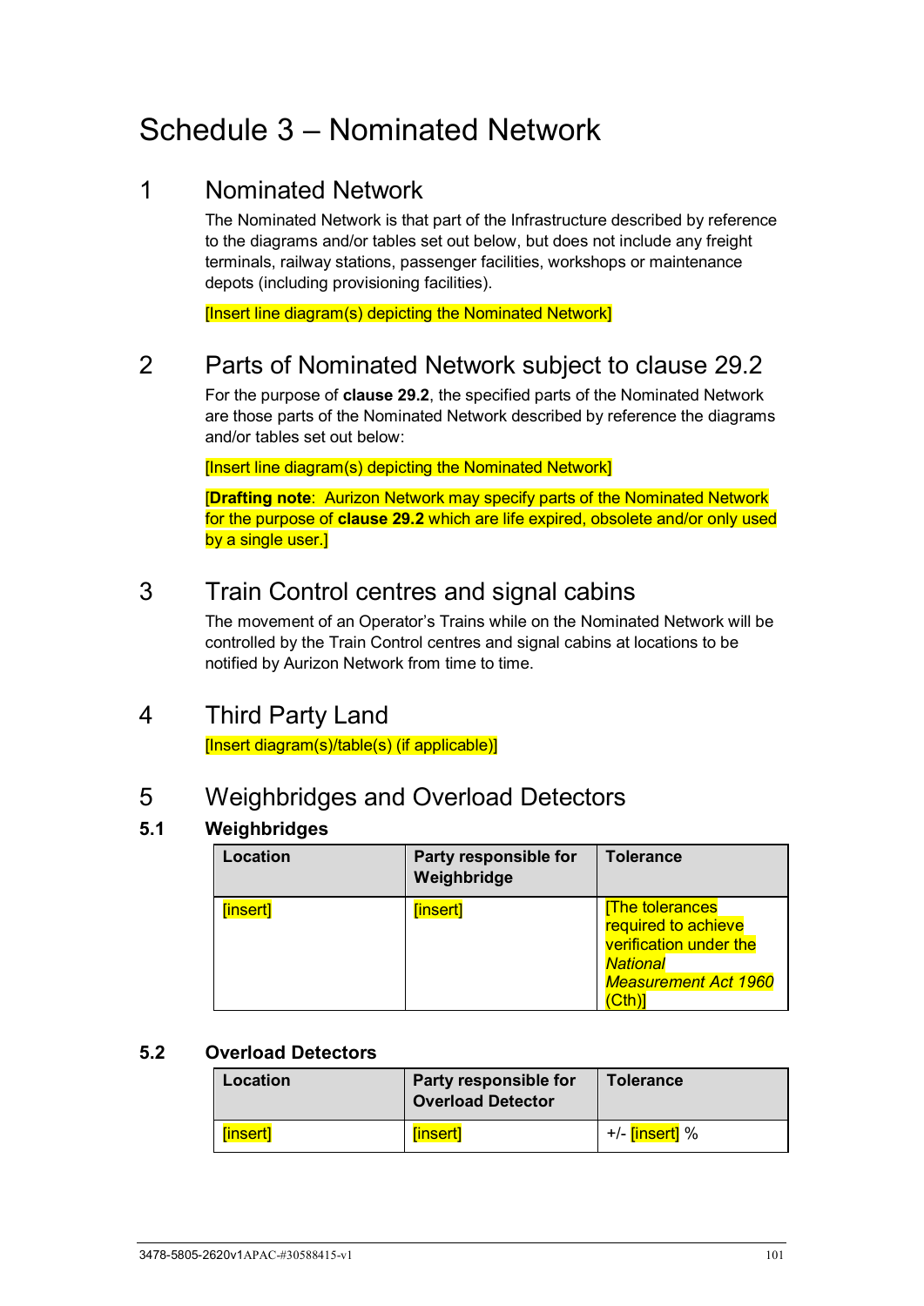# Schedule 3 – Nominated Network

## 1 Nominated Network

The Nominated Network is that part of the Infrastructure described by reference to the diagrams and/or tables set out below, but does not include any freight terminals, railway stations, passenger facilities, workshops or maintenance depots (including provisioning facilities).

[Insert line diagram(s) depicting the Nominated Network]

## 2 Parts of Nominated Network subject to clause 29.2

For the purpose of **clause 29.2**, the specified parts of the Nominated Network are those parts of the Nominated Network described by reference the diagrams and/or tables set out below:

[Insert line diagram(s) depicting the Nominated Network]

[**Drafting note**: Aurizon Network may specify parts of the Nominated Network for the purpose of **clause 29.2** which are life expired, obsolete and/or only used by a single user.]

## 3 Train Control centres and signal cabins

The movement of an Operator's Trains while on the Nominated Network will be controlled by the Train Control centres and signal cabins at locations to be notified by Aurizon Network from time to time.

## 4 Third Party Land

[Insert diagram(s)/table(s) (if applicable)]

## 5 Weighbridges and Overload Detectors

### 5.1 Weighbridges

| Location | Party responsible for Weighbridge | Tolerance |
|---|---|---|
| [insert] | [insert] | [The tolerances required to achieve verification under the *National Measurement Act 1960* (Cth)] |

### 5.2 Overload Detectors

| Location | Party responsible for Overload Detector | Tolerance |
|---|---|---|
| [insert] | [insert] | +/- [insert] % |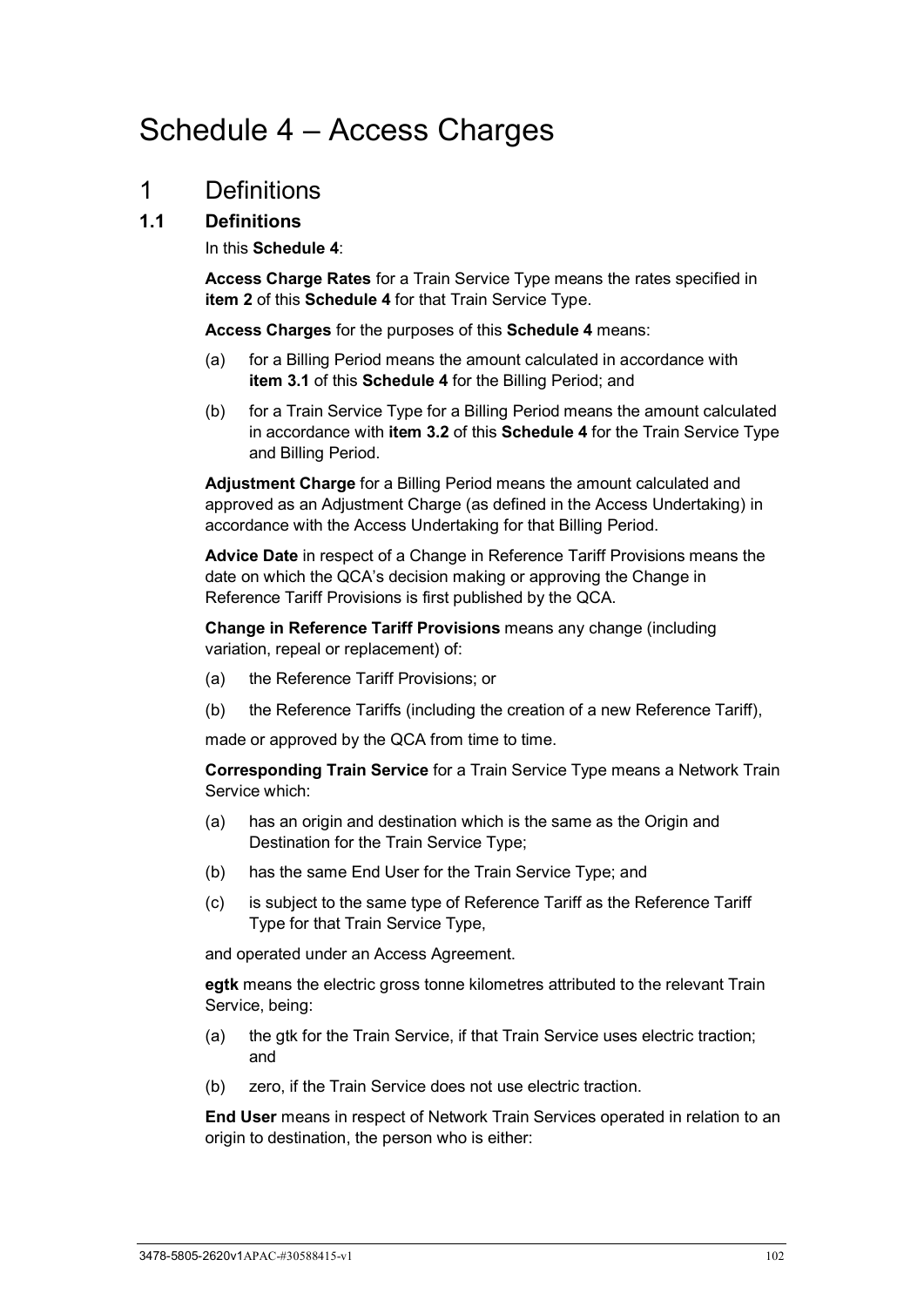# Schedule 4 – Access Charges

## 1 Definitions

### 1.1 Definitions

In this **Schedule 4**:

**Access Charge Rates** for a Train Service Type means the rates specified in **item 2** of this **Schedule 4** for that Train Service Type.

**Access Charges** for the purposes of this **Schedule 4** means:

(a) for a Billing Period means the amount calculated in accordance with **item 3.1** of this **Schedule 4** for the Billing Period; and

(b) for a Train Service Type for a Billing Period means the amount calculated in accordance with **item 3.2** of this **Schedule 4** for the Train Service Type and Billing Period.

**Adjustment Charge** for a Billing Period means the amount calculated and approved as an Adjustment Charge (as defined in the Access Undertaking) in accordance with the Access Undertaking for that Billing Period.

**Advice Date** in respect of a Change in Reference Tariff Provisions means the date on which the QCA's decision making or approving the Change in Reference Tariff Provisions is first published by the QCA.

**Change in Reference Tariff Provisions** means any change (including variation, repeal or replacement) of:

(a) the Reference Tariff Provisions; or

(b) the Reference Tariffs (including the creation of a new Reference Tariff),

made or approved by the QCA from time to time.

**Corresponding Train Service** for a Train Service Type means a Network Train Service which:

(a) has an origin and destination which is the same as the Origin and Destination for the Train Service Type;

(b) has the same End User for the Train Service Type; and

(c) is subject to the same type of Reference Tariff as the Reference Tariff Type for that Train Service Type,

and operated under an Access Agreement.

**egtk** means the electric gross tonne kilometres attributed to the relevant Train Service, being:

(a) the gtk for the Train Service, if that Train Service uses electric traction; and

(b) zero, if the Train Service does not use electric traction.

**End User** means in respect of Network Train Services operated in relation to an origin to destination, the person who is either: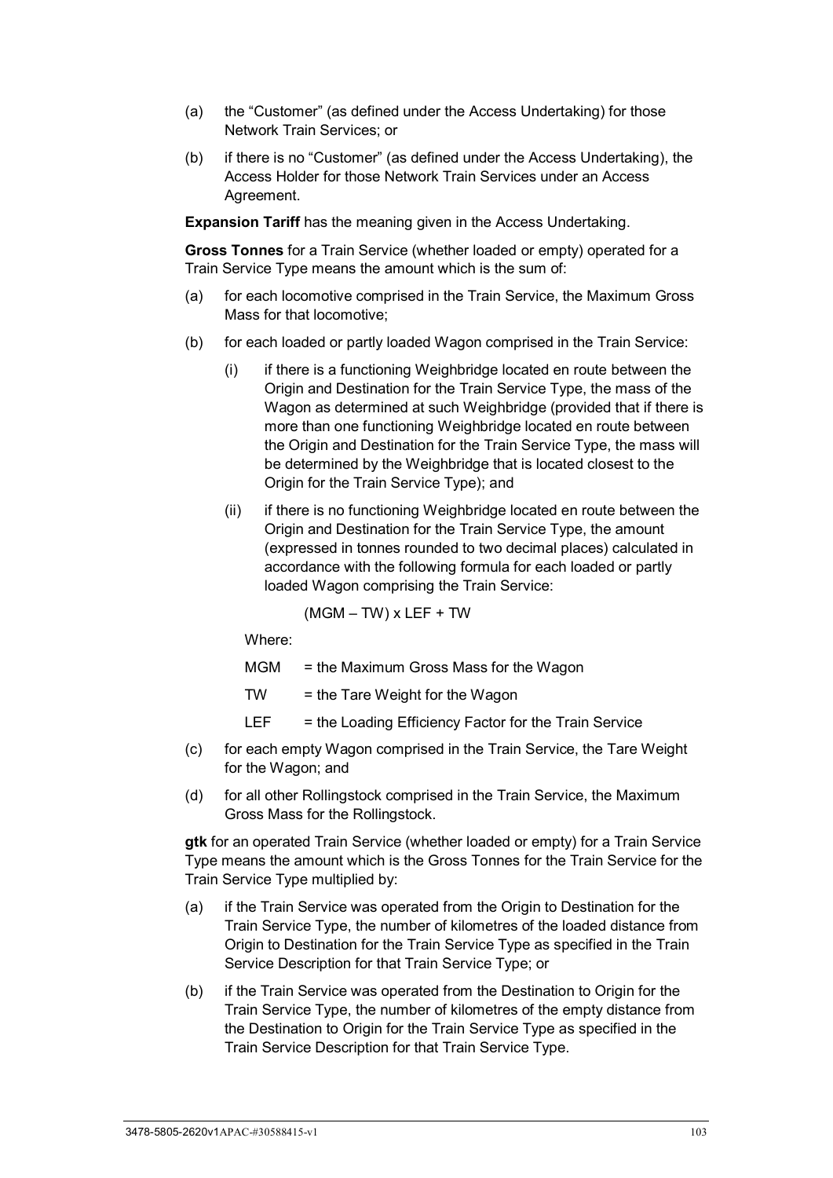(a) the "Customer" (as defined under the Access Undertaking) for those Network Train Services; or

(b) if there is no "Customer" (as defined under the Access Undertaking), the Access Holder for those Network Train Services under an Access Agreement.

**Expansion Tariff** has the meaning given in the Access Undertaking.

**Gross Tonnes** for a Train Service (whether loaded or empty) operated for a Train Service Type means the amount which is the sum of:

(a) for each locomotive comprised in the Train Service, the Maximum Gross Mass for that locomotive;

(b) for each loaded or partly loaded Wagon comprised in the Train Service:

   (i) if there is a functioning Weighbridge located en route between the Origin and Destination for the Train Service Type, the mass of the Wagon as determined at such Weighbridge (provided that if there is more than one functioning Weighbridge located en route between the Origin and Destination for the Train Service Type, the mass will be determined by the Weighbridge that is located closest to the Origin for the Train Service Type); and

   (ii) if there is no functioning Weighbridge located en route between the Origin and Destination for the Train Service Type, the amount (expressed in tonnes rounded to two decimal places) calculated in accordance with the following formula for each loaded or partly loaded Wagon comprising the Train Service:

$$(MGM - TW) \times LEF + TW$$

   Where:

   MGM = the Maximum Gross Mass for the Wagon

   TW = the Tare Weight for the Wagon

   LEF = the Loading Efficiency Factor for the Train Service

(c) for each empty Wagon comprised in the Train Service, the Tare Weight for the Wagon; and

(d) for all other Rollingstock comprised in the Train Service, the Maximum Gross Mass for the Rollingstock.

**gtk** for an operated Train Service (whether loaded or empty) for a Train Service Type means the amount which is the Gross Tonnes for the Train Service for the Train Service Type multiplied by:

(a) if the Train Service was operated from the Origin to Destination for the Train Service Type, the number of kilometres of the loaded distance from Origin to Destination for the Train Service Type as specified in the Train Service Description for that Train Service Type; or

(b) if the Train Service was operated from the Destination to Origin for the Train Service Type, the number of kilometres of the empty distance from the Destination to Origin for the Train Service Type as specified in the Train Service Description for that Train Service Type.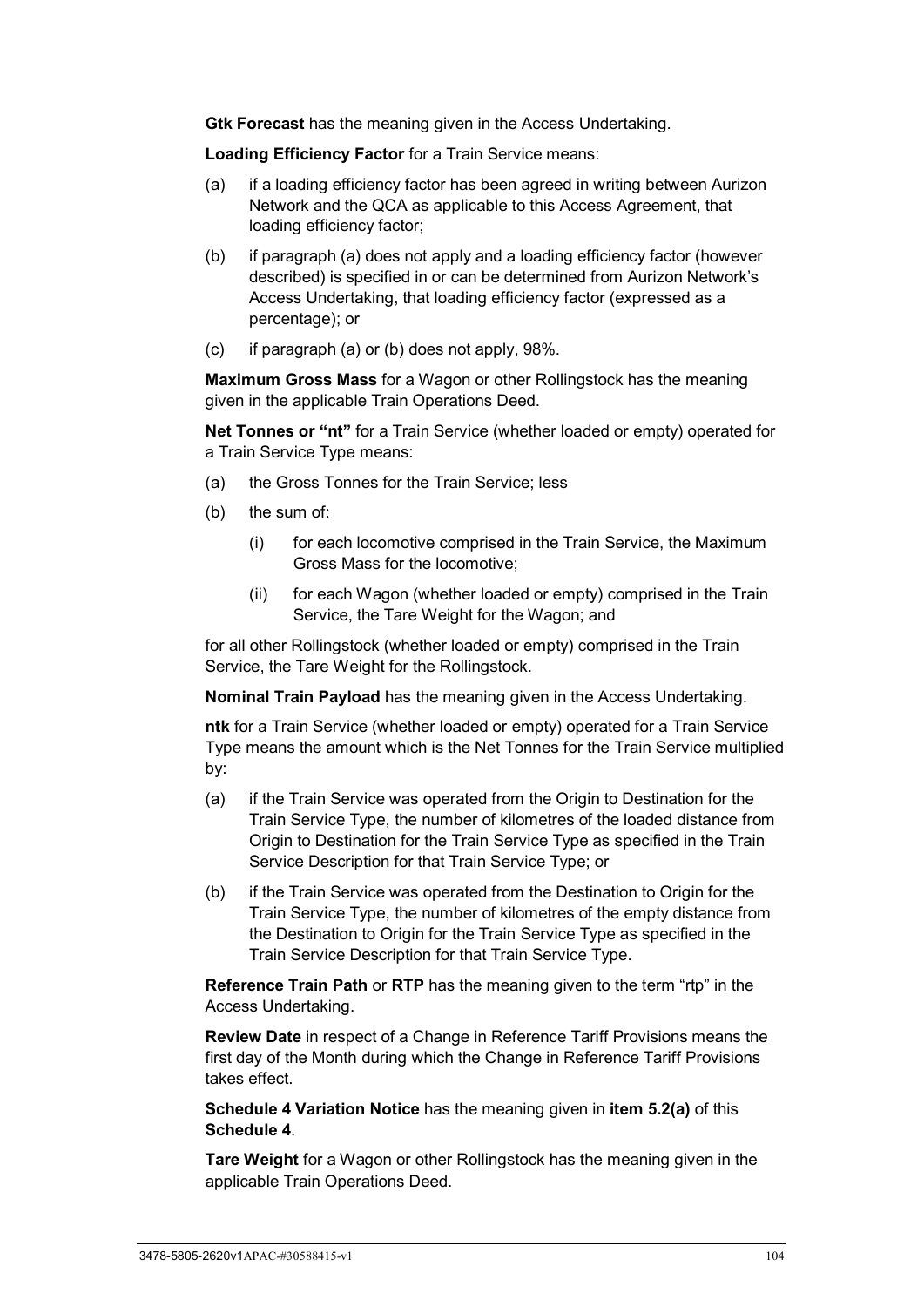**Gtk Forecast** has the meaning given in the Access Undertaking.

**Loading Efficiency Factor** for a Train Service means:

(a) if a loading efficiency factor has been agreed in writing between Aurizon Network and the QCA as applicable to this Access Agreement, that loading efficiency factor;

(b) if paragraph (a) does not apply and a loading efficiency factor (however described) is specified in or can be determined from Aurizon Network's Access Undertaking, that loading efficiency factor (expressed as a percentage); or

(c) if paragraph (a) or (b) does not apply, 98%.

**Maximum Gross Mass** for a Wagon or other Rollingstock has the meaning given in the applicable Train Operations Deed.

**Net Tonnes or "nt"** for a Train Service (whether loaded or empty) operated for a Train Service Type means:

(a) the Gross Tonnes for the Train Service; less

(b) the sum of:

(i) for each locomotive comprised in the Train Service, the Maximum Gross Mass for the locomotive;

(ii) for each Wagon (whether loaded or empty) comprised in the Train Service, the Tare Weight for the Wagon; and

for all other Rollingstock (whether loaded or empty) comprised in the Train Service, the Tare Weight for the Rollingstock.

**Nominal Train Payload** has the meaning given in the Access Undertaking.

**ntk** for a Train Service (whether loaded or empty) operated for a Train Service Type means the amount which is the Net Tonnes for the Train Service multiplied by:

(a) if the Train Service was operated from the Origin to Destination for the Train Service Type, the number of kilometres of the loaded distance from Origin to Destination for the Train Service Type as specified in the Train Service Description for that Train Service Type; or

(b) if the Train Service was operated from the Destination to Origin for the Train Service Type, the number of kilometres of the empty distance from the Destination to Origin for the Train Service Type as specified in the Train Service Description for that Train Service Type.

**Reference Train Path** or **RTP** has the meaning given to the term "rtp" in the Access Undertaking.

**Review Date** in respect of a Change in Reference Tariff Provisions means the first day of the Month during which the Change in Reference Tariff Provisions takes effect.

**Schedule 4 Variation Notice** has the meaning given in **item 5.2(a)** of this **Schedule 4**.

**Tare Weight** for a Wagon or other Rollingstock has the meaning given in the applicable Train Operations Deed.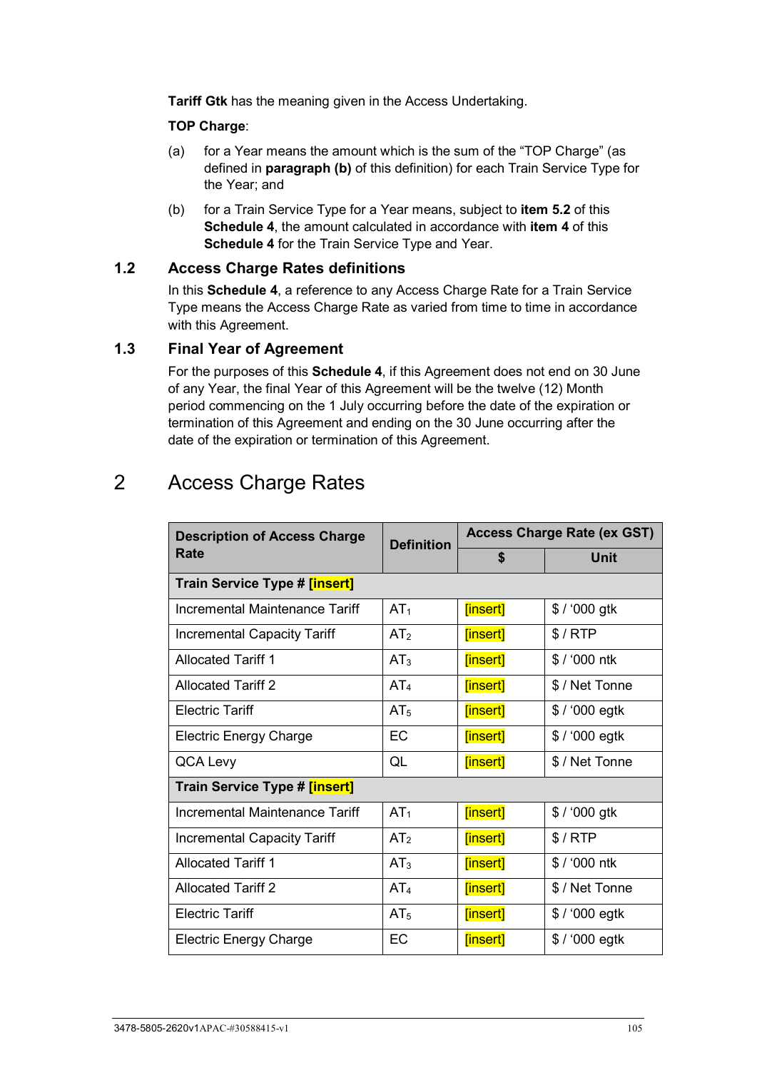**Tariff Gtk** has the meaning given in the Access Undertaking.

**TOP Charge**:

(a) for a Year means the amount which is the sum of the "TOP Charge" (as defined in **paragraph (b)** of this definition) for each Train Service Type for the Year; and

(b) for a Train Service Type for a Year means, subject to **item 5.2** of this **Schedule 4**, the amount calculated in accordance with **item 4** of this **Schedule 4** for the Train Service Type and Year.

### 1.2 Access Charge Rates definitions

In this **Schedule 4**, a reference to any Access Charge Rate for a Train Service Type means the Access Charge Rate as varied from time to time in accordance with this Agreement.

### 1.3 Final Year of Agreement

For the purposes of this **Schedule 4**, if this Agreement does not end on 30 June of any Year, the final Year of this Agreement will be the twelve (12) Month period commencing on the 1 July occurring before the date of the expiration or termination of this Agreement and ending on the 30 June occurring after the date of the expiration or termination of this Agreement.

## 2 Access Charge Rates

| Description of Access Charge Rate | Definition | Access Charge Rate (ex GST) | |
|---|---|---|---|
| | | $ | Unit |
| **Train Service Type # [insert]** | | | |
| Incremental Maintenance Tariff | $AT_1$ | [insert] | $ / '000 gtk |
| Incremental Capacity Tariff | $AT_2$ | [insert] | $ / RTP |
| Allocated Tariff 1 | $AT_3$ | [insert] | $ / '000 ntk |
| Allocated Tariff 2 | $AT_4$ | [insert] | $ / Net Tonne |
| Electric Tariff | $AT_5$ | [insert] | $ / '000 egtk |
| Electric Energy Charge | EC | [insert] | $ / '000 egtk |
| QCA Levy | QL | [insert] | $ / Net Tonne |
| **Train Service Type # [insert]** | | | |
| Incremental Maintenance Tariff | $AT_1$ | [insert] | $ / '000 gtk |
| Incremental Capacity Tariff | $AT_2$ | [insert] | $ / RTP |
| Allocated Tariff 1 | $AT_3$ | [insert] | $ / '000 ntk |
| Allocated Tariff 2 | $AT_4$ | [insert] | $ / Net Tonne |
| Electric Tariff | $AT_5$ | [insert] | $ / '000 egtk |
| Electric Energy Charge | EC | [insert] | $ / '000 egtk |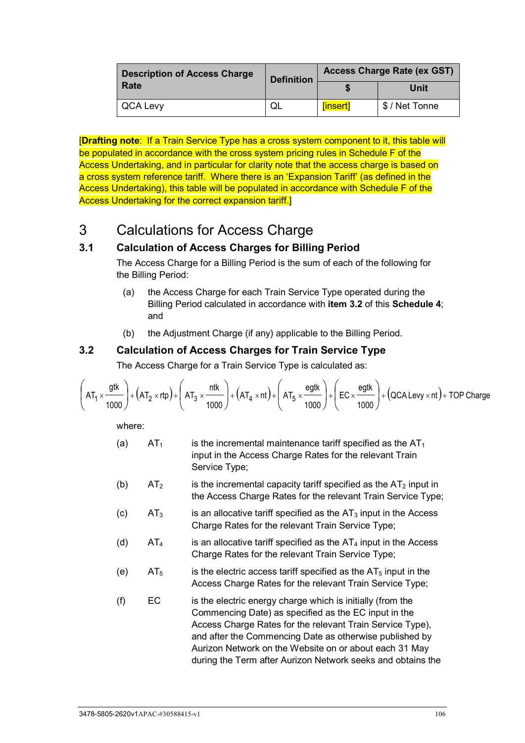| Description of Access Charge Rate | Definition | Access Charge Rate (ex GST) | |
|---|---|---|---|
| | | $ | Unit |
| QCA Levy | QL | [insert] | $ / Net Tonne |

[**Drafting note**: If a Train Service Type has a cross system component to it, this table will be populated in accordance with the cross system pricing rules in Schedule F of the Access Undertaking, and in particular for clarity note that the access charge is based on a cross system reference tariff. Where there is an 'Expansion Tariff' (as defined in the Access Undertaking), this table will be populated in accordance with Schedule F of the Access Undertaking for the correct expansion tariff.]

# 3 Calculations for Access Charge

## 3.1 Calculation of Access Charges for Billing Period

The Access Charge for a Billing Period is the sum of each of the following for the Billing Period:

(a) the Access Charge for each Train Service Type operated during the Billing Period calculated in accordance with **item 3.2** of this **Schedule 4**; and

(b) the Adjustment Charge (if any) applicable to the Billing Period.

## 3.2 Calculation of Access Charges for Train Service Type

The Access Charge for a Train Service Type is calculated as:

$$\left(AT_1 \times \frac{gtk}{1000}\right) + \left(AT_2 \times rtp\right) + \left(AT_3 \times \frac{ntk}{1000}\right) + \left(AT_4 \times nt\right) + \left(AT_5 \times \frac{egtk}{1000}\right) + \left(EC \times \frac{egtk}{1000}\right) + \left(\text{QCA Levy} \times nt\right) + \text{TOP Charge}$$

where:

(a) $AT_1$ is the incremental maintenance tariff specified as the $AT_1$ input in the Access Charge Rates for the relevant Train Service Type;

(b) $AT_2$ is the incremental capacity tariff specified as the $AT_2$ input in the Access Charge Rates for the relevant Train Service Type;

(c) $AT_3$ is an allocative tariff specified as the $AT_3$ input in the Access Charge Rates for the relevant Train Service Type;

(d) $AT_4$ is an allocative tariff specified as the $AT_4$ input in the Access Charge Rates for the relevant Train Service Type;

(e) $AT_5$ is the electric access tariff specified as the $AT_5$ input in the Access Charge Rates for the relevant Train Service Type;

(f) EC is the electric energy charge which is initially (from the Commencing Date) as specified as the EC input in the Access Charge Rates for the relevant Train Service Type), and after the Commencing Date as otherwise published by Aurizon Network on the Website on or about each 31 May during the Term after Aurizon Network seeks and obtains the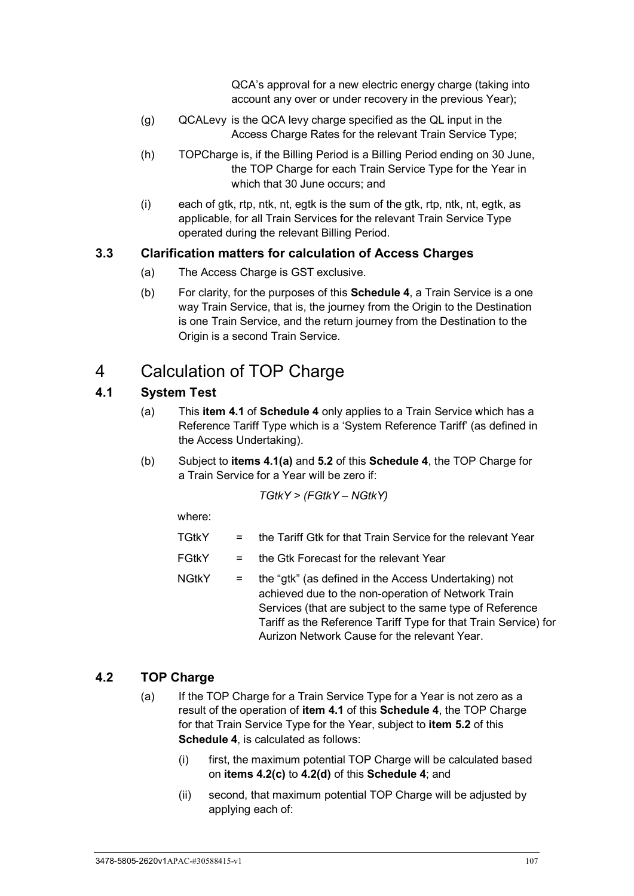QCA's approval for a new electric energy charge (taking into account any over or under recovery in the previous Year);

(g) QCALevy is the QCA levy charge specified as the QL input in the Access Charge Rates for the relevant Train Service Type;

(h) TOPCharge is, if the Billing Period is a Billing Period ending on 30 June, the TOP Charge for each Train Service Type for the Year in which that 30 June occurs; and

(i) each of gtk, rtp, ntk, nt, egtk is the sum of the gtk, rtp, ntk, nt, egtk, as applicable, for all Train Services for the relevant Train Service Type operated during the relevant Billing Period.

### 3.3 Clarification matters for calculation of Access Charges

(a) The Access Charge is GST exclusive.

(b) For clarity, for the purposes of this **Schedule 4**, a Train Service is a one way Train Service, that is, the journey from the Origin to the Destination is one Train Service, and the return journey from the Destination to the Origin is a second Train Service.

# 4 Calculation of TOP Charge

### 4.1 System Test

(a) This **item 4.1** of **Schedule 4** only applies to a Train Service which has a Reference Tariff Type which is a 'System Reference Tariff' (as defined in the Access Undertaking).

(b) Subject to **items 4.1(a)** and **5.2** of this **Schedule 4**, the TOP Charge for a Train Service for a Year will be zero if:

$$TGtkY > (FGtkY - NGtkY)$$

where:

TGtkY = the Tariff Gtk for that Train Service for the relevant Year

FGtkY = the Gtk Forecast for the relevant Year

NGtkY = the "gtk" (as defined in the Access Undertaking) not achieved due to the non-operation of Network Train Services (that are subject to the same type of Reference Tariff as the Reference Tariff Type for that Train Service) for Aurizon Network Cause for the relevant Year.

### 4.2 TOP Charge

(a) If the TOP Charge for a Train Service Type for a Year is not zero as a result of the operation of **item 4.1** of this **Schedule 4**, the TOP Charge for that Train Service Type for the Year, subject to **item 5.2** of this **Schedule 4**, is calculated as follows:

(i) first, the maximum potential TOP Charge will be calculated based on **items 4.2(c)** to **4.2(d)** of this **Schedule 4**; and

(ii) second, that maximum potential TOP Charge will be adjusted by applying each of: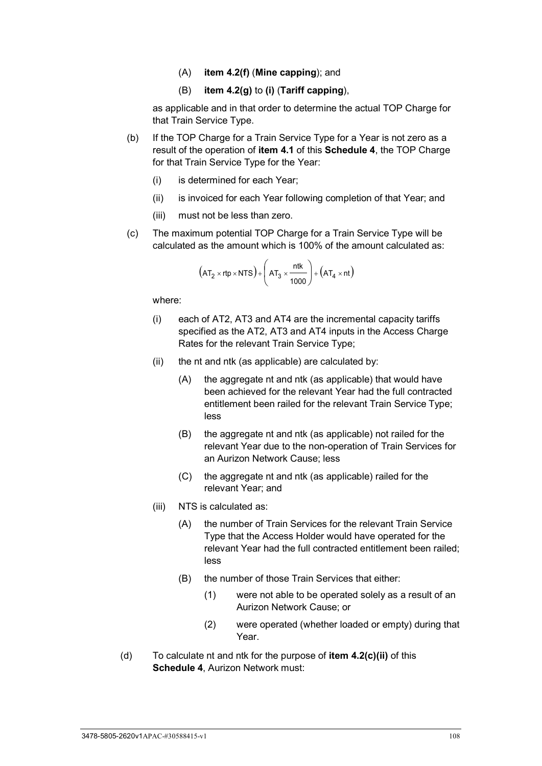(A) **item 4.2(f)** (**Mine capping**); and

(B) **item 4.2(g)** to **(i)** (**Tariff capping**),

as applicable and in that order to determine the actual TOP Charge for that Train Service Type.

(b) If the TOP Charge for a Train Service Type for a Year is not zero as a result of the operation of **item 4.1** of this **Schedule 4**, the TOP Charge for that Train Service Type for the Year:

(i) is determined for each Year;

(ii) is invoiced for each Year following completion of that Year; and

(iii) must not be less than zero.

(c) The maximum potential TOP Charge for a Train Service Type will be calculated as the amount which is 100% of the amount calculated as:

$$\left(AT_2 \times rtp \times NTS\right) + \left(AT_3 \times \frac{ntk}{1000}\right) + \left(AT_4 \times nt\right)$$

where:

(i) each of AT2, AT3 and AT4 are the incremental capacity tariffs specified as the AT2, AT3 and AT4 inputs in the Access Charge Rates for the relevant Train Service Type;

(ii) the nt and ntk (as applicable) are calculated by:

(A) the aggregate nt and ntk (as applicable) that would have been achieved for the relevant Year had the full contracted entitlement been railed for the relevant Train Service Type; less

(B) the aggregate nt and ntk (as applicable) not railed for the relevant Year due to the non-operation of Train Services for an Aurizon Network Cause; less

(C) the aggregate nt and ntk (as applicable) railed for the relevant Year; and

(iii) NTS is calculated as:

(A) the number of Train Services for the relevant Train Service Type that the Access Holder would have operated for the relevant Year had the full contracted entitlement been railed; less

(B) the number of those Train Services that either:

(1) were not able to be operated solely as a result of an Aurizon Network Cause; or

(2) were operated (whether loaded or empty) during that Year.

(d) To calculate nt and ntk for the purpose of **item 4.2(c)(ii)** of this **Schedule 4**, Aurizon Network must: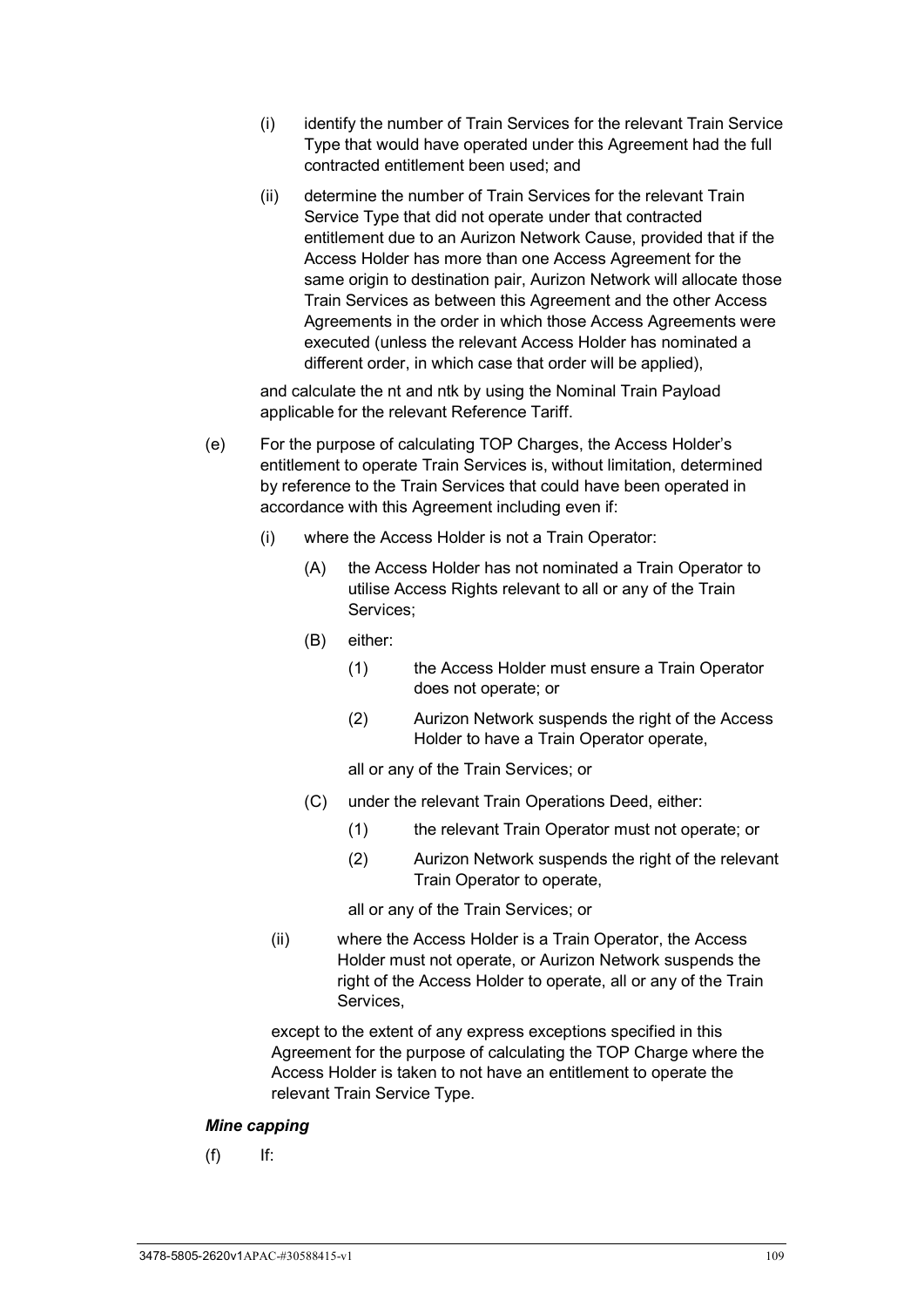(i) identify the number of Train Services for the relevant Train Service Type that would have operated under this Agreement had the full contracted entitlement been used; and

(ii) determine the number of Train Services for the relevant Train Service Type that did not operate under that contracted entitlement due to an Aurizon Network Cause, provided that if the Access Holder has more than one Access Agreement for the same origin to destination pair, Aurizon Network will allocate those Train Services as between this Agreement and the other Access Agreements in the order in which those Access Agreements were executed (unless the relevant Access Holder has nominated a different order, in which case that order will be applied),

and calculate the nt and ntk by using the Nominal Train Payload applicable for the relevant Reference Tariff.

(e) For the purpose of calculating TOP Charges, the Access Holder's entitlement to operate Train Services is, without limitation, determined by reference to the Train Services that could have been operated in accordance with this Agreement including even if:

(i) where the Access Holder is not a Train Operator:

(A) the Access Holder has not nominated a Train Operator to utilise Access Rights relevant to all or any of the Train Services;

(B) either:

(1) the Access Holder must ensure a Train Operator does not operate; or

(2) Aurizon Network suspends the right of the Access Holder to have a Train Operator operate,

all or any of the Train Services; or

(C) under the relevant Train Operations Deed, either:

(1) the relevant Train Operator must not operate; or

(2) Aurizon Network suspends the right of the relevant Train Operator to operate,

all or any of the Train Services; or

(ii) where the Access Holder is a Train Operator, the Access Holder must not operate, or Aurizon Network suspends the right of the Access Holder to operate, all or any of the Train Services,

except to the extent of any express exceptions specified in this Agreement for the purpose of calculating the TOP Charge where the Access Holder is taken to not have an entitlement to operate the relevant Train Service Type.

***Mine capping***

(f) If: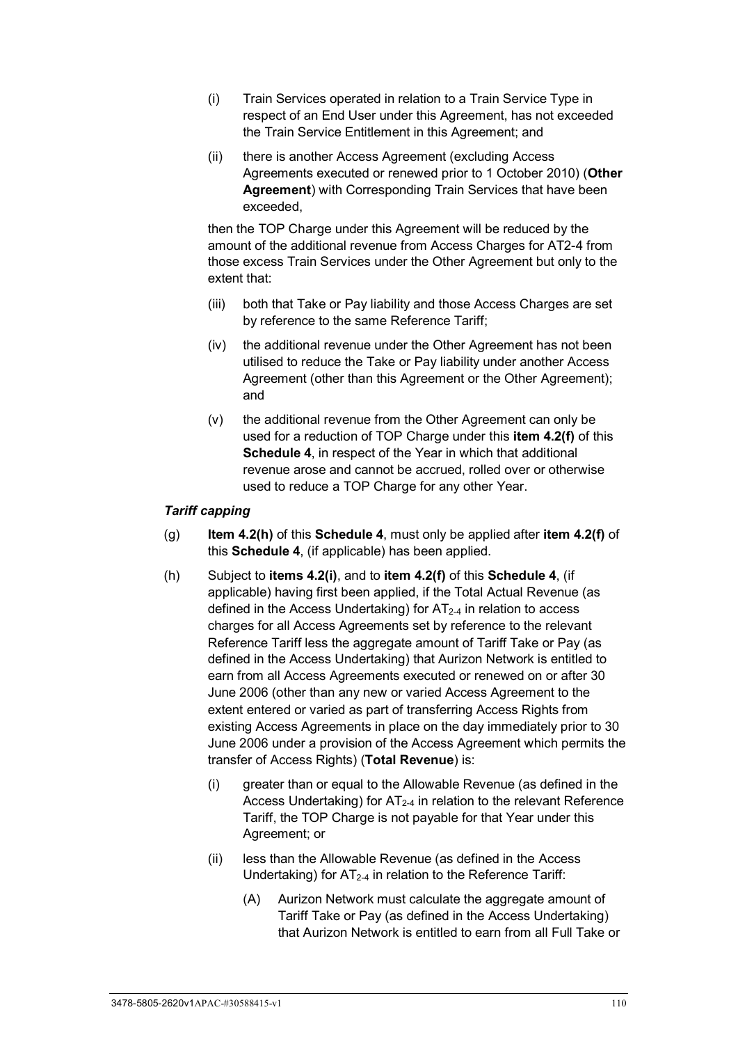(i) Train Services operated in relation to a Train Service Type in respect of an End User under this Agreement, has not exceeded the Train Service Entitlement in this Agreement; and

(ii) there is another Access Agreement (excluding Access Agreements executed or renewed prior to 1 October 2010) (**Other Agreement**) with Corresponding Train Services that have been exceeded,

then the TOP Charge under this Agreement will be reduced by the amount of the additional revenue from Access Charges for AT2-4 from those excess Train Services under the Other Agreement but only to the extent that:

(iii) both that Take or Pay liability and those Access Charges are set by reference to the same Reference Tariff;

(iv) the additional revenue under the Other Agreement has not been utilised to reduce the Take or Pay liability under another Access Agreement (other than this Agreement or the Other Agreement); and

(v) the additional revenue from the Other Agreement can only be used for a reduction of TOP Charge under this **item 4.2(f)** of this **Schedule 4**, in respect of the Year in which that additional revenue arose and cannot be accrued, rolled over or otherwise used to reduce a TOP Charge for any other Year.

***Tariff capping***

(g) **Item 4.2(h)** of this **Schedule 4**, must only be applied after **item 4.2(f)** of this **Schedule 4**, (if applicable) has been applied.

(h) Subject to **items 4.2(i)**, and to **item 4.2(f)** of this **Schedule 4**, (if applicable) having first been applied, if the Total Actual Revenue (as defined in the Access Undertaking) for $AT_{2-4}$ in relation to access charges for all Access Agreements set by reference to the relevant Reference Tariff less the aggregate amount of Tariff Take or Pay (as defined in the Access Undertaking) that Aurizon Network is entitled to earn from all Access Agreements executed or renewed on or after 30 June 2006 (other than any new or varied Access Agreement to the extent entered or varied as part of transferring Access Rights from existing Access Agreements in place on the day immediately prior to 30 June 2006 under a provision of the Access Agreement which permits the transfer of Access Rights) (**Total Revenue**) is:

(i) greater than or equal to the Allowable Revenue (as defined in the Access Undertaking) for $AT_{2-4}$ in relation to the relevant Reference Tariff, the TOP Charge is not payable for that Year under this Agreement; or

(ii) less than the Allowable Revenue (as defined in the Access Undertaking) for $AT_{2-4}$ in relation to the Reference Tariff:

(A) Aurizon Network must calculate the aggregate amount of Tariff Take or Pay (as defined in the Access Undertaking) that Aurizon Network is entitled to earn from all Full Take or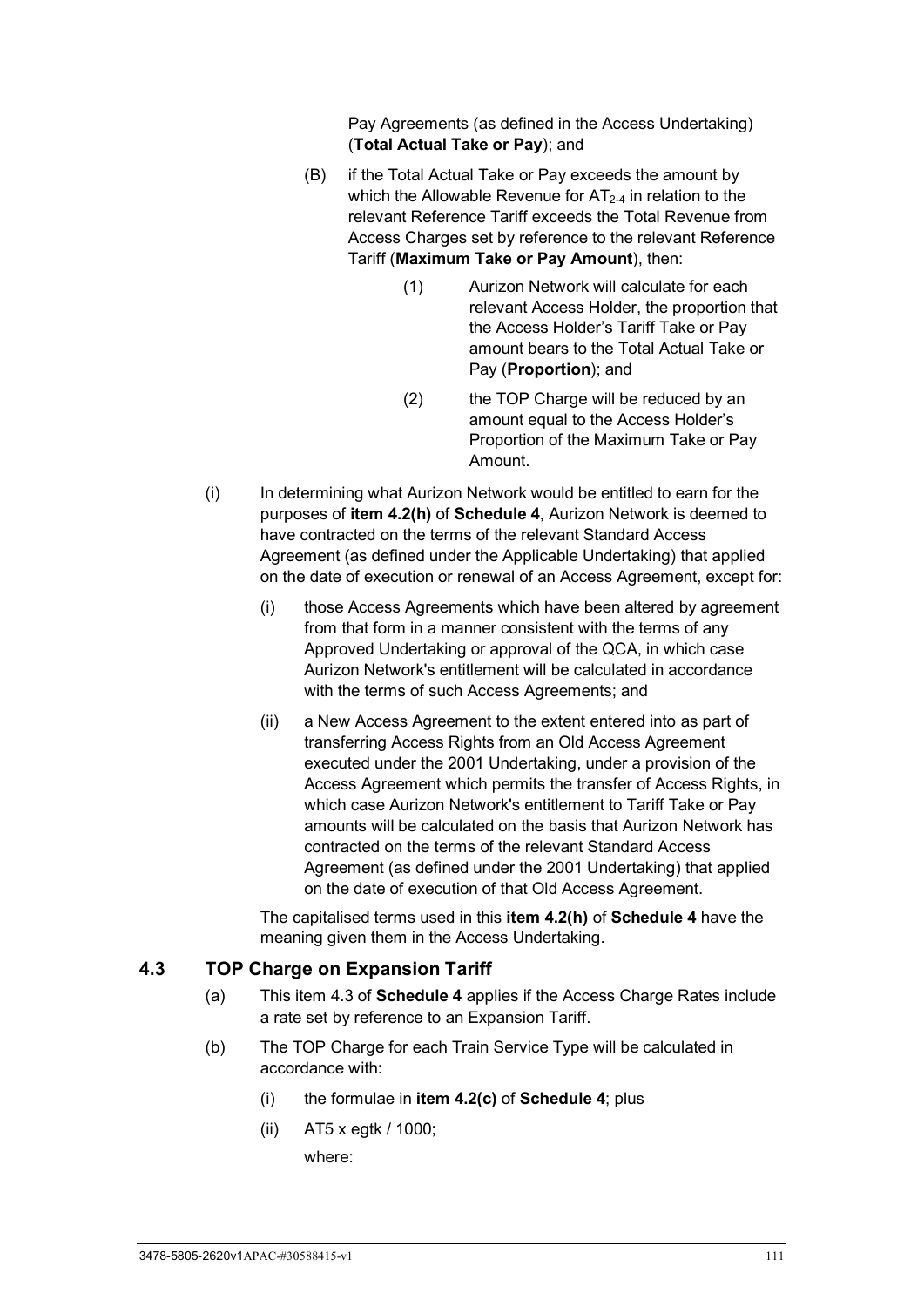Pay Agreements (as defined in the Access Undertaking) (**Total Actual Take or Pay**); and

(B) if the Total Actual Take or Pay exceeds the amount by which the Allowable Revenue for $AT_{2\text{-}4}$ in relation to the relevant Reference Tariff exceeds the Total Revenue from Access Charges set by reference to the relevant Reference Tariff (**Maximum Take or Pay Amount**), then:

(1) Aurizon Network will calculate for each relevant Access Holder, the proportion that the Access Holder's Tariff Take or Pay amount bears to the Total Actual Take or Pay (**Proportion**); and

(2) the TOP Charge will be reduced by an amount equal to the Access Holder's Proportion of the Maximum Take or Pay Amount.

(i) In determining what Aurizon Network would be entitled to earn for the purposes of **item 4.2(h)** of **Schedule 4**, Aurizon Network is deemed to have contracted on the terms of the relevant Standard Access Agreement (as defined under the Applicable Undertaking) that applied on the date of execution or renewal of an Access Agreement, except for:

(i) those Access Agreements which have been altered by agreement from that form in a manner consistent with the terms of any Approved Undertaking or approval of the QCA, in which case Aurizon Network's entitlement will be calculated in accordance with the terms of such Access Agreements; and

(ii) a New Access Agreement to the extent entered into as part of transferring Access Rights from an Old Access Agreement executed under the 2001 Undertaking, under a provision of the Access Agreement which permits the transfer of Access Rights, in which case Aurizon Network's entitlement to Tariff Take or Pay amounts will be calculated on the basis that Aurizon Network has contracted on the terms of the relevant Standard Access Agreement (as defined under the 2001 Undertaking) that applied on the date of execution of that Old Access Agreement.

The capitalised terms used in this **item 4.2(h)** of **Schedule 4** have the meaning given them in the Access Undertaking.

## 4.3 TOP Charge on Expansion Tariff

(a) This item 4.3 of **Schedule 4** applies if the Access Charge Rates include a rate set by reference to an Expansion Tariff.

(b) The TOP Charge for each Train Service Type will be calculated in accordance with:

(i) the formulae in **item 4.2(c)** of **Schedule 4**; plus

(ii) AT5 x egtk / 1000;

where: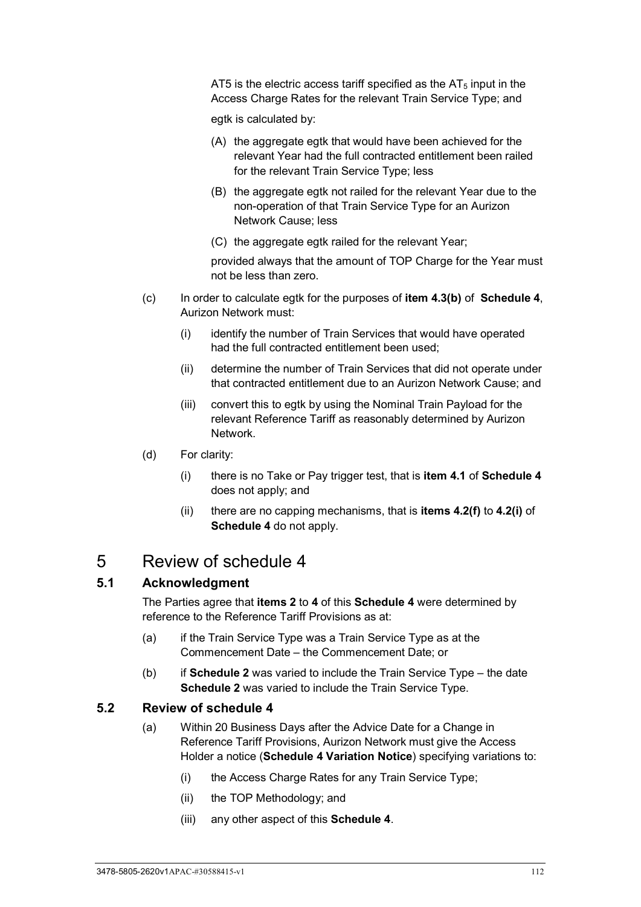AT5 is the electric access tariff specified as the $AT_5$ input in the Access Charge Rates for the relevant Train Service Type; and

egtk is calculated by:

(A) the aggregate egtk that would have been achieved for the relevant Year had the full contracted entitlement been railed for the relevant Train Service Type; less

(B) the aggregate egtk not railed for the relevant Year due to the non-operation of that Train Service Type for an Aurizon Network Cause; less

(C) the aggregate egtk railed for the relevant Year;

provided always that the amount of TOP Charge for the Year must not be less than zero.

(c) In order to calculate egtk for the purposes of **item 4.3(b)** of **Schedule 4**, Aurizon Network must:

(i) identify the number of Train Services that would have operated had the full contracted entitlement been used;

(ii) determine the number of Train Services that did not operate under that contracted entitlement due to an Aurizon Network Cause; and

(iii) convert this to egtk by using the Nominal Train Payload for the relevant Reference Tariff as reasonably determined by Aurizon Network.

(d) For clarity:

(i) there is no Take or Pay trigger test, that is **item 4.1** of **Schedule 4** does not apply; and

(ii) there are no capping mechanisms, that is **items 4.2(f)** to **4.2(i)** of **Schedule 4** do not apply.

# 5 Review of schedule 4

## 5.1 Acknowledgment

The Parties agree that **items 2** to **4** of this **Schedule 4** were determined by reference to the Reference Tariff Provisions as at:

(a) if the Train Service Type was a Train Service Type as at the Commencement Date – the Commencement Date; or

(b) if **Schedule 2** was varied to include the Train Service Type – the date **Schedule 2** was varied to include the Train Service Type.

## 5.2 Review of schedule 4

(a) Within 20 Business Days after the Advice Date for a Change in Reference Tariff Provisions, Aurizon Network must give the Access Holder a notice (**Schedule 4 Variation Notice**) specifying variations to:

(i) the Access Charge Rates for any Train Service Type;

(ii) the TOP Methodology; and

(iii) any other aspect of this **Schedule 4**.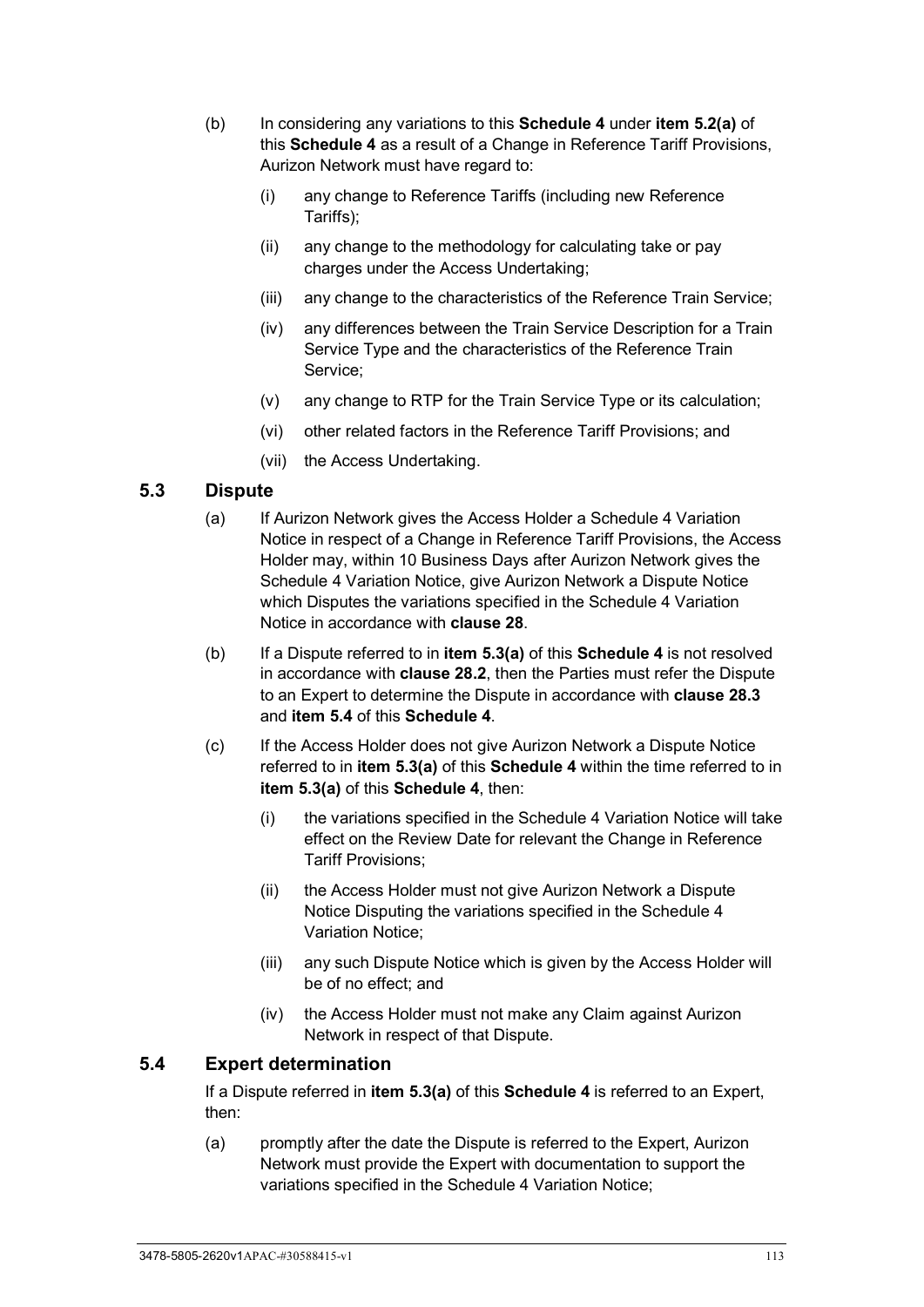(b) In considering any variations to this **Schedule 4** under **item 5.2(a)** of this **Schedule 4** as a result of a Change in Reference Tariff Provisions, Aurizon Network must have regard to:

  (i) any change to Reference Tariffs (including new Reference Tariffs);

  (ii) any change to the methodology for calculating take or pay charges under the Access Undertaking;

  (iii) any change to the characteristics of the Reference Train Service;

  (iv) any differences between the Train Service Description for a Train Service Type and the characteristics of the Reference Train Service;

  (v) any change to RTP for the Train Service Type or its calculation;

  (vi) other related factors in the Reference Tariff Provisions; and

  (vii) the Access Undertaking.

## 5.3 Dispute

(a) If Aurizon Network gives the Access Holder a Schedule 4 Variation Notice in respect of a Change in Reference Tariff Provisions, the Access Holder may, within 10 Business Days after Aurizon Network gives the Schedule 4 Variation Notice, give Aurizon Network a Dispute Notice which Disputes the variations specified in the Schedule 4 Variation Notice in accordance with **clause 28**.

(b) If a Dispute referred to in **item 5.3(a)** of this **Schedule 4** is not resolved in accordance with **clause 28.2**, then the Parties must refer the Dispute to an Expert to determine the Dispute in accordance with **clause 28.3** and **item 5.4** of this **Schedule 4**.

(c) If the Access Holder does not give Aurizon Network a Dispute Notice referred to in **item 5.3(a)** of this **Schedule 4** within the time referred to in **item 5.3(a)** of this **Schedule 4**, then:

  (i) the variations specified in the Schedule 4 Variation Notice will take effect on the Review Date for relevant the Change in Reference Tariff Provisions;

  (ii) the Access Holder must not give Aurizon Network a Dispute Notice Disputing the variations specified in the Schedule 4 Variation Notice;

  (iii) any such Dispute Notice which is given by the Access Holder will be of no effect; and

  (iv) the Access Holder must not make any Claim against Aurizon Network in respect of that Dispute.

## 5.4 Expert determination

If a Dispute referred in **item 5.3(a)** of this **Schedule 4** is referred to an Expert, then:

(a) promptly after the date the Dispute is referred to the Expert, Aurizon Network must provide the Expert with documentation to support the variations specified in the Schedule 4 Variation Notice;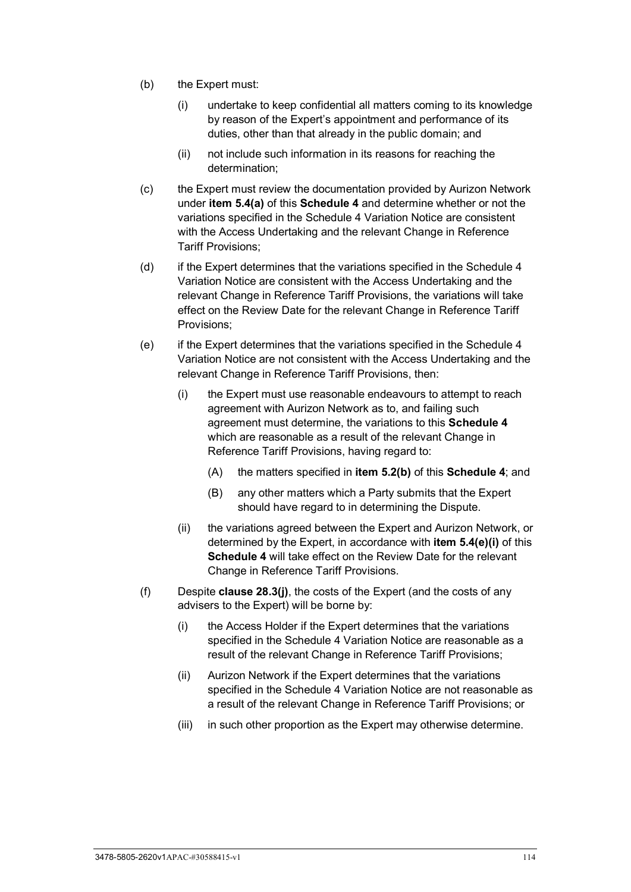(b) the Expert must:

  (i) undertake to keep confidential all matters coming to its knowledge by reason of the Expert's appointment and performance of its duties, other than that already in the public domain; and

  (ii) not include such information in its reasons for reaching the determination;

(c) the Expert must review the documentation provided by Aurizon Network under **item 5.4(a)** of this **Schedule 4** and determine whether or not the variations specified in the Schedule 4 Variation Notice are consistent with the Access Undertaking and the relevant Change in Reference Tariff Provisions;

(d) if the Expert determines that the variations specified in the Schedule 4 Variation Notice are consistent with the Access Undertaking and the relevant Change in Reference Tariff Provisions, the variations will take effect on the Review Date for the relevant Change in Reference Tariff Provisions;

(e) if the Expert determines that the variations specified in the Schedule 4 Variation Notice are not consistent with the Access Undertaking and the relevant Change in Reference Tariff Provisions, then:

  (i) the Expert must use reasonable endeavours to attempt to reach agreement with Aurizon Network as to, and failing such agreement must determine, the variations to this **Schedule 4** which are reasonable as a result of the relevant Change in Reference Tariff Provisions, having regard to:

    (A) the matters specified in **item 5.2(b)** of this **Schedule 4**; and

    (B) any other matters which a Party submits that the Expert should have regard to in determining the Dispute.

  (ii) the variations agreed between the Expert and Aurizon Network, or determined by the Expert, in accordance with **item 5.4(e)(i)** of this **Schedule 4** will take effect on the Review Date for the relevant Change in Reference Tariff Provisions.

(f) Despite **clause 28.3(j)**, the costs of the Expert (and the costs of any advisers to the Expert) will be borne by:

  (i) the Access Holder if the Expert determines that the variations specified in the Schedule 4 Variation Notice are reasonable as a result of the relevant Change in Reference Tariff Provisions;

  (ii) Aurizon Network if the Expert determines that the variations specified in the Schedule 4 Variation Notice are not reasonable as a result of the relevant Change in Reference Tariff Provisions; or

  (iii) in such other proportion as the Expert may otherwise determine.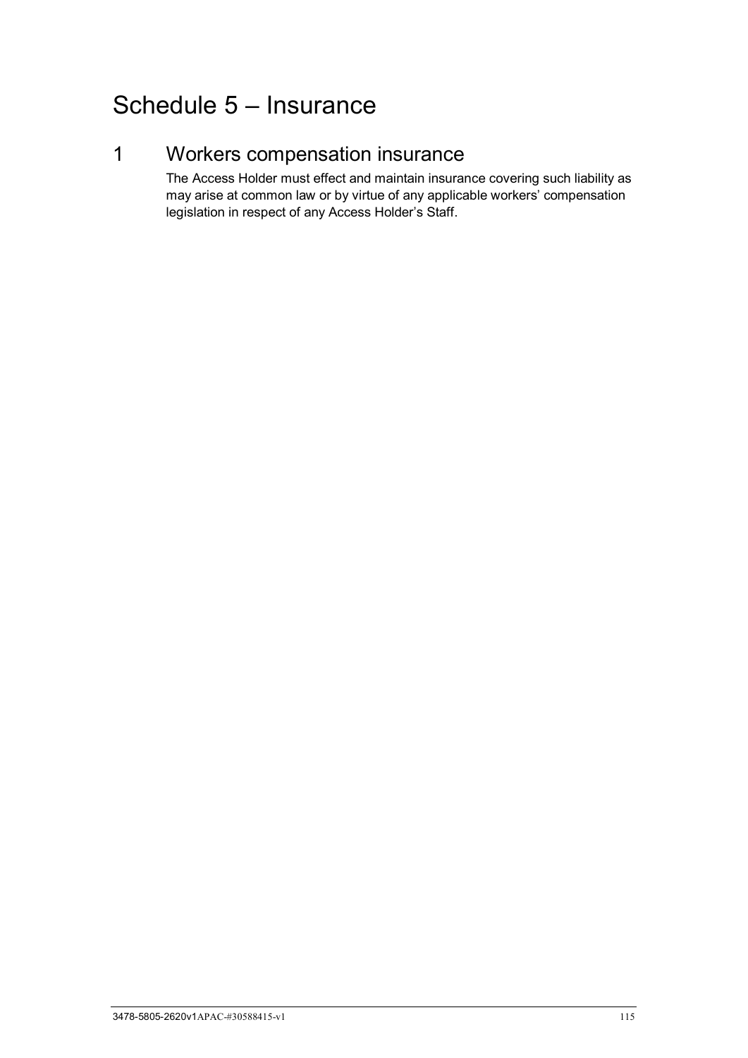# Schedule 5 – Insurance

## 1 Workers compensation insurance

The Access Holder must effect and maintain insurance covering such liability as may arise at common law or by virtue of any applicable workers' compensation legislation in respect of any Access Holder's Staff.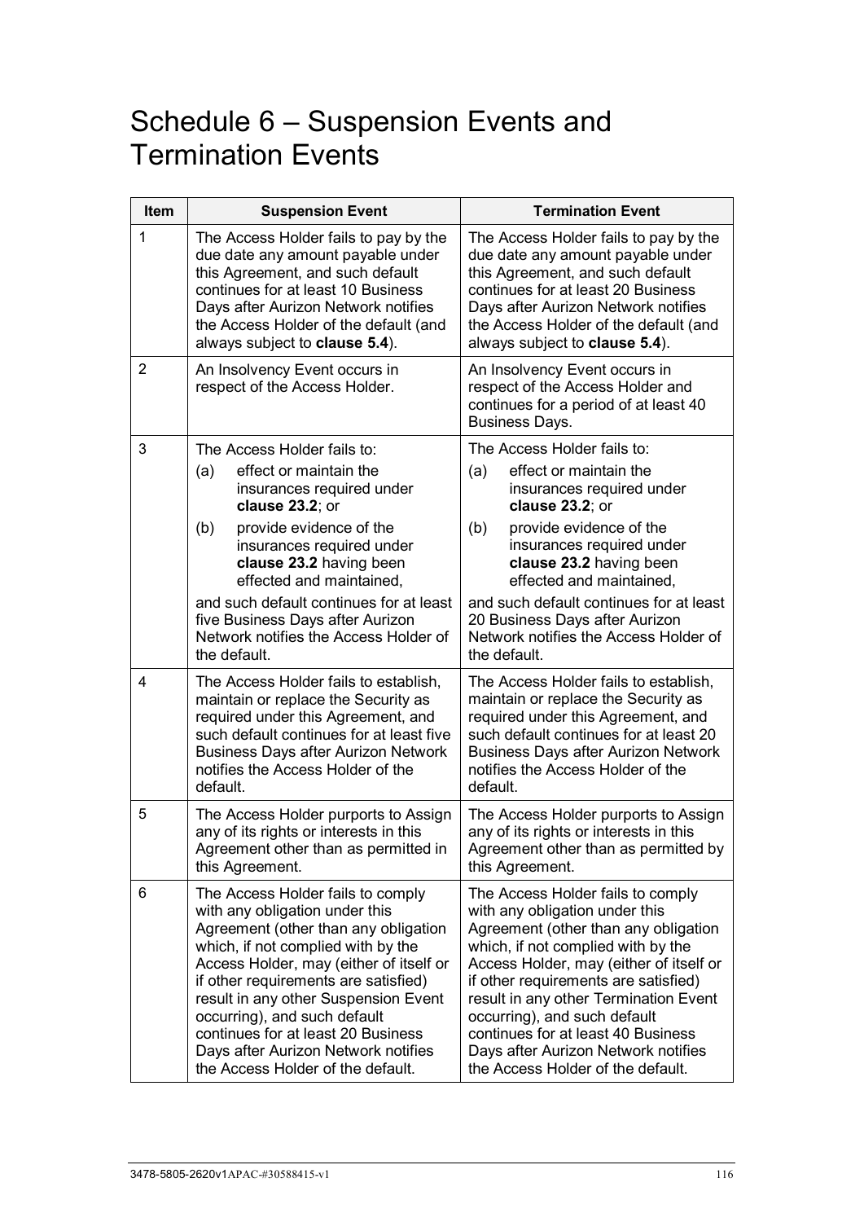# Schedule 6 – Suspension Events and Termination Events

| Item | Suspension Event | Termination Event |
|---|---|---|
| 1 | The Access Holder fails to pay by the due date any amount payable under this Agreement, and such default continues for at least 10 Business Days after Aurizon Network notifies the Access Holder of the default (and always subject to **clause 5.4**). | The Access Holder fails to pay by the due date any amount payable under this Agreement, and such default continues for at least 20 Business Days after Aurizon Network notifies the Access Holder of the default (and always subject to **clause 5.4**). |
| 2 | An Insolvency Event occurs in respect of the Access Holder. | An Insolvency Event occurs in respect of the Access Holder and continues for a period of at least 40 Business Days. |
| 3 | The Access Holder fails to:<br>(a) effect or maintain the insurances required under **clause 23.2**; or<br>(b) provide evidence of the insurances required under **clause 23.2** having been effected and maintained,<br>and such default continues for at least five Business Days after Aurizon Network notifies the Access Holder of the default. | The Access Holder fails to:<br>(a) effect or maintain the insurances required under **clause 23.2**; or<br>(b) provide evidence of the insurances required under **clause 23.2** having been effected and maintained,<br>and such default continues for at least 20 Business Days after Aurizon Network notifies the Access Holder of the default. |
| 4 | The Access Holder fails to establish, maintain or replace the Security as required under this Agreement, and such default continues for at least five Business Days after Aurizon Network notifies the Access Holder of the default. | The Access Holder fails to establish, maintain or replace the Security as required under this Agreement, and such default continues for at least 20 Business Days after Aurizon Network notifies the Access Holder of the default. |
| 5 | The Access Holder purports to Assign any of its rights or interests in this Agreement other than as permitted in this Agreement. | The Access Holder purports to Assign any of its rights or interests in this Agreement other than as permitted by this Agreement. |
| 6 | The Access Holder fails to comply with any obligation under this Agreement (other than any obligation which, if not complied with by the Access Holder, may (either of itself or if other requirements are satisfied) result in any other Suspension Event occurring), and such default continues for at least 20 Business Days after Aurizon Network notifies the Access Holder of the default. | The Access Holder fails to comply with any obligation under this Agreement (other than any obligation which, if not complied with by the Access Holder, may (either of itself or if other requirements are satisfied) result in any other Termination Event occurring), and such default continues for at least 40 Business Days after Aurizon Network notifies the Access Holder of the default. |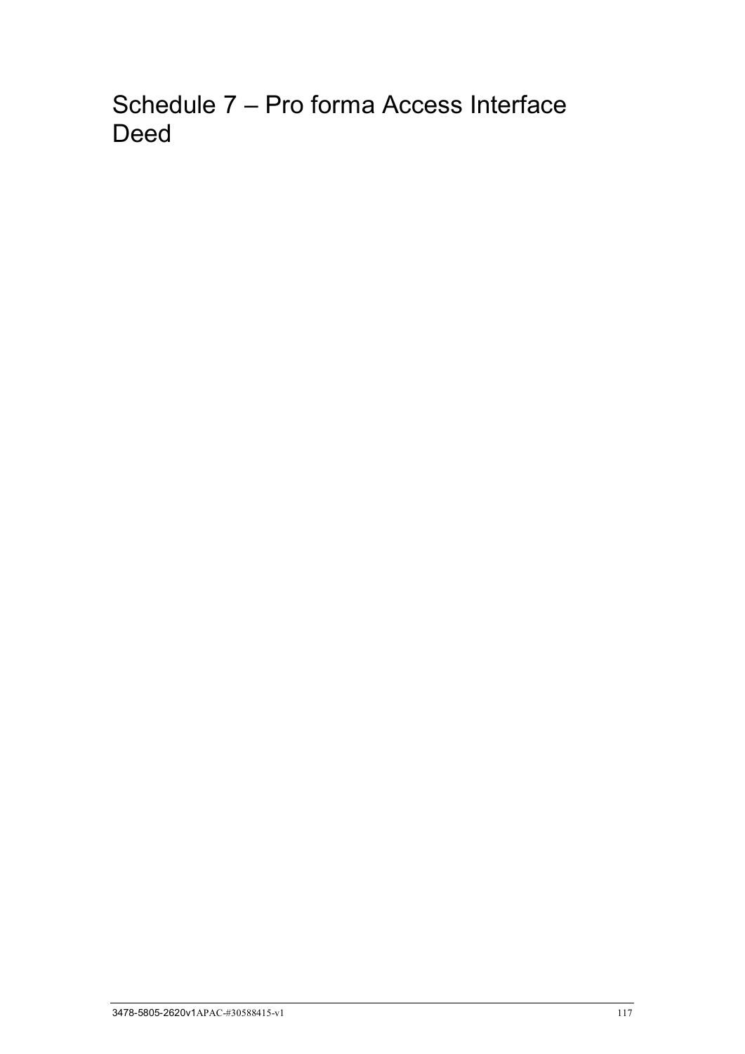# Schedule 7 – Pro forma Access Interface Deed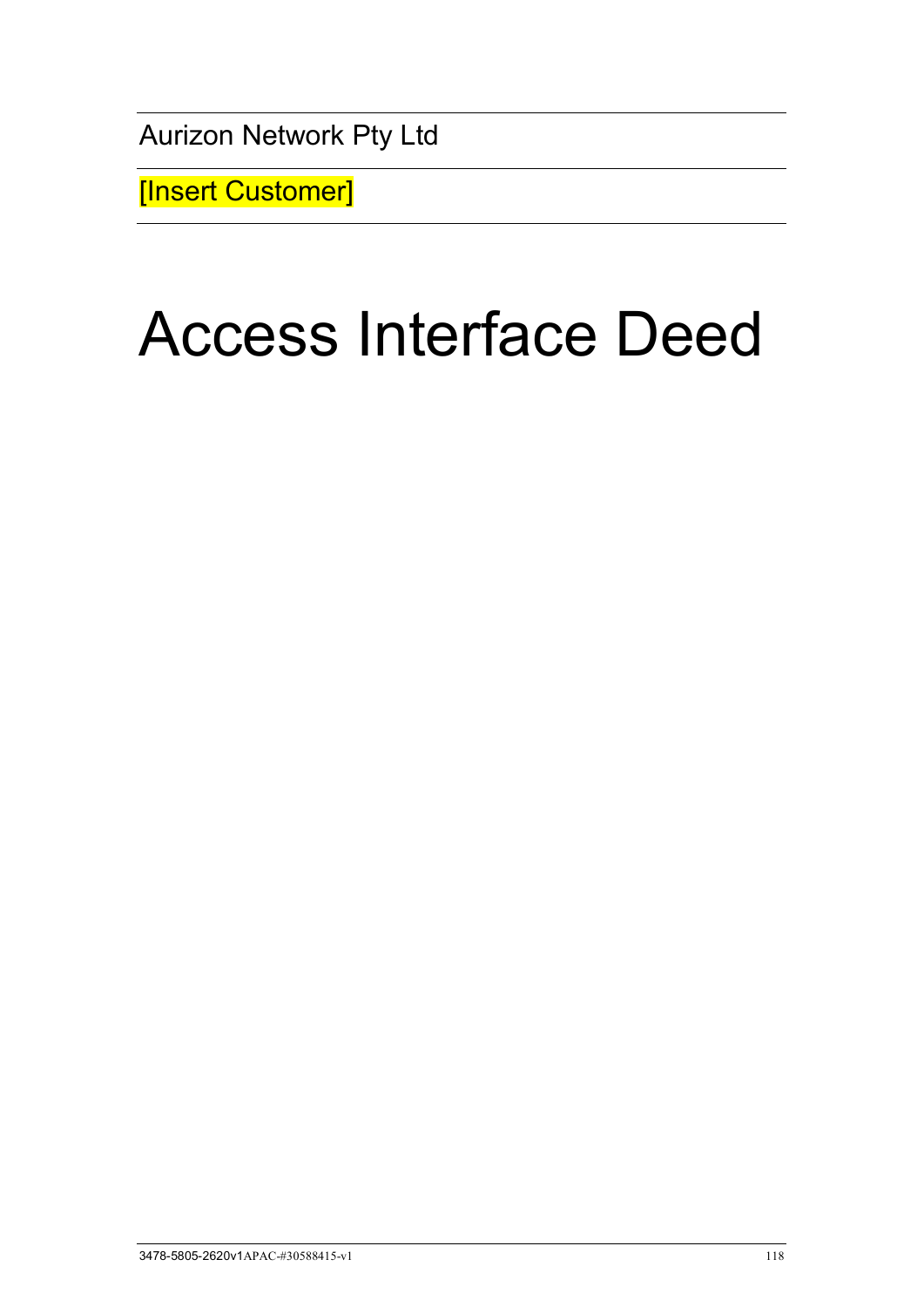Aurizon Network Pty Ltd

[Insert Customer]

# Access Interface Deed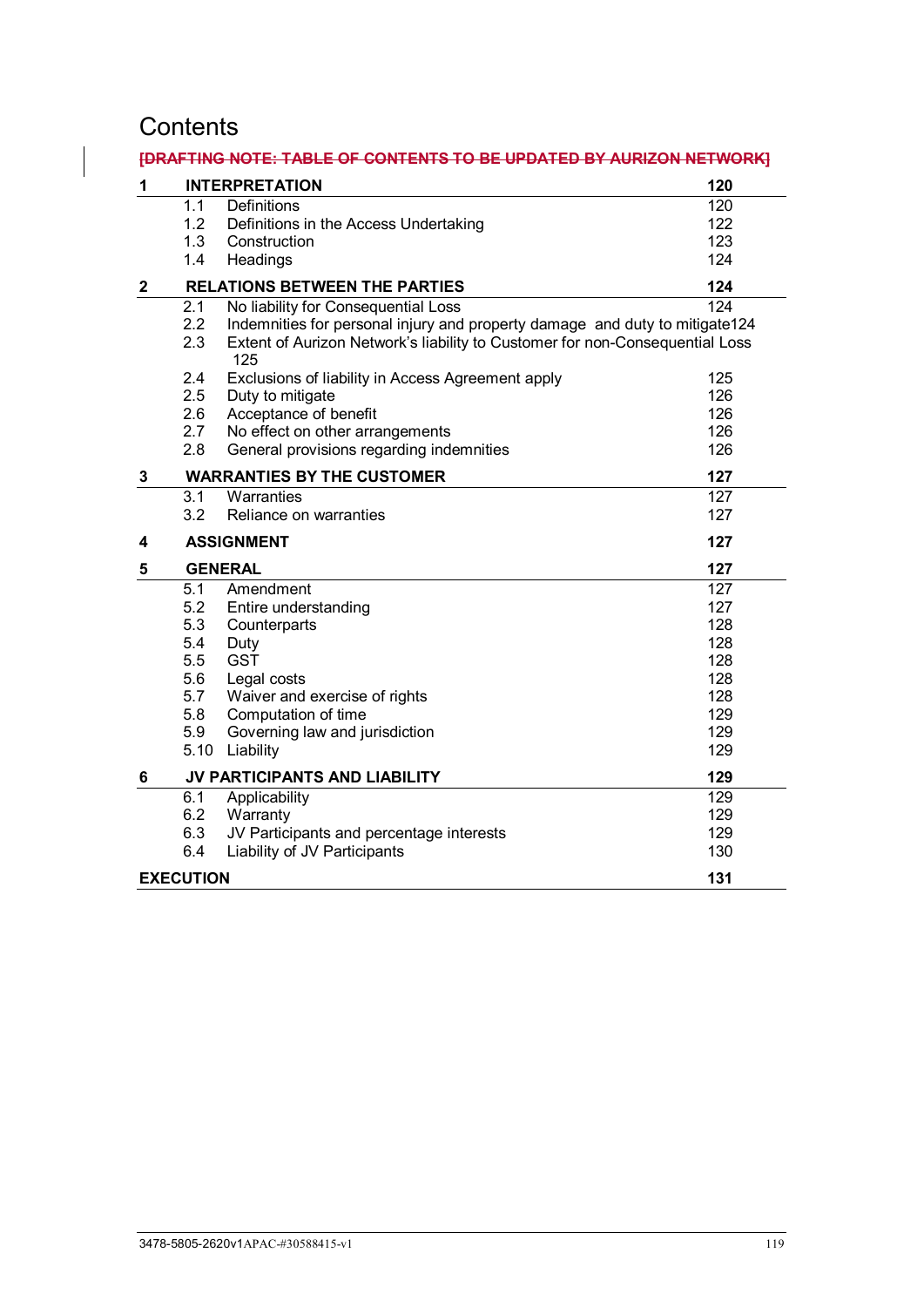# Contents

~~[DRAFTING NOTE: TABLE OF CONTENTS TO BE UPDATED BY AURIZON NETWORK]~~

| | | |
|---|---|---|
| **1** | **INTERPRETATION** | **120** |
| 1.1 | Definitions | 120 |
| 1.2 | Definitions in the Access Undertaking | 122 |
| 1.3 | Construction | 123 |
| 1.4 | Headings | 124 |
| **2** | **RELATIONS BETWEEN THE PARTIES** | **124** |
| 2.1 | No liability for Consequential Loss | 124 |
| 2.2 | Indemnities for personal injury and property damage and duty to mitigate | 124 |
| 2.3 | Extent of Aurizon Network's liability to Customer for non-Consequential Loss | 125 |
| 2.4 | Exclusions of liability in Access Agreement apply | 125 |
| 2.5 | Duty to mitigate | 126 |
| 2.6 | Acceptance of benefit | 126 |
| 2.7 | No effect on other arrangements | 126 |
| 2.8 | General provisions regarding indemnities | 126 |
| **3** | **WARRANTIES BY THE CUSTOMER** | **127** |
| 3.1 | Warranties | 127 |
| 3.2 | Reliance on warranties | 127 |
| **4** | **ASSIGNMENT** | **127** |
| **5** | **GENERAL** | **127** |
| 5.1 | Amendment | 127 |
| 5.2 | Entire understanding | 127 |
| 5.3 | Counterparts | 128 |
| 5.4 | Duty | 128 |
| 5.5 | GST | 128 |
| 5.6 | Legal costs | 128 |
| 5.7 | Waiver and exercise of rights | 128 |
| 5.8 | Computation of time | 129 |
| 5.9 | Governing law and jurisdiction | 129 |
| 5.10 | Liability | 129 |
| **6** | **JV PARTICIPANTS AND LIABILITY** | **129** |
| 6.1 | Applicability | 129 |
| 6.2 | Warranty | 129 |
| 6.3 | JV Participants and percentage interests | 129 |
| 6.4 | Liability of JV Participants | 130 |
| **EXECUTION** | | **131** |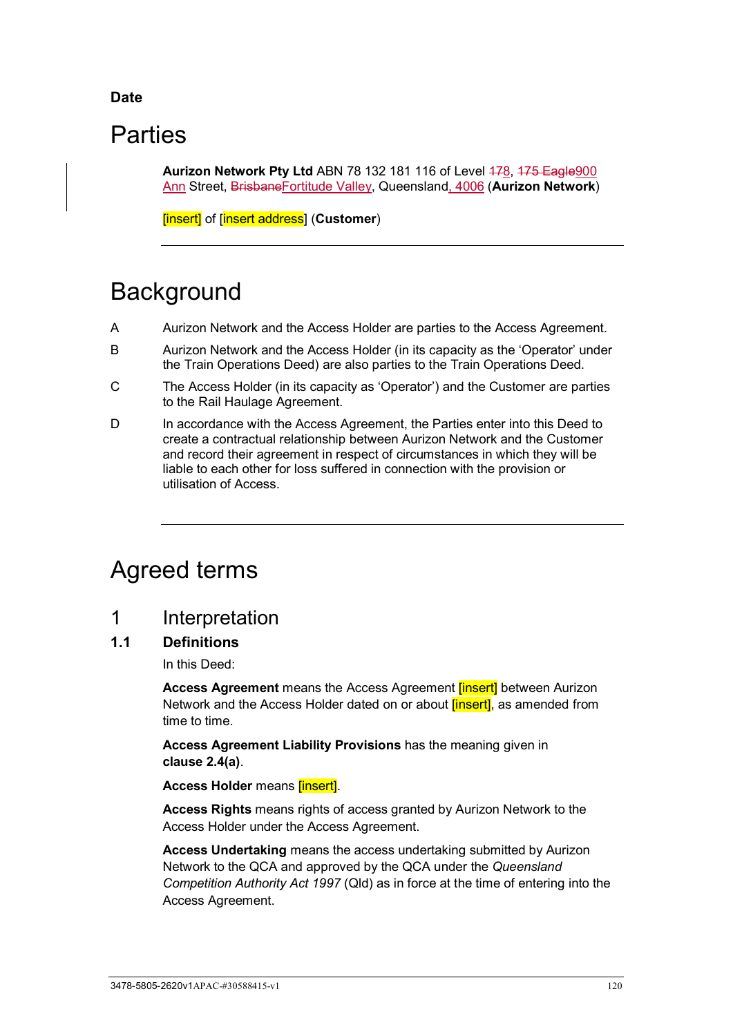**Date**

# Parties

**Aurizon Network Pty Ltd** ABN 78 132 181 116 of Level ~~178~~, ~~175 Eagle~~900 Ann Street, ~~Brisbane~~Fortitude Valley, Queensland, 4006 (**Aurizon Network**)

[insert] of [insert address] (**Customer**)

---

# Background

A Aurizon Network and the Access Holder are parties to the Access Agreement.

B Aurizon Network and the Access Holder (in its capacity as the 'Operator' under the Train Operations Deed) are also parties to the Train Operations Deed.

C The Access Holder (in its capacity as 'Operator') and the Customer are parties to the Rail Haulage Agreement.

D In accordance with the Access Agreement, the Parties enter into this Deed to create a contractual relationship between Aurizon Network and the Customer and record their agreement in respect of circumstances in which they will be liable to each other for loss suffered in connection with the provision or utilisation of Access.

---

# Agreed terms

## 1 Interpretation

### 1.1 Definitions

In this Deed:

**Access Agreement** means the Access Agreement [insert] between Aurizon Network and the Access Holder dated on or about [insert], as amended from time to time.

**Access Agreement Liability Provisions** has the meaning given in **clause 2.4(a)**.

**Access Holder** means [insert].

**Access Rights** means rights of access granted by Aurizon Network to the Access Holder under the Access Agreement.

**Access Undertaking** means the access undertaking submitted by Aurizon Network to the QCA and approved by the QCA under the *Queensland Competition Authority Act 1997* (Qld) as in force at the time of entering into the Access Agreement.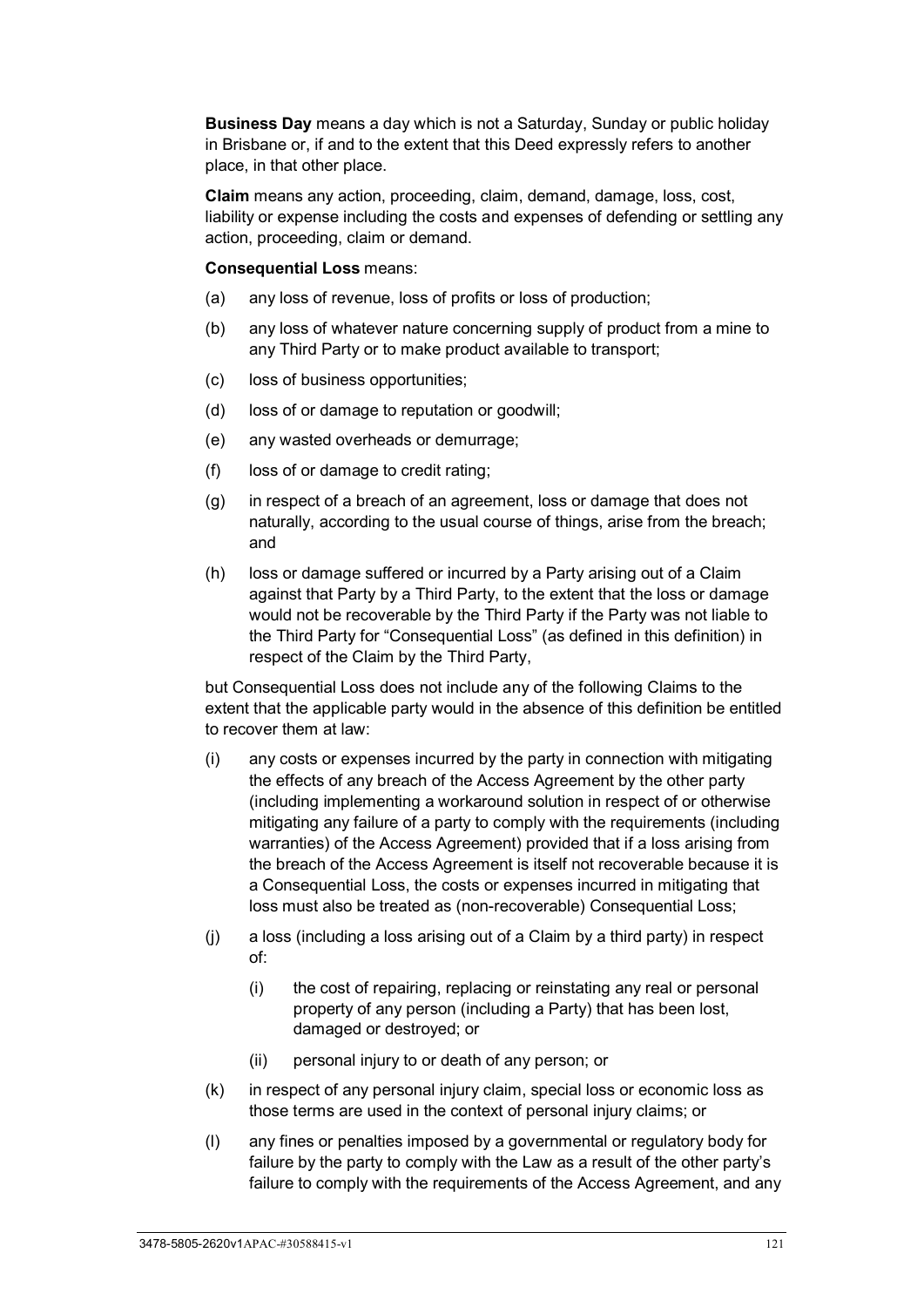**Business Day** means a day which is not a Saturday, Sunday or public holiday in Brisbane or, if and to the extent that this Deed expressly refers to another place, in that other place.

**Claim** means any action, proceeding, claim, demand, damage, loss, cost, liability or expense including the costs and expenses of defending or settling any action, proceeding, claim or demand.

**Consequential Loss** means:

(a) any loss of revenue, loss of profits or loss of production;

(b) any loss of whatever nature concerning supply of product from a mine to any Third Party or to make product available to transport;

(c) loss of business opportunities;

(d) loss of or damage to reputation or goodwill;

(e) any wasted overheads or demurrage;

(f) loss of or damage to credit rating;

(g) in respect of a breach of an agreement, loss or damage that does not naturally, according to the usual course of things, arise from the breach; and

(h) loss or damage suffered or incurred by a Party arising out of a Claim against that Party by a Third Party, to the extent that the loss or damage would not be recoverable by the Third Party if the Party was not liable to the Third Party for "Consequential Loss" (as defined in this definition) in respect of the Claim by the Third Party,

but Consequential Loss does not include any of the following Claims to the extent that the applicable party would in the absence of this definition be entitled to recover them at law:

(i) any costs or expenses incurred by the party in connection with mitigating the effects of any breach of the Access Agreement by the other party (including implementing a workaround solution in respect of or otherwise mitigating any failure of a party to comply with the requirements (including warranties) of the Access Agreement) provided that if a loss arising from the breach of the Access Agreement is itself not recoverable because it is a Consequential Loss, the costs or expenses incurred in mitigating that loss must also be treated as (non-recoverable) Consequential Loss;

(j) a loss (including a loss arising out of a Claim by a third party) in respect of:

  (i) the cost of repairing, replacing or reinstating any real or personal property of any person (including a Party) that has been lost, damaged or destroyed; or

  (ii) personal injury to or death of any person; or

(k) in respect of any personal injury claim, special loss or economic loss as those terms are used in the context of personal injury claims; or

(l) any fines or penalties imposed by a governmental or regulatory body for failure by the party to comply with the Law as a result of the other party's failure to comply with the requirements of the Access Agreement, and any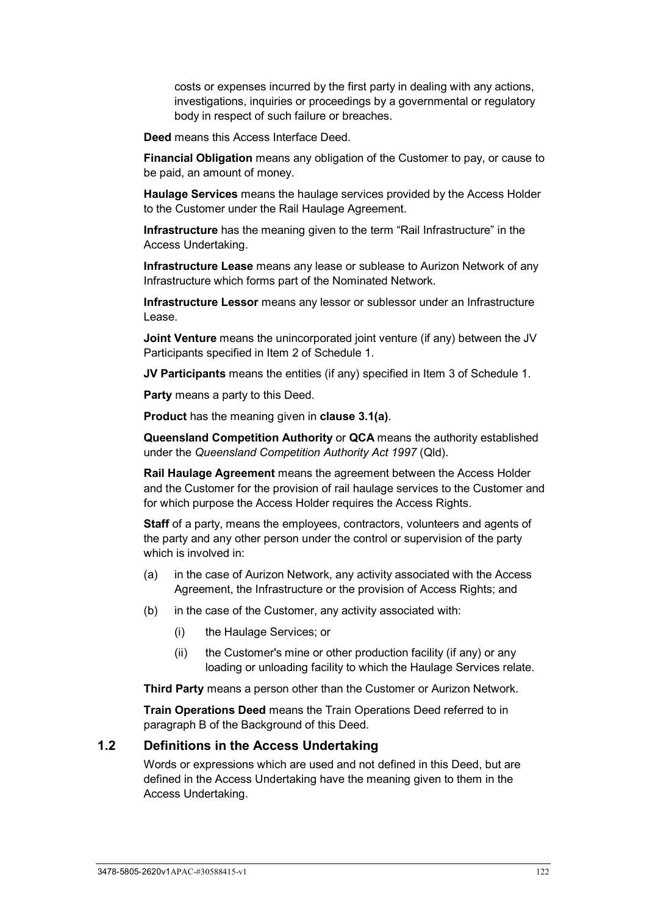costs or expenses incurred by the first party in dealing with any actions, investigations, inquiries or proceedings by a governmental or regulatory body in respect of such failure or breaches.

**Deed** means this Access Interface Deed.

**Financial Obligation** means any obligation of the Customer to pay, or cause to be paid, an amount of money.

**Haulage Services** means the haulage services provided by the Access Holder to the Customer under the Rail Haulage Agreement.

**Infrastructure** has the meaning given to the term "Rail Infrastructure" in the Access Undertaking.

**Infrastructure Lease** means any lease or sublease to Aurizon Network of any Infrastructure which forms part of the Nominated Network.

**Infrastructure Lessor** means any lessor or sublessor under an Infrastructure Lease.

**Joint Venture** means the unincorporated joint venture (if any) between the JV Participants specified in Item 2 of Schedule 1.

**JV Participants** means the entities (if any) specified in Item 3 of Schedule 1.

**Party** means a party to this Deed.

**Product** has the meaning given in **clause 3.1(a)**.

**Queensland Competition Authority** or **QCA** means the authority established under the *Queensland Competition Authority Act 1997* (Qld).

**Rail Haulage Agreement** means the agreement between the Access Holder and the Customer for the provision of rail haulage services to the Customer and for which purpose the Access Holder requires the Access Rights.

**Staff** of a party, means the employees, contractors, volunteers and agents of the party and any other person under the control or supervision of the party which is involved in:

(a) in the case of Aurizon Network, any activity associated with the Access Agreement, the Infrastructure or the provision of Access Rights; and

(b) in the case of the Customer, any activity associated with:

  (i) the Haulage Services; or

  (ii) the Customer's mine or other production facility (if any) or any loading or unloading facility to which the Haulage Services relate.

**Third Party** means a person other than the Customer or Aurizon Network.

**Train Operations Deed** means the Train Operations Deed referred to in paragraph B of the Background of this Deed.

## 1.2 Definitions in the Access Undertaking

Words or expressions which are used and not defined in this Deed, but are defined in the Access Undertaking have the meaning given to them in the Access Undertaking.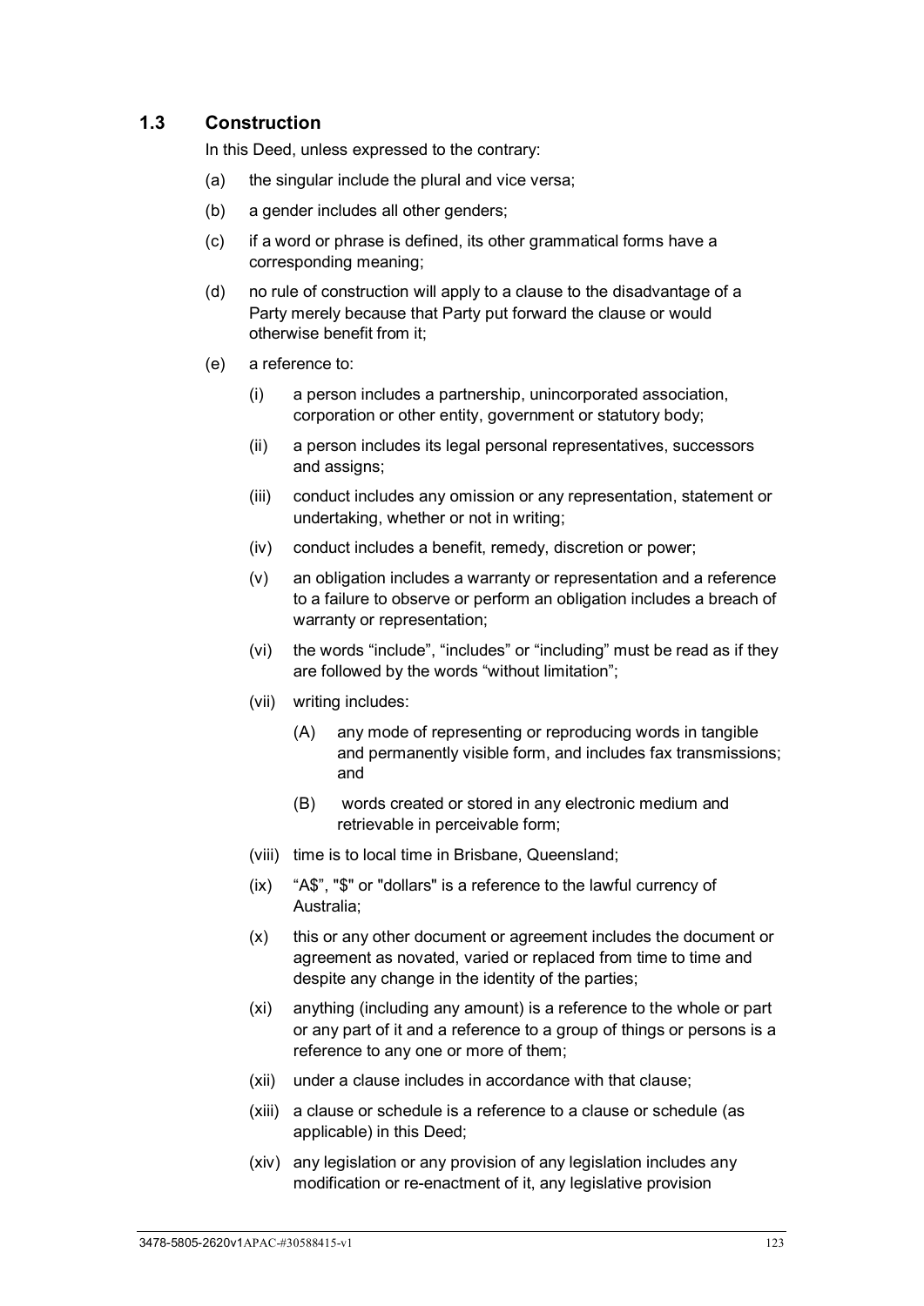### 1.3 Construction

In this Deed, unless expressed to the contrary:

(a) the singular include the plural and vice versa;

(b) a gender includes all other genders;

(c) if a word or phrase is defined, its other grammatical forms have a corresponding meaning;

(d) no rule of construction will apply to a clause to the disadvantage of a Party merely because that Party put forward the clause or would otherwise benefit from it;

(e) a reference to:

  (i) a person includes a partnership, unincorporated association, corporation or other entity, government or statutory body;

  (ii) a person includes its legal personal representatives, successors and assigns;

  (iii) conduct includes any omission or any representation, statement or undertaking, whether or not in writing;

  (iv) conduct includes a benefit, remedy, discretion or power;

  (v) an obligation includes a warranty or representation and a reference to a failure to observe or perform an obligation includes a breach of warranty or representation;

  (vi) the words “include”, “includes” or “including” must be read as if they are followed by the words “without limitation”;

  (vii) writing includes:

    (A) any mode of representing or reproducing words in tangible and permanently visible form, and includes fax transmissions; and

    (B) words created or stored in any electronic medium and retrievable in perceivable form;

  (viii) time is to local time in Brisbane, Queensland;

  (ix) “A$”, "$" or "dollars" is a reference to the lawful currency of Australia;

  (x) this or any other document or agreement includes the document or agreement as novated, varied or replaced from time to time and despite any change in the identity of the parties;

  (xi) anything (including any amount) is a reference to the whole or part or any part of it and a reference to a group of things or persons is a reference to any one or more of them;

  (xii) under a clause includes in accordance with that clause;

  (xiii) a clause or schedule is a reference to a clause or schedule (as applicable) in this Deed;

  (xiv) any legislation or any provision of any legislation includes any modification or re-enactment of it, any legislative provision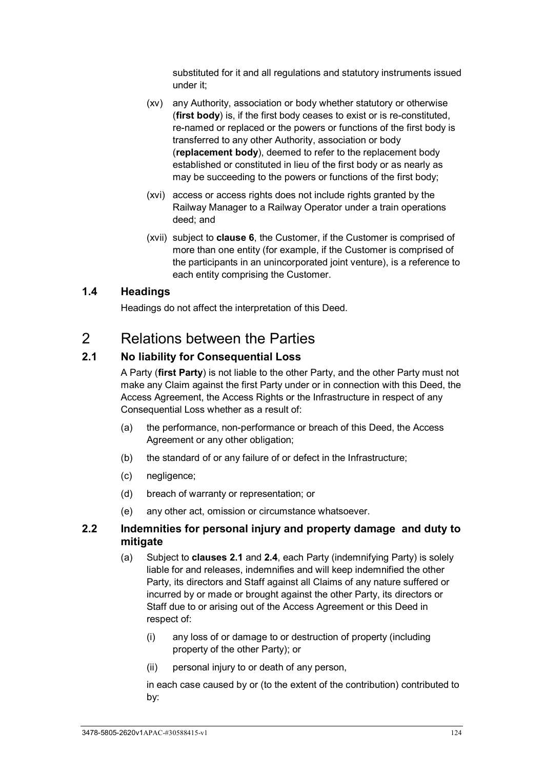substituted for it and all regulations and statutory instruments issued under it;

(xv) any Authority, association or body whether statutory or otherwise (**first body**) is, if the first body ceases to exist or is re-constituted, re-named or replaced or the powers or functions of the first body is transferred to any other Authority, association or body (**replacement body**), deemed to refer to the replacement body established or constituted in lieu of the first body or as nearly as may be succeeding to the powers or functions of the first body;

(xvi) access or access rights does not include rights granted by the Railway Manager to a Railway Operator under a train operations deed; and

(xvii) subject to **clause 6**, the Customer, if the Customer is comprised of more than one entity (for example, if the Customer is comprised of the participants in an unincorporated joint venture), is a reference to each entity comprising the Customer.

### 1.4 Headings

Headings do not affect the interpretation of this Deed.

## 2 Relations between the Parties

### 2.1 No liability for Consequential Loss

A Party (**first Party**) is not liable to the other Party, and the other Party must not make any Claim against the first Party under or in connection with this Deed, the Access Agreement, the Access Rights or the Infrastructure in respect of any Consequential Loss whether as a result of:

(a) the performance, non-performance or breach of this Deed, the Access Agreement or any other obligation;

(b) the standard of or any failure of or defect in the Infrastructure;

(c) negligence;

(d) breach of warranty or representation; or

(e) any other act, omission or circumstance whatsoever.

### 2.2 Indemnities for personal injury and property damage and duty to mitigate

(a) Subject to **clauses 2.1** and **2.4**, each Party (indemnifying Party) is solely liable for and releases, indemnifies and will keep indemnified the other Party, its directors and Staff against all Claims of any nature suffered or incurred by or made or brought against the other Party, its directors or Staff due to or arising out of the Access Agreement or this Deed in respect of:

(i) any loss of or damage to or destruction of property (including property of the other Party); or

(ii) personal injury to or death of any person,

in each case caused by or (to the extent of the contribution) contributed to by: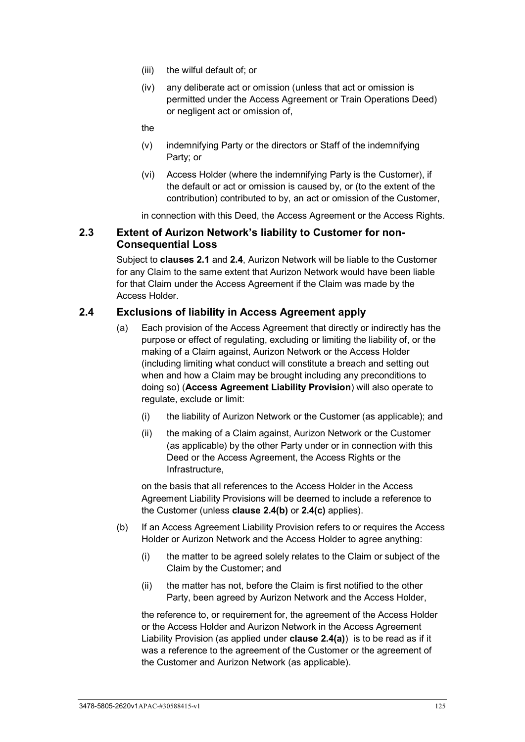(iii) the wilful default of; or

(iv) any deliberate act or omission (unless that act or omission is permitted under the Access Agreement or Train Operations Deed) or negligent act or omission of,

the

(v) indemnifying Party or the directors or Staff of the indemnifying Party; or

(vi) Access Holder (where the indemnifying Party is the Customer), if the default or act or omission is caused by, or (to the extent of the contribution) contributed to by, an act or omission of the Customer,

in connection with this Deed, the Access Agreement or the Access Rights.

## 2.3 Extent of Aurizon Network's liability to Customer for non-Consequential Loss

Subject to **clauses 2.1** and **2.4**, Aurizon Network will be liable to the Customer for any Claim to the same extent that Aurizon Network would have been liable for that Claim under the Access Agreement if the Claim was made by the Access Holder.

## 2.4 Exclusions of liability in Access Agreement apply

(a) Each provision of the Access Agreement that directly or indirectly has the purpose or effect of regulating, excluding or limiting the liability of, or the making of a Claim against, Aurizon Network or the Access Holder (including limiting what conduct will constitute a breach and setting out when and how a Claim may be brought including any preconditions to doing so) (**Access Agreement Liability Provision**) will also operate to regulate, exclude or limit:

(i) the liability of Aurizon Network or the Customer (as applicable); and

(ii) the making of a Claim against, Aurizon Network or the Customer (as applicable) by the other Party under or in connection with this Deed or the Access Agreement, the Access Rights or the Infrastructure,

on the basis that all references to the Access Holder in the Access Agreement Liability Provisions will be deemed to include a reference to the Customer (unless **clause 2.4(b)** or **2.4(c)** applies).

(b) If an Access Agreement Liability Provision refers to or requires the Access Holder or Aurizon Network and the Access Holder to agree anything:

(i) the matter to be agreed solely relates to the Claim or subject of the Claim by the Customer; and

(ii) the matter has not, before the Claim is first notified to the other Party, been agreed by Aurizon Network and the Access Holder,

the reference to, or requirement for, the agreement of the Access Holder or the Access Holder and Aurizon Network in the Access Agreement Liability Provision (as applied under **clause 2.4(a)**) is to be read as if it was a reference to the agreement of the Customer or the agreement of the Customer and Aurizon Network (as applicable).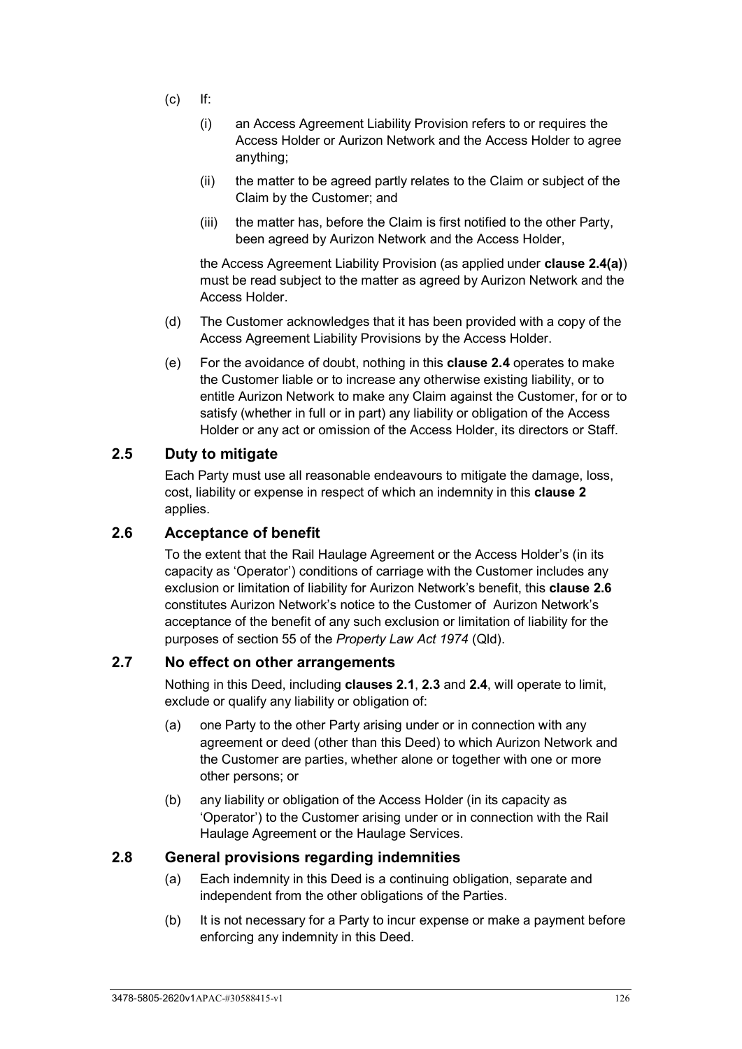(c) If:

  (i) an Access Agreement Liability Provision refers to or requires the Access Holder or Aurizon Network and the Access Holder to agree anything;

  (ii) the matter to be agreed partly relates to the Claim or subject of the Claim by the Customer; and

  (iii) the matter has, before the Claim is first notified to the other Party, been agreed by Aurizon Network and the Access Holder,

  the Access Agreement Liability Provision (as applied under **clause 2.4(a)**) must be read subject to the matter as agreed by Aurizon Network and the Access Holder.

(d) The Customer acknowledges that it has been provided with a copy of the Access Agreement Liability Provisions by the Access Holder.

(e) For the avoidance of doubt, nothing in this **clause 2.4** operates to make the Customer liable or to increase any otherwise existing liability, or to entitle Aurizon Network to make any Claim against the Customer, for or to satisfy (whether in full or in part) any liability or obligation of the Access Holder or any act or omission of the Access Holder, its directors or Staff.

## 2.5 Duty to mitigate

Each Party must use all reasonable endeavours to mitigate the damage, loss, cost, liability or expense in respect of which an indemnity in this **clause 2** applies.

## 2.6 Acceptance of benefit

To the extent that the Rail Haulage Agreement or the Access Holder's (in its capacity as 'Operator') conditions of carriage with the Customer includes any exclusion or limitation of liability for Aurizon Network's benefit, this **clause 2.6** constitutes Aurizon Network's notice to the Customer of Aurizon Network's acceptance of the benefit of any such exclusion or limitation of liability for the purposes of section 55 of the *Property Law Act 1974* (Qld).

## 2.7 No effect on other arrangements

Nothing in this Deed, including **clauses 2.1**, **2.3** and **2.4**, will operate to limit, exclude or qualify any liability or obligation of:

(a) one Party to the other Party arising under or in connection with any agreement or deed (other than this Deed) to which Aurizon Network and the Customer are parties, whether alone or together with one or more other persons; or

(b) any liability or obligation of the Access Holder (in its capacity as 'Operator') to the Customer arising under or in connection with the Rail Haulage Agreement or the Haulage Services.

## 2.8 General provisions regarding indemnities

(a) Each indemnity in this Deed is a continuing obligation, separate and independent from the other obligations of the Parties.

(b) It is not necessary for a Party to incur expense or make a payment before enforcing any indemnity in this Deed.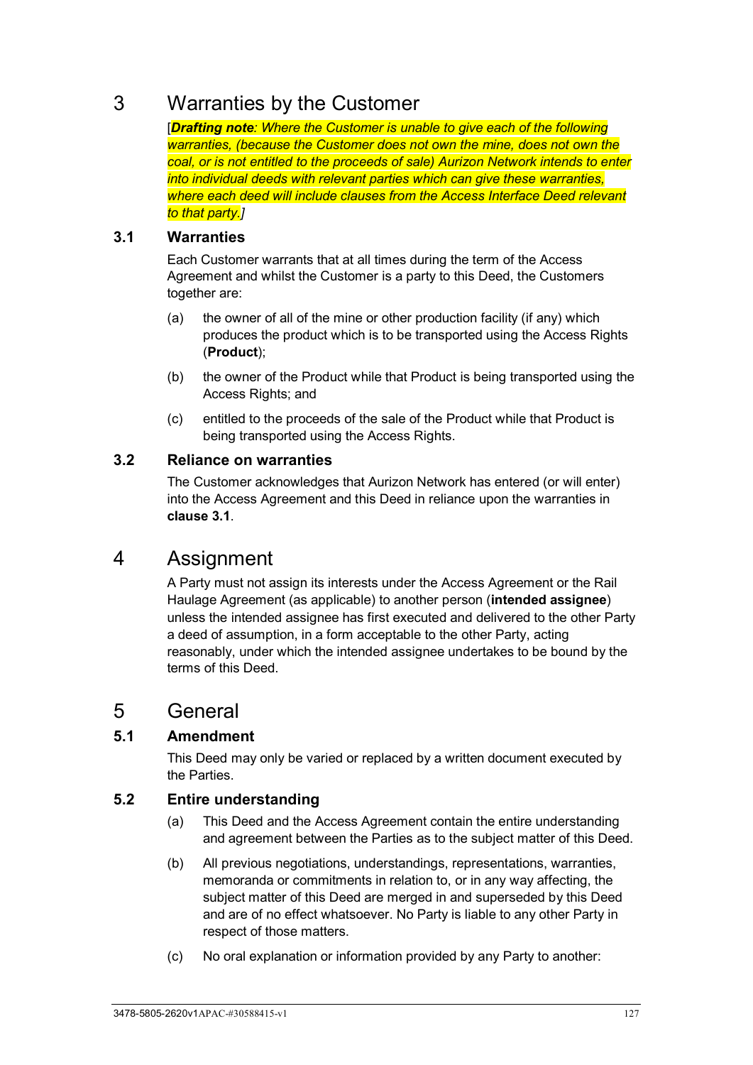# 3 Warranties by the Customer

[***Drafting note**: Where the Customer is unable to give each of the following warranties, (because the Customer does not own the mine, does not own the coal, or is not entitled to the proceeds of sale) Aurizon Network intends to enter into individual deeds with relevant parties which can give these warranties, where each deed will include clauses from the Access Interface Deed relevant to that party.*]

## 3.1 Warranties

Each Customer warrants that at all times during the term of the Access Agreement and whilst the Customer is a party to this Deed, the Customers together are:

(a) the owner of all of the mine or other production facility (if any) which produces the product which is to be transported using the Access Rights (**Product**);

(b) the owner of the Product while that Product is being transported using the Access Rights; and

(c) entitled to the proceeds of the sale of the Product while that Product is being transported using the Access Rights.

## 3.2 Reliance on warranties

The Customer acknowledges that Aurizon Network has entered (or will enter) into the Access Agreement and this Deed in reliance upon the warranties in **clause 3.1**.

# 4 Assignment

A Party must not assign its interests under the Access Agreement or the Rail Haulage Agreement (as applicable) to another person (**intended assignee**) unless the intended assignee has first executed and delivered to the other Party a deed of assumption, in a form acceptable to the other Party, acting reasonably, under which the intended assignee undertakes to be bound by the terms of this Deed.

# 5 General

## 5.1 Amendment

This Deed may only be varied or replaced by a written document executed by the Parties.

## 5.2 Entire understanding

(a) This Deed and the Access Agreement contain the entire understanding and agreement between the Parties as to the subject matter of this Deed.

(b) All previous negotiations, understandings, representations, warranties, memoranda or commitments in relation to, or in any way affecting, the subject matter of this Deed are merged in and superseded by this Deed and are of no effect whatsoever. No Party is liable to any other Party in respect of those matters.

(c) No oral explanation or information provided by any Party to another: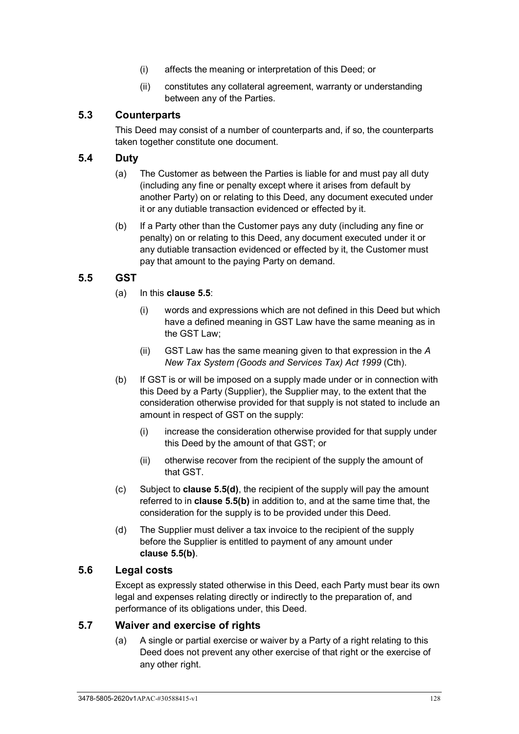(i) affects the meaning or interpretation of this Deed; or

(ii) constitutes any collateral agreement, warranty or understanding between any of the Parties.

### 5.3 Counterparts

This Deed may consist of a number of counterparts and, if so, the counterparts taken together constitute one document.

### 5.4 Duty

(a) The Customer as between the Parties is liable for and must pay all duty (including any fine or penalty except where it arises from default by another Party) on or relating to this Deed, any document executed under it or any dutiable transaction evidenced or effected by it.

(b) If a Party other than the Customer pays any duty (including any fine or penalty) on or relating to this Deed, any document executed under it or any dutiable transaction evidenced or effected by it, the Customer must pay that amount to the paying Party on demand.

### 5.5 GST

(a) In this **clause 5.5**:

(i) words and expressions which are not defined in this Deed but which have a defined meaning in GST Law have the same meaning as in the GST Law;

(ii) GST Law has the same meaning given to that expression in the *A New Tax System (Goods and Services Tax) Act 1999* (Cth).

(b) If GST is or will be imposed on a supply made under or in connection with this Deed by a Party (Supplier), the Supplier may, to the extent that the consideration otherwise provided for that supply is not stated to include an amount in respect of GST on the supply:

(i) increase the consideration otherwise provided for that supply under this Deed by the amount of that GST; or

(ii) otherwise recover from the recipient of the supply the amount of that GST.

(c) Subject to **clause 5.5(d)**, the recipient of the supply will pay the amount referred to in **clause 5.5(b)** in addition to, and at the same time that, the consideration for the supply is to be provided under this Deed.

(d) The Supplier must deliver a tax invoice to the recipient of the supply before the Supplier is entitled to payment of any amount under **clause 5.5(b)**.

### 5.6 Legal costs

Except as expressly stated otherwise in this Deed, each Party must bear its own legal and expenses relating directly or indirectly to the preparation of, and performance of its obligations under, this Deed.

### 5.7 Waiver and exercise of rights

(a) A single or partial exercise or waiver by a Party of a right relating to this Deed does not prevent any other exercise of that right or the exercise of any other right.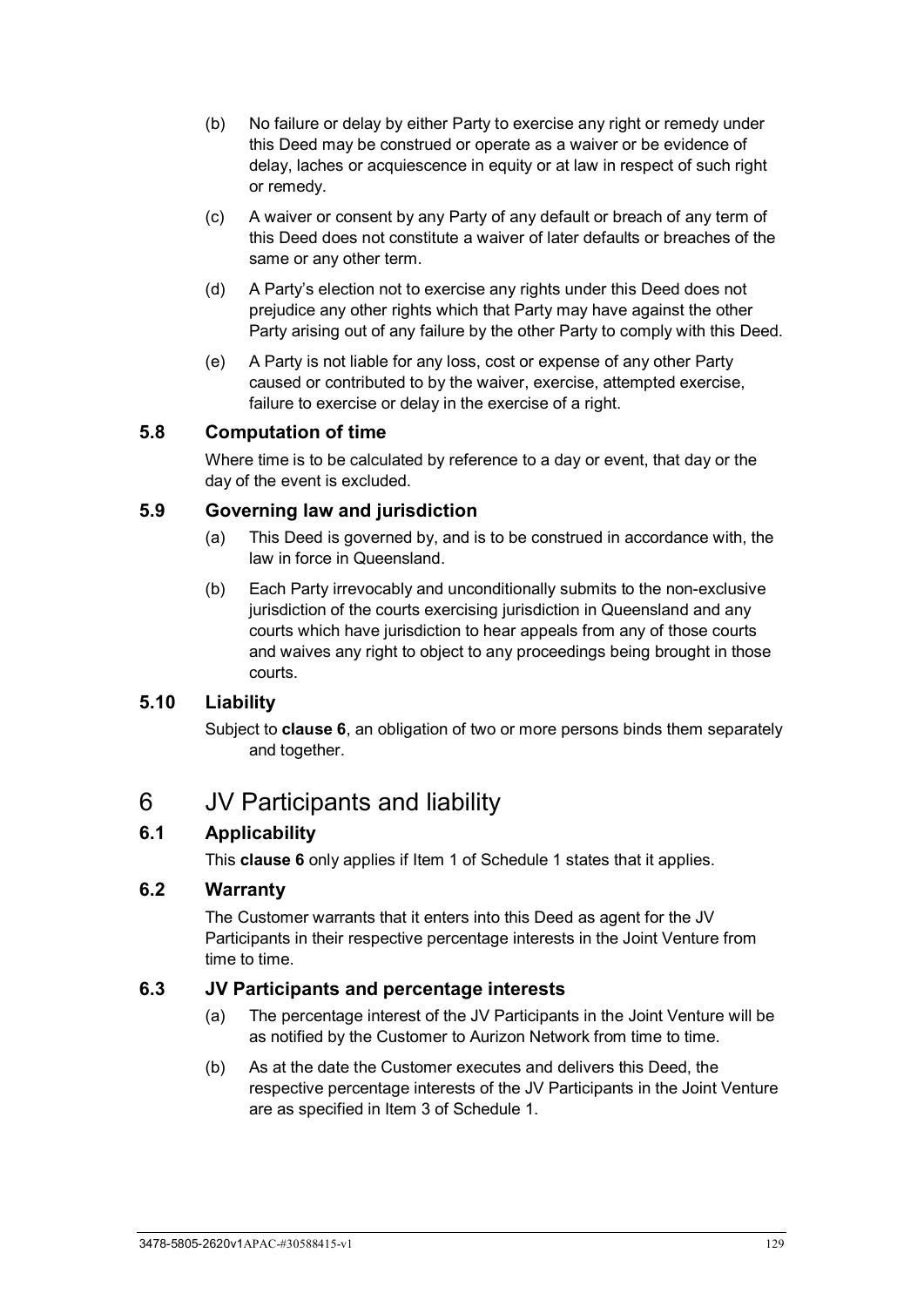(b) No failure or delay by either Party to exercise any right or remedy under this Deed may be construed or operate as a waiver or be evidence of delay, laches or acquiescence in equity or at law in respect of such right or remedy.

(c) A waiver or consent by any Party of any default or breach of any term of this Deed does not constitute a waiver of later defaults or breaches of the same or any other term.

(d) A Party's election not to exercise any rights under this Deed does not prejudice any other rights which that Party may have against the other Party arising out of any failure by the other Party to comply with this Deed.

(e) A Party is not liable for any loss, cost or expense of any other Party caused or contributed to by the waiver, exercise, attempted exercise, failure to exercise or delay in the exercise of a right.

### 5.8 Computation of time

Where time is to be calculated by reference to a day or event, that day or the day of the event is excluded.

### 5.9 Governing law and jurisdiction

(a) This Deed is governed by, and is to be construed in accordance with, the law in force in Queensland.

(b) Each Party irrevocably and unconditionally submits to the non-exclusive jurisdiction of the courts exercising jurisdiction in Queensland and any courts which have jurisdiction to hear appeals from any of those courts and waives any right to object to any proceedings being brought in those courts.

### 5.10 Liability

Subject to **clause 6**, an obligation of two or more persons binds them separately and together.

## 6 JV Participants and liability

### 6.1 Applicability

This **clause 6** only applies if Item 1 of Schedule 1 states that it applies.

### 6.2 Warranty

The Customer warrants that it enters into this Deed as agent for the JV Participants in their respective percentage interests in the Joint Venture from time to time.

### 6.3 JV Participants and percentage interests

(a) The percentage interest of the JV Participants in the Joint Venture will be as notified by the Customer to Aurizon Network from time to time.

(b) As at the date the Customer executes and delivers this Deed, the respective percentage interests of the JV Participants in the Joint Venture are as specified in Item 3 of Schedule 1.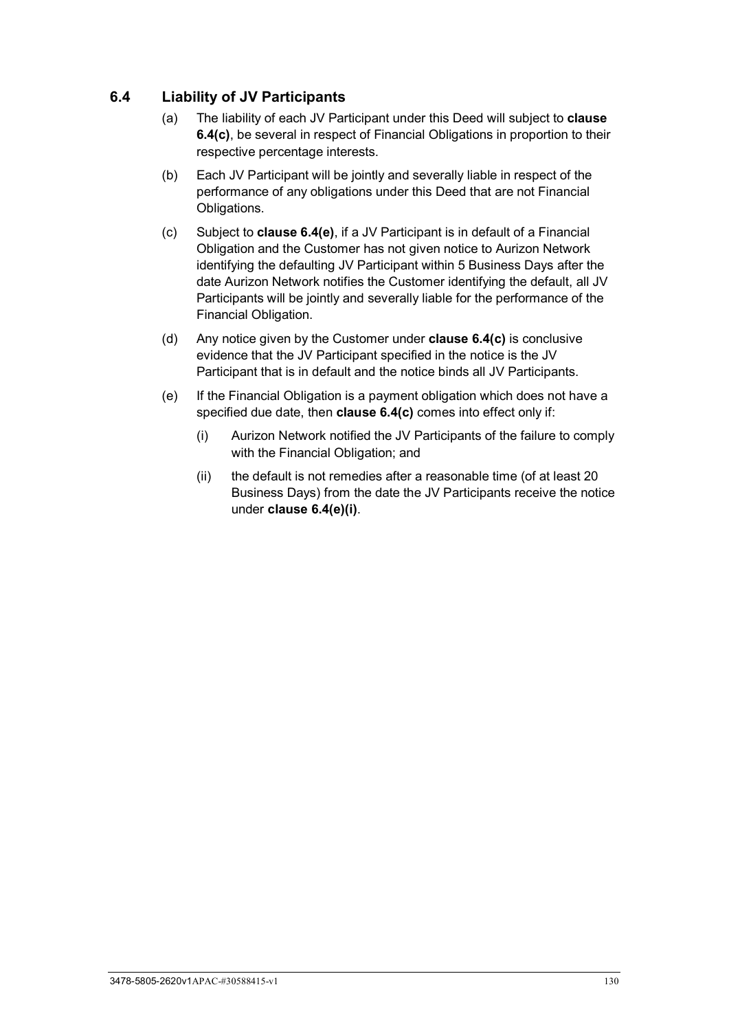## 6.4 Liability of JV Participants

(a) The liability of each JV Participant under this Deed will subject to **clause 6.4(c)**, be several in respect of Financial Obligations in proportion to their respective percentage interests.

(b) Each JV Participant will be jointly and severally liable in respect of the performance of any obligations under this Deed that are not Financial Obligations.

(c) Subject to **clause 6.4(e)**, if a JV Participant is in default of a Financial Obligation and the Customer has not given notice to Aurizon Network identifying the defaulting JV Participant within 5 Business Days after the date Aurizon Network notifies the Customer identifying the default, all JV Participants will be jointly and severally liable for the performance of the Financial Obligation.

(d) Any notice given by the Customer under **clause 6.4(c)** is conclusive evidence that the JV Participant specified in the notice is the JV Participant that is in default and the notice binds all JV Participants.

(e) If the Financial Obligation is a payment obligation which does not have a specified due date, then **clause 6.4(c)** comes into effect only if:

(i) Aurizon Network notified the JV Participants of the failure to comply with the Financial Obligation; and

(ii) the default is not remedies after a reasonable time (of at least 20 Business Days) from the date the JV Participants receive the notice under **clause 6.4(e)(i)**.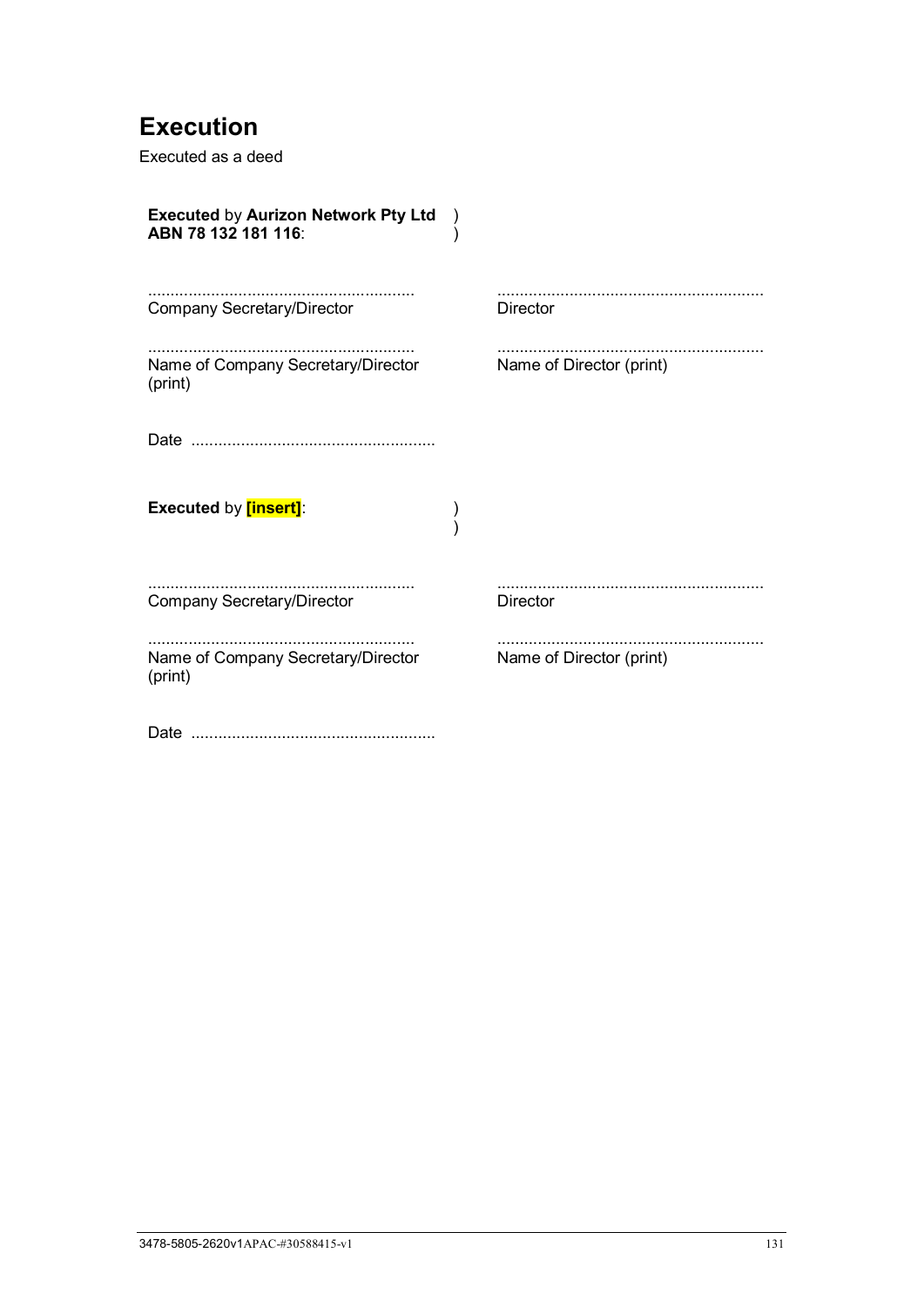# Execution

Executed as a deed

**Executed** by **Aurizon Network Pty Ltd ABN 78 132 181 116**: )
)

| | |
|---|---|
| ........................................................... | ........................................................... |
| Company Secretary/Director | Director |
| ........................................................... | ........................................................... |
| Name of Company Secretary/Director (print) | Name of Director (print) |

Date ......................................................

**Executed** by **[insert]**: )
)

| | |
|---|---|
| ........................................................... | ........................................................... |
| Company Secretary/Director | Director |
| ........................................................... | ........................................................... |
| Name of Company Secretary/Director (print) | Name of Director (print) |

Date ......................................................

3478-5805-2620v1APAC-#30588415-v1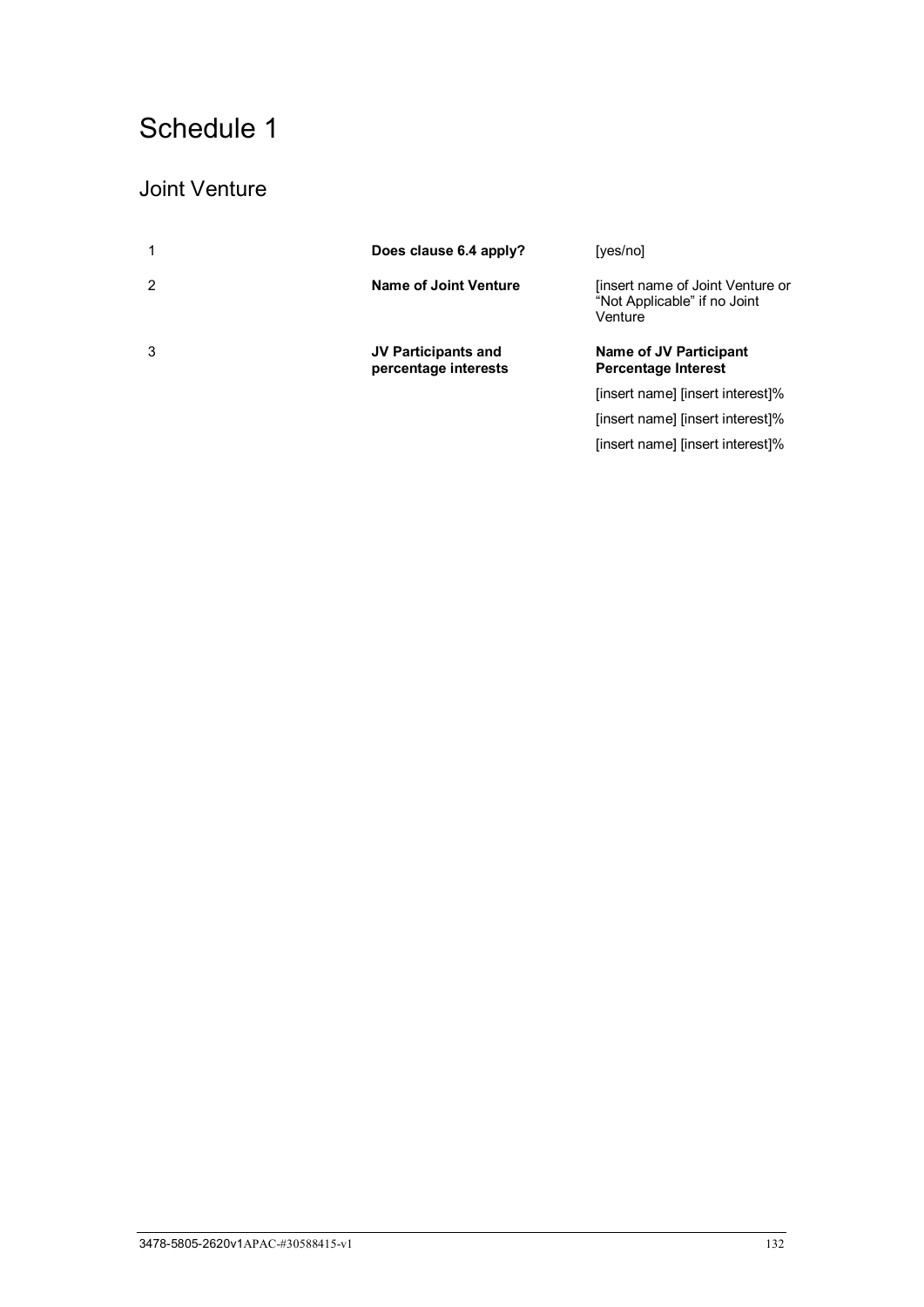# Schedule 1

## Joint Venture

| | | |
|---|---|---|
| 1 | **Does clause 6.4 apply?** | [yes/no] |
| 2 | **Name of Joint Venture** | [insert name of Joint Venture or "Not Applicable" if no Joint Venture |
| 3 | **JV Participants and percentage interests** | **Name of JV Participant Percentage Interest** |
| | | [insert name] [insert interest]% |
| | | [insert name] [insert interest]% |
| | | [insert name] [insert interest]% |

3478-5805-2620v1APAC-#30588415-v1